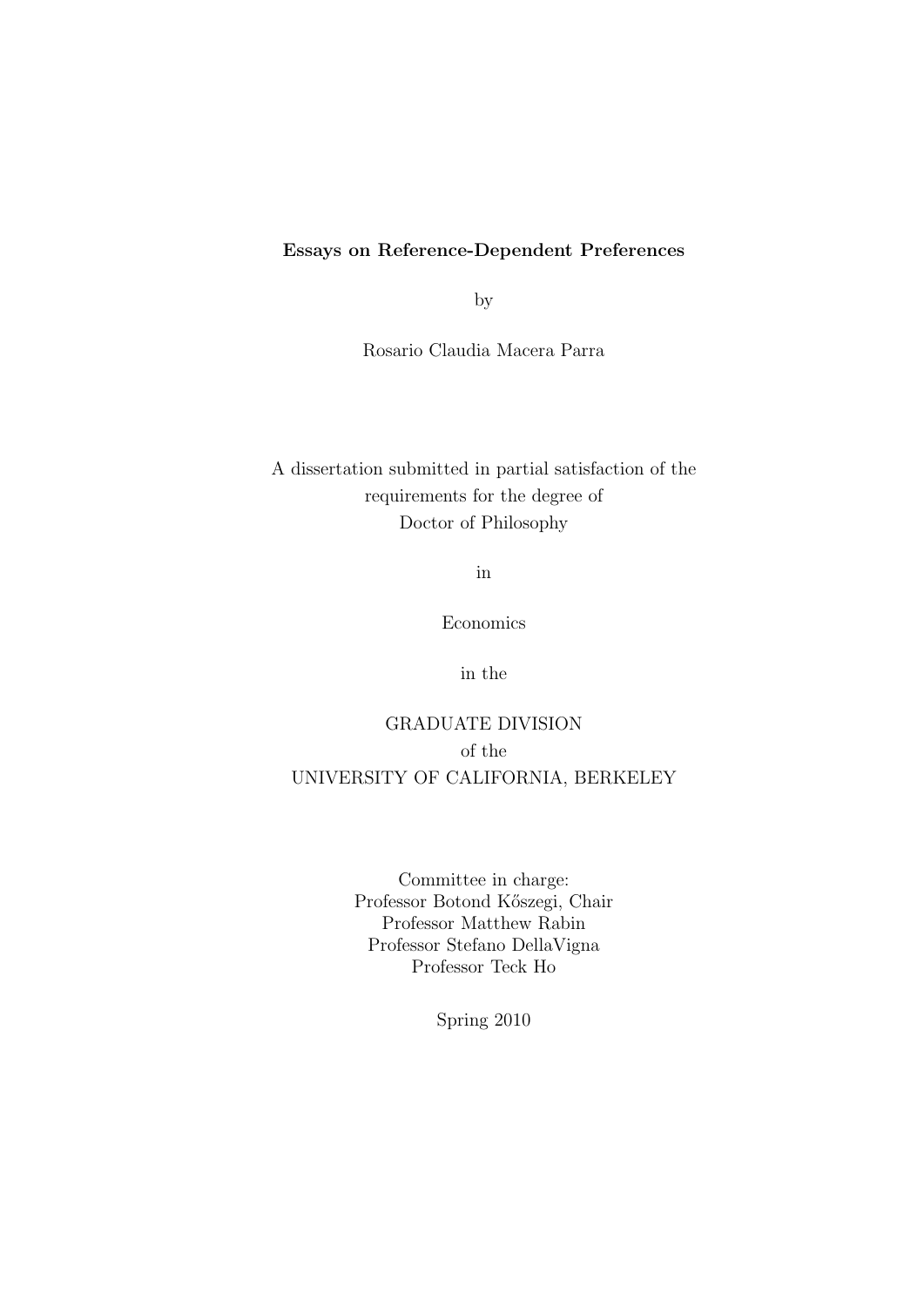**Essays on Reference-Dependent Preferences**

by

Rosario Claudia Macera Parra

A dissertation submitted in partial satisfaction of the
requirements for the degree of
Doctor of Philosophy

in

Economics

in the

GRADUATE DIVISION
of the
UNIVERSITY OF CALIFORNIA, BERKELEY

Committee in charge:
Professor Botond Kőszegi, Chair
Professor Matthew Rabin
Professor Stefano DellaVigna
Professor Teck Ho

Spring 2010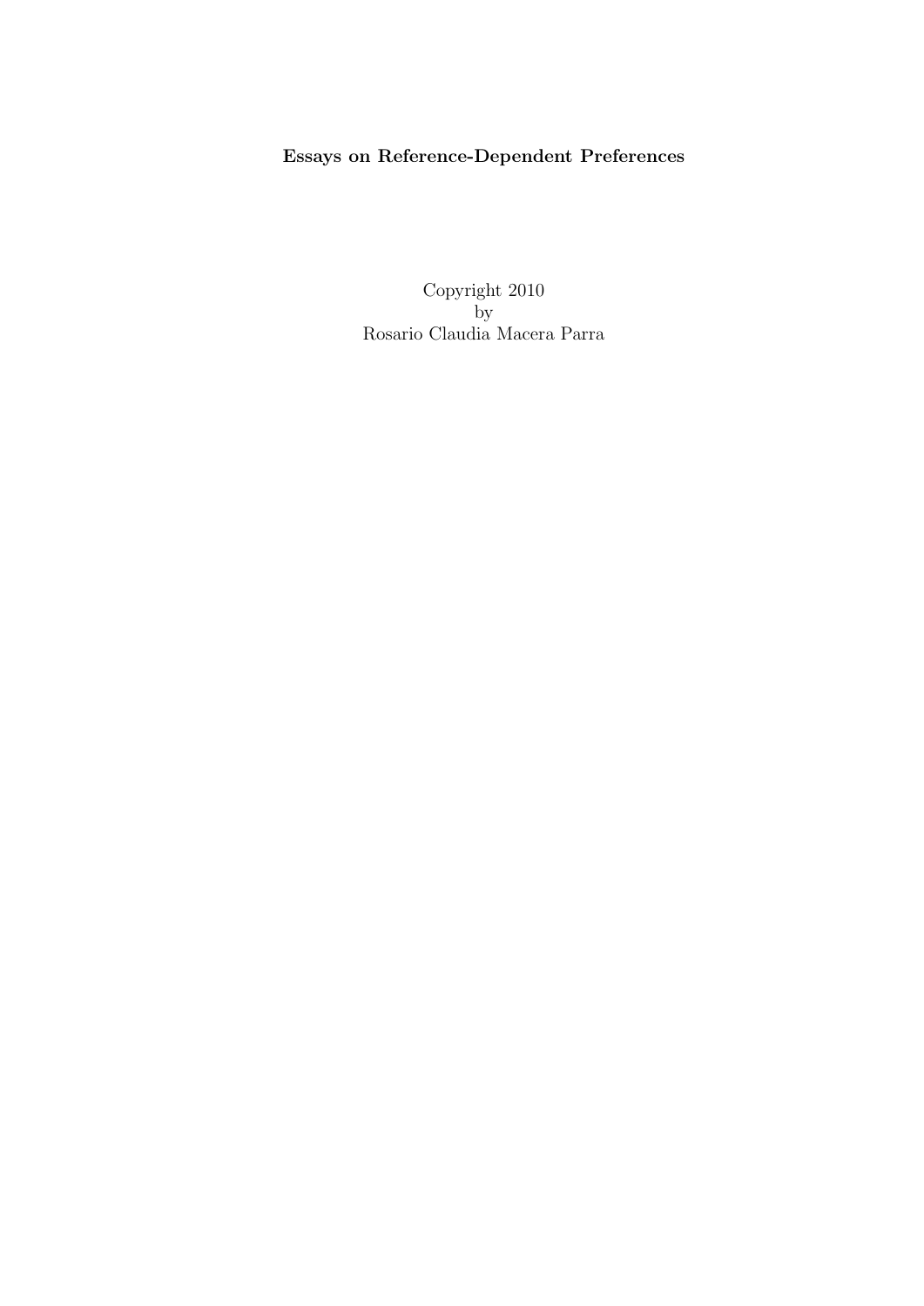**Essays on Reference-Dependent Preferences**

Copyright 2010
by
Rosario Claudia Macera Parra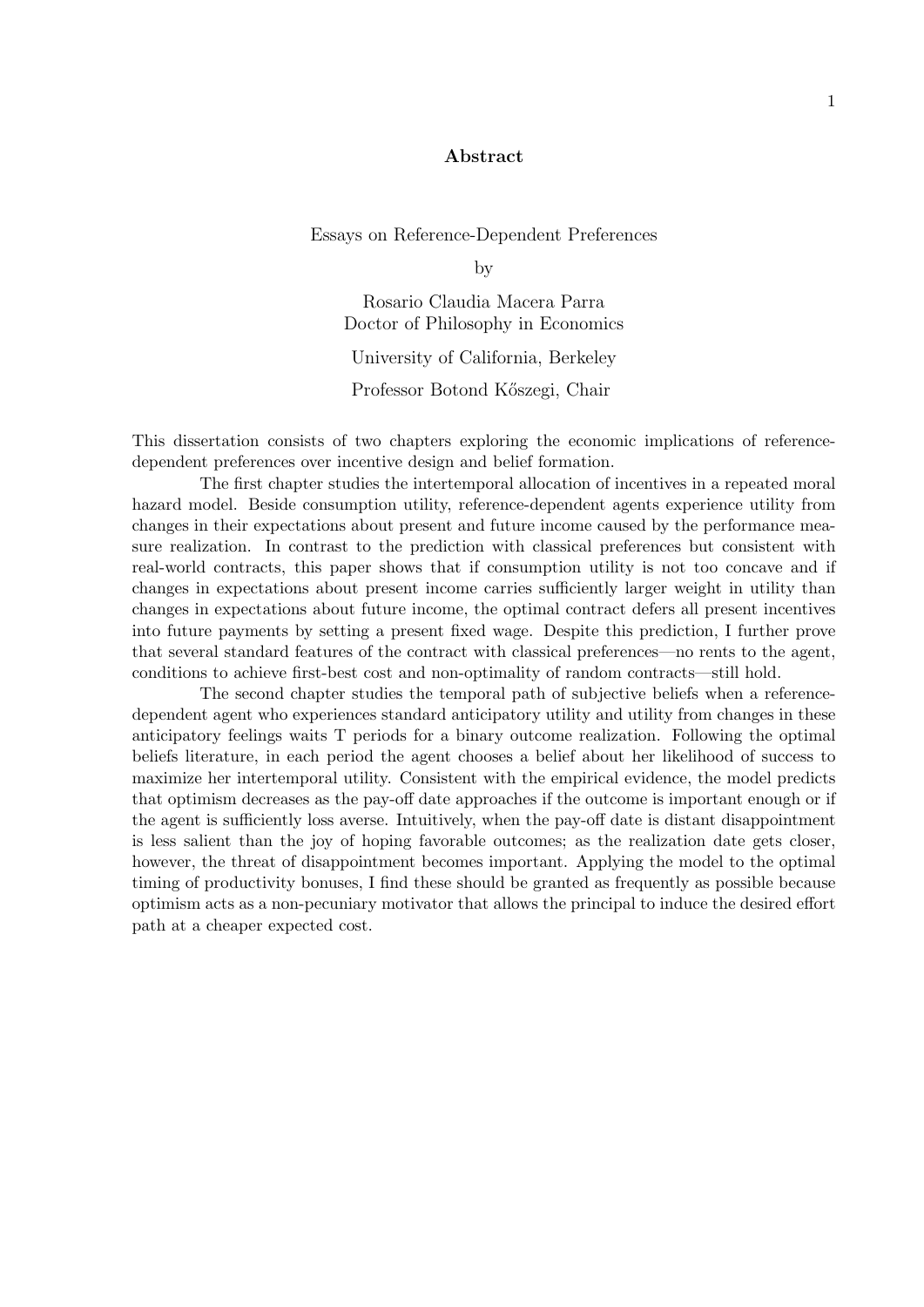# Abstract

Essays on Reference-Dependent Preferences

by

Rosario Claudia Macera Parra
Doctor of Philosophy in Economics

University of California, Berkeley

Professor Botond Kőszegi, Chair

This dissertation consists of two chapters exploring the economic implications of reference-dependent preferences over incentive design and belief formation.

The first chapter studies the intertemporal allocation of incentives in a repeated moral hazard model. Beside consumption utility, reference-dependent agents experience utility from changes in their expectations about present and future income caused by the performance measure realization. In contrast to the prediction with classical preferences but consistent with real-world contracts, this paper shows that if consumption utility is not too concave and if changes in expectations about present income carries sufficiently larger weight in utility than changes in expectations about future income, the optimal contract defers all present incentives into future payments by setting a present fixed wage. Despite this prediction, I further prove that several standard features of the contract with classical preferences—no rents to the agent, conditions to achieve first-best cost and non-optimality of random contracts—still hold.

The second chapter studies the temporal path of subjective beliefs when a reference-dependent agent who experiences standard anticipatory utility and utility from changes in these anticipatory feelings waits T periods for a binary outcome realization. Following the optimal beliefs literature, in each period the agent chooses a belief about her likelihood of success to maximize her intertemporal utility. Consistent with the empirical evidence, the model predicts that optimism decreases as the pay-off date approaches if the outcome is important enough or if the agent is sufficiently loss averse. Intuitively, when the pay-off date is distant disappointment is less salient than the joy of hoping favorable outcomes; as the realization date gets closer, however, the threat of disappointment becomes important. Applying the model to the optimal timing of productivity bonuses, I find these should be granted as frequently as possible because optimism acts as a non-pecuniary motivator that allows the principal to induce the desired effort path at a cheaper expected cost.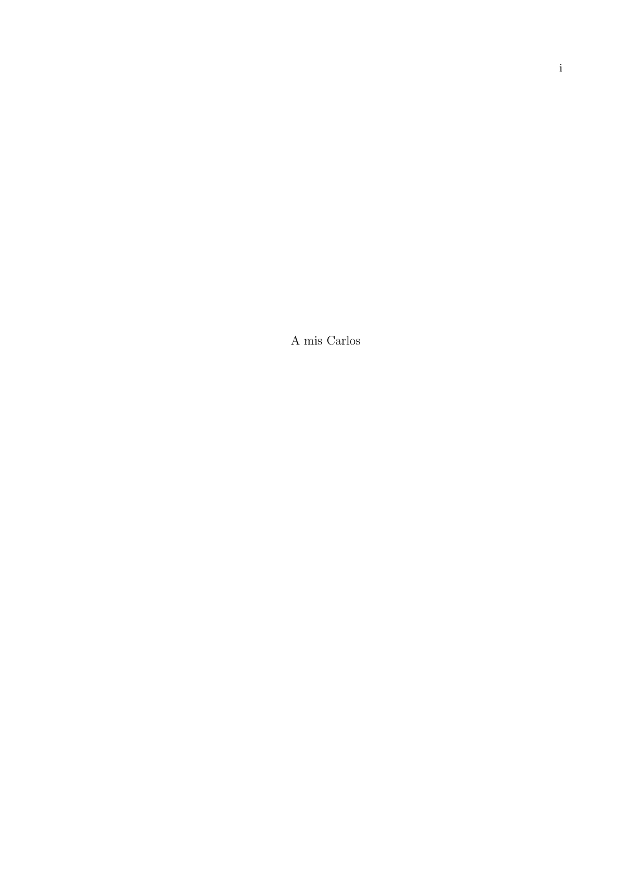A mis Carlos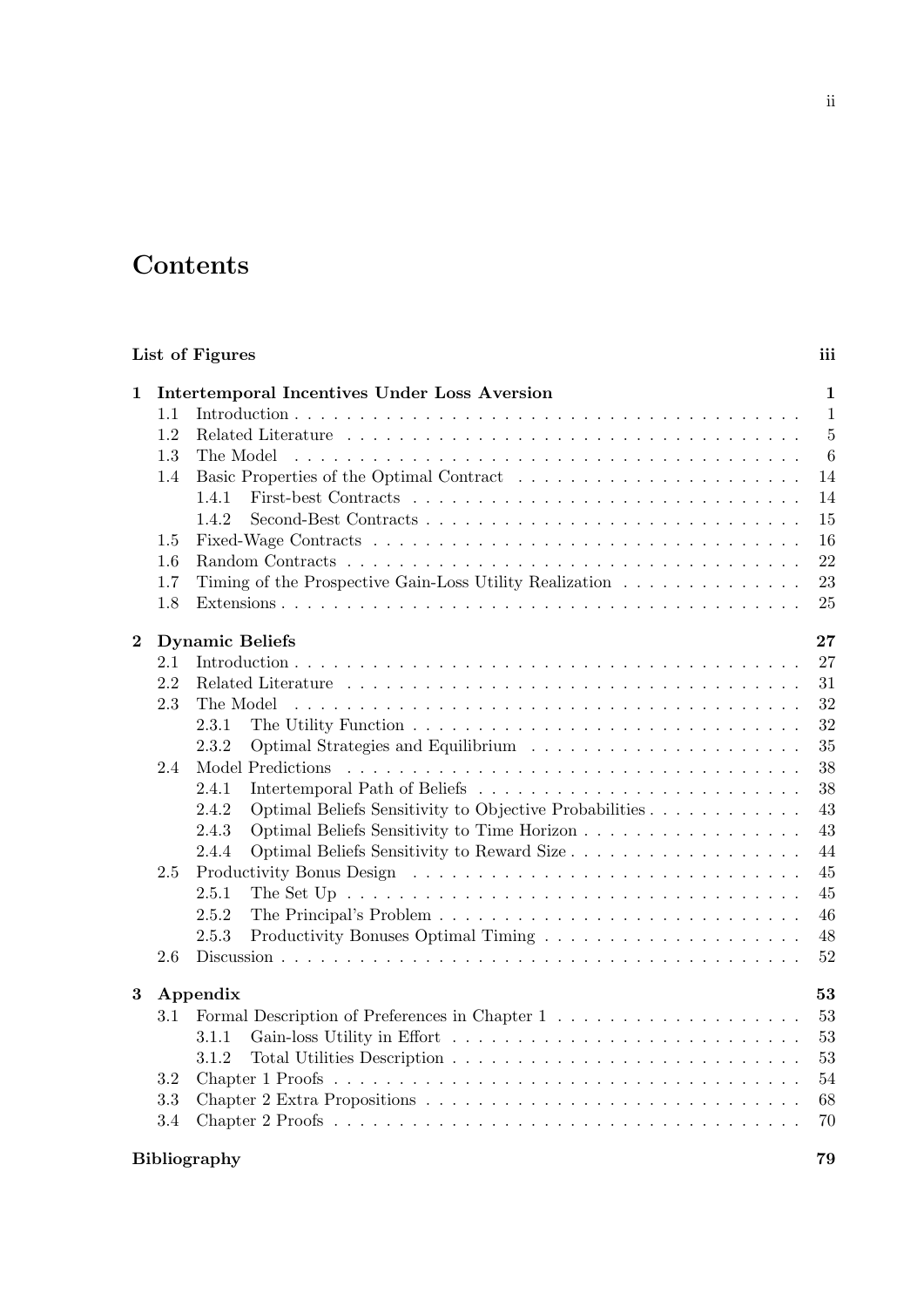# Contents

**List of Figures** iii

**1 Intertemporal Incentives Under Loss Aversion** 1

- 1.1 Introduction . . . 1
- 1.2 Related Literature . . . 5
- 1.3 The Model . . . 6
- 1.4 Basic Properties of the Optimal Contract . . . 14
  - 1.4.1 First-best Contracts . . . 14
  - 1.4.2 Second-Best Contracts . . . 15
- 1.5 Fixed-Wage Contracts . . . 16
- 1.6 Random Contracts . . . 22
- 1.7 Timing of the Prospective Gain-Loss Utility Realization . . . 23
- 1.8 Extensions . . . 25

**2 Dynamic Beliefs** 27

- 2.1 Introduction . . . 27
- 2.2 Related Literature . . . 31
- 2.3 The Model . . . 32
  - 2.3.1 The Utility Function . . . 32
  - 2.3.2 Optimal Strategies and Equilibrium . . . 35
- 2.4 Model Predictions . . . 38
  - 2.4.1 Intertemporal Path of Beliefs . . . 38
  - 2.4.2 Optimal Beliefs Sensitivity to Objective Probabilities . . . 43
  - 2.4.3 Optimal Beliefs Sensitivity to Time Horizon . . . 43
  - 2.4.4 Optimal Beliefs Sensitivity to Reward Size . . . 44
- 2.5 Productivity Bonus Design . . . 45
  - 2.5.1 The Set Up . . . 45
  - 2.5.2 The Principal's Problem . . . 46
  - 2.5.3 Productivity Bonuses Optimal Timing . . . 48
- 2.6 Discussion . . . 52

**3 Appendix** 53

- 3.1 Formal Description of Preferences in Chapter 1 . . . 53
  - 3.1.1 Gain-loss Utility in Effort . . . 53
  - 3.1.2 Total Utilities Description . . . 53
- 3.2 Chapter 1 Proofs . . . 54
- 3.3 Chapter 2 Extra Propositions . . . 68
- 3.4 Chapter 2 Proofs . . . 70

**Bibliography** 79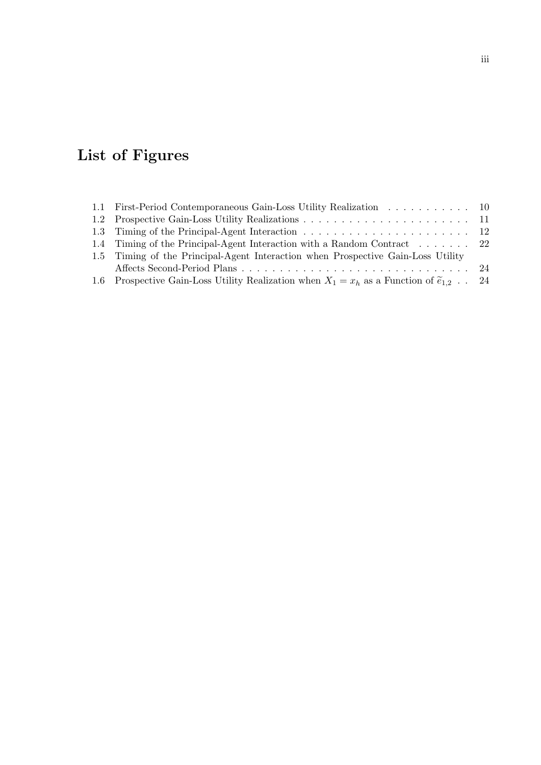# List of Figures

1.1 First-Period Contemporaneous Gain-Loss Utility Realization . . . . . . . . . . . 10
1.2 Prospective Gain-Loss Utility Realizations . . . . . . . . . . . . . . . . . . . . . . 11
1.3 Timing of the Principal-Agent Interaction . . . . . . . . . . . . . . . . . . . . . . 12
1.4 Timing of the Principal-Agent Interaction with a Random Contract . . . . . . . 22
1.5 Timing of the Principal-Agent Interaction when Prospective Gain-Loss Utility Affects Second-Period Plans . . . . . . . . . . . . . . . . . . . . . . . . . . . . . . 24
1.6 Prospective Gain-Loss Utility Realization when $X_1 = x_h$ as a Function of $\widetilde{e}_{1,2}$ . . 24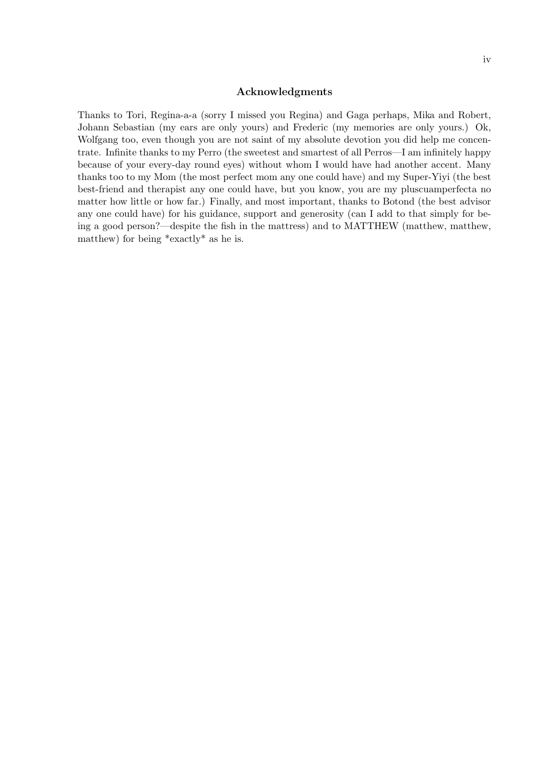## Acknowledgments

Thanks to Tori, Regina-a-a (sorry I missed you Regina) and Gaga perhaps, Mika and Robert, Johann Sebastian (my ears are only yours) and Frederic (my memories are only yours.) Ok, Wolfgang too, even though you are not saint of my absolute devotion you did help me concentrate. Infinite thanks to my Perro (the sweetest and smartest of all Perros—I am infinitely happy because of your every-day round eyes) without whom I would have had another accent. Many thanks too to my Mom (the most perfect mom any one could have) and my Super-Yiyi (the best best-friend and therapist any one could have, but you know, you are my pluscuamperfecta no matter how little or how far.) Finally, and most important, thanks to Botond (the best advisor any one could have) for his guidance, support and generosity (can I add to that simply for being a good person?—despite the fish in the mattress) and to MATTHEW (matthew, matthew, matthew) for being *exactly* as he is.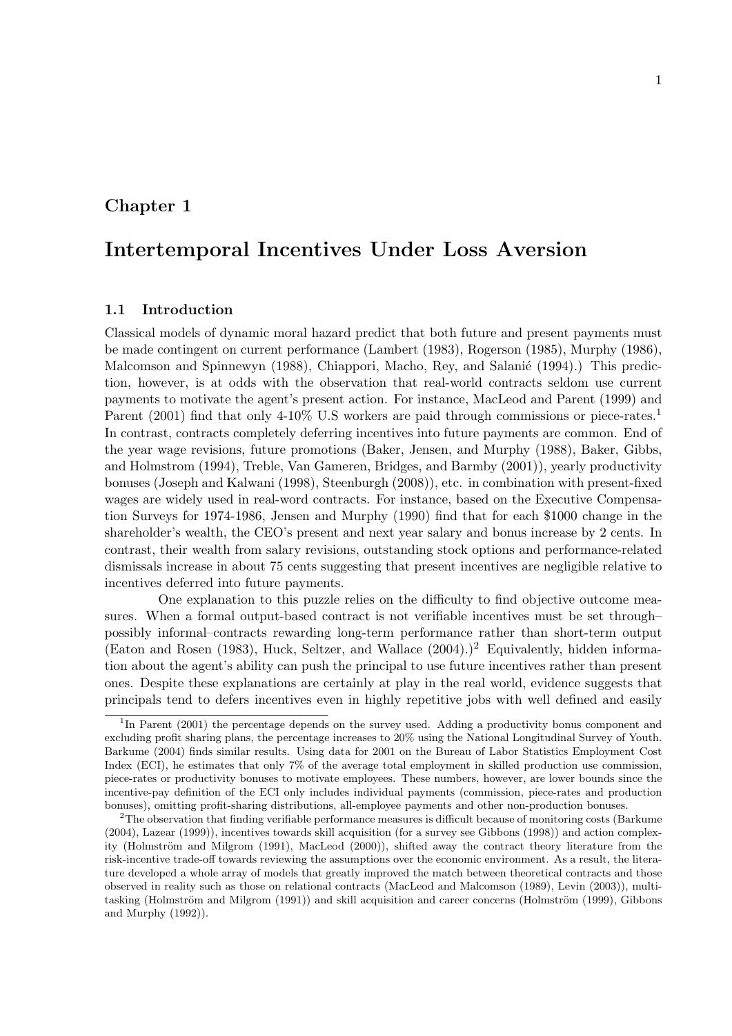# Chapter 1

## Intertemporal Incentives Under Loss Aversion

### 1.1 Introduction

Classical models of dynamic moral hazard predict that both future and present payments must be made contingent on current performance (Lambert (1983), Rogerson (1985), Murphy (1986), Malcomson and Spinnewyn (1988), Chiappori, Macho, Rey, and Salanié (1994).) This prediction, however, is at odds with the observation that real-world contracts seldom use current payments to motivate the agent's present action. For instance, MacLeod and Parent (1999) and Parent (2001) find that only 4-10% U.S workers are paid through commissions or piece-rates.[1] In contrast, contracts completely deferring incentives into future payments are common. End of the year wage revisions, future promotions (Baker, Jensen, and Murphy (1988), Baker, Gibbs, and Holmstrom (1994), Treble, Van Gameren, Bridges, and Barmby (2001)), yearly productivity bonuses (Joseph and Kalwani (1998), Steenburgh (2008)), etc. in combination with present-fixed wages are widely used in real-word contracts. For instance, based on the Executive Compensation Surveys for 1974-1986, Jensen and Murphy (1990) find that for each $1000 change in the shareholder's wealth, the CEO's present and next year salary and bonus increase by 2 cents. In contrast, their wealth from salary revisions, outstanding stock options and performance-related dismissals increase in about 75 cents suggesting that present incentives are negligible relative to incentives deferred into future payments.

One explanation to this puzzle relies on the difficulty to find objective outcome measures. When a formal output-based contract is not verifiable incentives must be set through–possibly informal–contracts rewarding long-term performance rather than short-term output (Eaton and Rosen (1983), Huck, Seltzer, and Wallace (2004).)[2] Equivalently, hidden information about the agent's ability can push the principal to use future incentives rather than present ones. Despite these explanations are certainly at play in the real world, evidence suggests that principals tend to defers incentives even in highly repetitive jobs with well defined and easily

[1] In Parent (2001) the percentage depends on the survey used. Adding a productivity bonus component and excluding profit sharing plans, the percentage increases to 20% using the National Longitudinal Survey of Youth. Barkume (2004) finds similar results. Using data for 2001 on the Bureau of Labor Statistics Employment Cost Index (ECI), he estimates that only 7% of the average total employment in skilled production use commission, piece-rates or productivity bonuses to motivate employees. These numbers, however, are lower bounds since the incentive-pay definition of the ECI only includes individual payments (commission, piece-rates and production bonuses), omitting profit-sharing distributions, all-employee payments and other non-production bonuses.

[2] The observation that finding verifiable performance measures is difficult because of monitoring costs (Barkume (2004), Lazear (1999)), incentives towards skill acquisition (for a survey see Gibbons (1998)) and action complexity (Holmström and Milgrom (1991), MacLeod (2000)), shifted away the contract theory literature from the risk-incentive trade-off towards reviewing the assumptions over the economic environment. As a result, the literature developed a whole array of models that greatly improved the match between theoretical contracts and those observed in reality such as those on relational contracts (MacLeod and Malcomson (1989), Levin (2003)), multitasking (Holmström and Milgrom (1991)) and skill acquisition and career concerns (Holmström (1999), Gibbons and Murphy (1992)).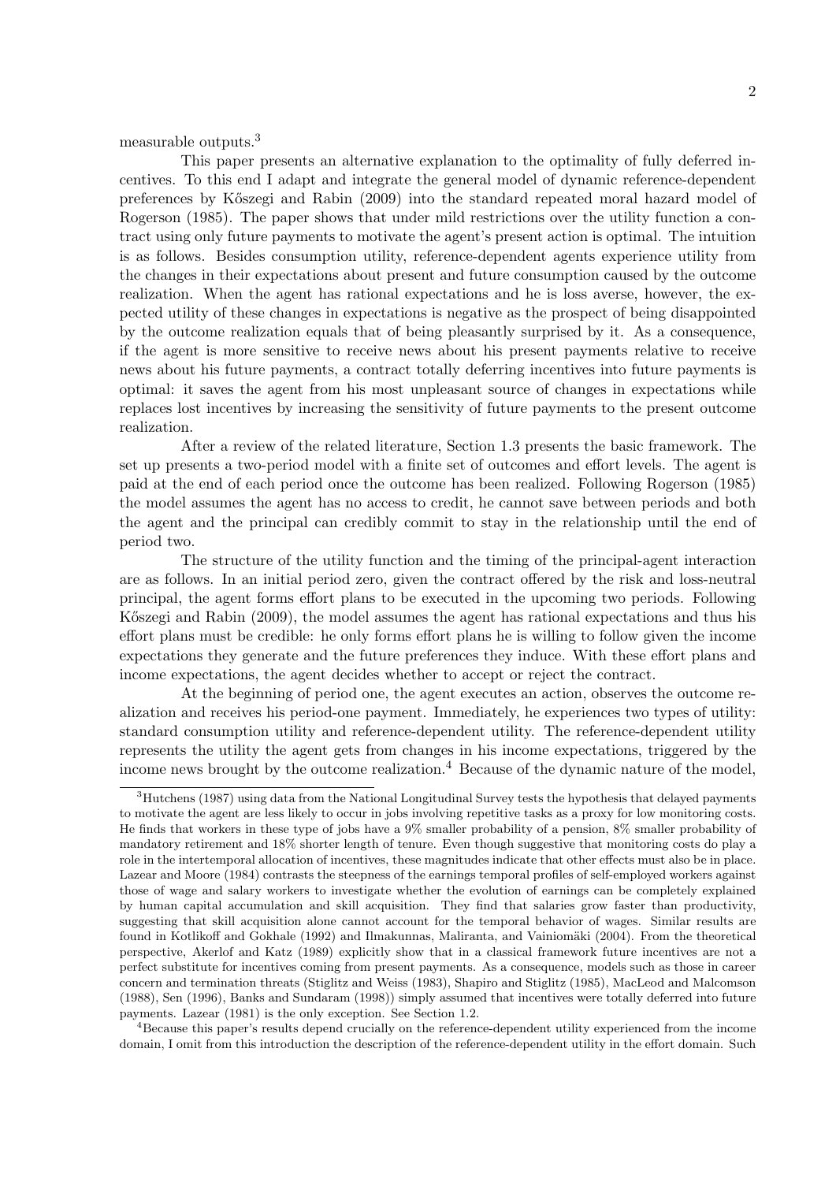measurable outputs.[3]

This paper presents an alternative explanation to the optimality of fully deferred incentives. To this end I adapt and integrate the general model of dynamic reference-dependent preferences by Kőszegi and Rabin (2009) into the standard repeated moral hazard model of Rogerson (1985). The paper shows that under mild restrictions over the utility function a contract using only future payments to motivate the agent's present action is optimal. The intuition is as follows. Besides consumption utility, reference-dependent agents experience utility from the changes in their expectations about present and future consumption caused by the outcome realization. When the agent has rational expectations and he is loss averse, however, the expected utility of these changes in expectations is negative as the prospect of being disappointed by the outcome realization equals that of being pleasantly surprised by it. As a consequence, if the agent is more sensitive to receive news about his present payments relative to receive news about his future payments, a contract totally deferring incentives into future payments is optimal: it saves the agent from his most unpleasant source of changes in expectations while replaces lost incentives by increasing the sensitivity of future payments to the present outcome realization.

After a review of the related literature, Section 1.3 presents the basic framework. The set up presents a two-period model with a finite set of outcomes and effort levels. The agent is paid at the end of each period once the outcome has been realized. Following Rogerson (1985) the model assumes the agent has no access to credit, he cannot save between periods and both the agent and the principal can credibly commit to stay in the relationship until the end of period two.

The structure of the utility function and the timing of the principal-agent interaction are as follows. In an initial period zero, given the contract offered by the risk and loss-neutral principal, the agent forms effort plans to be executed in the upcoming two periods. Following Kőszegi and Rabin (2009), the model assumes the agent has rational expectations and thus his effort plans must be credible: he only forms effort plans he is willing to follow given the income expectations they generate and the future preferences they induce. With these effort plans and income expectations, the agent decides whether to accept or reject the contract.

At the beginning of period one, the agent executes an action, observes the outcome realization and receives his period-one payment. Immediately, he experiences two types of utility: standard consumption utility and reference-dependent utility. The reference-dependent utility represents the utility the agent gets from changes in his income expectations, triggered by the income news brought by the outcome realization.[4] Because of the dynamic nature of the model,

[3] Hutchens (1987) using data from the National Longitudinal Survey tests the hypothesis that delayed payments to motivate the agent are less likely to occur in jobs involving repetitive tasks as a proxy for low monitoring costs. He finds that workers in these type of jobs have a 9% smaller probability of a pension, 8% smaller probability of mandatory retirement and 18% shorter length of tenure. Even though suggestive that monitoring costs do play a role in the intertemporal allocation of incentives, these magnitudes indicate that other effects must also be in place. Lazear and Moore (1984) contrasts the steepness of the earnings temporal profiles of self-employed workers against those of wage and salary workers to investigate whether the evolution of earnings can be completely explained by human capital accumulation and skill acquisition. They find that salaries grow faster than productivity, suggesting that skill acquisition alone cannot account for the temporal behavior of wages. Similar results are found in Kotlikoff and Gokhale (1992) and Ilmakunnas, Maliranta, and Vainiomäki (2004). From the theoretical perspective, Akerlof and Katz (1989) explicitly show that in a classical framework future incentives are not a perfect substitute for incentives coming from present payments. As a consequence, models such as those in career concern and termination threats (Stiglitz and Weiss (1983), Shapiro and Stiglitz (1985), MacLeod and Malcomson (1988), Sen (1996), Banks and Sundaram (1998)) simply assumed that incentives were totally deferred into future payments. Lazear (1981) is the only exception. See Section 1.2.

[4] Because this paper's results depend crucially on the reference-dependent utility experienced from the income domain, I omit from this introduction the description of the reference-dependent utility in the effort domain. Such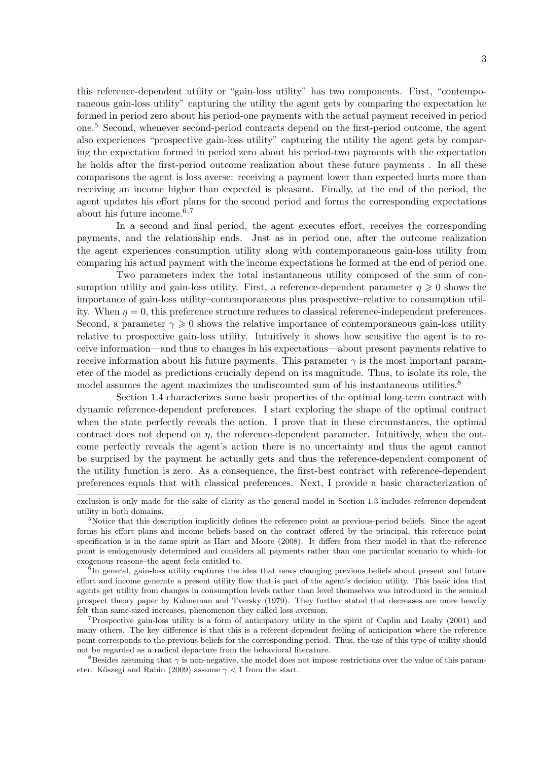this reference-dependent utility or "gain-loss utility" has two components. First, "contemporaneous gain-loss utility" capturing the utility the agent gets by comparing the expectation he formed in period zero about his period-one payments with the actual payment received in period one.[5] Second, whenever second-period contracts depend on the first-period outcome, the agent also experiences "prospective gain-loss utility" capturing the utility the agent gets by comparing the expectation formed in period zero about his period-two payments with the expectation he holds after the first-period outcome realization about these future payments . In all these comparisons the agent is loss averse: receiving a payment lower than expected hurts more than receiving an income higher than expected is pleasant. Finally, at the end of the period, the agent updates his effort plans for the second period and forms the corresponding expectations about his future income.[6,7]

In a second and final period, the agent executes effort, receives the corresponding payments, and the relationship ends. Just as in period one, after the outcome realization the agent experiences consumption utility along with contemporaneous gain-loss utility from comparing his actual payment with the income expectations he formed at the end of period one.

Two parameters index the total instantaneous utility composed of the sum of consumption utility and gain-loss utility. First, a reference-dependent parameter $\eta \geqslant 0$ shows the importance of gain-loss utility–contemporaneous plus prospective–relative to consumption utility. When $\eta = 0$, this preference structure reduces to classical reference-independent preferences. Second, a parameter $\gamma \geqslant 0$ shows the relative importance of contemporaneous gain-loss utility relative to prospective gain-loss utility. Intuitively it shows how sensitive the agent is to receive information—and thus to changes in his expectations—about present payments relative to receive information about his future payments. This parameter $\gamma$ is the most important parameter of the model as predictions crucially depend on its magnitude. Thus, to isolate its role, the model assumes the agent maximizes the undiscounted sum of his instantaneous utilities.[8]

Section 1.4 characterizes some basic properties of the optimal long-term contract with dynamic reference-dependent preferences. I start exploring the shape of the optimal contract when the state perfectly reveals the action. I prove that in these circumstances, the optimal contract does not depend on $\eta$, the reference-dependent parameter. Intuitively, when the outcome perfectly reveals the agent's action there is no uncertainty and thus the agent cannot be surprised by the payment he actually gets and thus the reference-dependent component of the utility function is zero. As a consequence, the first-best contract with reference-dependent preferences equals that with classical preferences. Next, I provide a basic characterization of

exclusion is only made for the sake of clarity as the general model in Section 1.3 includes reference-dependent utility in both domains.

[5] Notice that this description implicitly defines the reference point as previous-period beliefs. Since the agent forms his effort plans and income beliefs based on the contract offered by the principal, this reference point specification is in the same spirit as Hart and Moore (2008). It differs from their model in that the reference point is endogenously determined and considers all payments rather than one particular scenario to which–for exogenous reasons–the agent feels entitled to.

[6] In general, gain-loss utility captures the idea that news changing previous beliefs about present and future effort and income generate a present utility flow that is part of the agent's decision utility. This basic idea that agents get utility from changes in consumption levels rather than level themselves was introduced in the seminal prospect theory paper by Kahneman and Tversky (1979). They further stated that decreases are more heavily felt than same-sized increases, phenomenon they called loss aversion.

[7] Prospective gain-loss utility is a form of anticipatory utility in the spirit of Caplin and Leahy (2001) and many others. The key difference is that this is a referent-dependent feeling of anticipation where the reference point corresponds to the previous beliefs for the corresponding period. Thus, the use of this type of utility should not be regarded as a radical departure from the behavioral literature.

[8] Besides assuming that $\gamma$ is non-negative, the model does not impose restrictions over the value of this parameter. Kőszegi and Rabin (2009) assume $\gamma < 1$ from the start.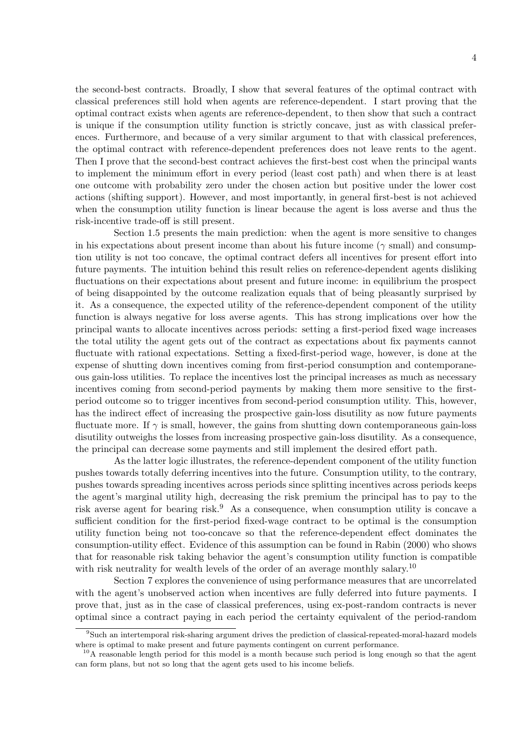the second-best contracts. Broadly, I show that several features of the optimal contract with classical preferences still hold when agents are reference-dependent. I start proving that the optimal contract exists when agents are reference-dependent, to then show that such a contract is unique if the consumption utility function is strictly concave, just as with classical preferences. Furthermore, and because of a very similar argument to that with classical preferences, the optimal contract with reference-dependent preferences does not leave rents to the agent. Then I prove that the second-best contract achieves the first-best cost when the principal wants to implement the minimum effort in every period (least cost path) and when there is at least one outcome with probability zero under the chosen action but positive under the lower cost actions (shifting support). However, and most importantly, in general first-best is not achieved when the consumption utility function is linear because the agent is loss averse and thus the risk-incentive trade-off is still present.

Section 1.5 presents the main prediction: when the agent is more sensitive to changes in his expectations about present income than about his future income ($\gamma$ small) and consumption utility is not too concave, the optimal contract defers all incentives for present effort into future payments. The intuition behind this result relies on reference-dependent agents disliking fluctuations on their expectations about present and future income: in equilibrium the prospect of being disappointed by the outcome realization equals that of being pleasantly surprised by it. As a consequence, the expected utility of the reference-dependent component of the utility function is always negative for loss averse agents. This has strong implications over how the principal wants to allocate incentives across periods: setting a first-period fixed wage increases the total utility the agent gets out of the contract as expectations about fix payments cannot fluctuate with rational expectations. Setting a fixed-first-period wage, however, is done at the expense of shutting down incentives coming from first-period consumption and contemporaneous gain-loss utilities. To replace the incentives lost the principal increases as much as necessary incentives coming from second-period payments by making them more sensitive to the first-period outcome so to trigger incentives from second-period consumption utility. This, however, has the indirect effect of increasing the prospective gain-loss disutility as now future payments fluctuate more. If $\gamma$ is small, however, the gains from shutting down contemporaneous gain-loss disutility outweighs the losses from increasing prospective gain-loss disutility. As a consequence, the principal can decrease some payments and still implement the desired effort path.

As the latter logic illustrates, the reference-dependent component of the utility function pushes towards totally deferring incentives into the future. Consumption utility, to the contrary, pushes towards spreading incentives across periods since splitting incentives across periods keeps the agent's marginal utility high, decreasing the risk premium the principal has to pay to the risk averse agent for bearing risk.[9] As a consequence, when consumption utility is concave a sufficient condition for the first-period fixed-wage contract to be optimal is the consumption utility function being not too-concave so that the reference-dependent effect dominates the consumption-utility effect. Evidence of this assumption can be found in Rabin (2000) who shows that for reasonable risk taking behavior the agent's consumption utility function is compatible with risk neutrality for wealth levels of the order of an average monthly salary.[10]

Section 7 explores the convenience of using performance measures that are uncorrelated with the agent's unobserved action when incentives are fully deferred into future payments. I prove that, just as in the case of classical preferences, using ex-post-random contracts is never optimal since a contract paying in each period the certainty equivalent of the period-random

[9] Such an intertemporal risk-sharing argument drives the prediction of classical-repeated-moral-hazard models where is optimal to make present and future payments contingent on current performance.

[10] A reasonable length period for this model is a month because such period is long enough so that the agent can form plans, but not so long that the agent gets used to his income beliefs.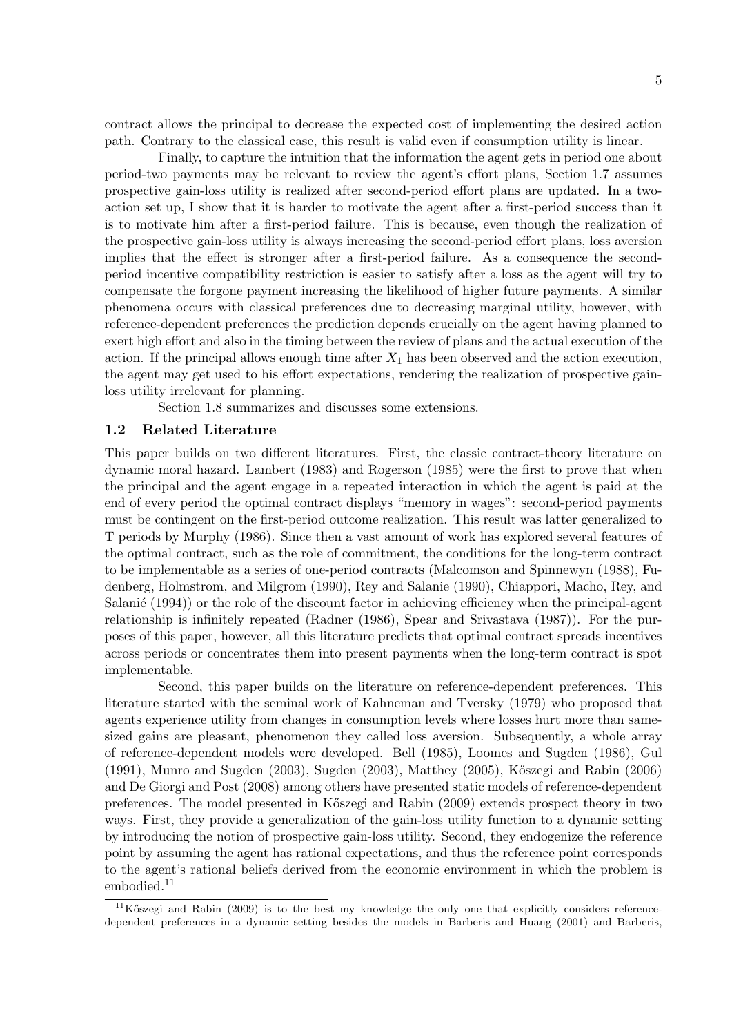contract allows the principal to decrease the expected cost of implementing the desired action path. Contrary to the classical case, this result is valid even if consumption utility is linear.

Finally, to capture the intuition that the information the agent gets in period one about period-two payments may be relevant to review the agent's effort plans, Section 1.7 assumes prospective gain-loss utility is realized after second-period effort plans are updated. In a two-action set up, I show that it is harder to motivate the agent after a first-period success than it is to motivate him after a first-period failure. This is because, even though the realization of the prospective gain-loss utility is always increasing the second-period effort plans, loss aversion implies that the effect is stronger after a first-period failure. As a consequence the second-period incentive compatibility restriction is easier to satisfy after a loss as the agent will try to compensate the forgone payment increasing the likelihood of higher future payments. A similar phenomena occurs with classical preferences due to decreasing marginal utility, however, with reference-dependent preferences the prediction depends crucially on the agent having planned to exert high effort and also in the timing between the review of plans and the actual execution of the action. If the principal allows enough time after $X_1$ has been observed and the action execution, the agent may get used to his effort expectations, rendering the realization of prospective gain-loss utility irrelevant for planning.

Section 1.8 summarizes and discusses some extensions.

### 1.2 Related Literature

This paper builds on two different literatures. First, the classic contract-theory literature on dynamic moral hazard. Lambert (1983) and Rogerson (1985) were the first to prove that when the principal and the agent engage in a repeated interaction in which the agent is paid at the end of every period the optimal contract displays "memory in wages": second-period payments must be contingent on the first-period outcome realization. This result was latter generalized to T periods by Murphy (1986). Since then a vast amount of work has explored several features of the optimal contract, such as the role of commitment, the conditions for the long-term contract to be implementable as a series of one-period contracts (Malcomson and Spinnewyn (1988), Fudenberg, Holmstrom, and Milgrom (1990), Rey and Salanie (1990), Chiappori, Macho, Rey, and Salanié (1994)) or the role of the discount factor in achieving efficiency when the principal-agent relationship is infinitely repeated (Radner (1986), Spear and Srivastava (1987)). For the purposes of this paper, however, all this literature predicts that optimal contract spreads incentives across periods or concentrates them into present payments when the long-term contract is spot implementable.

Second, this paper builds on the literature on reference-dependent preferences. This literature started with the seminal work of Kahneman and Tversky (1979) who proposed that agents experience utility from changes in consumption levels where losses hurt more than same-sized gains are pleasant, phenomenon they called loss aversion. Subsequently, a whole array of reference-dependent models were developed. Bell (1985), Loomes and Sugden (1986), Gul (1991), Munro and Sugden (2003), Sugden (2003), Matthey (2005), Kőszegi and Rabin (2006) and De Giorgi and Post (2008) among others have presented static models of reference-dependent preferences. The model presented in Kőszegi and Rabin (2009) extends prospect theory in two ways. First, they provide a generalization of the gain-loss utility function to a dynamic setting by introducing the notion of prospective gain-loss utility. Second, they endogenize the reference point by assuming the agent has rational expectations, and thus the reference point corresponds to the agent's rational beliefs derived from the economic environment in which the problem is embodied.[11]

[11] Kőszegi and Rabin (2009) is to the best my knowledge the only one that explicitly considers reference-dependent preferences in a dynamic setting besides the models in Barberis and Huang (2001) and Barberis,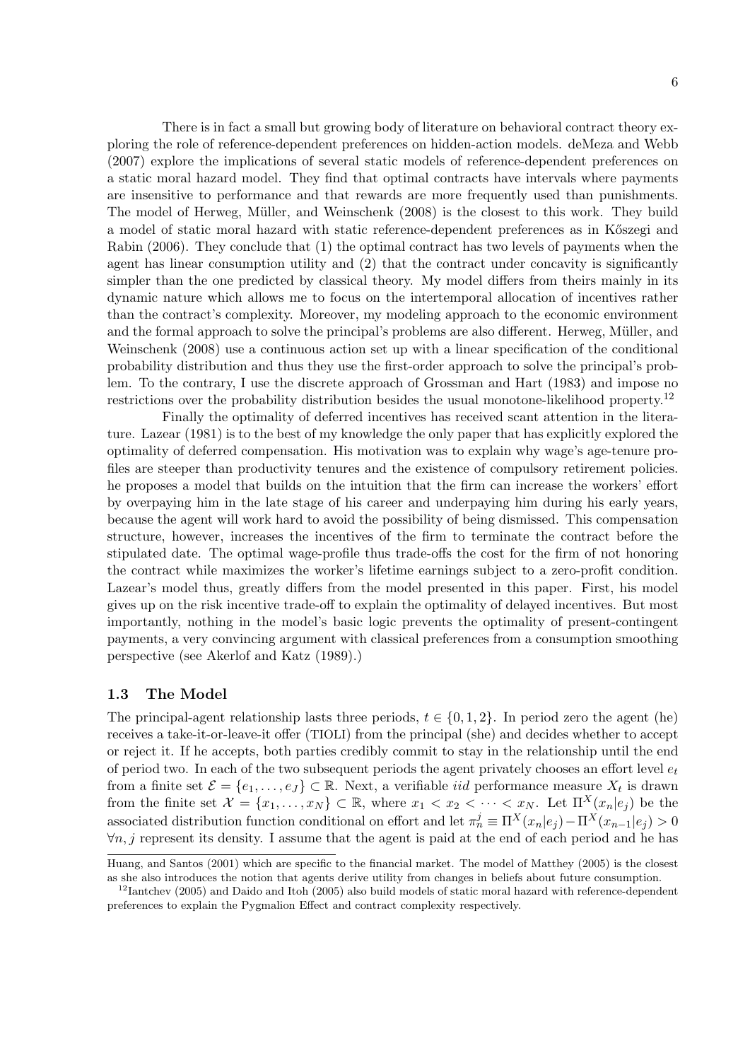There is in fact a small but growing body of literature on behavioral contract theory exploring the role of reference-dependent preferences on hidden-action models. deMeza and Webb (2007) explore the implications of several static models of reference-dependent preferences on a static moral hazard model. They find that optimal contracts have intervals where payments are insensitive to performance and that rewards are more frequently used than punishments. The model of Herweg, Müller, and Weinschenk (2008) is the closest to this work. They build a model of static moral hazard with static reference-dependent preferences as in Kőszegi and Rabin (2006). They conclude that (1) the optimal contract has two levels of payments when the agent has linear consumption utility and (2) that the contract under concavity is significantly simpler than the one predicted by classical theory. My model differs from theirs mainly in its dynamic nature which allows me to focus on the intertemporal allocation of incentives rather than the contract's complexity. Moreover, my modeling approach to the economic environment and the formal approach to solve the principal's problems are also different. Herweg, Müller, and Weinschenk (2008) use a continuous action set up with a linear specification of the conditional probability distribution and thus they use the first-order approach to solve the principal's problem. To the contrary, I use the discrete approach of Grossman and Hart (1983) and impose no restrictions over the probability distribution besides the usual monotone-likelihood property.[12]

Finally the optimality of deferred incentives has received scant attention in the literature. Lazear (1981) is to the best of my knowledge the only paper that has explicitly explored the optimality of deferred compensation. His motivation was to explain why wage's age-tenure profiles are steeper than productivity tenures and the existence of compulsory retirement policies. he proposes a model that builds on the intuition that the firm can increase the workers' effort by overpaying him in the late stage of his career and underpaying him during his early years, because the agent will work hard to avoid the possibility of being dismissed. This compensation structure, however, increases the incentives of the firm to terminate the contract before the stipulated date. The optimal wage-profile thus trade-offs the cost for the firm of not honoring the contract while maximizes the worker's lifetime earnings subject to a zero-profit condition. Lazear's model thus, greatly differs from the model presented in this paper. First, his model gives up on the risk incentive trade-off to explain the optimality of delayed incentives. But most importantly, nothing in the model's basic logic prevents the optimality of present-contingent payments, a very convincing argument with classical preferences from a consumption smoothing perspective (see Akerlof and Katz (1989).)

### 1.3 The Model

The principal-agent relationship lasts three periods, $t \in \{0, 1, 2\}$. In period zero the agent (he) receives a take-it-or-leave-it offer (TIOLI) from the principal (she) and decides whether to accept or reject it. If he accepts, both parties credibly commit to stay in the relationship until the end of period two. In each of the two subsequent periods the agent privately chooses an effort level $e_t$ from a finite set $\mathcal{E} = \{e_1, \ldots, e_J\} \subset \mathbb{R}$. Next, a verifiable *iid* performance measure $X_t$ is drawn from the finite set $\mathcal{X} = \{x_1, \ldots, x_N\} \subset \mathbb{R}$, where $x_1 < x_2 < \cdots < x_N$. Let $\Pi^X(x_n|e_j)$ be the associated distribution function conditional on effort and let $\pi_n^j \equiv \Pi^X(x_n|e_j) - \Pi^X(x_{n-1}|e_j) > 0$ $\forall n, j$ represent its density. I assume that the agent is paid at the end of each period and he has

Huang, and Santos (2001) which are specific to the financial market. The model of Matthey (2005) is the closest as she also introduces the notion that agents derive utility from changes in beliefs about future consumption.

[12] Iantchev (2005) and Daido and Itoh (2005) also build models of static moral hazard with reference-dependent preferences to explain the Pygmalion Effect and contract complexity respectively.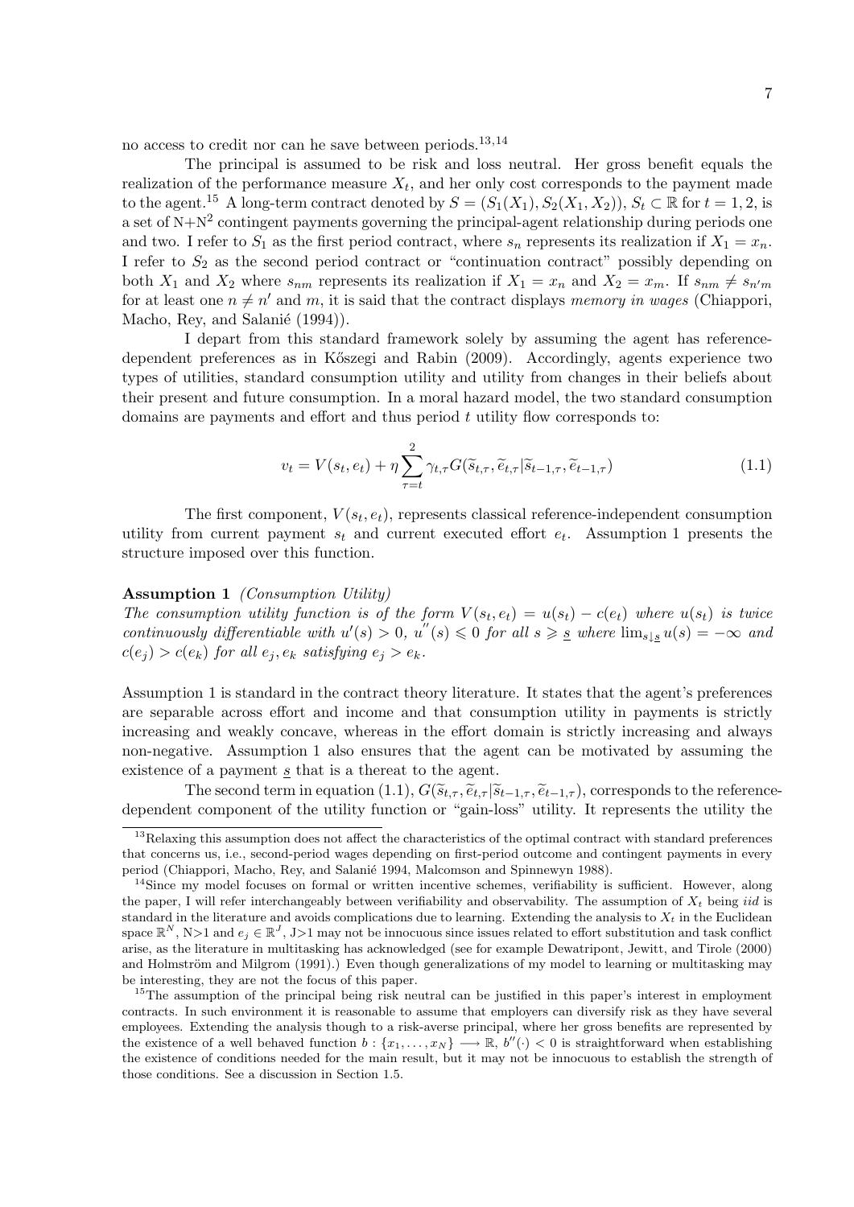no access to credit nor can he save between periods.[13,14]

The principal is assumed to be risk and loss neutral. Her gross benefit equals the realization of the performance measure $X_t$, and her only cost corresponds to the payment made to the agent.[15] A long-term contract denoted by $S = (S_1(X_1), S_2(X_1, X_2))$, $S_t \subset \mathbb{R}$ for $t = 1, 2$, is a set of N+N$^2$ contingent payments governing the principal-agent relationship during periods one and two. I refer to $S_1$ as the first period contract, where $s_n$ represents its realization if $X_1 = x_n$. I refer to $S_2$ as the second period contract or "continuation contract" possibly depending on both $X_1$ and $X_2$ where $s_{nm}$ represents its realization if $X_1 = x_n$ and $X_2 = x_m$. If $s_{nm} \neq s_{n'm}$ for at least one $n \neq n'$ and $m$, it is said that the contract displays *memory in wages* (Chiappori, Macho, Rey, and Salanié (1994)).

I depart from this standard framework solely by assuming the agent has reference-dependent preferences as in Kőszegi and Rabin (2009). Accordingly, agents experience two types of utilities, standard consumption utility and utility from changes in their beliefs about their present and future consumption. In a moral hazard model, the two standard consumption domains are payments and effort and thus period $t$ utility flow corresponds to:

$$v_t = V(s_t, e_t) + \eta \sum_{\tau=t}^{2} \gamma_{t,\tau} G(\widetilde{s}_{t,\tau}, \widetilde{e}_{t,\tau} | \widetilde{s}_{t-1,\tau}, \widetilde{e}_{t-1,\tau}) \tag{1.1}$$

The first component, $V(s_t, e_t)$, represents classical reference-independent consumption utility from current payment $s_t$ and current executed effort $e_t$. Assumption 1 presents the structure imposed over this function.

**Assumption 1** *(Consumption Utility)*
*The consumption utility function is of the form $V(s_t, e_t) = u(s_t) - c(e_t)$ where $u(s_t)$ is twice continuously differentiable with $u'(s) > 0$, $u''(s) \leqslant 0$ for all $s \geqslant \underline{s}$ where $\lim_{s \downarrow \underline{s}} u(s) = -\infty$ and $c(e_j) > c(e_k)$ for all $e_j, e_k$ satisfying $e_j > e_k$.*

Assumption 1 is standard in the contract theory literature. It states that the agent's preferences are separable across effort and income and that consumption utility in payments is strictly increasing and weakly concave, whereas in the effort domain is strictly increasing and always non-negative. Assumption 1 also ensures that the agent can be motivated by assuming the existence of a payment $\underline{s}$ that is a thereat to the agent.

The second term in equation (1.1), $G(\widetilde{s}_{t,\tau}, \widetilde{e}_{t,\tau} | \widetilde{s}_{t-1,\tau}, \widetilde{e}_{t-1,\tau})$, corresponds to the reference-dependent component of the utility function or "gain-loss" utility. It represents the utility the

[13] Relaxing this assumption does not affect the characteristics of the optimal contract with standard preferences that concerns us, i.e., second-period wages depending on first-period outcome and contingent payments in every period (Chiappori, Macho, Rey, and Salanié 1994, Malcomson and Spinnewyn 1988).

[14] Since my model focuses on formal or written incentive schemes, verifiability is sufficient. However, along the paper, I will refer interchangeably between verifiability and observability. The assumption of $X_t$ being *iid* is standard in the literature and avoids complications due to learning. Extending the analysis to $X_t$ in the Euclidean space $\mathbb{R}^N$, N>1 and $e_j \in \mathbb{R}^J$, J>1 may not be innocuous since issues related to effort substitution and task conflict arise, as the literature in multitasking has acknowledged (see for example Dewatripont, Jewitt, and Tirole (2000) and Holmström and Milgrom (1991).) Even though generalizations of my model to learning or multitasking may be interesting, they are not the focus of this paper.

[15] The assumption of the principal being risk neutral can be justified in this paper's interest in employment contracts. In such environment it is reasonable to assume that employers can diversify risk as they have several employees. Extending the analysis though to a risk-averse principal, where her gross benefits are represented by the existence of a well behaved function $b : \{x_1, \ldots, x_N\} \longrightarrow \mathbb{R}$, $b''(\cdot) < 0$ is straightforward when establishing the existence of conditions needed for the main result, but it may not be innocuous to establish the strength of those conditions. See a discussion in Section 1.5.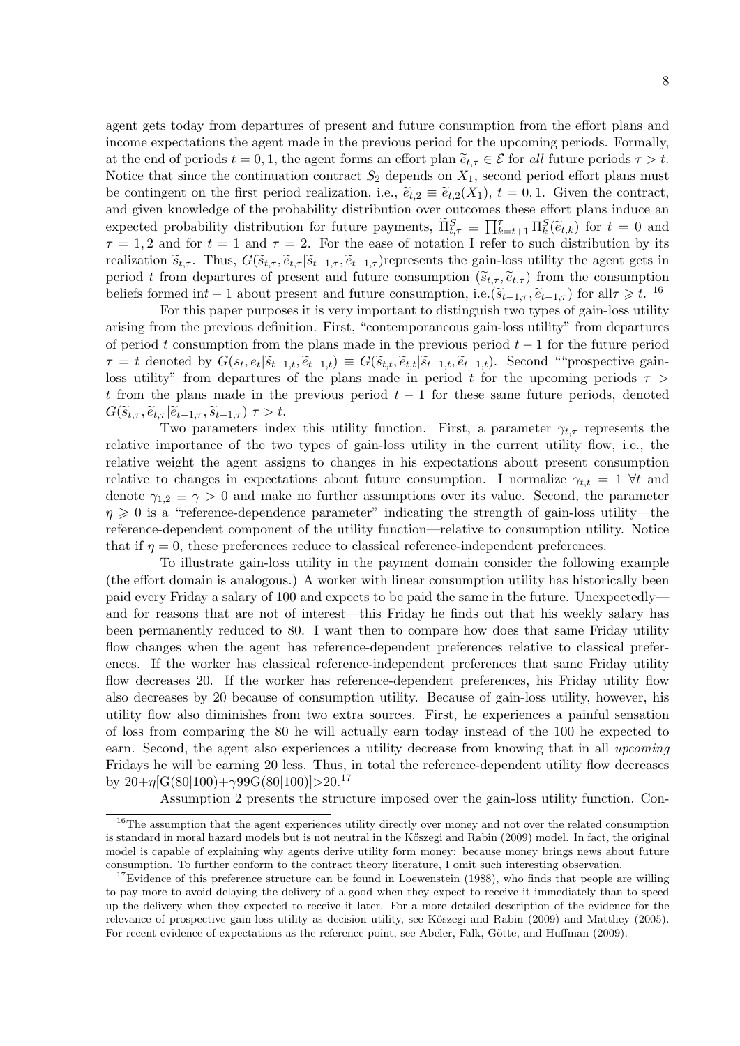agent gets today from departures of present and future consumption from the effort plans and income expectations the agent made in the previous period for the upcoming periods. Formally, at the end of periods $t = 0, 1$, the agent forms an effort plan $\widetilde{e}_{t,\tau} \in \mathcal{E}$ for *all* future periods $\tau > t$. Notice that since the continuation contract $S_2$ depends on $X_1$, second period effort plans must be contingent on the first period realization, i.e., $\widetilde{e}_{t,2} \equiv \widetilde{e}_{t,2}(X_1)$, $t = 0, 1$. Given the contract, and given knowledge of the probability distribution over outcomes these effort plans induce an expected probability distribution for future payments, $\widetilde{\Pi}^S_{t,\tau} \equiv \prod_{k=t+1}^{\tau} \Pi^S_k(\widetilde{e}_{t,k})$ for $t = 0$ and $\tau = 1, 2$ and for $t = 1$ and $\tau = 2$. For the ease of notation I refer to such distribution by its realization $\widetilde{s}_{t,\tau}$. Thus, $G(\widetilde{s}_{t,\tau}, \widetilde{e}_{t,\tau}|\widetilde{s}_{t-1,\tau}, \widetilde{e}_{t-1,\tau})$represents the gain-loss utility the agent gets in period $t$ from departures of present and future consumption $(\widetilde{s}_{t,\tau}, \widetilde{e}_{t,\tau})$ from the consumption beliefs formed in$t-1$ about present and future consumption, i.e.$(\widetilde{s}_{t-1,\tau}, \widetilde{e}_{t-1,\tau})$ for all$\tau \geqslant t$.[16]

For this paper purposes it is very important to distinguish two types of gain-loss utility arising from the previous definition. First, "contemporaneous gain-loss utility" from departures of period $t$ consumption from the plans made in the previous period $t-1$ for the future period $\tau = t$ denoted by $G(s_t, e_t|\widetilde{s}_{t-1,t}, \widetilde{e}_{t-1,t}) \equiv G(\widetilde{s}_{t,t}, \widetilde{e}_{t,t}|\widetilde{s}_{t-1,t}, \widetilde{e}_{t-1,t})$. Second ""prospective gain-loss utility" from departures of the plans made in period $t$ for the upcoming periods $\tau > t$ from the plans made in the previous period $t-1$ for these same future periods, denoted $G(\widetilde{s}_{t,\tau}, \widetilde{e}_{t,\tau}|\widetilde{e}_{t-1,\tau}, \widetilde{s}_{t-1,\tau})$ $\tau > t$.

Two parameters index this utility function. First, a parameter $\gamma_{t,\tau}$ represents the relative importance of the two types of gain-loss utility in the current utility flow, i.e., the relative weight the agent assigns to changes in his expectations about present consumption relative to changes in expectations about future consumption. I normalize $\gamma_{t,t} = 1$ $\forall t$ and denote $\gamma_{1,2} \equiv \gamma > 0$ and make no further assumptions over its value. Second, the parameter $\eta \geqslant 0$ is a "reference-dependence parameter" indicating the strength of gain-loss utility—the reference-dependent component of the utility function—relative to consumption utility. Notice that if $\eta = 0$, these preferences reduce to classical reference-independent preferences.

To illustrate gain-loss utility in the payment domain consider the following example (the effort domain is analogous.) A worker with linear consumption utility has historically been paid every Friday a salary of 100 and expects to be paid the same in the future. Unexpectedly—and for reasons that are not of interest—this Friday he finds out that his weekly salary has been permanently reduced to 80. I want then to compare how does that same Friday utility flow changes when the agent has reference-dependent preferences relative to classical preferences. If the worker has classical reference-independent preferences that same Friday utility flow decreases 20. If the worker has reference-dependent preferences, his Friday utility flow also decreases by 20 because of consumption utility. Because of gain-loss utility, however, his utility flow also diminishes from two extra sources. First, he experiences a painful sensation of loss from comparing the 80 he will actually earn today instead of the 100 he expected to earn. Second, the agent also experiences a utility decrease from knowing that in all *upcoming* Fridays he will be earning 20 less. Thus, in total the reference-dependent utility flow decreases by $20+\eta[\text{G}(80|100)+\gamma 99\text{G}(80|100)]>20$.[17]

Assumption 2 presents the structure imposed over the gain-loss utility function. Con-

---

[16] The assumption that the agent experiences utility directly over money and not over the related consumption is standard in moral hazard models but is not neutral in the Kőszegi and Rabin (2009) model. In fact, the original model is capable of explaining why agents derive utility form money: because money brings news about future consumption. To further conform to the contract theory literature, I omit such interesting observation.

[17] Evidence of this preference structure can be found in Loewenstein (1988), who finds that people are willing to pay more to avoid delaying the delivery of a good when they expect to receive it immediately than to speed up the delivery when they expected to receive it later. For a more detailed description of the evidence for the relevance of prospective gain-loss utility as decision utility, see Kőszegi and Rabin (2009) and Matthey (2005). For recent evidence of expectations as the reference point, see Abeler, Falk, Götte, and Huffman (2009).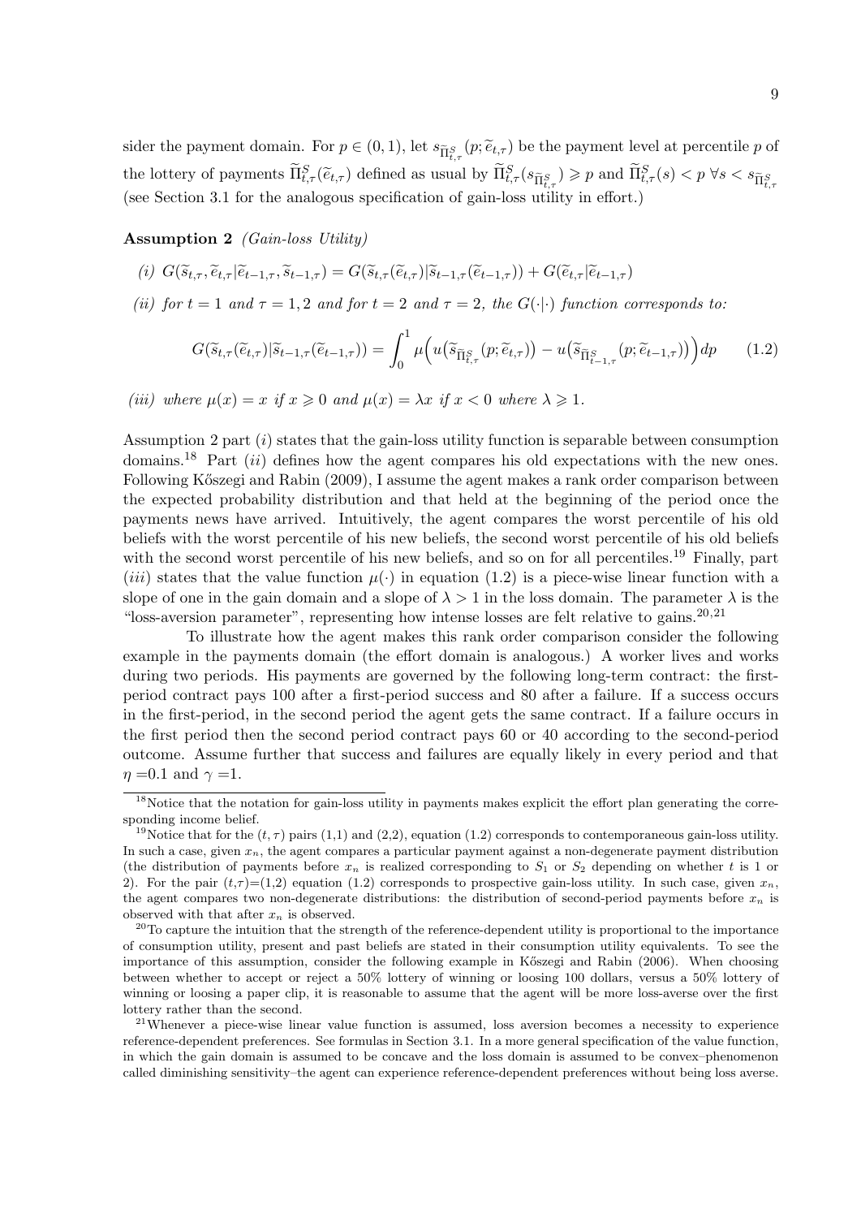sider the payment domain. For $p \in (0,1)$, let $s_{\widetilde{\Pi}^S_{t,\tau}}(p;\widetilde{e}_{t,\tau})$ be the payment level at percentile $p$ of the lottery of payments $\widetilde{\Pi}^S_{t,\tau}(\widetilde{e}_{t,\tau})$ defined as usual by $\widetilde{\Pi}^S_{t,\tau}(s_{\widetilde{\Pi}^S_{t,\tau}}) \geqslant p$ and $\widetilde{\Pi}^S_{t,\tau}(s) < p \ \forall s < s_{\widetilde{\Pi}^S_{t,\tau}}$ (see Section 3.1 for the analogous specification of gain-loss utility in effort.)

**Assumption 2** *(Gain-loss Utility)*

*(i)* $G(\widetilde{s}_{t,\tau}, \widetilde{e}_{t,\tau}|\widetilde{e}_{t-1,\tau}, \widetilde{s}_{t-1,\tau}) = G(\widetilde{s}_{t,\tau}(\widetilde{e}_{t,\tau})|\widetilde{s}_{t-1,\tau}(\widetilde{e}_{t-1,\tau})) + G(\widetilde{e}_{t,\tau}|\widetilde{e}_{t-1,\tau})$

*(ii) for $t = 1$ and $\tau = 1,2$ and for $t = 2$ and $\tau = 2$, the $G(\cdot|\cdot)$ function corresponds to:*

$$G(\widetilde{s}_{t,\tau}(\widetilde{e}_{t,\tau})|\widetilde{s}_{t-1,\tau}(\widetilde{e}_{t-1,\tau})) = \int_0^1 \mu\Big(u\big(\widetilde{s}_{\widetilde{\Pi}^S_{t,\tau}}(p;\widetilde{e}_{t,\tau})\big) - u\big(\widetilde{s}_{\widetilde{\Pi}^S_{t-1,\tau}}(p;\widetilde{e}_{t-1,\tau})\big)\Big)dp \qquad (1.2)$$

*(iii) where $\mu(x) = x$ if $x \geqslant 0$ and $\mu(x) = \lambda x$ if $x < 0$ where $\lambda \geqslant 1$.*

Assumption 2 part $(i)$ states that the gain-loss utility function is separable between consumption domains.[18] Part $(ii)$ defines how the agent compares his old expectations with the new ones. Following Kőszegi and Rabin (2009), I assume the agent makes a rank order comparison between the expected probability distribution and that held at the beginning of the period once the payments news have arrived. Intuitively, the agent compares the worst percentile of his old beliefs with the worst percentile of his new beliefs, the second worst percentile of his old beliefs with the second worst percentile of his new beliefs, and so on for all percentiles.[19] Finally, part $(iii)$ states that the value function $\mu(\cdot)$ in equation (1.2) is a piece-wise linear function with a slope of one in the gain domain and a slope of $\lambda > 1$ in the loss domain. The parameter $\lambda$ is the "loss-aversion parameter", representing how intense losses are felt relative to gains.[20,21]

To illustrate how the agent makes this rank order comparison consider the following example in the payments domain (the effort domain is analogous.) A worker lives and works during two periods. His payments are governed by the following long-term contract: the first-period contract pays 100 after a first-period success and 80 after a failure. If a success occurs in the first-period, in the second period the agent gets the same contract. If a failure occurs in the first period then the second period contract pays 60 or 40 according to the second-period outcome. Assume further that success and failures are equally likely in every period and that $\eta$ =0.1 and $\gamma$ =1.

[18] Notice that the notation for gain-loss utility in payments makes explicit the effort plan generating the corresponding income belief.

[19] Notice that for the $(t,\tau)$ pairs (1,1) and (2,2), equation (1.2) corresponds to contemporaneous gain-loss utility. In such a case, given $x_n$, the agent compares a particular payment against a non-degenerate payment distribution (the distribution of payments before $x_n$ is realized corresponding to $S_1$ or $S_2$ depending on whether $t$ is 1 or 2). For the pair $(t,\tau)$=(1,2) equation (1.2) corresponds to prospective gain-loss utility. In such case, given $x_n$, the agent compares two non-degenerate distributions: the distribution of second-period payments before $x_n$ is observed with that after $x_n$ is observed.

[20] To capture the intuition that the strength of the reference-dependent utility is proportional to the importance of consumption utility, present and past beliefs are stated in their consumption utility equivalents. To see the importance of this assumption, consider the following example in Kőszegi and Rabin (2006). When choosing between whether to accept or reject a 50% lottery of winning or loosing 100 dollars, versus a 50% lottery of winning or loosing a paper clip, it is reasonable to assume that the agent will be more loss-averse over the first lottery rather than the second.

[21] Whenever a piece-wise linear value function is assumed, loss aversion becomes a necessity to experience reference-dependent preferences. See formulas in Section 3.1. In a more general specification of the value function, in which the gain domain is assumed to be concave and the loss domain is assumed to be convex–phenomenon called diminishing sensitivity–the agent can experience reference-dependent preferences without being loss averse.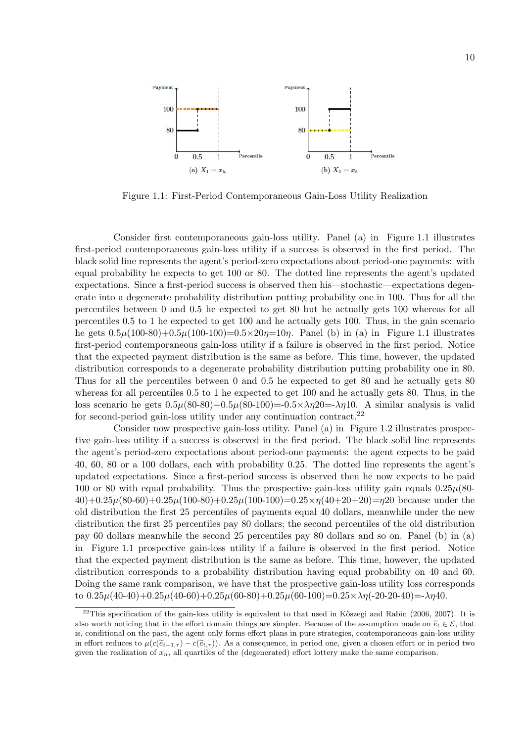Figure 1.1: First-Period Contemporaneous Gain-Loss Utility Realization

Consider first contemporaneous gain-loss utility. Panel (a) in Figure 1.1 illustrates first-period contemporaneous gain-loss utility if a success is observed in the first period. The black solid line represents the agent's period-zero expectations about period-one payments: with equal probability he expects to get 100 or 80. The dotted line represents the agent's updated expectations. Since a first-period success is observed then his—stochastic—expectations degenerate into a degenerate probability distribution putting probability one in 100. Thus for all the percentiles between 0 and 0.5 he expected to get 80 but he actually gets 100 whereas for all percentiles 0.5 to 1 he expected to get 100 and he actually gets 100. Thus, in the gain scenario he gets $0.5\mu(100\text{-}80)+0.5\mu(100\text{-}100)=0.5\times 20\eta=10\eta$. Panel (b) in (a) in Figure 1.1 illustrates first-period contemporaneous gain-loss utility if a failure is observed in the first period. Notice that the expected payment distribution is the same as before. This time, however, the updated distribution corresponds to a degenerate probability distribution putting probability one in 80. Thus for all the percentiles between 0 and 0.5 he expected to get 80 and he actually gets 80 whereas for all percentiles 0.5 to 1 he expected to get 100 and he actually gets 80. Thus, in the loss scenario he gets $0.5\mu(80\text{-}80)+0.5\mu(80\text{-}100)=-0.5\times\lambda\eta 20=-\lambda\eta 10$. A similar analysis is valid for second-period gain-loss utility under any continuation contract.[22]

Consider now prospective gain-loss utility. Panel (a) in Figure 1.2 illustrates prospective gain-loss utility if a success is observed in the first period. The black solid line represents the agent's period-zero expectations about period-one payments: the agent expects to be paid 40, 60, 80 or a 100 dollars, each with probability 0.25. The dotted line represents the agent's updated expectations. Since a first-period success is observed then he now expects to be paid 100 or 80 with equal probability. Thus the prospective gain-loss utility gain equals $0.25\mu(80\text{-}40)+0.25\mu(80\text{-}60)+0.25\mu(100\text{-}80)+0.25\mu(100\text{-}100)=0.25\times\eta(40+20+20)=\eta 20$ because under the old distribution the first 25 percentiles of payments equal 40 dollars, meanwhile under the new distribution the first 25 percentiles pay 80 dollars; the second percentiles of the old distribution pay 60 dollars meanwhile the second 25 percentiles pay 80 dollars and so on. Panel (b) in (a) in Figure 1.1 prospective gain-loss utility if a failure is observed in the first period. Notice that the expected payment distribution is the same as before. This time, however, the updated distribution corresponds to a probability distribution having equal probability on 40 and 60. Doing the same rank comparison, we have that the prospective gain-loss utility loss corresponds to $0.25\mu(40\text{-}40)+0.25\mu(40\text{-}60)+0.25\mu(60\text{-}80)+0.25\mu(60\text{-}100)=0.25\times\lambda\eta(-20\text{-}20\text{-}40)=-\lambda\eta 40$.

[22] This specification of the gain-loss utility is equivalent to that used in Kőszegi and Rabin (2006, 2007). It is also worth noticing that in the effort domain things are simpler. Because of the assumption made on $\tilde{e}_t \in \mathcal{E}$, that is, conditional on the past, the agent only forms effort plans in pure strategies, contemporaneous gain-loss utility in effort reduces to $\mu(c(\tilde{e}_{t-1,\tau})-c(\tilde{e}_{t,\tau}))$. As a consequence, in period one, given a chosen effort or in period two given the realization of $x_n$, all quartiles of the (degenerated) effort lottery make the same comparison.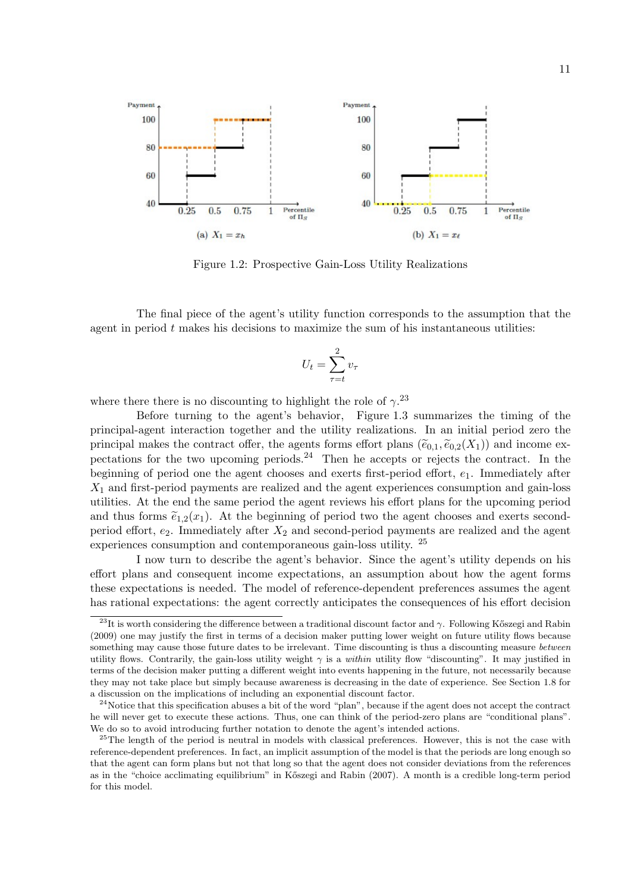Figure 1.2: Prospective Gain-Loss Utility Realizations

(a) $X_1 = x_h$

(b) $X_1 = x_\ell$

The final piece of the agent's utility function corresponds to the assumption that the agent in period $t$ makes his decisions to maximize the sum of his instantaneous utilities:

$$U_t = \sum_{\tau=t}^{2} v_\tau$$

where there there is no discounting to highlight the role of $\gamma$.[23]

Before turning to the agent's behavior, Figure 1.3 summarizes the timing of the principal-agent interaction together and the utility realizations. In an initial period zero the principal makes the contract offer, the agents forms effort plans $(\widetilde{e}_{0,1}, \widetilde{e}_{0,2}(X_1))$ and income expectations for the two upcoming periods.[24] Then he accepts or rejects the contract. In the beginning of period one the agent chooses and exerts first-period effort, $e_1$. Immediately after $X_1$ and first-period payments are realized and the agent experiences consumption and gain-loss utilities. At the end the same period the agent reviews his effort plans for the upcoming period and thus forms $\widetilde{e}_{1,2}(x_1)$. At the beginning of period two the agent chooses and exerts second-period effort, $e_2$. Immediately after $X_2$ and second-period payments are realized and the agent experiences consumption and contemporaneous gain-loss utility. [25]

I now turn to describe the agent's behavior. Since the agent's utility depends on his effort plans and consequent income expectations, an assumption about how the agent forms these expectations is needed. The model of reference-dependent preferences assumes the agent has rational expectations: the agent correctly anticipates the consequences of his effort decision

[23] It is worth considering the difference between a traditional discount factor and $\gamma$. Following Kőszegi and Rabin (2009) one may justify the first in terms of a decision maker putting lower weight on future utility flows because something may cause those future dates to be irrelevant. Time discounting is thus a discounting measure *between* utility flows. Contrarily, the gain-loss utility weight $\gamma$ is a *within* utility flow "discounting". It may justified in terms of the decision maker putting a different weight into events happening in the future, not necessarily because they may not take place but simply because awareness is decreasing in the date of experience. See Section 1.8 for a discussion on the implications of including an exponential discount factor.

[24] Notice that this specification abuses a bit of the word "plan", because if the agent does not accept the contract he will never get to execute these actions. Thus, one can think of the period-zero plans are "conditional plans". We do so to avoid introducing further notation to denote the agent's intended actions.

[25] The length of the period is neutral in models with classical preferences. However, this is not the case with reference-dependent preferences. In fact, an implicit assumption of the model is that the periods are long enough so that the agent can form plans but not that long so that the agent does not consider deviations from the references as in the "choice acclimating equilibrium" in Kőszegi and Rabin (2007). A month is a credible long-term period for this model.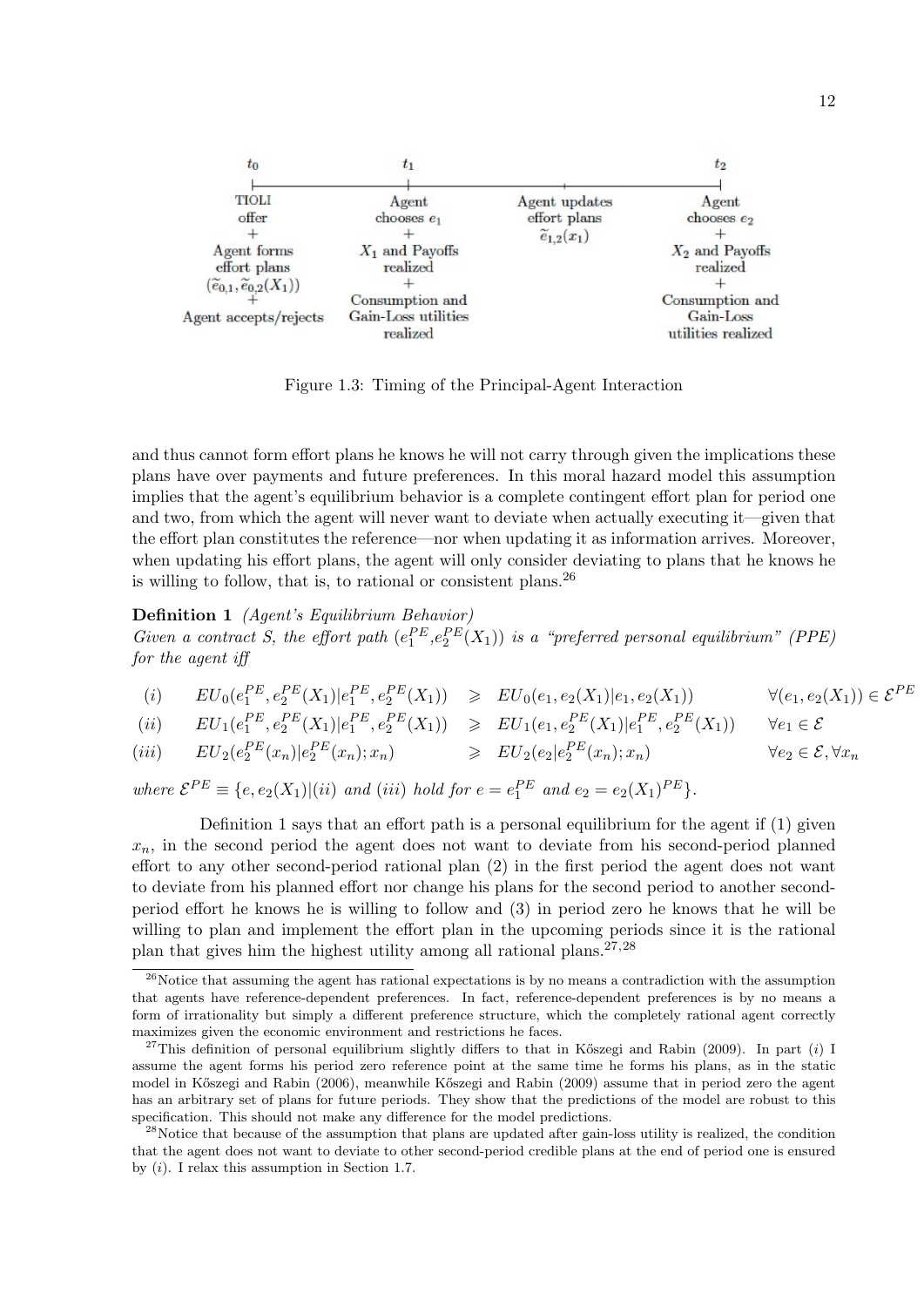| $t_0$ | $t_1$ | | $t_2$ |
|---|---|---|---|
| TIOLI offer + Agent forms effort plans $(\widetilde{e}_{0,1}, \widetilde{e}_{0,2}(X_1))$ + Agent accepts/rejects | Agent chooses $e_1$ + $X_1$ and Payoffs realized + Consumption and Gain-Loss utilities realized | Agent updates effort plans $\widetilde{e}_{1,2}(x_1)$ | Agent chooses $e_2$ + $X_2$ and Payoffs realized + Consumption and Gain-Loss utilities realized |

Figure 1.3: Timing of the Principal-Agent Interaction

and thus cannot form effort plans he knows he will not carry through given the implications these plans have over payments and future preferences. In this moral hazard model this assumption implies that the agent's equilibrium behavior is a complete contingent effort plan for period one and two, from which the agent will never want to deviate when actually executing it—given that the effort plan constitutes the reference—nor when updating it as information arrives. Moreover, when updating his effort plans, the agent will only consider deviating to plans that he knows he is willing to follow, that is, to rational or consistent plans.[26]

**Definition 1** *(Agent's Equilibrium Behavior)*
*Given a contract S, the effort path $(e_1^{PE}, e_2^{PE}(X_1))$ is a "preferred personal equilibrium" (PPE) for the agent iff*

$$
\begin{array}{llll}
(i) & EU_0(e_1^{PE}, e_2^{PE}(X_1)|e_1^{PE}, e_2^{PE}(X_1)) & \geqslant EU_0(e_1, e_2(X_1)|e_1, e_2(X_1)) & \forall (e_1, e_2(X_1)) \in \mathcal{E}^{PE} \\
(ii) & EU_1(e_1^{PE}, e_2^{PE}(X_1)|e_1^{PE}, e_2^{PE}(X_1)) & \geqslant EU_1(e_1, e_2^{PE}(X_1)|e_1^{PE}, e_2^{PE}(X_1)) & \forall e_1 \in \mathcal{E} \\
(iii) & EU_2(e_2^{PE}(x_n)|e_2^{PE}(x_n); x_n) & \geqslant EU_2(e_2|e_2^{PE}(x_n); x_n) & \forall e_2 \in \mathcal{E}, \forall x_n
\end{array}
$$

*where $\mathcal{E}^{PE} \equiv \{e, e_2(X_1)|(ii) \text{ and } (iii) \text{ hold for } e = e_1^{PE} \text{ and } e_2 = e_2(X_1)^{PE}\}$.*

Definition 1 says that an effort path is a personal equilibrium for the agent if (1) given $x_n$, in the second period the agent does not want to deviate from his second-period planned effort to any other second-period rational plan (2) in the first period the agent does not want to deviate from his planned effort nor change his plans for the second period to another second-period effort he knows he is willing to follow and (3) in period zero he knows that he will be willing to plan and implement the effort plan in the upcoming periods since it is the rational plan that gives him the highest utility among all rational plans.[27,28]

[26] Notice that assuming the agent has rational expectations is by no means a contradiction with the assumption that agents have reference-dependent preferences. In fact, reference-dependent preferences is by no means a form of irrationality but simply a different preference structure, which the completely rational agent correctly maximizes given the economic environment and restrictions he faces.

[27] This definition of personal equilibrium slightly differs to that in Kőszegi and Rabin (2009). In part (*i*) I assume the agent forms his period zero reference point at the same time he forms his plans, as in the static model in Kőszegi and Rabin (2006), meanwhile Kőszegi and Rabin (2009) assume that in period zero the agent has an arbitrary set of plans for future periods. They show that the predictions of the model are robust to this specification. This should not make any difference for the model predictions.

[28] Notice that because of the assumption that plans are updated after gain-loss utility is realized, the condition that the agent does not want to deviate to other second-period credible plans at the end of period one is ensured by (*i*). I relax this assumption in Section 1.7.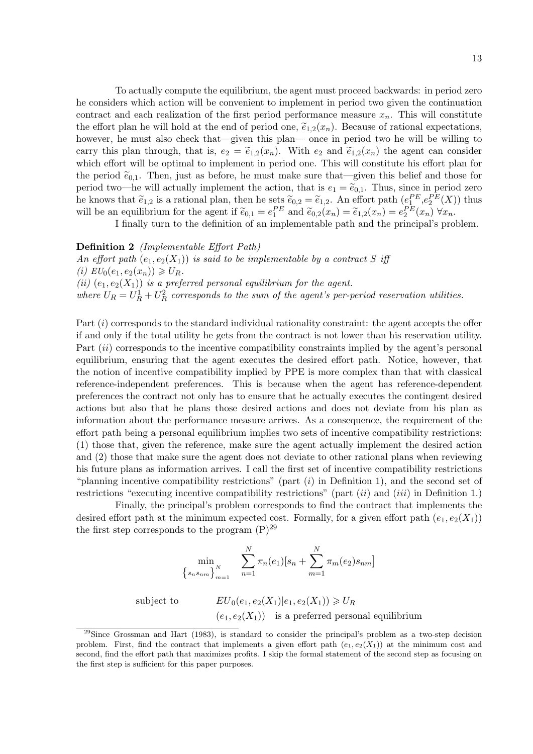To actually compute the equilibrium, the agent must proceed backwards: in period zero he considers which action will be convenient to implement in period two given the continuation contract and each realization of the first period performance measure $x_n$. This will constitute the effort plan he will hold at the end of period one, $\widetilde{e}_{1,2}(x_n)$. Because of rational expectations, however, he must also check that—given this plan— once in period two he will be willing to carry this plan through, that is, $e_2 = \widetilde{e}_{1,2}(x_n)$. With $e_2$ and $\widetilde{e}_{1,2}(x_n)$ the agent can consider which effort will be optimal to implement in period one. This will constitute his effort plan for the period $\widetilde{e}_{0,1}$. Then, just as before, he must make sure that—given this belief and those for period two—he will actually implement the action, that is $e_1 = \widetilde{e}_{0,1}$. Thus, since in period zero he knows that $\widetilde{e}_{1,2}$ is a rational plan, then he sets $\widetilde{e}_{0,2} = \widetilde{e}_{1,2}$. An effort path $(e_1^{PE}, e_2^{PE}(X))$ thus will be an equilibrium for the agent if $\widetilde{e}_{0,1} = e_1^{PE}$ and $\widetilde{e}_{0,2}(x_n) = \widetilde{e}_{1,2}(x_n) = e_2^{PE}(x_n)\ \forall x_n$.

I finally turn to the definition of an implementable path and the principal's problem.

**Definition 2** *(Implementable Effort Path)*
*An effort path $(e_1, e_2(X_1))$ is said to be implementable by a contract $S$ iff*
*(i) $EU_0(e_1, e_2(x_n)) \geqslant U_R$.*
*(ii) $(e_1, e_2(X_1))$ is a preferred personal equilibrium for the agent.*
*where $U_R = U_R^1 + U_R^2$ corresponds to the sum of the agent's per-period reservation utilities.*

Part $(i)$ corresponds to the standard individual rationality constraint: the agent accepts the offer if and only if the total utility he gets from the contract is not lower than his reservation utility. Part $(ii)$ corresponds to the incentive compatibility constraints implied by the agent's personal equilibrium, ensuring that the agent executes the desired effort path. Notice, however, that the notion of incentive compatibility implied by PPE is more complex than that with classical reference-independent preferences. This is because when the agent has reference-dependent preferences the contract not only has to ensure that he actually executes the contingent desired actions but also that he plans those desired actions and does not deviate from his plan as information about the performance measure arrives. As a consequence, the requirement of the effort path being a personal equilibrium implies two sets of incentive compatibility restrictions: (1) those that, given the reference, make sure the agent actually implement the desired action and (2) those that make sure the agent does not deviate to other rational plans when reviewing his future plans as information arrives. I call the first set of incentive compatibility restrictions "planning incentive compatibility restrictions" (part $(i)$ in Definition 1), and the second set of restrictions "executing incentive compatibility restrictions" (part $(ii)$ and $(iii)$ in Definition 1.)

Finally, the principal's problem corresponds to find the contract that implements the desired effort path at the minimum expected cost. Formally, for a given effort path $(e_1, e_2(X_1))$ the first step corresponds to the program (P)[29]

$$\min_{\left\{s_n s_{nm}\right\}_{m=1}^{N}} \quad \sum_{n=1}^{N} \pi_n(e_1)[s_n + \sum_{m=1}^{N} \pi_m(e_2) s_{nm}]$$

$$\text{subject to} \qquad EU_0(e_1, e_2(X_1)|e_1, e_2(X_1)) \geqslant U_R$$

$$(e_1, e_2(X_1)) \quad \text{is a preferred personal equilibrium}$$

[29] Since Grossman and Hart (1983), is standard to consider the principal's problem as a two-step decision problem. First, find the contract that implements a given effort path $(e_1, e_2(X_1))$ at the minimum cost and second, find the effort path that maximizes profits. I skip the formal statement of the second step as focusing on the first step is sufficient for this paper purposes.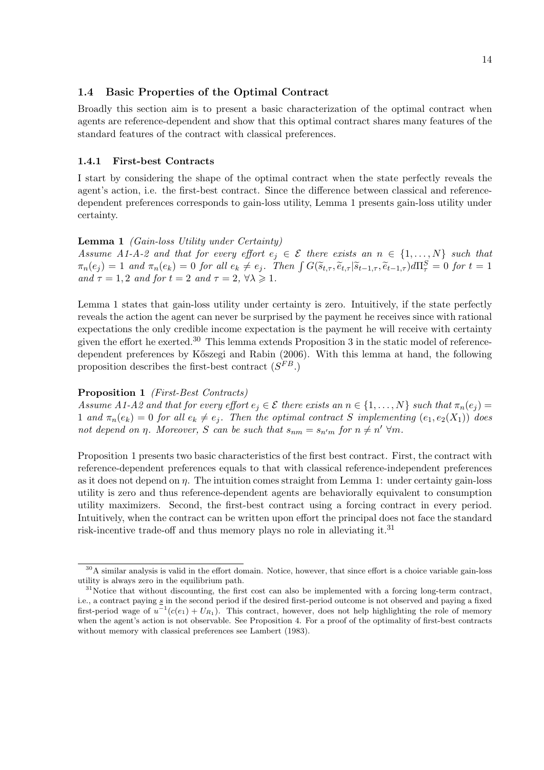### 1.4 Basic Properties of the Optimal Contract

Broadly this section aim is to present a basic characterization of the optimal contract when agents are reference-dependent and show that this optimal contract shares many features of the standard features of the contract with classical preferences.

#### 1.4.1 First-best Contracts

I start by considering the shape of the optimal contract when the state perfectly reveals the agent's action, i.e. the first-best contract. Since the difference between classical and reference-dependent preferences corresponds to gain-loss utility, Lemma 1 presents gain-loss utility under certainty.

**Lemma 1** *(Gain-loss Utility under Certainty)*
*Assume A1-A-2 and that for every effort $e_j \in \mathcal{E}$ there exists an $n \in \{1, \ldots, N\}$ such that $\pi_n(e_j) = 1$ and $\pi_n(e_k) = 0$ for all $e_k \neq e_j$. Then $\int G(\widetilde{s}_{t,\tau}, \widetilde{e}_{t,\tau}|\widetilde{s}_{t-1,\tau}, \widetilde{e}_{t-1,\tau})d\Pi^S_\tau = 0$ for $t = 1$ and $\tau = 1, 2$ and for $t = 2$ and $\tau = 2$, $\forall \lambda \geqslant 1$.*

Lemma 1 states that gain-loss utility under certainty is zero. Intuitively, if the state perfectly reveals the action the agent can never be surprised by the payment he receives since with rational expectations the only credible income expectation is the payment he will receive with certainty given the effort he exerted.[30] This lemma extends Proposition 3 in the static model of reference-dependent preferences by Kőszegi and Rabin (2006). With this lemma at hand, the following proposition describes the first-best contract ($S^{FB}$.)

**Proposition 1** *(First-Best Contracts)*
*Assume A1-A2 and that for every effort $e_j \in \mathcal{E}$ there exists an $n \in \{1, \ldots, N\}$ such that $\pi_n(e_j) = 1$ and $\pi_n(e_k) = 0$ for all $e_k \neq e_j$. Then the optimal contract $S$ implementing $(e_1, e_2(X_1))$ does not depend on $\eta$. Moreover, $S$ can be such that $s_{nm} = s_{n'm}$ for $n \neq n'$ $\forall m$.*

Proposition 1 presents two basic characteristics of the first best contract. First, the contract with reference-dependent preferences equals to that with classical reference-independent preferences as it does not depend on $\eta$. The intuition comes straight from Lemma 1: under certainty gain-loss utility is zero and thus reference-dependent agents are behaviorally equivalent to consumption utility maximizers. Second, the first-best contract using a forcing contract in every period. Intuitively, when the contract can be written upon effort the principal does not face the standard risk-incentive trade-off and thus memory plays no role in alleviating it.[31]

---

[30] A similar analysis is valid in the effort domain. Notice, however, that since effort is a choice variable gain-loss utility is always zero in the equilibrium path.

[31] Notice that without discounting, the first cost can also be implemented with a forcing long-term contract, i.e., a contract paying $\underline{s}$ in the second period if the desired first-period outcome is not observed and paying a fixed first-period wage of $u^{-1}(c(e_1) + U_{R_1})$. This contract, however, does not help highlighting the role of memory when the agent's action is not observable. See Proposition 4. For a proof of the optimality of first-best contracts without memory with classical preferences see Lambert (1983).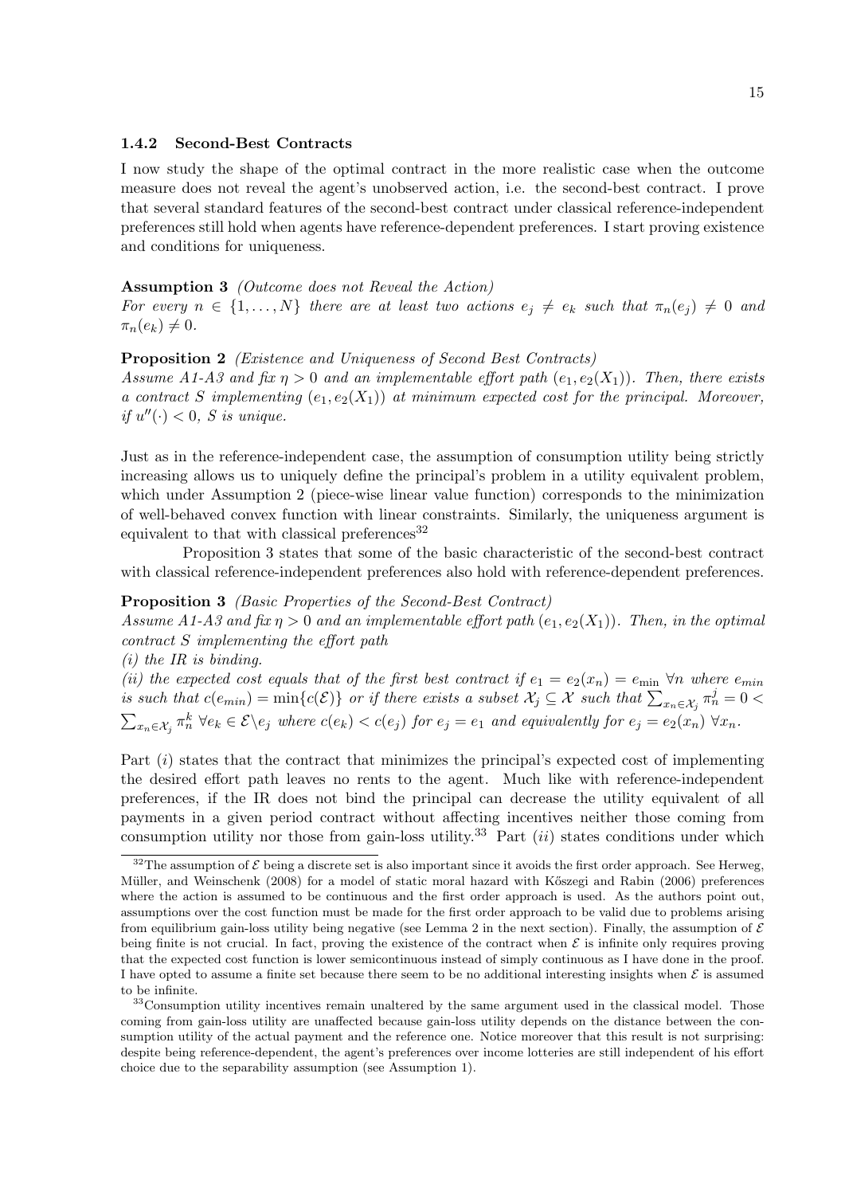### 1.4.2 Second-Best Contracts

I now study the shape of the optimal contract in the more realistic case when the outcome measure does not reveal the agent's unobserved action, i.e. the second-best contract. I prove that several standard features of the second-best contract under classical reference-independent preferences still hold when agents have reference-dependent preferences. I start proving existence and conditions for uniqueness.

**Assumption 3** *(Outcome does not Reveal the Action)*
*For every $n \in \{1, \ldots, N\}$ there are at least two actions $e_j \neq e_k$ such that $\pi_n(e_j) \neq 0$ and $\pi_n(e_k) \neq 0$.*

**Proposition 2** *(Existence and Uniqueness of Second Best Contracts)*
*Assume A1-A3 and fix $\eta > 0$ and an implementable effort path $(e_1, e_2(X_1))$. Then, there exists a contract $S$ implementing $(e_1, e_2(X_1))$ at minimum expected cost for the principal. Moreover, if $u''(\cdot) < 0$, $S$ is unique.*

Just as in the reference-independent case, the assumption of consumption utility being strictly increasing allows us to uniquely define the principal's problem in a utility equivalent problem, which under Assumption 2 (piece-wise linear value function) corresponds to the minimization of well-behaved convex function with linear constraints. Similarly, the uniqueness argument is equivalent to that with classical preferences[32]

Proposition 3 states that some of the basic characteristic of the second-best contract with classical reference-independent preferences also hold with reference-dependent preferences.

**Proposition 3** *(Basic Properties of the Second-Best Contract)*
*Assume A1-A3 and fix $\eta > 0$ and an implementable effort path $(e_1, e_2(X_1))$. Then, in the optimal contract $S$ implementing the effort path*
*(i) the IR is binding.*
*(ii) the expected cost equals that of the first best contract if $e_1 = e_2(x_n) = e_{\min}$ $\forall n$ where $e_{min}$ is such that $c(e_{min}) = \min\{c(\mathcal{E})\}$ or if there exists a subset $\mathcal{X}_j \subseteq \mathcal{X}$ such that $\sum_{x_n \in \mathcal{X}_j} \pi_n^j = 0 < \sum_{x_n \in \mathcal{X}_j} \pi_n^k$ $\forall e_k \in \mathcal{E} \backslash e_j$ where $c(e_k) < c(e_j)$ for $e_j = e_1$ and equivalently for $e_j = e_2(x_n)$ $\forall x_n$.*

Part $(i)$ states that the contract that minimizes the principal's expected cost of implementing the desired effort path leaves no rents to the agent. Much like with reference-independent preferences, if the IR does not bind the principal can decrease the utility equivalent of all payments in a given period contract without affecting incentives neither those coming from consumption utility nor those from gain-loss utility.[33] Part $(ii)$ states conditions under which

[32] The assumption of $\mathcal{E}$ being a discrete set is also important since it avoids the first order approach. See Herweg, Müller, and Weinschenk (2008) for a model of static moral hazard with Kőszegi and Rabin (2006) preferences where the action is assumed to be continuous and the first order approach is used. As the authors point out, assumptions over the cost function must be made for the first order approach to be valid due to problems arising from equilibrium gain-loss utility being negative (see Lemma 2 in the next section). Finally, the assumption of $\mathcal{E}$ being finite is not crucial. In fact, proving the existence of the contract when $\mathcal{E}$ is infinite only requires proving that the expected cost function is lower semicontinuous instead of simply continuous as I have done in the proof. I have opted to assume a finite set because there seem to be no additional interesting insights when $\mathcal{E}$ is assumed to be infinite.

[33] Consumption utility incentives remain unaltered by the same argument used in the classical model. Those coming from gain-loss utility are unaffected because gain-loss utility depends on the distance between the consumption utility of the actual payment and the reference one. Notice moreover that this result is not surprising: despite being reference-dependent, the agent's preferences over income lotteries are still independent of his effort choice due to the separability assumption (see Assumption 1).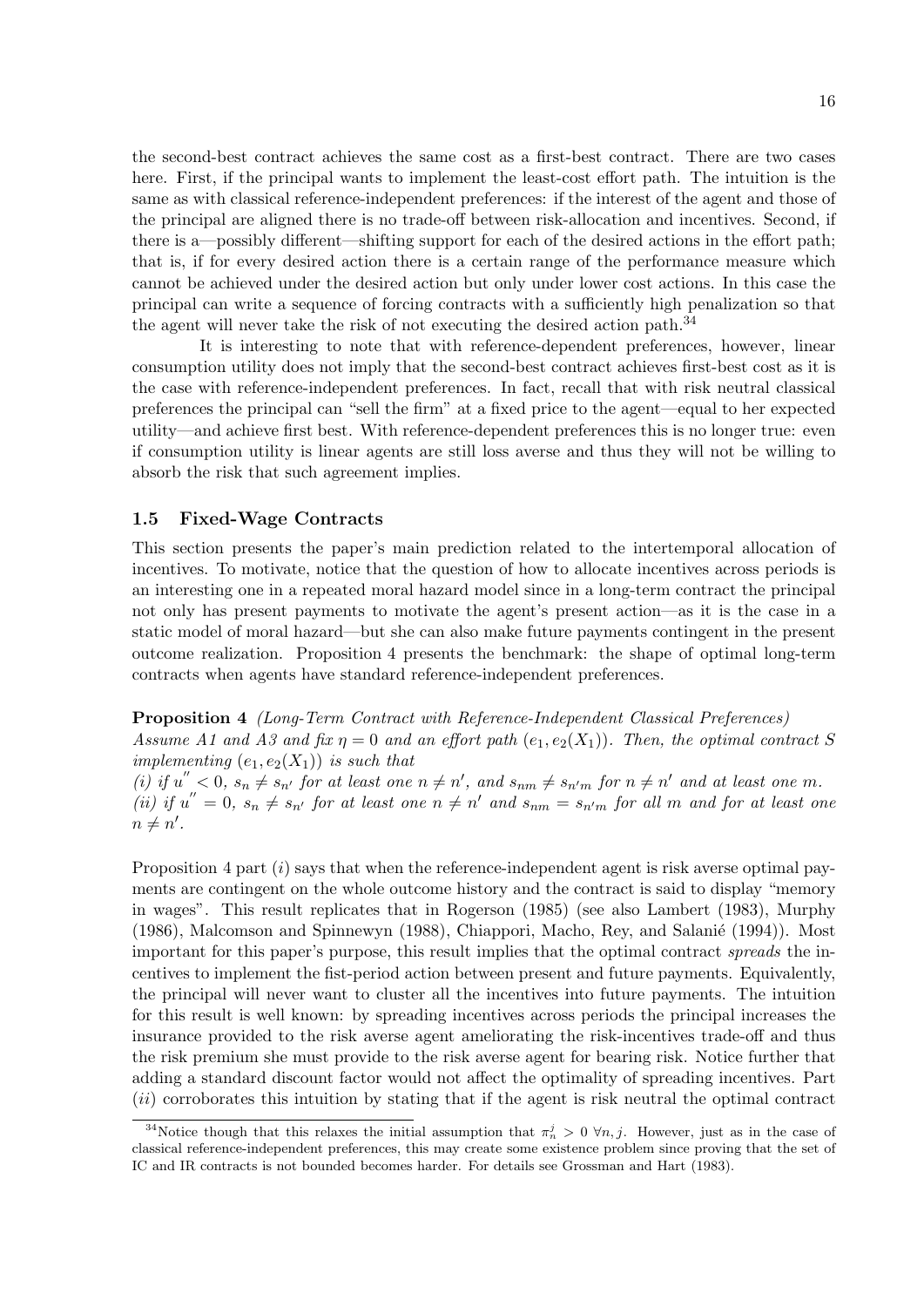the second-best contract achieves the same cost as a first-best contract. There are two cases here. First, if the principal wants to implement the least-cost effort path. The intuition is the same as with classical reference-independent preferences: if the interest of the agent and those of the principal are aligned there is no trade-off between risk-allocation and incentives. Second, if there is a—possibly different—shifting support for each of the desired actions in the effort path; that is, if for every desired action there is a certain range of the performance measure which cannot be achieved under the desired action but only under lower cost actions. In this case the principal can write a sequence of forcing contracts with a sufficiently high penalization so that the agent will never take the risk of not executing the desired action path.[34]

It is interesting to note that with reference-dependent preferences, however, linear consumption utility does not imply that the second-best contract achieves first-best cost as it is the case with reference-independent preferences. In fact, recall that with risk neutral classical preferences the principal can "sell the firm" at a fixed price to the agent—equal to her expected utility—and achieve first best. With reference-dependent preferences this is no longer true: even if consumption utility is linear agents are still loss averse and thus they will not be willing to absorb the risk that such agreement implies.

### 1.5 Fixed-Wage Contracts

This section presents the paper's main prediction related to the intertemporal allocation of incentives. To motivate, notice that the question of how to allocate incentives across periods is an interesting one in a repeated moral hazard model since in a long-term contract the principal not only has present payments to motivate the agent's present action—as it is the case in a static model of moral hazard—but she can also make future payments contingent in the present outcome realization. Proposition 4 presents the benchmark: the shape of optimal long-term contracts when agents have standard reference-independent preferences.

**Proposition 4** *(Long-Term Contract with Reference-Independent Classical Preferences) Assume A1 and A3 and fix $\eta = 0$ and an effort path $(e_1, e_2(X_1))$. Then, the optimal contract S implementing $(e_1, e_2(X_1))$ is such that*
*(i) if $u'' < 0$, $s_n \neq s_{n'}$ for at least one $n \neq n'$, and $s_{nm} \neq s_{n'm}$ for $n \neq n'$ and at least one $m$.*
*(ii) if $u'' = 0$, $s_n \neq s_{n'}$ for at least one $n \neq n'$ and $s_{nm} = s_{n'm}$ for all $m$ and for at least one $n \neq n'$.*

Proposition 4 part $(i)$ says that when the reference-independent agent is risk averse optimal payments are contingent on the whole outcome history and the contract is said to display "memory in wages". This result replicates that in Rogerson (1985) (see also Lambert (1983), Murphy (1986), Malcomson and Spinnewyn (1988), Chiappori, Macho, Rey, and Salanié (1994)). Most important for this paper's purpose, this result implies that the optimal contract *spreads* the incentives to implement the fist-period action between present and future payments. Equivalently, the principal will never want to cluster all the incentives into future payments. The intuition for this result is well known: by spreading incentives across periods the principal increases the insurance provided to the risk averse agent ameliorating the risk-incentives trade-off and thus the risk premium she must provide to the risk averse agent for bearing risk. Notice further that adding a standard discount factor would not affect the optimality of spreading incentives. Part $(ii)$ corroborates this intuition by stating that if the agent is risk neutral the optimal contract

[34] Notice though that this relaxes the initial assumption that $\pi_n^j > 0 \ \forall n, j$. However, just as in the case of classical reference-independent preferences, this may create some existence problem since proving that the set of IC and IR contracts is not bounded becomes harder. For details see Grossman and Hart (1983).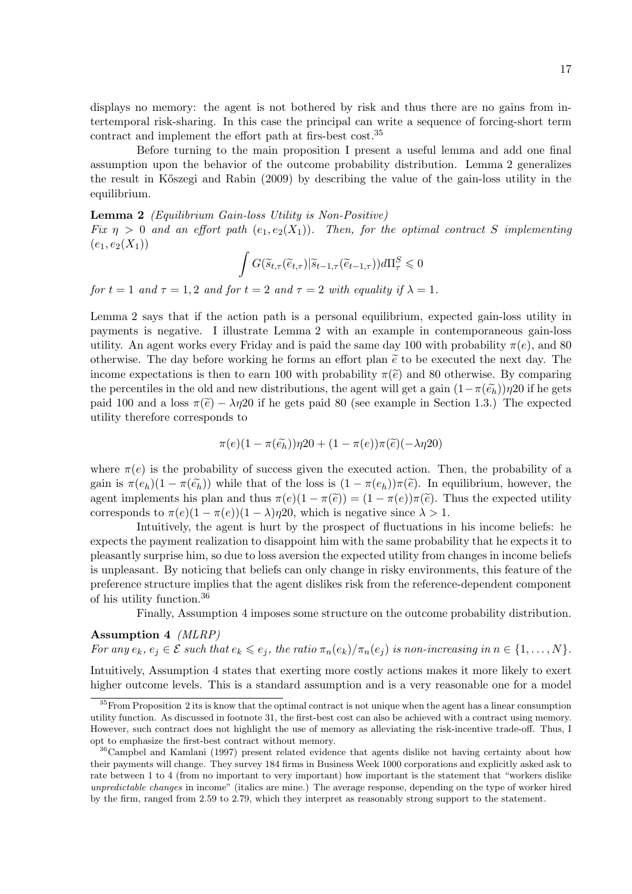displays no memory: the agent is not bothered by risk and thus there are no gains from intertemporal risk-sharing. In this case the principal can write a sequence of forcing-short term contract and implement the effort path at firs-best cost.[35]

Before turning to the main proposition I present a useful lemma and add one final assumption upon the behavior of the outcome probability distribution. Lemma 2 generalizes the result in Kőszegi and Rabin (2009) by describing the value of the gain-loss utility in the equilibrium.

**Lemma 2** *(Equilibrium Gain-loss Utility is Non-Positive)*
*Fix $\eta > 0$ and an effort path $(e_1, e_2(X_1))$. Then, for the optimal contract $S$ implementing $(e_1, e_2(X_1))$*

$$\int G(\widetilde{s}_{t,\tau}(\widetilde{e}_{t,\tau})|\widetilde{s}_{t-1,\tau}(\widetilde{e}_{t-1,\tau}))d\Pi^S_\tau \leqslant 0$$

*for $t = 1$ and $\tau = 1, 2$ and for $t = 2$ and $\tau = 2$ with equality if $\lambda = 1$.*

Lemma 2 says that if the action path is a personal equilibrium, expected gain-loss utility in payments is negative. I illustrate Lemma 2 with an example in contemporaneous gain-loss utility. An agent works every Friday and is paid the same day 100 with probability $\pi(e)$, and 80 otherwise. The day before working he forms an effort plan $\widetilde{e}$ to be executed the next day. The income expectations is then to earn 100 with probability $\pi(\widetilde{e})$ and 80 otherwise. By comparing the percentiles in the old and new distributions, the agent will get a gain $(1-\pi(\widetilde{e_h}))\eta 20$ if he gets paid 100 and a loss $\pi(\widetilde{e}) - \lambda\eta 20$ if he gets paid 80 (see example in Section 1.3.) The expected utility therefore corresponds to

$$\pi(e)(1 - \pi(\widetilde{e_h}))\eta 20 + (1 - \pi(e))\pi(\widetilde{e})(-\lambda\eta 20)$$

where $\pi(e)$ is the probability of success given the executed action. Then, the probability of a gain is $\pi(e_h)(1 - \pi(\widetilde{e_h}))$ while that of the loss is $(1 - \pi(e_h))\pi(\widetilde{e})$. In equilibrium, however, the agent implements his plan and thus $\pi(e)(1 - \pi(\widetilde{e})) = (1 - \pi(e))\pi(\widetilde{e})$. Thus the expected utility corresponds to $\pi(e)(1 - \pi(e))(1 - \lambda)\eta 20$, which is negative since $\lambda > 1$.

Intuitively, the agent is hurt by the prospect of fluctuations in his income beliefs: he expects the payment realization to disappoint him with the same probability that he expects it to pleasantly surprise him, so due to loss aversion the expected utility from changes in income beliefs is unpleasant. By noticing that beliefs can only change in risky environments, this feature of the preference structure implies that the agent dislikes risk from the reference-dependent component of his utility function.[36]

Finally, Assumption 4 imposes some structure on the outcome probability distribution.

**Assumption 4** *(MLRP)*
*For any $e_k$, $e_j \in \mathcal{E}$ such that $e_k \leqslant e_j$, the ratio $\pi_n(e_k)/\pi_n(e_j)$ is non-increasing in $n \in \{1, \ldots, N\}$.*

Intuitively, Assumption 4 states that exerting more costly actions makes it more likely to exert higher outcome levels. This is a standard assumption and is a very reasonable one for a model

[35] From Proposition 2 its is know that the optimal contract is not unique when the agent has a linear consumption utility function. As discussed in footnote 31, the first-best cost can also be achieved with a contract using memory. However, such contract does not highlight the use of memory as alleviating the risk-incentive trade-off. Thus, I opt to emphasize the first-best contract without memory.

[36] Campbel and Kamlani (1997) present related evidence that agents dislike not having certainty about how their payments will change. They survey 184 firms in Business Week 1000 corporations and explicitly asked ask to rate between 1 to 4 (from no important to very important) how important is the statement that "workers dislike *unpredictable changes* in income" (italics are mine.) The average response, depending on the type of worker hired by the firm, ranged from 2.59 to 2.79, which they interpret as reasonably strong support to the statement.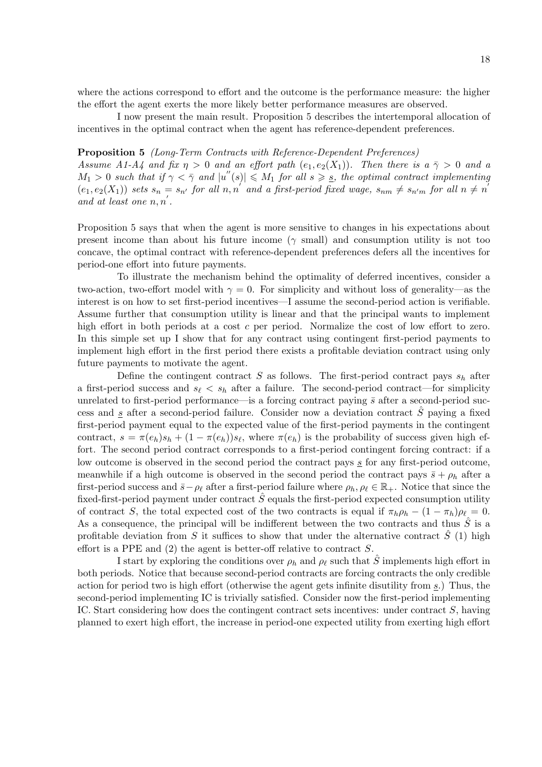where the actions correspond to effort and the outcome is the performance measure: the higher the effort the agent exerts the more likely better performance measures are observed.

I now present the main result. Proposition 5 describes the intertemporal allocation of incentives in the optimal contract when the agent has reference-dependent preferences.

**Proposition 5** *(Long-Term Contracts with Reference-Dependent Preferences)*
*Assume A1-A4 and fix $\eta > 0$ and an effort path $(e_1, e_2(X_1))$. Then there is a $\bar{\gamma} > 0$ and a $M_1 > 0$ such that if $\gamma < \bar{\gamma}$ and $|u^{''}(s)| \leqslant M_1$ for all $s \geqslant \underline{s}$, the optimal contract implementing $(e_1, e_2(X_1))$ sets $s_n = s_{n'}$ for all $n, n^{'}$ and a first-period fixed wage, $s_{nm} \neq s_{n'm}$ for all $n \neq n^{'}$ and at least one $n, n^{'}$.*

Proposition 5 says that when the agent is more sensitive to changes in his expectations about present income than about his future income ($\gamma$ small) and consumption utility is not too concave, the optimal contract with reference-dependent preferences defers all the incentives for period-one effort into future payments.

To illustrate the mechanism behind the optimality of deferred incentives, consider a two-action, two-effort model with $\gamma = 0$. For simplicity and without loss of generality—as the interest is on how to set first-period incentives—I assume the second-period action is verifiable. Assume further that consumption utility is linear and that the principal wants to implement high effort in both periods at a cost $c$ per period. Normalize the cost of low effort to zero. In this simple set up I show that for any contract using contingent first-period payments to implement high effort in the first period there exists a profitable deviation contract using only future payments to motivate the agent.

Define the contingent contract $S$ as follows. The first-period contract pays $s_h$ after a first-period success and $s_\ell < s_h$ after a failure. The second-period contract—for simplicity unrelated to first-period performance—is a forcing contract paying $\bar{s}$ after a second-period success and $\underline{s}$ after a second-period failure. Consider now a deviation contract $\hat{S}$ paying a fixed first-period payment equal to the expected value of the first-period payments in the contingent contract, $s = \pi(e_h)s_h + (1 - \pi(e_h))s_\ell$, where $\pi(e_h)$ is the probability of success given high effort. The second period contract corresponds to a first-period contingent forcing contract: if a low outcome is observed in the second period the contract pays $\underline{s}$ for any first-period outcome, meanwhile if a high outcome is observed in the second period the contract pays $\bar{s} + \rho_h$ after a first-period success and $\bar{s} - \rho_\ell$ after a first-period failure where $\rho_h, \rho_\ell \in \mathbb{R}_+$. Notice that since the fixed-first-period payment under contract $\hat{S}$ equals the first-period expected consumption utility of contract $S$, the total expected cost of the two contracts is equal if $\pi_h\rho_h - (1 - \pi_h)\rho_\ell = 0$. As a consequence, the principal will be indifferent between the two contracts and thus $\hat{S}$ is a profitable deviation from $S$ it suffices to show that under the alternative contract $\hat{S}$ (1) high effort is a PPE and (2) the agent is better-off relative to contract $S$.

I start by exploring the conditions over $\rho_h$ and $\rho_\ell$ such that $\hat{S}$ implements high effort in both periods. Notice that because second-period contracts are forcing contracts the only credible action for period two is high effort (otherwise the agent gets infinite disutility from $\underline{s}$.) Thus, the second-period implementing IC is trivially satisfied. Consider now the first-period implementing IC. Start considering how does the contingent contract sets incentives: under contract $S$, having planned to exert high effort, the increase in period-one expected utility from exerting high effort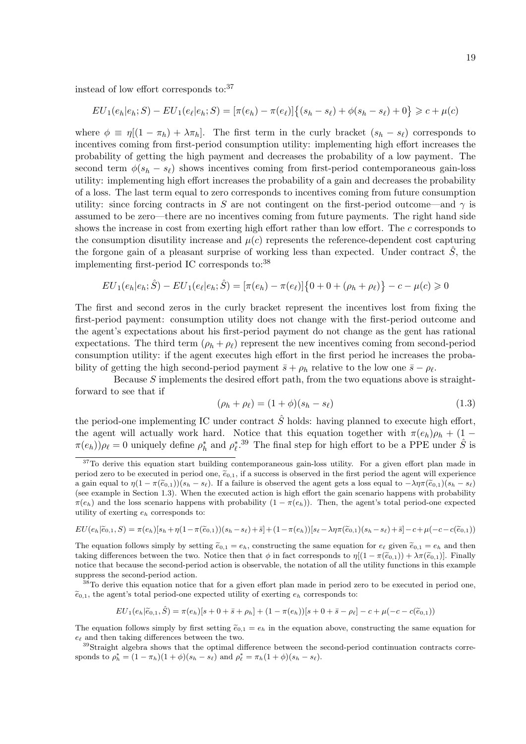instead of low effort corresponds to:[37]

$$EU_1(e_h|e_h;S) - EU_1(e_\ell|e_h;S) = [\pi(e_h) - \pi(e_\ell)]\{(s_h - s_\ell) + \phi(s_h - s_\ell) + 0\} \geqslant c + \mu(c)$$

where $\phi \equiv \eta[(1-\pi_h) + \lambda\pi_h]$. The first term in the curly bracket $(s_h - s_\ell)$ corresponds to incentives coming from first-period consumption utility: implementing high effort increases the probability of getting the high payment and decreases the probability of a low payment. The second term $\phi(s_h - s_\ell)$ shows incentives coming from first-period contemporaneous gain-loss utility: implementing high effort increases the probability of a gain and decreases the probability of a loss. The last term equal to zero corresponds to incentives coming from future consumption utility: since forcing contracts in $S$ are not contingent on the first-period outcome—and $\gamma$ is assumed to be zero—there are no incentives coming from future payments. The right hand side shows the increase in cost from exerting high effort rather than low effort. The $c$ corresponds to the consumption disutility increase and $\mu(c)$ represents the reference-dependent cost capturing the forgone gain of a pleasant surprise of working less than expected. Under contract $\hat{S}$, the implementing first-period IC corresponds to:[38]

$$EU_1(e_h|e_h;\hat{S}) - EU_1(e_\ell|e_h;\hat{S}) = [\pi(e_h) - \pi(e_\ell)]\{0 + 0 + (\rho_h + \rho_\ell)\} - c - \mu(c) \geqslant 0$$

The first and second zeros in the curly bracket represent the incentives lost from fixing the first-period payment: consumption utility does not change with the first-period outcome and the agent's expectations about his first-period payment do not change as the gent has rational expectations. The third term $(\rho_h + \rho_\ell)$ represent the new incentives coming from second-period consumption utility: if the agent executes high effort in the first period he increases the probability of getting the high second-period payment $\bar{s} + \rho_h$ relative to the low one $\bar{s} - \rho_\ell$.

Because $S$ implements the desired effort path, from the two equations above is straightforward to see that if

$$(\rho_h + \rho_\ell) = (1 + \phi)(s_h - s_\ell) \tag{1.3}$$

the period-one implementing IC under contract $\hat{S}$ holds: having planned to execute high effort, the agent will actually work hard. Notice that this equation together with $\pi(e_h)\rho_h + (1 - \pi(e_h))\rho_\ell = 0$ uniquely define $\rho_h^*$ and $\rho_\ell^*$.[39] The final step for high effort to be a PPE under $\hat{S}$ is

---

[37] To derive this equation start building contemporaneous gain-loss utility. For a given effort plan made in period zero to be executed in period one, $\widetilde{e}_{0,1}$, if a success is observed in the first period the agent will experience a gain equal to $\eta(1 - \pi(\widetilde{e}_{0,1}))(s_h - s_\ell)$. If a failure is observed the agent gets a loss equal to $-\lambda\eta\pi(\widetilde{e}_{0,1})(s_h - s_\ell)$ (see example in Section 1.3). When the executed action is high effort the gain scenario happens with probability $\pi(e_h)$ and the loss scenario happens with probability $(1 - \pi(e_h))$. Then, the agent's total period-one expected utility of exerting $e_h$ corresponds to:

$$EU(e_h|\widetilde{e}_{0,1}, S) = \pi(e_h)[s_h + \eta(1-\pi(\widetilde{e}_{0,1}))(s_h - s_\ell) + \bar{s}] + (1-\pi(e_h))[s_\ell - \lambda\eta\pi(\widetilde{e}_{0,1})(s_h - s_\ell) + \bar{s}] - c + \mu(-c - c(\widetilde{e}_{0,1}))$$

The equation follows simply by setting $\widetilde{e}_{0,1} = e_h$, constructing the same equation for $e_\ell$ given $\widetilde{e}_{0,1} = e_h$ and then taking differences between the two. Notice then that $\phi$ in fact corresponds to $\eta[(1 - \pi(\widetilde{e}_{0,1})) + \lambda\pi(\widetilde{e}_{0,1})]$. Finally notice that because the second-period action is observable, the notation of all the utility functions in this example suppress the second-period action.

[38] To derive this equation notice that for a given effort plan made in period zero to be executed in period one, $\widetilde{e}_{0,1}$, the agent's total period-one expected utility of exerting $e_h$ corresponds to:

$$EU_1(e_h|\widetilde{e}_{0,1}, \hat{S}) = \pi(e_h)[s + 0 + \bar{s} + \rho_h] + (1 - \pi(e_h))[s + 0 + \bar{s} - \rho_\ell] - c + \mu(-c - c(\widetilde{e}_{0,1}))$$

The equation follows simply by first setting $\widetilde{e}_{0,1} = e_h$ in the equation above, constructing the same equation for $e_\ell$ and then taking differences between the two.

[39] Straight algebra shows that the optimal difference between the second-period continuation contracts corresponds to $\rho_h^* = (1 - \pi_h)(1 + \phi)(s_h - s_\ell)$ and $\rho_\ell^* = \pi_h(1 + \phi)(s_h - s_\ell)$.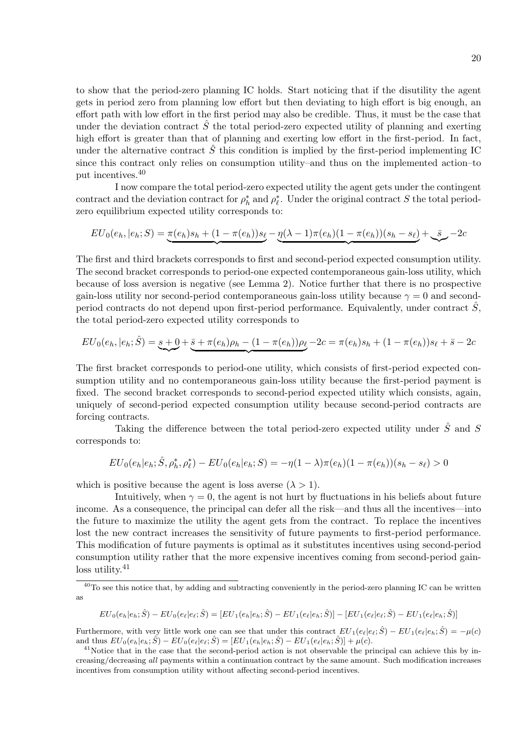to show that the period-zero planning IC holds. Start noticing that if the disutility the agent gets in period zero from planning low effort but then deviating to high effort is big enough, an effort path with low effort in the first period may also be credible. Thus, it must be the case that under the deviation contract $\hat{S}$ the total period-zero expected utility of planning and exerting high effort is greater than that of planning and exerting low effort in the first-period. In fact, under the alternative contract $\hat{S}$ this condition is implied by the first-period implementing IC since this contract only relies on consumption utility–and thus on the implemented action–to put incentives.[40]

I now compare the total period-zero expected utility the agent gets under the contingent contract and the deviation contract for $\rho_h^*$ and $\rho_\ell^*$. Under the original contract $S$ the total period-zero equilibrium expected utility corresponds to:

$$EU_0(e_h, |e_h; S) = \underbrace{\pi(e_h)s_h + (1 - \pi(e_h))s_\ell}_{} - \underbrace{\eta(\lambda - 1)\pi(e_h)(1 - \pi(e_h))(s_h - s_\ell)}_{} + \underbrace{\bar{s}}_{} - 2c$$

The first and third brackets corresponds to first and second-period expected consumption utility. The second bracket corresponds to period-one expected contemporaneous gain-loss utility, which because of loss aversion is negative (see Lemma 2). Notice further that there is no prospective gain-loss utility nor second-period contemporaneous gain-loss utility because $\gamma = 0$ and second-period contracts do not depend upon first-period performance. Equivalently, under contract $\hat{S}$, the total period-zero expected utility corresponds to

$$EU_0(e_h, |e_h; \hat{S}) = \underbrace{s + 0}_{} + \underbrace{\bar{s} + \pi(e_h)\rho_h - (1 - \pi(e_h))\rho_\ell}_{} - 2c = \pi(e_h)s_h + (1 - \pi(e_h))s_\ell + \bar{s} - 2c$$

The first bracket corresponds to period-one utility, which consists of first-period expected consumption utility and no contemporaneous gain-loss utility because the first-period payment is fixed. The second bracket corresponds to second-period expected utility which consists, again, uniquely of second-period expected consumption utility because second-period contracts are forcing contracts.

Taking the difference between the total period-zero expected utility under $\hat{S}$ and $S$ corresponds to:

$$EU_0(e_h|e_h; \hat{S}, \rho_h^*, \rho_\ell^*) - EU_0(e_h|e_h; S) = -\eta(1 - \lambda)\pi(e_h)(1 - \pi(e_h))(s_h - s_\ell) > 0$$

which is positive because the agent is loss averse ($\lambda > 1$).

Intuitively, when $\gamma = 0$, the agent is not hurt by fluctuations in his beliefs about future income. As a consequence, the principal can defer all the risk—and thus all the incentives—into the future to maximize the utility the agent gets from the contract. To replace the incentives lost the new contract increases the sensitivity of future payments to first-period performance. This modification of future payments is optimal as it substitutes incentives using second-period consumption utility rather that the more expensive incentives coming from second-period gain-loss utility.[41]

---

[40] To see this notice that, by adding and subtracting conveniently in the period-zero planning IC can be written as

$$EU_0(e_h|e_h; \hat{S}) - EU_0(e_\ell|e_\ell; \hat{S}) = [EU_1(e_h|e_h; \hat{S}) - EU_1(e_\ell|e_h; \hat{S})] - [EU_1(e_\ell|e_\ell; \hat{S}) - EU_1(e_\ell|e_h; \hat{S})]$$

Furthermore, with very little work one can see that under this contract $EU_1(e_\ell|e_\ell; \hat{S}) - EU_1(e_\ell|e_h; \hat{S}) = -\mu(c)$ and thus $EU_0(e_h|e_h; \hat{S}) - EU_0(e_\ell|e_\ell; \hat{S}) = [EU_1(e_h|e_h; \hat{S}) - EU_1(e_\ell|e_h; \hat{S})] + \mu(c)$.

[41] Notice that in the case that the second-period action is not observable the principal can achieve this by increasing/decreasing *all* payments within a continuation contract by the same amount. Such modification increases incentives from consumption utility without affecting second-period incentives.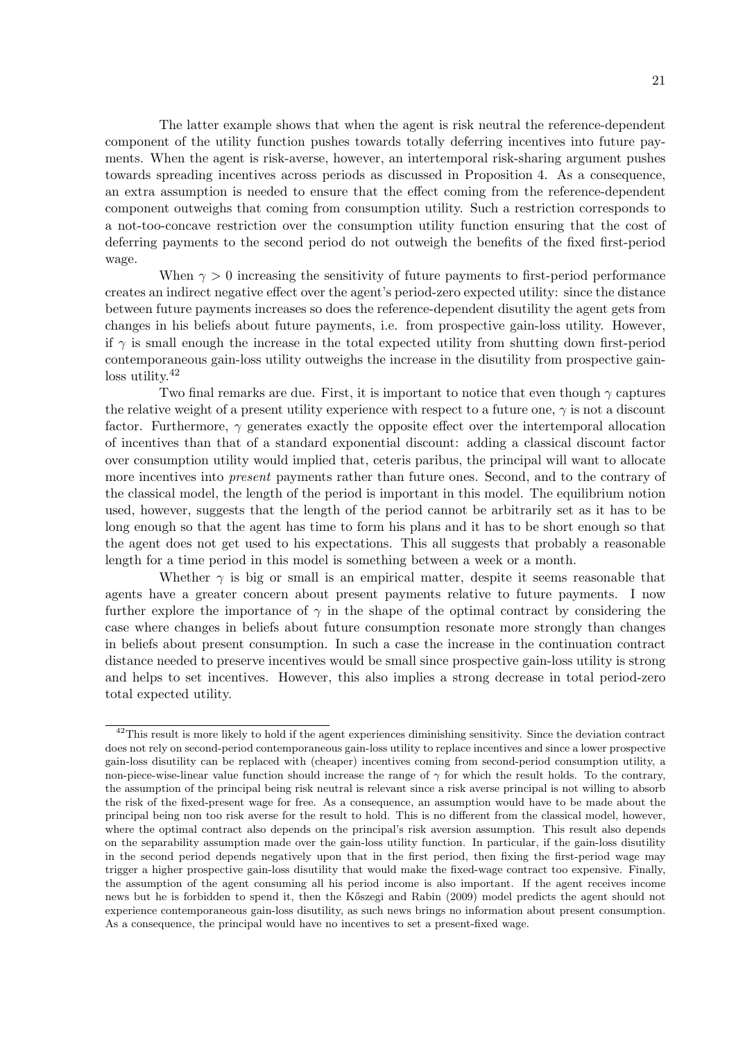The latter example shows that when the agent is risk neutral the reference-dependent component of the utility function pushes towards totally deferring incentives into future payments. When the agent is risk-averse, however, an intertemporal risk-sharing argument pushes towards spreading incentives across periods as discussed in Proposition 4. As a consequence, an extra assumption is needed to ensure that the effect coming from the reference-dependent component outweighs that coming from consumption utility. Such a restriction corresponds to a not-too-concave restriction over the consumption utility function ensuring that the cost of deferring payments to the second period do not outweigh the benefits of the fixed first-period wage.

When $\gamma > 0$ increasing the sensitivity of future payments to first-period performance creates an indirect negative effect over the agent's period-zero expected utility: since the distance between future payments increases so does the reference-dependent disutility the agent gets from changes in his beliefs about future payments, i.e. from prospective gain-loss utility. However, if $\gamma$ is small enough the increase in the total expected utility from shutting down first-period contemporaneous gain-loss utility outweighs the increase in the disutility from prospective gain-loss utility.[42]

Two final remarks are due. First, it is important to notice that even though $\gamma$ captures the relative weight of a present utility experience with respect to a future one, $\gamma$ is not a discount factor. Furthermore, $\gamma$ generates exactly the opposite effect over the intertemporal allocation of incentives than that of a standard exponential discount: adding a classical discount factor over consumption utility would implied that, ceteris paribus, the principal will want to allocate more incentives into *present* payments rather than future ones. Second, and to the contrary of the classical model, the length of the period is important in this model. The equilibrium notion used, however, suggests that the length of the period cannot be arbitrarily set as it has to be long enough so that the agent has time to form his plans and it has to be short enough so that the agent does not get used to his expectations. This all suggests that probably a reasonable length for a time period in this model is something between a week or a month.

Whether $\gamma$ is big or small is an empirical matter, despite it seems reasonable that agents have a greater concern about present payments relative to future payments. I now further explore the importance of $\gamma$ in the shape of the optimal contract by considering the case where changes in beliefs about future consumption resonate more strongly than changes in beliefs about present consumption. In such a case the increase in the continuation contract distance needed to preserve incentives would be small since prospective gain-loss utility is strong and helps to set incentives. However, this also implies a strong decrease in total period-zero total expected utility.

[42] This result is more likely to hold if the agent experiences diminishing sensitivity. Since the deviation contract does not rely on second-period contemporaneous gain-loss utility to replace incentives and since a lower prospective gain-loss disutility can be replaced with (cheaper) incentives coming from second-period consumption utility, a non-piece-wise-linear value function should increase the range of $\gamma$ for which the result holds. To the contrary, the assumption of the principal being risk neutral is relevant since a risk averse principal is not willing to absorb the risk of the fixed-present wage for free. As a consequence, an assumption would have to be made about the principal being non too risk averse for the result to hold. This is no different from the classical model, however, where the optimal contract also depends on the principal's risk aversion assumption. This result also depends on the separability assumption made over the gain-loss utility function. In particular, if the gain-loss disutility in the second period depends negatively upon that in the first period, then fixing the first-period wage may trigger a higher prospective gain-loss disutility that would make the fixed-wage contract too expensive. Finally, the assumption of the agent consuming all his period income is also important. If the agent receives income news but he is forbidden to spend it, then the Kőszegi and Rabin (2009) model predicts the agent should not experience contemporaneous gain-loss disutility, as such news brings no information about present consumption. As a consequence, the principal would have no incentives to set a present-fixed wage.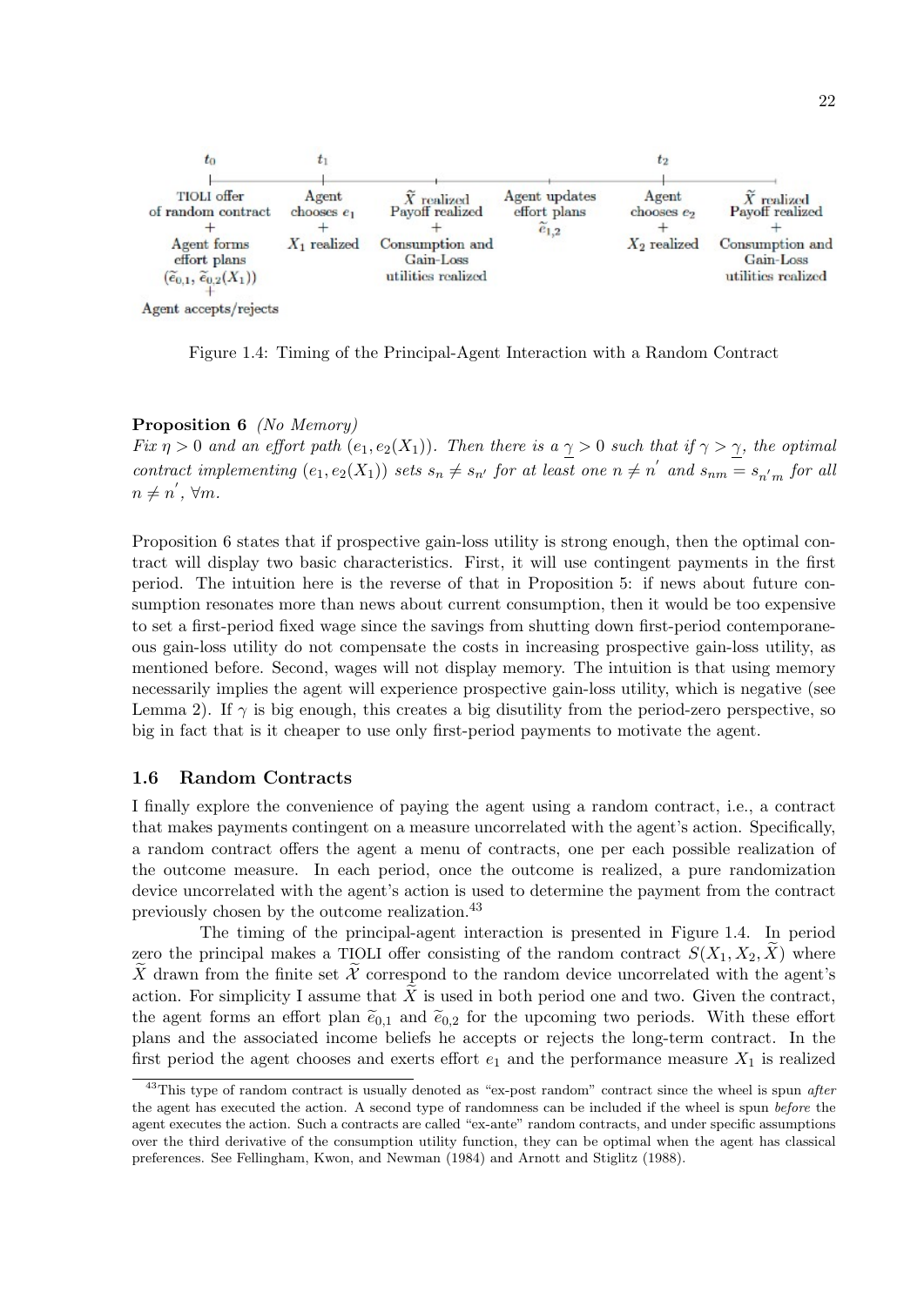| $t_0$ | $t_1$ | | | $t_2$ | |
|---|---|---|---|---|---|
| TIOLI offer of random contract + Agent forms effort plans $(\widetilde{e}_{0,1}, \widetilde{e}_{0,2}(X_1))$ + Agent accepts/rejects | Agent chooses $e_1$ + $X_1$ realized | $\widetilde{X}$ realized Payoff realized + Consumption and Gain-Loss utilities realized | Agent updates effort plans $\widetilde{e}_{1,2}$ | Agent chooses $e_2$ + $X_2$ realized | $\widetilde{X}$ realized Payoff realized + Consumption and Gain-Loss utilities realized |

Figure 1.4: Timing of the Principal-Agent Interaction with a Random Contract

**Proposition 6** *(No Memory)*
*Fix $\eta > 0$ and an effort path $(e_1, e_2(X_1))$. Then there is a $\underline{\gamma} > 0$ such that if $\gamma > \underline{\gamma}$, the optimal contract implementing $(e_1, e_2(X_1))$ sets $s_n \neq s_{n'}$ for at least one $n \neq n'$ and $s_{nm} = s_{n'm}$ for all $n \neq n'$, $\forall m$.*

Proposition 6 states that if prospective gain-loss utility is strong enough, then the optimal contract will display two basic characteristics. First, it will use contingent payments in the first period. The intuition here is the reverse of that in Proposition 5: if news about future consumption resonates more than news about current consumption, then it would be too expensive to set a first-period fixed wage since the savings from shutting down first-period contemporaneous gain-loss utility do not compensate the costs in increasing prospective gain-loss utility, as mentioned before. Second, wages will not display memory. The intuition is that using memory necessarily implies the agent will experience prospective gain-loss utility, which is negative (see Lemma 2). If $\gamma$ is big enough, this creates a big disutility from the period-zero perspective, so big in fact that is it cheaper to use only first-period payments to motivate the agent.

### 1.6 Random Contracts

I finally explore the convenience of paying the agent using a random contract, i.e., a contract that makes payments contingent on a measure uncorrelated with the agent's action. Specifically, a random contract offers the agent a menu of contracts, one per each possible realization of the outcome measure. In each period, once the outcome is realized, a pure randomization device uncorrelated with the agent's action is used to determine the payment from the contract previously chosen by the outcome realization.[43]

The timing of the principal-agent interaction is presented in Figure 1.4. In period zero the principal makes a TIOLI offer consisting of the random contract $S(X_1, X_2, \widetilde{X})$ where $\widetilde{X}$ drawn from the finite set $\widetilde{\mathcal{X}}$ correspond to the random device uncorrelated with the agent's action. For simplicity I assume that $\widetilde{X}$ is used in both period one and two. Given the contract, the agent forms an effort plan $\widetilde{e}_{0,1}$ and $\widetilde{e}_{0,2}$ for the upcoming two periods. With these effort plans and the associated income beliefs he accepts or rejects the long-term contract. In the first period the agent chooses and exerts effort $e_1$ and the performance measure $X_1$ is realized

[43] This type of random contract is usually denoted as "ex-post random" contract since the wheel is spun *after* the agent has executed the action. A second type of randomness can be included if the wheel is spun *before* the agent executes the action. Such a contracts are called "ex-ante" random contracts, and under specific assumptions over the third derivative of the consumption utility function, they can be optimal when the agent has classical preferences. See Fellingham, Kwon, and Newman (1984) and Arnott and Stiglitz (1988).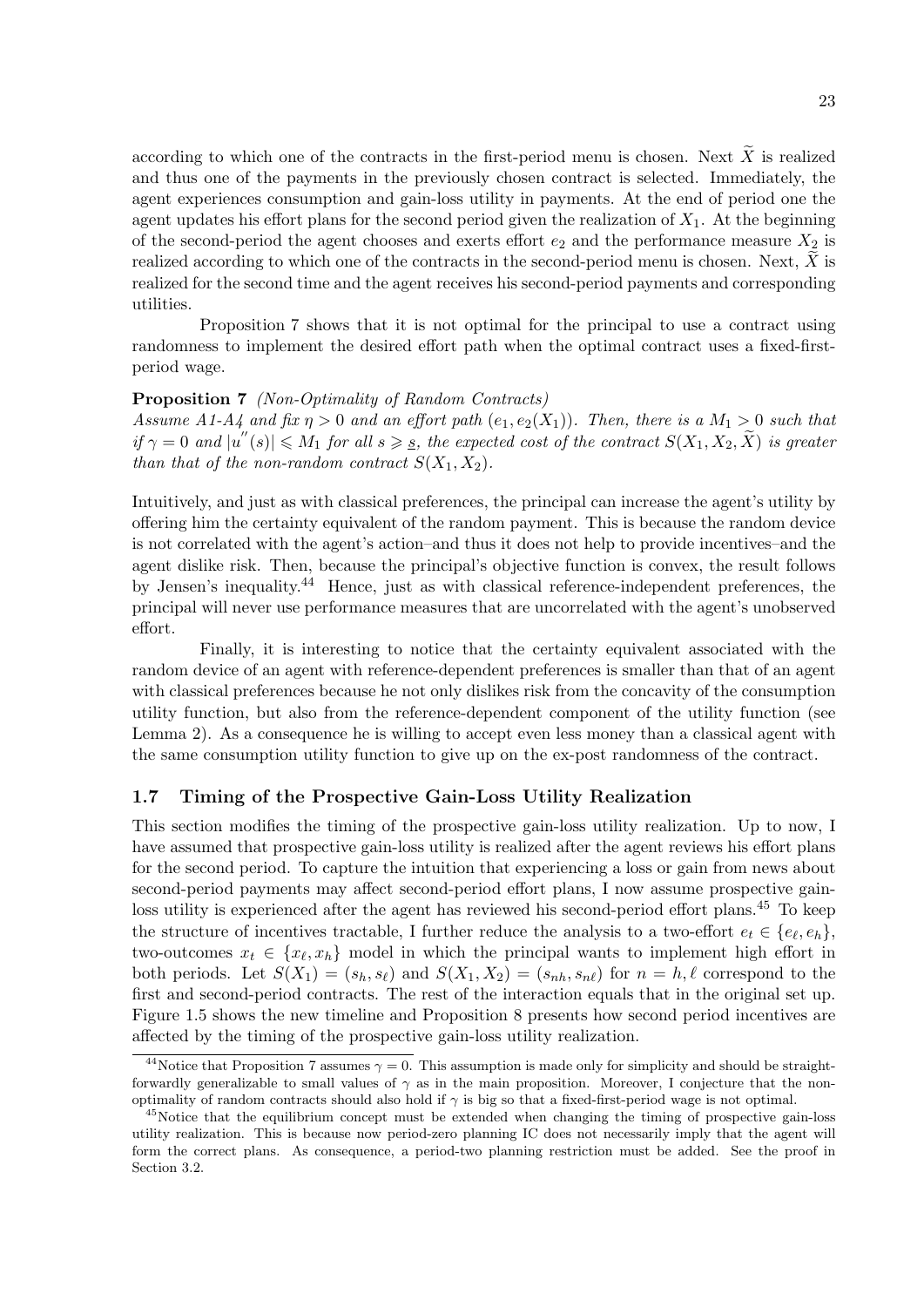according to which one of the contracts in the first-period menu is chosen. Next $\widetilde{X}$ is realized and thus one of the payments in the previously chosen contract is selected. Immediately, the agent experiences consumption and gain-loss utility in payments. At the end of period one the agent updates his effort plans for the second period given the realization of $X_1$. At the beginning of the second-period the agent chooses and exerts effort $e_2$ and the performance measure $X_2$ is realized according to which one of the contracts in the second-period menu is chosen. Next, $\widetilde{X}$ is realized for the second time and the agent receives his second-period payments and corresponding utilities.

Proposition 7 shows that it is not optimal for the principal to use a contract using randomness to implement the desired effort path when the optimal contract uses a fixed-first-period wage.

**Proposition 7** *(Non-Optimality of Random Contracts)*
*Assume A1-A4 and fix $\eta > 0$ and an effort path $(e_1, e_2(X_1))$. Then, there is a $M_1 > 0$ such that if $\gamma = 0$ and $|u''(s)| \leqslant M_1$ for all $s \geqslant \underline{s}$, the expected cost of the contract $S(X_1, X_2, \widetilde{X})$ is greater than that of the non-random contract $S(X_1, X_2)$.*

Intuitively, and just as with classical preferences, the principal can increase the agent's utility by offering him the certainty equivalent of the random payment. This is because the random device is not correlated with the agent's action–and thus it does not help to provide incentives–and the agent dislike risk. Then, because the principal's objective function is convex, the result follows by Jensen's inequality.[44] Hence, just as with classical reference-independent preferences, the principal will never use performance measures that are uncorrelated with the agent's unobserved effort.

Finally, it is interesting to notice that the certainty equivalent associated with the random device of an agent with reference-dependent preferences is smaller than that of an agent with classical preferences because he not only dislikes risk from the concavity of the consumption utility function, but also from the reference-dependent component of the utility function (see Lemma 2). As a consequence he is willing to accept even less money than a classical agent with the same consumption utility function to give up on the ex-post randomness of the contract.

### 1.7 Timing of the Prospective Gain-Loss Utility Realization

This section modifies the timing of the prospective gain-loss utility realization. Up to now, I have assumed that prospective gain-loss utility is realized after the agent reviews his effort plans for the second period. To capture the intuition that experiencing a loss or gain from news about second-period payments may affect second-period effort plans, I now assume prospective gain-loss utility is experienced after the agent has reviewed his second-period effort plans.[45] To keep the structure of incentives tractable, I further reduce the analysis to a two-effort $e_t \in \{e_\ell, e_h\}$, two-outcomes $x_t \in \{x_\ell, x_h\}$ model in which the principal wants to implement high effort in both periods. Let $S(X_1) = (s_h, s_\ell)$ and $S(X_1, X_2) = (s_{nh}, s_{n\ell})$ for $n = h, \ell$ correspond to the first and second-period contracts. The rest of the interaction equals that in the original set up. Figure 1.5 shows the new timeline and Proposition 8 presents how second period incentives are affected by the timing of the prospective gain-loss utility realization.

[44] Notice that Proposition 7 assumes $\gamma = 0$. This assumption is made only for simplicity and should be straightforwardly generalizable to small values of $\gamma$ as in the main proposition. Moreover, I conjecture that the non-optimality of random contracts should also hold if $\gamma$ is big so that a fixed-first-period wage is not optimal.

[45] Notice that the equilibrium concept must be extended when changing the timing of prospective gain-loss utility realization. This is because now period-zero planning IC does not necessarily imply that the agent will form the correct plans. As consequence, a period-two planning restriction must be added. See the proof in Section 3.2.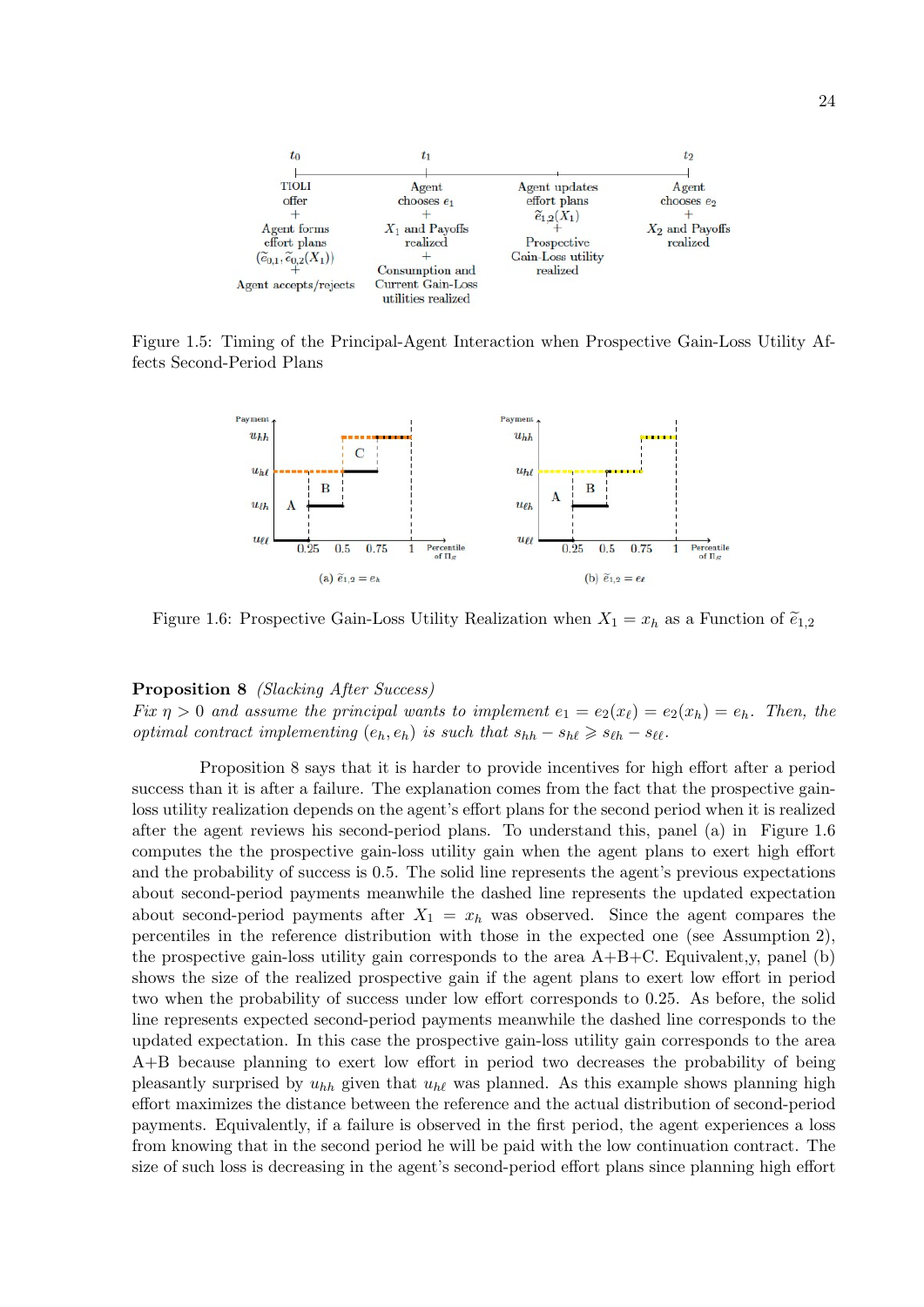Figure 1.5: Timing of the Principal-Agent Interaction when Prospective Gain-Loss Utility Affects Second-Period Plans

Figure 1.6: Prospective Gain-Loss Utility Realization when $X_1 = x_h$ as a Function of $\widetilde{e}_{1,2}$

**Proposition 8** *(Slacking After Success)*
*Fix $\eta > 0$ and assume the principal wants to implement $e_1 = e_2(x_\ell) = e_2(x_h) = e_h$. Then, the optimal contract implementing $(e_h, e_h)$ is such that $s_{hh} - s_{h\ell} \geqslant s_{\ell h} - s_{\ell\ell}$.*

Proposition 8 says that it is harder to provide incentives for high effort after a period success than it is after a failure. The explanation comes from the fact that the prospective gain-loss utility realization depends on the agent's effort plans for the second period when it is realized after the agent reviews his second-period plans. To understand this, panel (a) in Figure 1.6 computes the the prospective gain-loss utility gain when the agent plans to exert high effort and the probability of success is 0.5. The solid line represents the agent's previous expectations about second-period payments meanwhile the dashed line represents the updated expectation about second-period payments after $X_1 = x_h$ was observed. Since the agent compares the percentiles in the reference distribution with those in the expected one (see Assumption 2), the prospective gain-loss utility gain corresponds to the area A+B+C. Equivalent,y, panel (b) shows the size of the realized prospective gain if the agent plans to exert low effort in period two when the probability of success under low effort corresponds to 0.25. As before, the solid line represents expected second-period payments meanwhile the dashed line corresponds to the updated expectation. In this case the prospective gain-loss utility gain corresponds to the area A+B because planning to exert low effort in period two decreases the probability of being pleasantly surprised by $u_{hh}$ given that $u_{h\ell}$ was planned. As this example shows planning high effort maximizes the distance between the reference and the actual distribution of second-period payments. Equivalently, if a failure is observed in the first period, the agent experiences a loss from knowing that in the second period he will be paid with the low continuation contract. The size of such loss is decreasing in the agent's second-period effort plans since planning high effort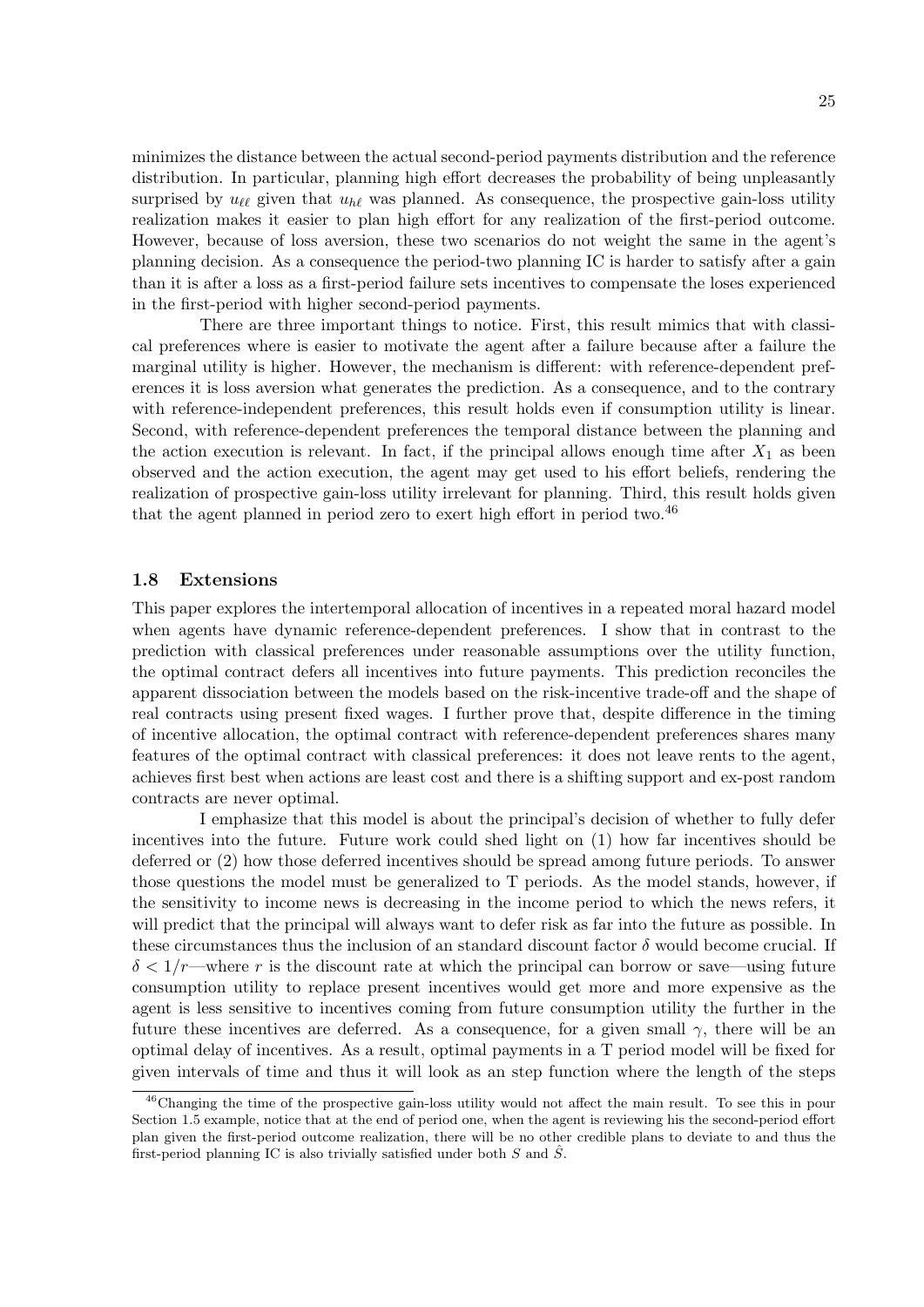minimizes the distance between the actual second-period payments distribution and the reference distribution. In particular, planning high effort decreases the probability of being unpleasantly surprised by $u_{\ell\ell}$ given that $u_{h\ell}$ was planned. As consequence, the prospective gain-loss utility realization makes it easier to plan high effort for any realization of the first-period outcome. However, because of loss aversion, these two scenarios do not weight the same in the agent's planning decision. As a consequence the period-two planning IC is harder to satisfy after a gain than it is after a loss as a first-period failure sets incentives to compensate the loses experienced in the first-period with higher second-period payments.

There are three important things to notice. First, this result mimics that with classical preferences where is easier to motivate the agent after a failure because after a failure the marginal utility is higher. However, the mechanism is different: with reference-dependent preferences it is loss aversion what generates the prediction. As a consequence, and to the contrary with reference-independent preferences, this result holds even if consumption utility is linear. Second, with reference-dependent preferences the temporal distance between the planning and the action execution is relevant. In fact, if the principal allows enough time after $X_1$ as been observed and the action execution, the agent may get used to his effort beliefs, rendering the realization of prospective gain-loss utility irrelevant for planning. Third, this result holds given that the agent planned in period zero to exert high effort in period two.[46]

### 1.8 Extensions

This paper explores the intertemporal allocation of incentives in a repeated moral hazard model when agents have dynamic reference-dependent preferences. I show that in contrast to the prediction with classical preferences under reasonable assumptions over the utility function, the optimal contract defers all incentives into future payments. This prediction reconciles the apparent dissociation between the models based on the risk-incentive trade-off and the shape of real contracts using present fixed wages. I further prove that, despite difference in the timing of incentive allocation, the optimal contract with reference-dependent preferences shares many features of the optimal contract with classical preferences: it does not leave rents to the agent, achieves first best when actions are least cost and there is a shifting support and ex-post random contracts are never optimal.

I emphasize that this model is about the principal's decision of whether to fully defer incentives into the future. Future work could shed light on (1) how far incentives should be deferred or (2) how those deferred incentives should be spread among future periods. To answer those questions the model must be generalized to T periods. As the model stands, however, if the sensitivity to income news is decreasing in the income period to which the news refers, it will predict that the principal will always want to defer risk as far into the future as possible. In these circumstances thus the inclusion of an standard discount factor $\delta$ would become crucial. If $\delta < 1/r$—where $r$ is the discount rate at which the principal can borrow or save—using future consumption utility to replace present incentives would get more and more expensive as the agent is less sensitive to incentives coming from future consumption utility the further in the future these incentives are deferred. As a consequence, for a given small $\gamma$, there will be an optimal delay of incentives. As a result, optimal payments in a T period model will be fixed for given intervals of time and thus it will look as an step function where the length of the steps

[46] Changing the time of the prospective gain-loss utility would not affect the main result. To see this in pour Section 1.5 example, notice that at the end of period one, when the agent is reviewing his the second-period effort plan given the first-period outcome realization, there will be no other credible plans to deviate to and thus the first-period planning IC is also trivially satisfied under both $S$ and $\hat{S}$.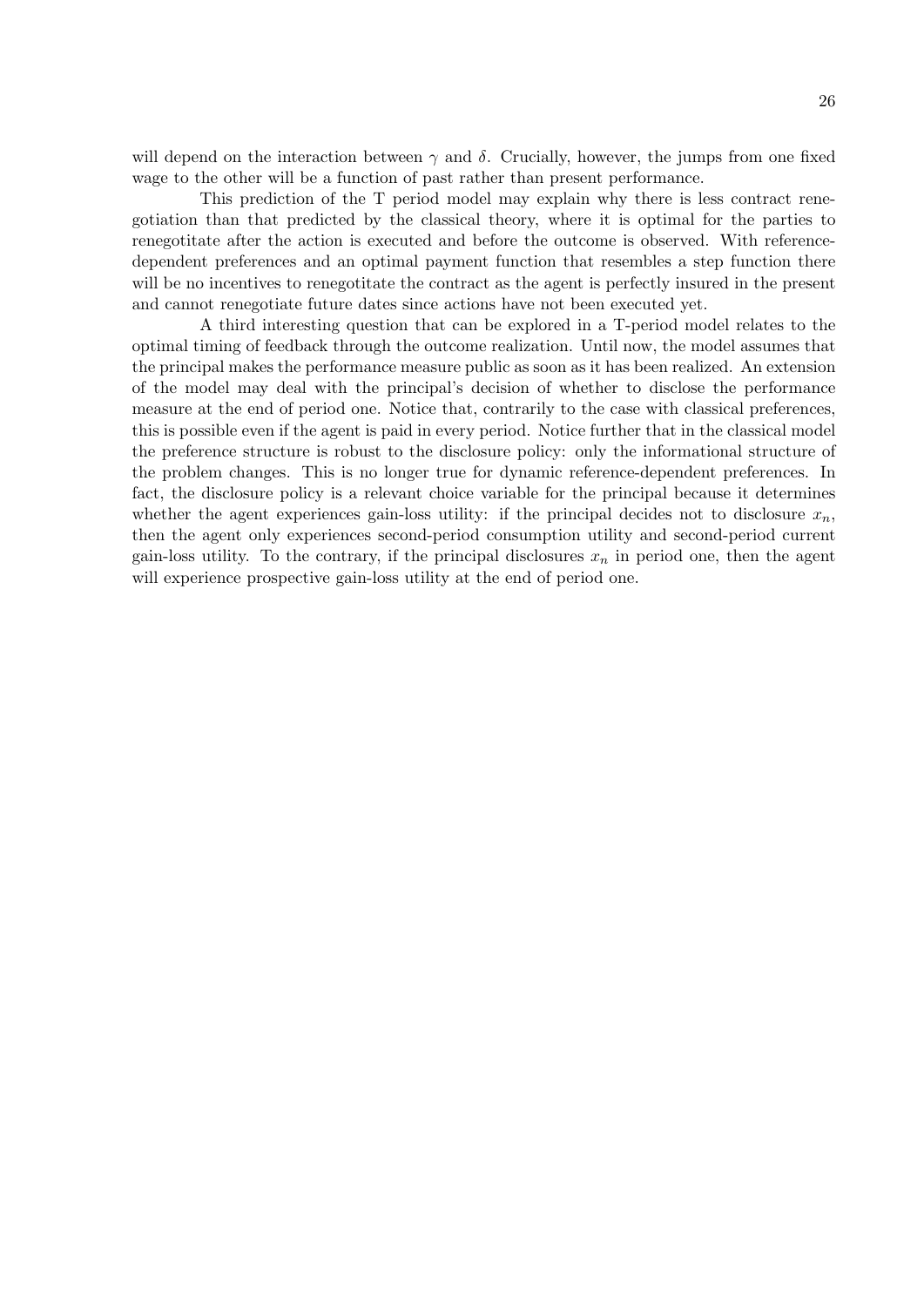will depend on the interaction between $\gamma$ and $\delta$. Crucially, however, the jumps from one fixed wage to the other will be a function of past rather than present performance.

This prediction of the T period model may explain why there is less contract renegotiation than that predicted by the classical theory, where it is optimal for the parties to renegotitate after the action is executed and before the outcome is observed. With reference-dependent preferences and an optimal payment function that resembles a step function there will be no incentives to renegotitate the contract as the agent is perfectly insured in the present and cannot renegotiate future dates since actions have not been executed yet.

A third interesting question that can be explored in a T-period model relates to the optimal timing of feedback through the outcome realization. Until now, the model assumes that the principal makes the performance measure public as soon as it has been realized. An extension of the model may deal with the principal's decision of whether to disclose the performance measure at the end of period one. Notice that, contrarily to the case with classical preferences, this is possible even if the agent is paid in every period. Notice further that in the classical model the preference structure is robust to the disclosure policy: only the informational structure of the problem changes. This is no longer true for dynamic reference-dependent preferences. In fact, the disclosure policy is a relevant choice variable for the principal because it determines whether the agent experiences gain-loss utility: if the principal decides not to disclosure $x_n$, then the agent only experiences second-period consumption utility and second-period current gain-loss utility. To the contrary, if the principal disclosures $x_n$ in period one, then the agent will experience prospective gain-loss utility at the end of period one.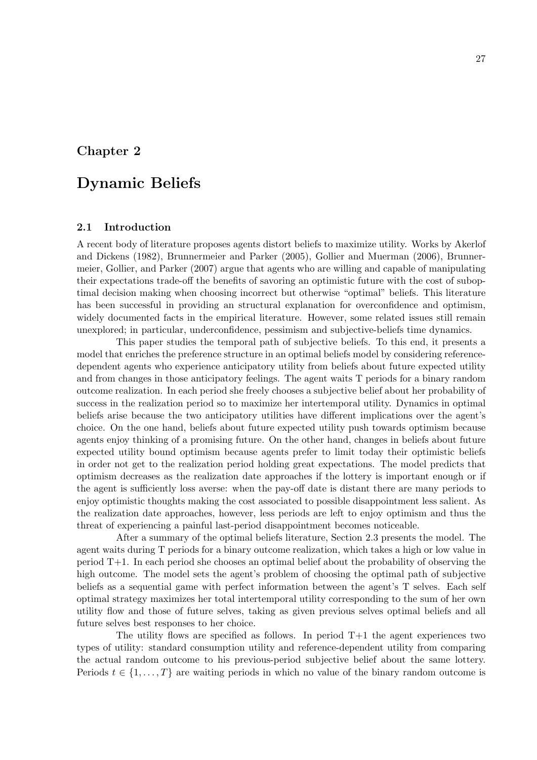# Chapter 2

# Dynamic Beliefs

## 2.1 Introduction

A recent body of literature proposes agents distort beliefs to maximize utility. Works by Akerlof and Dickens (1982), Brunnermeier and Parker (2005), Gollier and Muerman (2006), Brunnermeier, Gollier, and Parker (2007) argue that agents who are willing and capable of manipulating their expectations trade-off the benefits of savoring an optimistic future with the cost of suboptimal decision making when choosing incorrect but otherwise "optimal" beliefs. This literature has been successful in providing an structural explanation for overconfidence and optimism, widely documented facts in the empirical literature. However, some related issues still remain unexplored; in particular, underconfidence, pessimism and subjective-beliefs time dynamics.

This paper studies the temporal path of subjective beliefs. To this end, it presents a model that enriches the preference structure in an optimal beliefs model by considering reference-dependent agents who experience anticipatory utility from beliefs about future expected utility and from changes in those anticipatory feelings. The agent waits T periods for a binary random outcome realization. In each period she freely chooses a subjective belief about her probability of success in the realization period so to maximize her intertemporal utility. Dynamics in optimal beliefs arise because the two anticipatory utilities have different implications over the agent's choice. On the one hand, beliefs about future expected utility push towards optimism because agents enjoy thinking of a promising future. On the other hand, changes in beliefs about future expected utility bound optimism because agents prefer to limit today their optimistic beliefs in order not get to the realization period holding great expectations. The model predicts that optimism decreases as the realization date approaches if the lottery is important enough or if the agent is sufficiently loss averse: when the pay-off date is distant there are many periods to enjoy optimistic thoughts making the cost associated to possible disappointment less salient. As the realization date approaches, however, less periods are left to enjoy optimism and thus the threat of experiencing a painful last-period disappointment becomes noticeable.

After a summary of the optimal beliefs literature, Section 2.3 presents the model. The agent waits during T periods for a binary outcome realization, which takes a high or low value in period T+1. In each period she chooses an optimal belief about the probability of observing the high outcome. The model sets the agent's problem of choosing the optimal path of subjective beliefs as a sequential game with perfect information between the agent's T selves. Each self optimal strategy maximizes her total intertemporal utility corresponding to the sum of her own utility flow and those of future selves, taking as given previous selves optimal beliefs and all future selves best responses to her choice.

The utility flows are specified as follows. In period T+1 the agent experiences two types of utility: standard consumption utility and reference-dependent utility from comparing the actual random outcome to his previous-period subjective belief about the same lottery. Periods $t \in \{1, \ldots, T\}$ are waiting periods in which no value of the binary random outcome is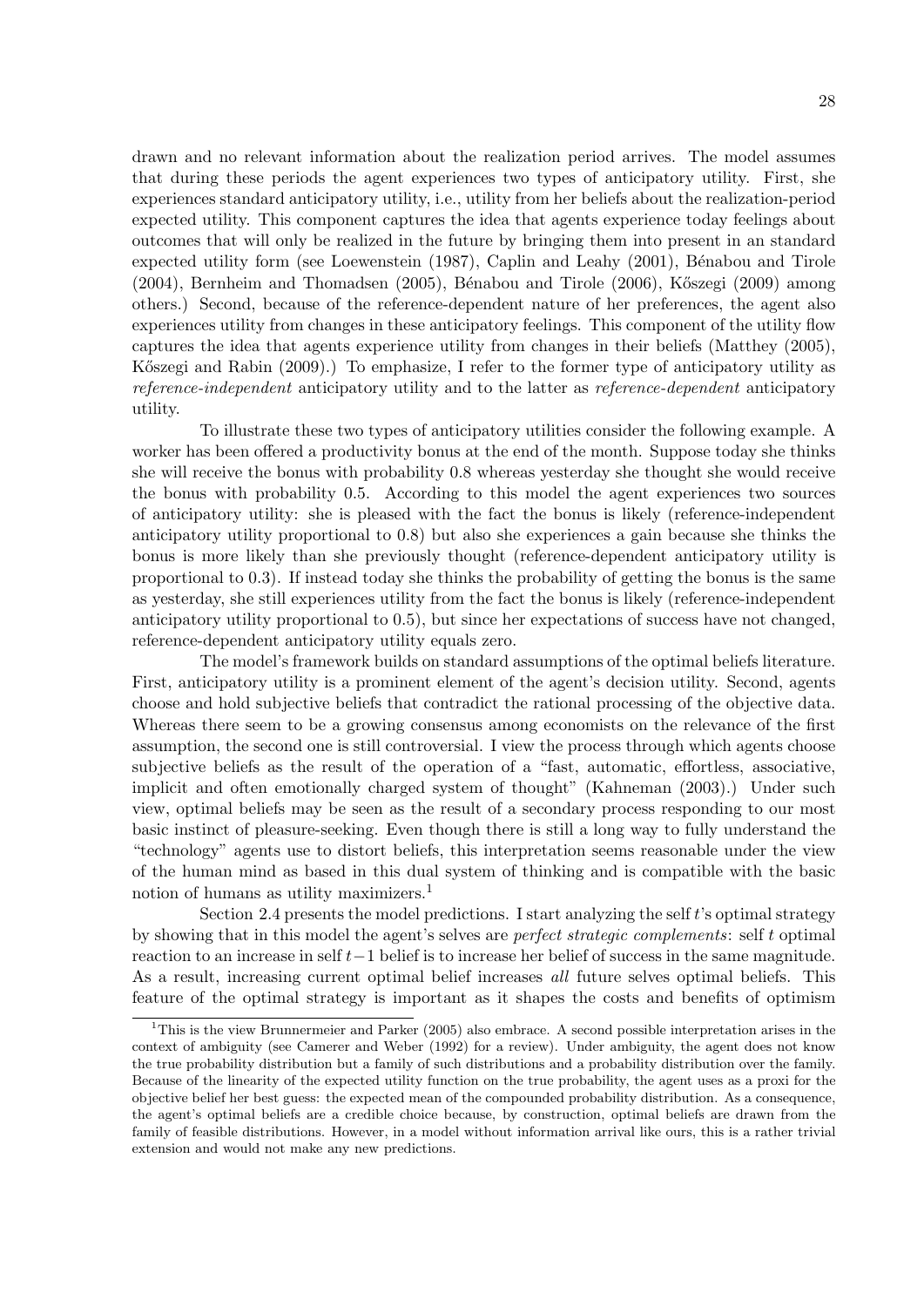drawn and no relevant information about the realization period arrives. The model assumes that during these periods the agent experiences two types of anticipatory utility. First, she experiences standard anticipatory utility, i.e., utility from her beliefs about the realization-period expected utility. This component captures the idea that agents experience today feelings about outcomes that will only be realized in the future by bringing them into present in an standard expected utility form (see Loewenstein (1987), Caplin and Leahy (2001), Bénabou and Tirole (2004), Bernheim and Thomadsen (2005), Bénabou and Tirole (2006), Kőszegi (2009) among others.) Second, because of the reference-dependent nature of her preferences, the agent also experiences utility from changes in these anticipatory feelings. This component of the utility flow captures the idea that agents experience utility from changes in their beliefs (Matthey (2005), Kőszegi and Rabin (2009).) To emphasize, I refer to the former type of anticipatory utility as *reference-independent* anticipatory utility and to the latter as *reference-dependent* anticipatory utility.

To illustrate these two types of anticipatory utilities consider the following example. A worker has been offered a productivity bonus at the end of the month. Suppose today she thinks she will receive the bonus with probability 0.8 whereas yesterday she thought she would receive the bonus with probability 0.5. According to this model the agent experiences two sources of anticipatory utility: she is pleased with the fact the bonus is likely (reference-independent anticipatory utility proportional to 0.8) but also she experiences a gain because she thinks the bonus is more likely than she previously thought (reference-dependent anticipatory utility is proportional to 0.3). If instead today she thinks the probability of getting the bonus is the same as yesterday, she still experiences utility from the fact the bonus is likely (reference-independent anticipatory utility proportional to 0.5), but since her expectations of success have not changed, reference-dependent anticipatory utility equals zero.

The model's framework builds on standard assumptions of the optimal beliefs literature. First, anticipatory utility is a prominent element of the agent's decision utility. Second, agents choose and hold subjective beliefs that contradict the rational processing of the objective data. Whereas there seem to be a growing consensus among economists on the relevance of the first assumption, the second one is still controversial. I view the process through which agents choose subjective beliefs as the result of the operation of a "fast, automatic, effortless, associative, implicit and often emotionally charged system of thought" (Kahneman (2003).) Under such view, optimal beliefs may be seen as the result of a secondary process responding to our most basic instinct of pleasure-seeking. Even though there is still a long way to fully understand the "technology" agents use to distort beliefs, this interpretation seems reasonable under the view of the human mind as based in this dual system of thinking and is compatible with the basic notion of humans as utility maximizers.[1]

Section 2.4 presents the model predictions. I start analyzing the self $t$'s optimal strategy by showing that in this model the agent's selves are *perfect strategic complements*: self $t$ optimal reaction to an increase in self $t-1$ belief is to increase her belief of success in the same magnitude. As a result, increasing current optimal belief increases *all* future selves optimal beliefs. This feature of the optimal strategy is important as it shapes the costs and benefits of optimism

[1]This is the view Brunnermeier and Parker (2005) also embrace. A second possible interpretation arises in the context of ambiguity (see Camerer and Weber (1992) for a review). Under ambiguity, the agent does not know the true probability distribution but a family of such distributions and a probability distribution over the family. Because of the linearity of the expected utility function on the true probability, the agent uses as a proxi for the objective belief her best guess: the expected mean of the compounded probability distribution. As a consequence, the agent's optimal beliefs are a credible choice because, by construction, optimal beliefs are drawn from the family of feasible distributions. However, in a model without information arrival like ours, this is a rather trivial extension and would not make any new predictions.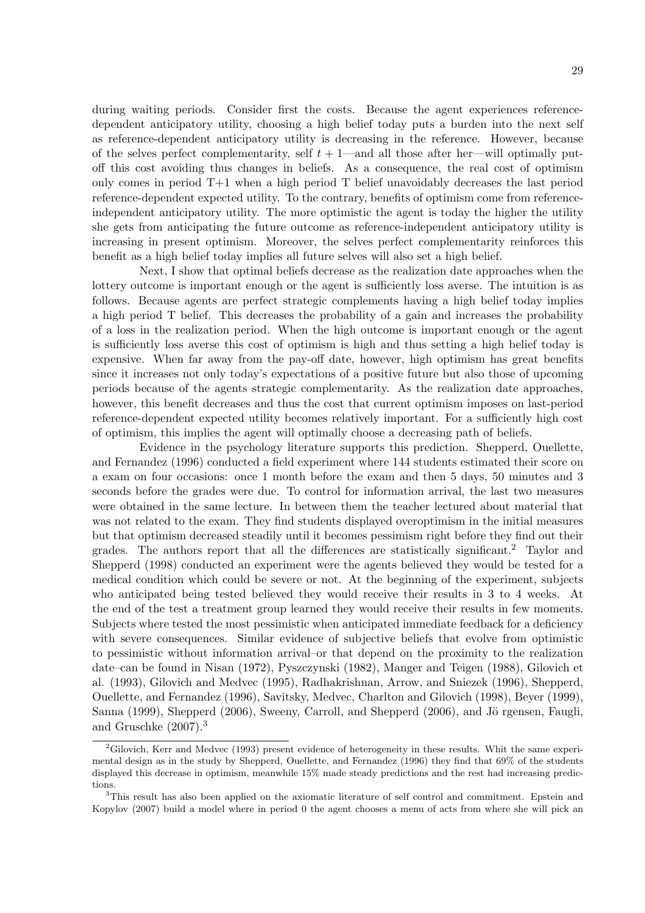during waiting periods. Consider first the costs. Because the agent experiences reference-dependent anticipatory utility, choosing a high belief today puts a burden into the next self as reference-dependent anticipatory utility is decreasing in the reference. However, because of the selves perfect complementarity, self $t+1$—and all those after her—will optimally put-off this cost avoiding thus changes in beliefs. As a consequence, the real cost of optimism only comes in period T+1 when a high period T belief unavoidably decreases the last period reference-dependent expected utility. To the contrary, benefits of optimism come from reference-independent anticipatory utility. The more optimistic the agent is today the higher the utility she gets from anticipating the future outcome as reference-independent anticipatory utility is increasing in present optimism. Moreover, the selves perfect complementarity reinforces this benefit as a high belief today implies all future selves will also set a high belief.

Next, I show that optimal beliefs decrease as the realization date approaches when the lottery outcome is important enough or the agent is sufficiently loss averse. The intuition is as follows. Because agents are perfect strategic complements having a high belief today implies a high period T belief. This decreases the probability of a gain and increases the probability of a loss in the realization period. When the high outcome is important enough or the agent is sufficiently loss averse this cost of optimism is high and thus setting a high belief today is expensive. When far away from the pay-off date, however, high optimism has great benefits since it increases not only today's expectations of a positive future but also those of upcoming periods because of the agents strategic complementarity. As the realization date approaches, however, this benefit decreases and thus the cost that current optimism imposes on last-period reference-dependent expected utility becomes relatively important. For a sufficiently high cost of optimism, this implies the agent will optimally choose a decreasing path of beliefs.

Evidence in the psychology literature supports this prediction. Shepperd, Ouellette, and Fernandez (1996) conducted a field experiment where 144 students estimated their score on a exam on four occasions: once 1 month before the exam and then 5 days, 50 minutes and 3 seconds before the grades were due. To control for information arrival, the last two measures were obtained in the same lecture. In between them the teacher lectured about material that was not related to the exam. They find students displayed overoptimism in the initial measures but that optimism decreased steadily until it becomes pessimism right before they find out their grades. The authors report that all the differences are statistically significant.[2] Taylor and Shepperd (1998) conducted an experiment were the agents believed they would be tested for a medical condition which could be severe or not. At the beginning of the experiment, subjects who anticipated being tested believed they would receive their results in 3 to 4 weeks. At the end of the test a treatment group learned they would receive their results in few moments. Subjects where tested the most pessimistic when anticipated immediate feedback for a deficiency with severe consequences. Similar evidence of subjective beliefs that evolve from optimistic to pessimistic without information arrival–or that depend on the proximity to the realization date–can be found in Nisan (1972), Pyszczynski (1982), Manger and Teigen (1988), Gilovich et al. (1993), Gilovich and Medvec (1995), Radhakrishnan, Arrow, and Sniezek (1996), Shepperd, Ouellette, and Fernandez (1996), Savitsky, Medvec, Charlton and Gilovich (1998), Beyer (1999), Sanna (1999), Shepperd (2006), Sweeny, Carroll, and Shepperd (2006), and Jö rgensen, Faugli, and Gruschke (2007).[3]

[2]Gilovich, Kerr and Medvec (1993) present evidence of heterogeneity in these results. Whit the same experimental design as in the study by Shepperd, Ouellette, and Fernandez (1996) they find that 69% of the students displayed this decrease in optimism, meanwhile 15% made steady predictions and the rest had increasing predictions.

[3]This result has also been applied on the axiomatic literature of self control and commitment. Epstein and Kopylov (2007) build a model where in period 0 the agent chooses a menu of acts from where she will pick an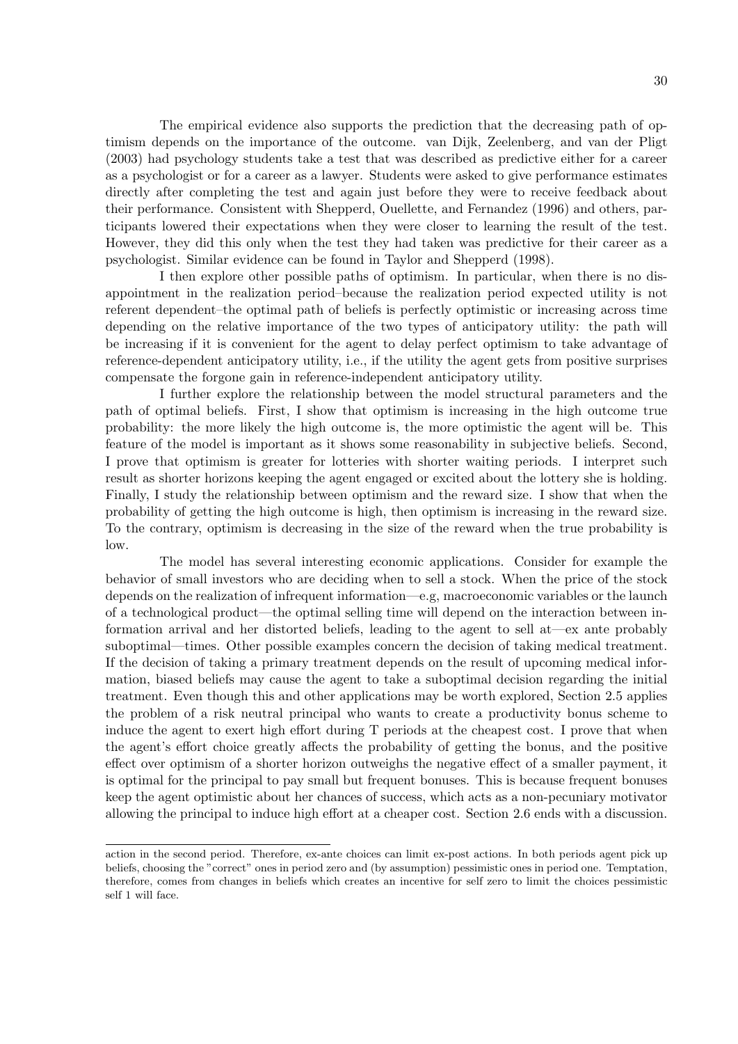The empirical evidence also supports the prediction that the decreasing path of optimism depends on the importance of the outcome. van Dijk, Zeelenberg, and van der Pligt (2003) had psychology students take a test that was described as predictive either for a career as a psychologist or for a career as a lawyer. Students were asked to give performance estimates directly after completing the test and again just before they were to receive feedback about their performance. Consistent with Shepperd, Ouellette, and Fernandez (1996) and others, participants lowered their expectations when they were closer to learning the result of the test. However, they did this only when the test they had taken was predictive for their career as a psychologist. Similar evidence can be found in Taylor and Shepperd (1998).

I then explore other possible paths of optimism. In particular, when there is no disappointment in the realization period–because the realization period expected utility is not referent dependent–the optimal path of beliefs is perfectly optimistic or increasing across time depending on the relative importance of the two types of anticipatory utility: the path will be increasing if it is convenient for the agent to delay perfect optimism to take advantage of reference-dependent anticipatory utility, i.e., if the utility the agent gets from positive surprises compensate the forgone gain in reference-independent anticipatory utility.

I further explore the relationship between the model structural parameters and the path of optimal beliefs. First, I show that optimism is increasing in the high outcome true probability: the more likely the high outcome is, the more optimistic the agent will be. This feature of the model is important as it shows some reasonability in subjective beliefs. Second, I prove that optimism is greater for lotteries with shorter waiting periods. I interpret such result as shorter horizons keeping the agent engaged or excited about the lottery she is holding. Finally, I study the relationship between optimism and the reward size. I show that when the probability of getting the high outcome is high, then optimism is increasing in the reward size. To the contrary, optimism is decreasing in the size of the reward when the true probability is low.

The model has several interesting economic applications. Consider for example the behavior of small investors who are deciding when to sell a stock. When the price of the stock depends on the realization of infrequent information—e.g, macroeconomic variables or the launch of a technological product—the optimal selling time will depend on the interaction between information arrival and her distorted beliefs, leading to the agent to sell at—ex ante probably suboptimal—times. Other possible examples concern the decision of taking medical treatment. If the decision of taking a primary treatment depends on the result of upcoming medical information, biased beliefs may cause the agent to take a suboptimal decision regarding the initial treatment. Even though this and other applications may be worth explored, Section 2.5 applies the problem of a risk neutral principal who wants to create a productivity bonus scheme to induce the agent to exert high effort during T periods at the cheapest cost. I prove that when the agent's effort choice greatly affects the probability of getting the bonus, and the positive effect over optimism of a shorter horizon outweighs the negative effect of a smaller payment, it is optimal for the principal to pay small but frequent bonuses. This is because frequent bonuses keep the agent optimistic about her chances of success, which acts as a non-pecuniary motivator allowing the principal to induce high effort at a cheaper cost. Section 2.6 ends with a discussion.

---

action in the second period. Therefore, ex-ante choices can limit ex-post actions. In both periods agent pick up beliefs, choosing the "correct" ones in period zero and (by assumption) pessimistic ones in period one. Temptation, therefore, comes from changes in beliefs which creates an incentive for self zero to limit the choices pessimistic self 1 will face.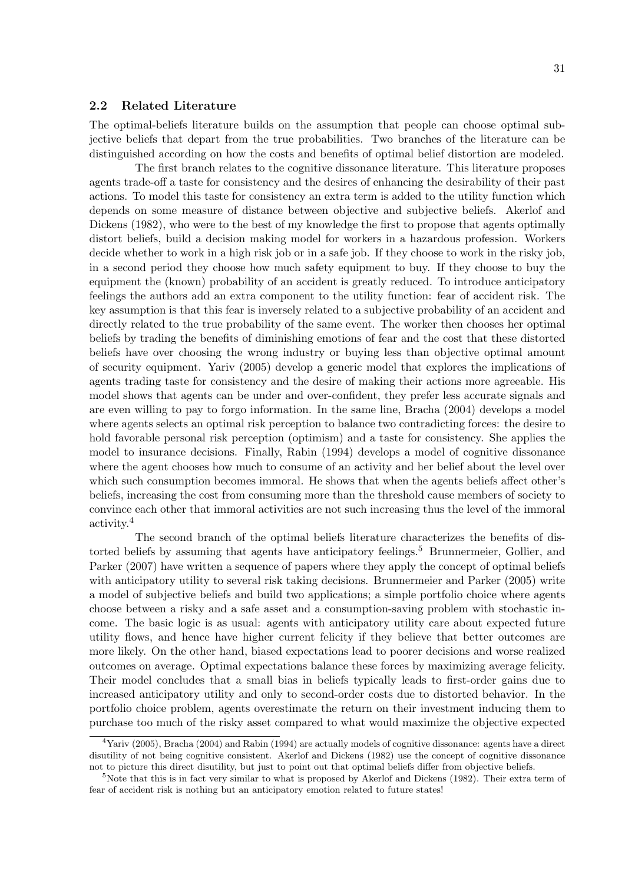### 2.2 Related Literature

The optimal-beliefs literature builds on the assumption that people can choose optimal subjective beliefs that depart from the true probabilities. Two branches of the literature can be distinguished according on how the costs and benefits of optimal belief distortion are modeled.

The first branch relates to the cognitive dissonance literature. This literature proposes agents trade-off a taste for consistency and the desires of enhancing the desirability of their past actions. To model this taste for consistency an extra term is added to the utility function which depends on some measure of distance between objective and subjective beliefs. Akerlof and Dickens (1982), who were to the best of my knowledge the first to propose that agents optimally distort beliefs, build a decision making model for workers in a hazardous profession. Workers decide whether to work in a high risk job or in a safe job. If they choose to work in the risky job, in a second period they choose how much safety equipment to buy. If they choose to buy the equipment the (known) probability of an accident is greatly reduced. To introduce anticipatory feelings the authors add an extra component to the utility function: fear of accident risk. The key assumption is that this fear is inversely related to a subjective probability of an accident and directly related to the true probability of the same event. The worker then chooses her optimal beliefs by trading the benefits of diminishing emotions of fear and the cost that these distorted beliefs have over choosing the wrong industry or buying less than objective optimal amount of security equipment. Yariv (2005) develop a generic model that explores the implications of agents trading taste for consistency and the desire of making their actions more agreeable. His model shows that agents can be under and over-confident, they prefer less accurate signals and are even willing to pay to forgo information. In the same line, Bracha (2004) develops a model where agents selects an optimal risk perception to balance two contradicting forces: the desire to hold favorable personal risk perception (optimism) and a taste for consistency. She applies the model to insurance decisions. Finally, Rabin (1994) develops a model of cognitive dissonance where the agent chooses how much to consume of an activity and her belief about the level over which such consumption becomes immoral. He shows that when the agents beliefs affect other's beliefs, increasing the cost from consuming more than the threshold cause members of society to convince each other that immoral activities are not such increasing thus the level of the immoral activity.[4]

The second branch of the optimal beliefs literature characterizes the benefits of distorted beliefs by assuming that agents have anticipatory feelings.[5] Brunnermeier, Gollier, and Parker (2007) have written a sequence of papers where they apply the concept of optimal beliefs with anticipatory utility to several risk taking decisions. Brunnermeier and Parker (2005) write a model of subjective beliefs and build two applications; a simple portfolio choice where agents choose between a risky and a safe asset and a consumption-saving problem with stochastic income. The basic logic is as usual: agents with anticipatory utility care about expected future utility flows, and hence have higher current felicity if they believe that better outcomes are more likely. On the other hand, biased expectations lead to poorer decisions and worse realized outcomes on average. Optimal expectations balance these forces by maximizing average felicity. Their model concludes that a small bias in beliefs typically leads to first-order gains due to increased anticipatory utility and only to second-order costs due to distorted behavior. In the portfolio choice problem, agents overestimate the return on their investment inducing them to purchase too much of the risky asset compared to what would maximize the objective expected

[4] Yariv (2005), Bracha (2004) and Rabin (1994) are actually models of cognitive dissonance: agents have a direct disutility of not being cognitive consistent. Akerlof and Dickens (1982) use the concept of cognitive dissonance not to picture this direct disutility, but just to point out that optimal beliefs differ from objective beliefs.

[5] Note that this is in fact very similar to what is proposed by Akerlof and Dickens (1982). Their extra term of fear of accident risk is nothing but an anticipatory emotion related to future states!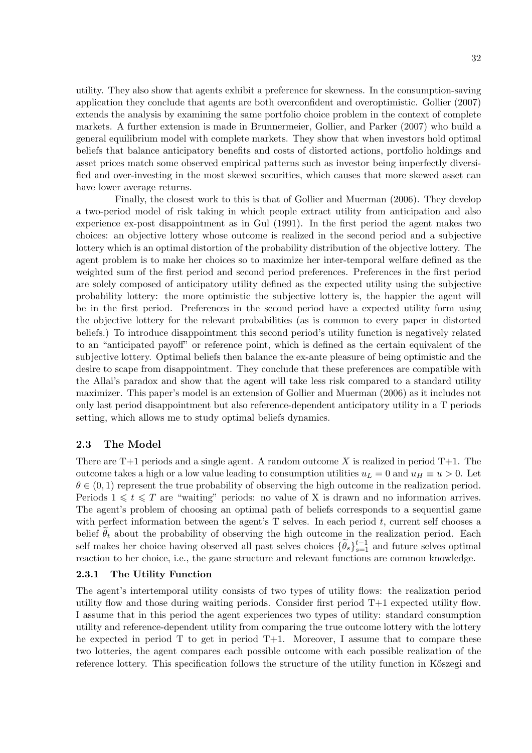utility. They also show that agents exhibit a preference for skewness. In the consumption-saving application they conclude that agents are both overconfident and overoptimistic. Gollier (2007) extends the analysis by examining the same portfolio choice problem in the context of complete markets. A further extension is made in Brunnermeier, Gollier, and Parker (2007) who build a general equilibrium model with complete markets. They show that when investors hold optimal beliefs that balance anticipatory benefits and costs of distorted actions, portfolio holdings and asset prices match some observed empirical patterns such as investor being imperfectly diversified and over-investing in the most skewed securities, which causes that more skewed asset can have lower average returns.

Finally, the closest work to this is that of Gollier and Muerman (2006). They develop a two-period model of risk taking in which people extract utility from anticipation and also experience ex-post disappointment as in Gul (1991). In the first period the agent makes two choices: an objective lottery whose outcome is realized in the second period and a subjective lottery which is an optimal distortion of the probability distribution of the objective lottery. The agent problem is to make her choices so to maximize her inter-temporal welfare defined as the weighted sum of the first period and second period preferences. Preferences in the first period are solely composed of anticipatory utility defined as the expected utility using the subjective probability lottery: the more optimistic the subjective lottery is, the happier the agent will be in the first period. Preferences in the second period have a expected utility form using the objective lottery for the relevant probabilities (as is common to every paper in distorted beliefs.) To introduce disappointment this second period's utility function is negatively related to an "anticipated payoff" or reference point, which is defined as the certain equivalent of the subjective lottery. Optimal beliefs then balance the ex-ante pleasure of being optimistic and the desire to scape from disappointment. They conclude that these preferences are compatible with the Allai's paradox and show that the agent will take less risk compared to a standard utility maximizer. This paper's model is an extension of Gollier and Muerman (2006) as it includes not only last period disappointment but also reference-dependent anticipatory utility in a T periods setting, which allows me to study optimal beliefs dynamics.

## 2.3 The Model

There are T+1 periods and a single agent. A random outcome $X$ is realized in period T+1. The outcome takes a high or a low value leading to consumption utilities $u_L = 0$ and $u_H \equiv u > 0$. Let $\theta \in (0, 1)$ represent the true probability of observing the high outcome in the realization period. Periods $1 \leqslant t \leqslant T$ are "waiting" periods: no value of X is drawn and no information arrives. The agent's problem of choosing an optimal path of beliefs corresponds to a sequential game with perfect information between the agent's T selves. In each period $t$, current self chooses a belief $\widetilde{\theta}_t$ about the probability of observing the high outcome in the realization period. Each self makes her choice having observed all past selves choices $\{\widetilde{\theta}_s\}_{s=1}^{t-1}$ and future selves optimal reaction to her choice, i.e., the game structure and relevant functions are common knowledge.

### 2.3.1 The Utility Function

The agent's intertemporal utility consists of two types of utility flows: the realization period utility flow and those during waiting periods. Consider first period T+1 expected utility flow. I assume that in this period the agent experiences two types of utility: standard consumption utility and reference-dependent utility from comparing the true outcome lottery with the lottery he expected in period T to get in period T+1. Moreover, I assume that to compare these two lotteries, the agent compares each possible outcome with each possible realization of the reference lottery. This specification follows the structure of the utility function in Kőszegi and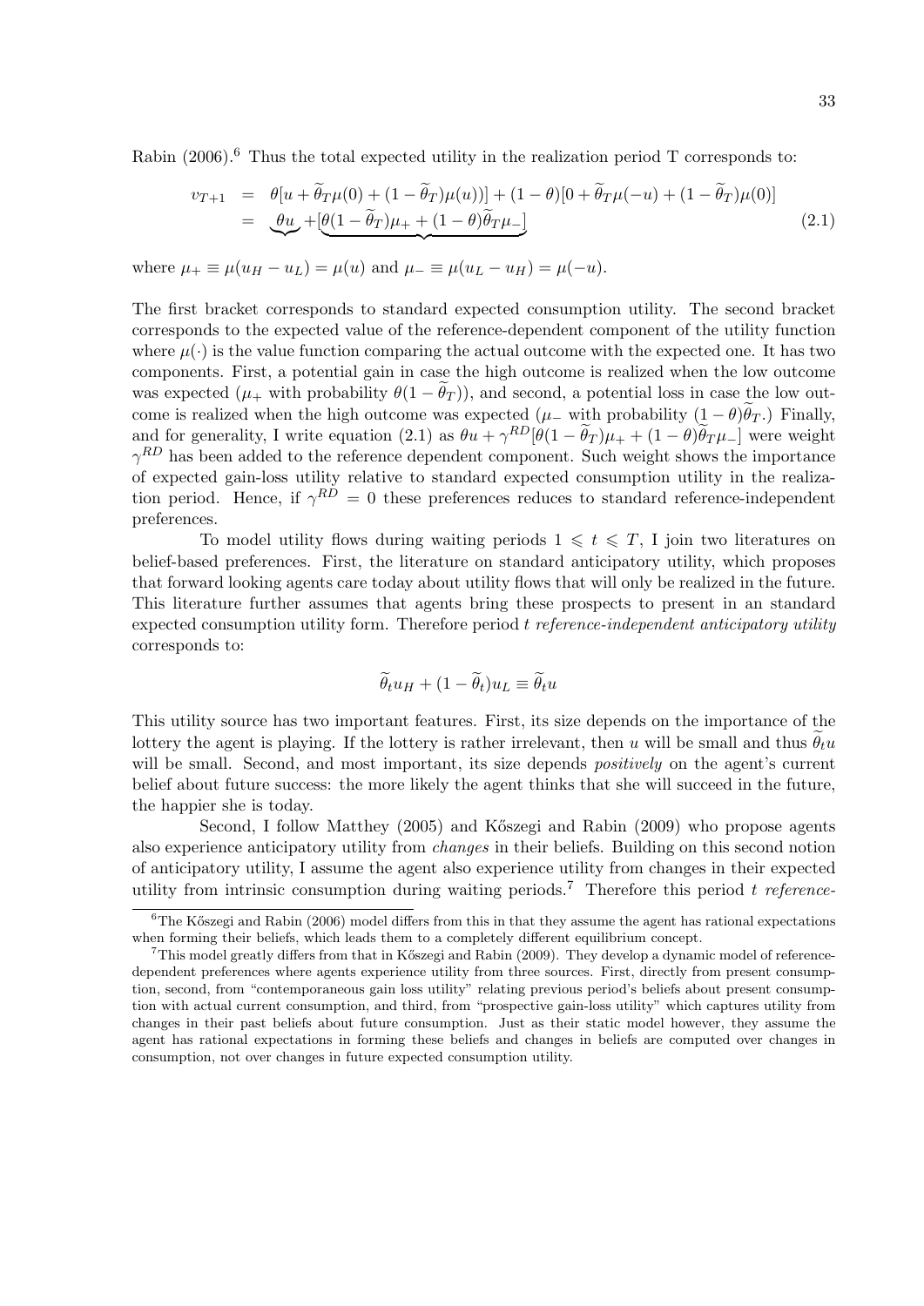Rabin (2006).[6] Thus the total expected utility in the realization period T corresponds to:

$$
\begin{aligned}
v_{T+1} &= \theta[u + \widetilde{\theta}_T \mu(0) + (1-\widetilde{\theta}_T)\mu(u))] + (1-\theta)[0 + \widetilde{\theta}_T \mu(-u) + (1-\widetilde{\theta}_T)\mu(0)] \\
&= \underbrace{\theta u} + [\underbrace{\theta(1-\widetilde{\theta}_T)\mu_+ + (1-\theta)\widetilde{\theta}_T \mu_-}]
\end{aligned}
\tag{2.1}
$$

where $\mu_+ \equiv \mu(u_H - u_L) = \mu(u)$ and $\mu_- \equiv \mu(u_L - u_H) = \mu(-u)$.

The first bracket corresponds to standard expected consumption utility. The second bracket corresponds to the expected value of the reference-dependent component of the utility function where $\mu(\cdot)$ is the value function comparing the actual outcome with the expected one. It has two components. First, a potential gain in case the high outcome is realized when the low outcome was expected ($\mu_+$ with probability $\theta(1-\widetilde{\theta}_T)$), and second, a potential loss in case the low outcome is realized when the high outcome was expected ($\mu_-$ with probability $(1-\theta)\widetilde{\theta}_T$.) Finally, and for generality, I write equation (2.1) as $\theta u + \gamma^{RD}[\theta(1-\widetilde{\theta}_T)\mu_+ + (1-\theta)\widetilde{\theta}_T\mu_-]$ were weight $\gamma^{RD}$ has been added to the reference dependent component. Such weight shows the importance of expected gain-loss utility relative to standard expected consumption utility in the realization period. Hence, if $\gamma^{RD} = 0$ these preferences reduces to standard reference-independent preferences.

To model utility flows during waiting periods $1 \leqslant t \leqslant T$, I join two literatures on belief-based preferences. First, the literature on standard anticipatory utility, which proposes that forward looking agents care today about utility flows that will only be realized in the future. This literature further assumes that agents bring these prospects to present in an standard expected consumption utility form. Therefore period *t reference-independent anticipatory utility* corresponds to:

$$
\widetilde{\theta}_t u_H + (1-\widetilde{\theta}_t)u_L \equiv \widetilde{\theta}_t u
$$

This utility source has two important features. First, its size depends on the importance of the lottery the agent is playing. If the lottery is rather irrelevant, then $u$ will be small and thus $\widetilde{\theta}_t u$ will be small. Second, and most important, its size depends *positively* on the agent's current belief about future success: the more likely the agent thinks that she will succeed in the future, the happier she is today.

Second, I follow Matthey (2005) and Kőszegi and Rabin (2009) who propose agents also experience anticipatory utility from *changes* in their beliefs. Building on this second notion of anticipatory utility, I assume the agent also experience utility from changes in their expected utility from intrinsic consumption during waiting periods.[7] Therefore this period *t reference-*

[6] The Kőszegi and Rabin (2006) model differs from this in that they assume the agent has rational expectations when forming their beliefs, which leads them to a completely different equilibrium concept.

[7] This model greatly differs from that in Kőszegi and Rabin (2009). They develop a dynamic model of reference-dependent preferences where agents experience utility from three sources. First, directly from present consumption, second, from "contemporaneous gain loss utility" relating previous period's beliefs about present consumption with actual current consumption, and third, from "prospective gain-loss utility" which captures utility from changes in their past beliefs about future consumption. Just as their static model however, they assume the agent has rational expectations in forming these beliefs and changes in beliefs are computed over changes in consumption, not over changes in future expected consumption utility.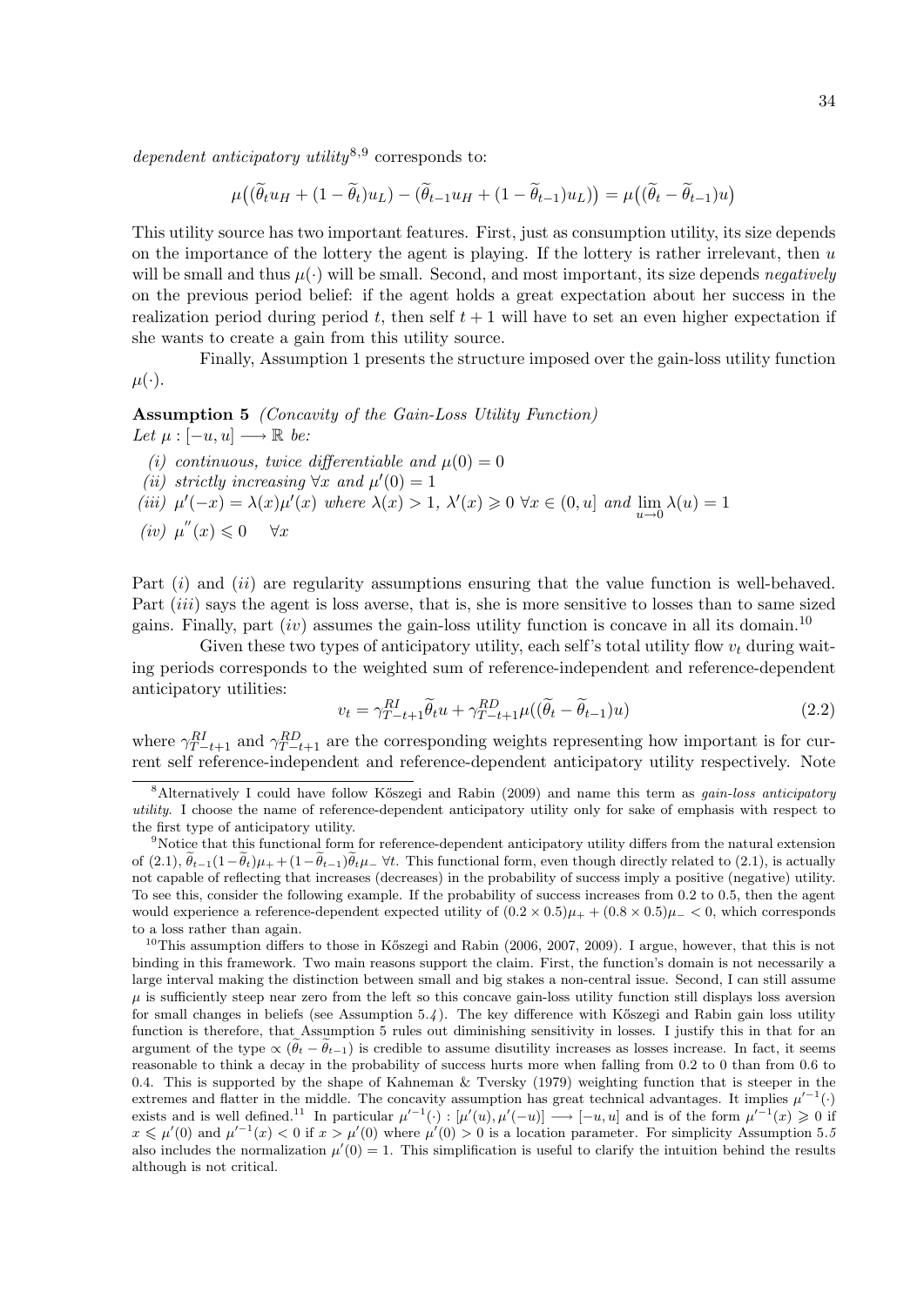*dependent anticipatory utility*[8,9] corresponds to:

$$\mu\big((\widetilde{\theta}_t u_H + (1-\widetilde{\theta}_t)u_L) - (\widetilde{\theta}_{t-1}u_H + (1-\widetilde{\theta}_{t-1})u_L)\big) = \mu\big((\widetilde{\theta}_t - \widetilde{\theta}_{t-1})u\big)$$

This utility source has two important features. First, just as consumption utility, its size depends on the importance of the lottery the agent is playing. If the lottery is rather irrelevant, then $u$ will be small and thus $\mu(\cdot)$ will be small. Second, and most important, its size depends *negatively* on the previous period belief: if the agent holds a great expectation about her success in the realization period during period $t$, then self $t+1$ will have to set an even higher expectation if she wants to create a gain from this utility source.

Finally, Assumption 1 presents the structure imposed over the gain-loss utility function $\mu(\cdot)$.

**Assumption 5** *(Concavity of the Gain-Loss Utility Function)*
*Let* $\mu : [-u, u] \longrightarrow \mathbb{R}$ *be:*

*(i) continuous, twice differentiable and* $\mu(0) = 0$

*(ii) strictly increasing* $\forall x$ *and* $\mu'(0) = 1$

*(iii)* $\mu'(-x) = \lambda(x)\mu'(x)$ *where* $\lambda(x) > 1$, $\lambda'(x) \geqslant 0$ $\forall x \in (0, u]$ *and* $\lim_{u \to 0} \lambda(u) = 1$

*(iv)* $\mu''(x) \leqslant 0 \quad \forall x$

Part $(i)$ and $(ii)$ are regularity assumptions ensuring that the value function is well-behaved. Part $(iii)$ says the agent is loss averse, that is, she is more sensitive to losses than to same sized gains. Finally, part $(iv)$ assumes the gain-loss utility function is concave in all its domain.[10]

Given these two types of anticipatory utility, each self's total utility flow $v_t$ during waiting periods corresponds to the weighted sum of reference-independent and reference-dependent anticipatory utilities:

$$v_t = \gamma^{RI}_{T-t+1}\widetilde{\theta}_t u + \gamma^{RD}_{T-t+1}\mu((\widetilde{\theta}_t - \widetilde{\theta}_{t-1})u) \tag{2.2}$$

where $\gamma^{RI}_{T-t+1}$ and $\gamma^{RD}_{T-t+1}$ are the corresponding weights representing how important is for current self reference-independent and reference-dependent anticipatory utility respectively. Note

---

[8] Alternatively I could have follow Kőszegi and Rabin (2009) and name this term as *gain-loss anticipatory utility*. I choose the name of reference-dependent anticipatory utility only for sake of emphasis with respect to the first type of anticipatory utility.

[9] Notice that this functional form for reference-dependent anticipatory utility differs from the natural extension of (2.1), $\widetilde{\theta}_{t-1}(1-\widetilde{\theta}_t)\mu_+ + (1-\widetilde{\theta}_{t-1})\widetilde{\theta}_t\mu_-$ $\forall t$. This functional form, even though directly related to (2.1), is actually not capable of reflecting that increases (decreases) in the probability of success imply a positive (negative) utility. To see this, consider the following example. If the probability of success increases from 0.2 to 0.5, then the agent would experience a reference-dependent expected utility of $(0.2 \times 0.5)\mu_+ + (0.8 \times 0.5)\mu_- < 0$, which corresponds to a loss rather than again.

[10] This assumption differs to those in Kőszegi and Rabin (2006, 2007, 2009). I argue, however, that this is not binding in this framework. Two main reasons support the claim. First, the function's domain is not necessarily a large interval making the distinction between small and big stakes a non-central issue. Second, I can still assume $\mu$ is sufficiently steep near zero from the left so this concave gain-loss utility function still displays loss aversion for small changes in beliefs (see Assumption 5.*4*). The key difference with Kőszegi and Rabin gain loss utility function is therefore, that Assumption 5 rules out diminishing sensitivity in losses. I justify this in that for an argument of the type $\propto (\widetilde{\theta}_t - \widetilde{\theta}_{t-1})$ is credible to assume disutility increases as losses increase. In fact, it seems reasonable to think a decay in the probability of success hurts more when falling from 0.2 to 0 than from 0.6 to 0.4. This is supported by the shape of Kahneman & Tversky (1979) weighting function that is steeper in the extremes and flatter in the middle. The concavity assumption has great technical advantages. It implies $\mu'^{-1}(\cdot)$ exists and is well defined.[11] In particular $\mu'^{-1}(\cdot) : [\mu'(u), \mu'(-u)] \longrightarrow [-u, u]$ and is of the form $\mu'^{-1}(x) \geqslant 0$ if $x \leqslant \mu'(0)$ and $\mu'^{-1}(x) < 0$ if $x > \mu'(0)$ where $\mu'(0) > 0$ is a location parameter. For simplicity Assumption 5.*5* also includes the normalization $\mu'(0) = 1$. This simplification is useful to clarify the intuition behind the results although is not critical.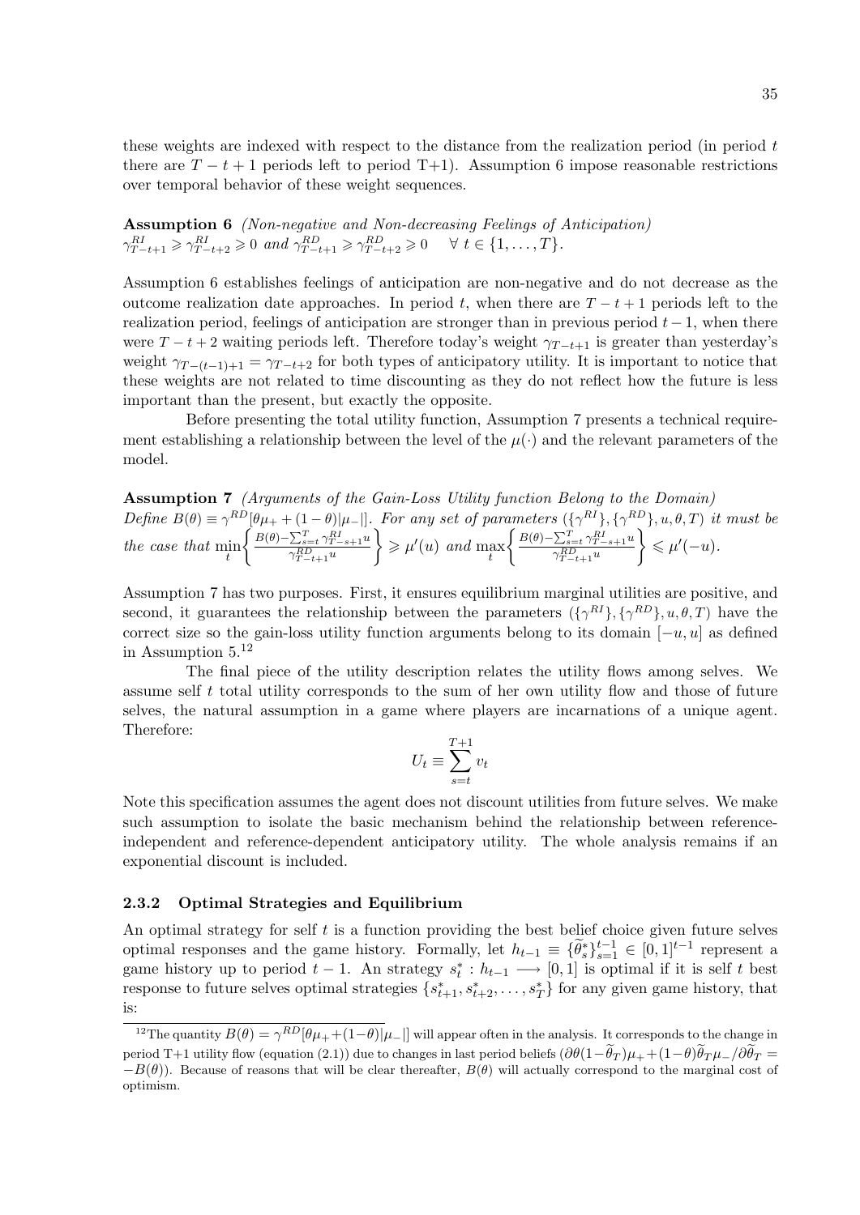these weights are indexed with respect to the distance from the realization period (in period $t$ there are $T-t+1$ periods left to period T+1). Assumption 6 impose reasonable restrictions over temporal behavior of these weight sequences.

**Assumption 6** *(Non-negative and Non-decreasing Feelings of Anticipation)*
$\gamma^{RI}_{T-t+1} \geqslant \gamma^{RI}_{T-t+2} \geqslant 0$ *and* $\gamma^{RD}_{T-t+1} \geqslant \gamma^{RD}_{T-t+2} \geqslant 0 \quad \forall\ t \in \{1,\ldots,T\}$.

Assumption 6 establishes feelings of anticipation are non-negative and do not decrease as the outcome realization date approaches. In period $t$, when there are $T-t+1$ periods left to the realization period, feelings of anticipation are stronger than in previous period $t-1$, when there were $T-t+2$ waiting periods left. Therefore today's weight $\gamma_{T-t+1}$ is greater than yesterday's weight $\gamma_{T-(t-1)+1} = \gamma_{T-t+2}$ for both types of anticipatory utility. It is important to notice that these weights are not related to time discounting as they do not reflect how the future is less important than the present, but exactly the opposite.

Before presenting the total utility function, Assumption 7 presents a technical requirement establishing a relationship between the level of the $\mu(\cdot)$ and the relevant parameters of the model.

**Assumption 7** *(Arguments of the Gain-Loss Utility function Belong to the Domain)*
*Define* $B(\theta) \equiv \gamma^{RD}[\theta\mu_+ + (1-\theta)|\mu_-|]$. *For any set of parameters* $(\{\gamma^{RI}\},\{\gamma^{RD}\},u,\theta,T)$ *it must be the case that* $\min\limits_t\left\{\frac{B(\theta)-\sum_{s=t}^{T}\gamma^{RI}_{T-s+1}u}{\gamma^{RD}_{T-t+1}u}\right\} \geqslant \mu'(u)$ *and* $\max\limits_t\left\{\frac{B(\theta)-\sum_{s=t}^{T}\gamma^{RI}_{T-s+1}u}{\gamma^{RD}_{T-t+1}u}\right\} \leqslant \mu'(-u)$.

Assumption 7 has two purposes. First, it ensures equilibrium marginal utilities are positive, and second, it guarantees the relationship between the parameters $(\{\gamma^{RI}\},\{\gamma^{RD}\},u,\theta,T)$ have the correct size so the gain-loss utility function arguments belong to its domain $[-u,u]$ as defined in Assumption 5.[12]

The final piece of the utility description relates the utility flows among selves. We assume self $t$ total utility corresponds to the sum of her own utility flow and those of future selves, the natural assumption in a game where players are incarnations of a unique agent. Therefore:

$$U_t \equiv \sum_{s=t}^{T+1} v_t$$

Note this specification assumes the agent does not discount utilities from future selves. We make such assumption to isolate the basic mechanism behind the relationship between reference-independent and reference-dependent anticipatory utility. The whole analysis remains if an exponential discount is included.

### 2.3.2 Optimal Strategies and Equilibrium

An optimal strategy for self $t$ is a function providing the best belief choice given future selves optimal responses and the game history. Formally, let $h_{t-1} \equiv \{\widetilde{\theta}^*_s\}_{s=1}^{t-1} \in [0,1]^{t-1}$ represent a game history up to period $t-1$. An strategy $s^*_t : h_{t-1} \longrightarrow [0,1]$ is optimal if it is self $t$ best response to future selves optimal strategies $\{s^*_{t+1}, s^*_{t+2}, \ldots, s^*_T\}$ for any given game history, that is:

[12] The quantity $B(\theta) = \gamma^{RD}[\theta\mu_+ + (1-\theta)|\mu_-|]$ will appear often in the analysis. It corresponds to the change in period T+1 utility flow (equation (2.1)) due to changes in last period beliefs $(\partial\theta(1-\widetilde{\theta}_T)\mu_+ + (1-\theta)\widetilde{\theta}_T\mu_-/\partial\widetilde{\theta}_T = -B(\theta))$. Because of reasons that will be clear thereafter, $B(\theta)$ will actually correspond to the marginal cost of optimism.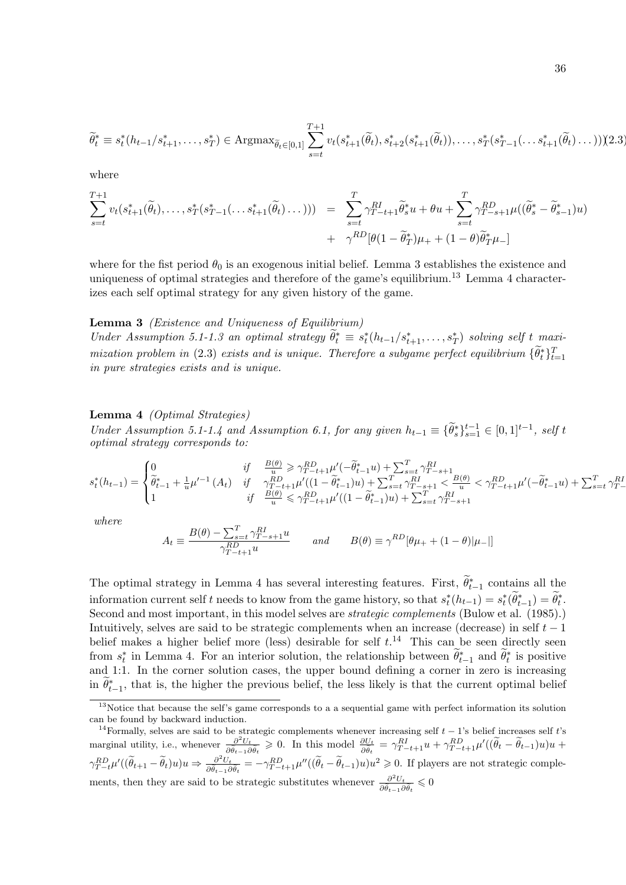$$\widetilde{\theta}_t^* \equiv s_t^*(h_{t-1}/s_{t+1}^*, \ldots, s_T^*) \in \text{Argmax}_{\widetilde{\theta}_t \in [0,1]} \sum_{s=t}^{T+1} v_t(s_{t+1}^*(\widetilde{\theta}_t), s_{t+2}^*(s_{t+1}^*(\widetilde{\theta}_t)), \ldots, s_T^*(s_{T-1}^*(\ldots s_{t+1}^*(\widetilde{\theta}_t)\ldots))) \quad (2.3)$$

where

$$\sum_{s=t}^{T+1} v_t(s_{t+1}^*(\widetilde{\theta}_t), \ldots, s_T^*(s_{T-1}^*(\ldots s_{t+1}^*(\widetilde{\theta}_t)\ldots))) = \sum_{s=t}^{T} \gamma_{T-t+1}^{RI} \widetilde{\theta}_s^* u + \theta u + \sum_{s=t}^{T} \gamma_{T-s+1}^{RD} \mu((\widetilde{\theta}_s^* - \widetilde{\theta}_{s-1}^*)u) + \gamma^{RD}[\theta(1-\widetilde{\theta}_T^*)\mu_+ + (1-\theta)\widetilde{\theta}_T^* \mu_-]$$

where for the fist period $\theta_0$ is an exogenous initial belief. Lemma 3 establishes the existence and uniqueness of optimal strategies and therefore of the game's equilibrium.[13] Lemma 4 characterizes each self optimal strategy for any given history of the game.

**Lemma 3** *(Existence and Uniqueness of Equilibrium)*
*Under Assumption 5.1-1.3 an optimal strategy $\widetilde{\theta}_t^* \equiv s_t^*(h_{t-1}/s_{t+1}^*, \ldots, s_T^*)$ solving self t maximization problem in* (2.3) *exists and is unique. Therefore a subgame perfect equilibrium $\{\widetilde{\theta}_t^*\}_{t=1}^T$ in pure strategies exists and is unique.*

**Lemma 4** *(Optimal Strategies)*
*Under Assumption 5.1-1.4 and Assumption 6.1, for any given $h_{t-1} \equiv \{\widetilde{\theta}_s^*\}_{s=1}^{t-1} \in [0,1]^{t-1}$, self t optimal strategy corresponds to:*

$$s_t^*(h_{t-1}) = \begin{cases} 0 & if \quad \frac{B(\theta)}{u} \geqslant \gamma_{T-t+1}^{RD} \mu'(-\widetilde{\theta}_{t-1}^* u) + \sum_{s=t}^{T} \gamma_{T-s+1}^{RI} \\ \widetilde{\theta}_{t-1}^* + \frac{1}{u}\mu'^{-1}(A_t) & if \quad \gamma_{T-t+1}^{RD} \mu'((1-\widetilde{\theta}_{t-1}^*)u) + \sum_{s=t}^{T} \gamma_{T-s+1}^{RI} < \frac{B(\theta)}{u} < \gamma_{T-t+1}^{RD} \mu'(-\widetilde{\theta}_{t-1}^* u) + \sum_{s=t}^{T} \gamma_{T-s+1}^{RI} \\ 1 & if \quad \frac{B(\theta)}{u} \leqslant \gamma_{T-t+1}^{RD} \mu'((1-\widetilde{\theta}_{t-1}^*)u) + \sum_{s=t}^{T} \gamma_{T-s+1}^{RI} \end{cases}$$

*where*

$$A_t \equiv \frac{B(\theta) - \sum_{s=t}^{T} \gamma_{T-s+1}^{RI} u}{\gamma_{T-t+1}^{RD} u} \qquad and \qquad B(\theta) \equiv \gamma^{RD}[\theta \mu_+ + (1-\theta)|\mu_-|]$$

The optimal strategy in Lemma 4 has several interesting features. First, $\widetilde{\theta}_{t-1}^*$ contains all the information current self $t$ needs to know from the game history, so that $s_t^*(h_{t-1}) = s_t^*(\widetilde{\theta}_{t-1}^*) = \widetilde{\theta}_t^*$. Second and most important, in this model selves are *strategic complements* (Bulow et al. (1985).) Intuitively, selves are said to be strategic complements when an increase (decrease) in self $t-1$ belief makes a higher belief more (less) desirable for self $t$.[14] This can be seen directly seen from $s_t^*$ in Lemma 4. For an interior solution, the relationship between $\widetilde{\theta}_{t-1}^*$ and $\widetilde{\theta}_t^*$ is positive and 1:1. In the corner solution cases, the upper bound defining a corner in zero is increasing in $\widetilde{\theta}_{t-1}^*$, that is, the higher the previous belief, the less likely is that the current optimal belief

---

[13] Notice that because the self's game corresponds to a a sequential game with perfect information its solution can be found by backward induction.

[14] Formally, selves are said to be strategic complements whenever increasing self $t-1$'s belief increases self $t$'s marginal utility, i.e., whenever $\frac{\partial^2 U_t}{\partial \theta_{t-1} \partial \theta_t} \geqslant 0$. In this model $\frac{\partial U_t}{\partial \theta_t} = \gamma_{T-t+1}^{RI} u + \gamma_{T-t+1}^{RD} \mu'((\widetilde{\theta}_t - \widetilde{\theta}_{t-1})u)u + \gamma_{T-t}^{RD} \mu'((\widetilde{\theta}_{t+1} - \widetilde{\theta}_t)u)u \Rightarrow \frac{\partial^2 U_t}{\partial \theta_{t-1} \partial \theta_t} = -\gamma_{T-t+1}^{RD} \mu''((\widetilde{\theta}_t - \widetilde{\theta}_{t-1})u)u^2 \geqslant 0$. If players are not strategic complements, then they are said to be strategic substitutes whenever $\frac{\partial^2 U_t}{\partial \theta_{t-1} \partial \theta_t} \leqslant 0$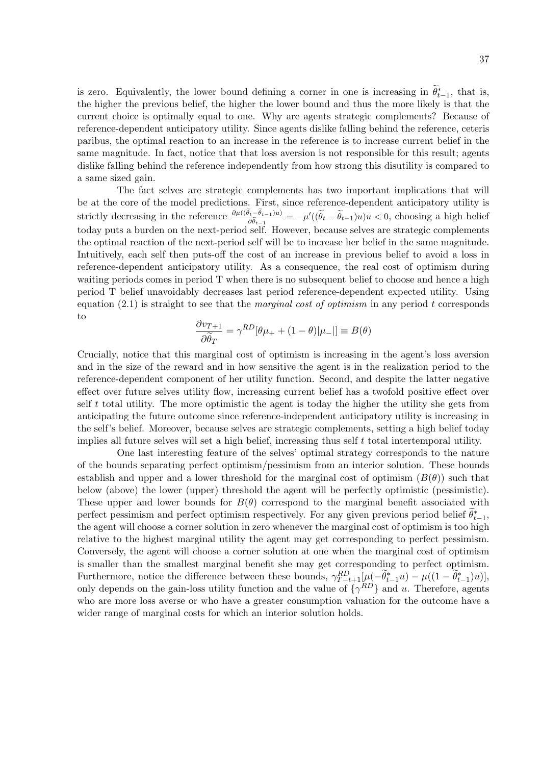is zero. Equivalently, the lower bound defining a corner in one is increasing in $\widetilde{\theta}^*_{t-1}$, that is, the higher the previous belief, the higher the lower bound and thus the more likely is that the current choice is optimally equal to one. Why are agents strategic complements? Because of reference-dependent anticipatory utility. Since agents dislike falling behind the reference, ceteris paribus, the optimal reaction to an increase in the reference is to increase current belief in the same magnitude. In fact, notice that that loss aversion is not responsible for this result; agents dislike falling behind the reference independently from how strong this disutility is compared to a same sized gain.

The fact selves are strategic complements has two important implications that will be at the core of the model predictions. First, since reference-dependent anticipatory utility is strictly decreasing in the reference $\frac{\partial \mu((\widetilde{\theta}_t - \widetilde{\theta}_{t-1})u)}{\partial \widetilde{\theta}_{t-1}} = -\mu'((\widetilde{\theta}_t - \widetilde{\theta}_{t-1})u)u < 0$, choosing a high belief today puts a burden on the next-period self. However, because selves are strategic complements the optimal reaction of the next-period self will be to increase her belief in the same magnitude. Intuitively, each self then puts-off the cost of an increase in previous belief to avoid a loss in reference-dependent anticipatory utility. As a consequence, the real cost of optimism during waiting periods comes in period T when there is no subsequent belief to choose and hence a high period T belief unavoidably decreases last period reference-dependent expected utility. Using equation (2.1) is straight to see that the *marginal cost of optimism* in any period $t$ corresponds to

$$\frac{\partial v_{T+1}}{\partial \widetilde{\theta}_T} = \gamma^{RD}[\theta\mu_+ + (1-\theta)|\mu_-|] \equiv B(\theta)$$

Crucially, notice that this marginal cost of optimism is increasing in the agent's loss aversion and in the size of the reward and in how sensitive the agent is in the realization period to the reference-dependent component of her utility function. Second, and despite the latter negative effect over future selves utility flow, increasing current belief has a twofold positive effect over self $t$ total utility. The more optimistic the agent is today the higher the utility she gets from anticipating the future outcome since reference-independent anticipatory utility is increasing in the self's belief. Moreover, because selves are strategic complements, setting a high belief today implies all future selves will set a high belief, increasing thus self $t$ total intertemporal utility.

One last interesting feature of the selves' optimal strategy corresponds to the nature of the bounds separating perfect optimism/pessimism from an interior solution. These bounds establish and upper and a lower threshold for the marginal cost of optimism ($B(\theta)$) such that below (above) the lower (upper) threshold the agent will be perfectly optimistic (pessimistic). These upper and lower bounds for $B(\theta)$ correspond to the marginal benefit associated with perfect pessimism and perfect optimism respectively. For any given previous period belief $\widetilde{\theta}^*_{t-1}$, the agent will choose a corner solution in zero whenever the marginal cost of optimism is too high relative to the highest marginal utility the agent may get corresponding to perfect pessimism. Conversely, the agent will choose a corner solution at one when the marginal cost of optimism is smaller than the smallest marginal benefit she may get corresponding to perfect optimism. Furthermore, notice the difference between these bounds, $\gamma^{RD}_{T-t+1}[\mu(-\widetilde{\theta}^*_{t-1}u) - \mu((1-\widetilde{\theta}^*_{t-1})u)]$, only depends on the gain-loss utility function and the value of $\{\gamma^{RD}\}$ and $u$. Therefore, agents who are more loss averse or who have a greater consumption valuation for the outcome have a wider range of marginal costs for which an interior solution holds.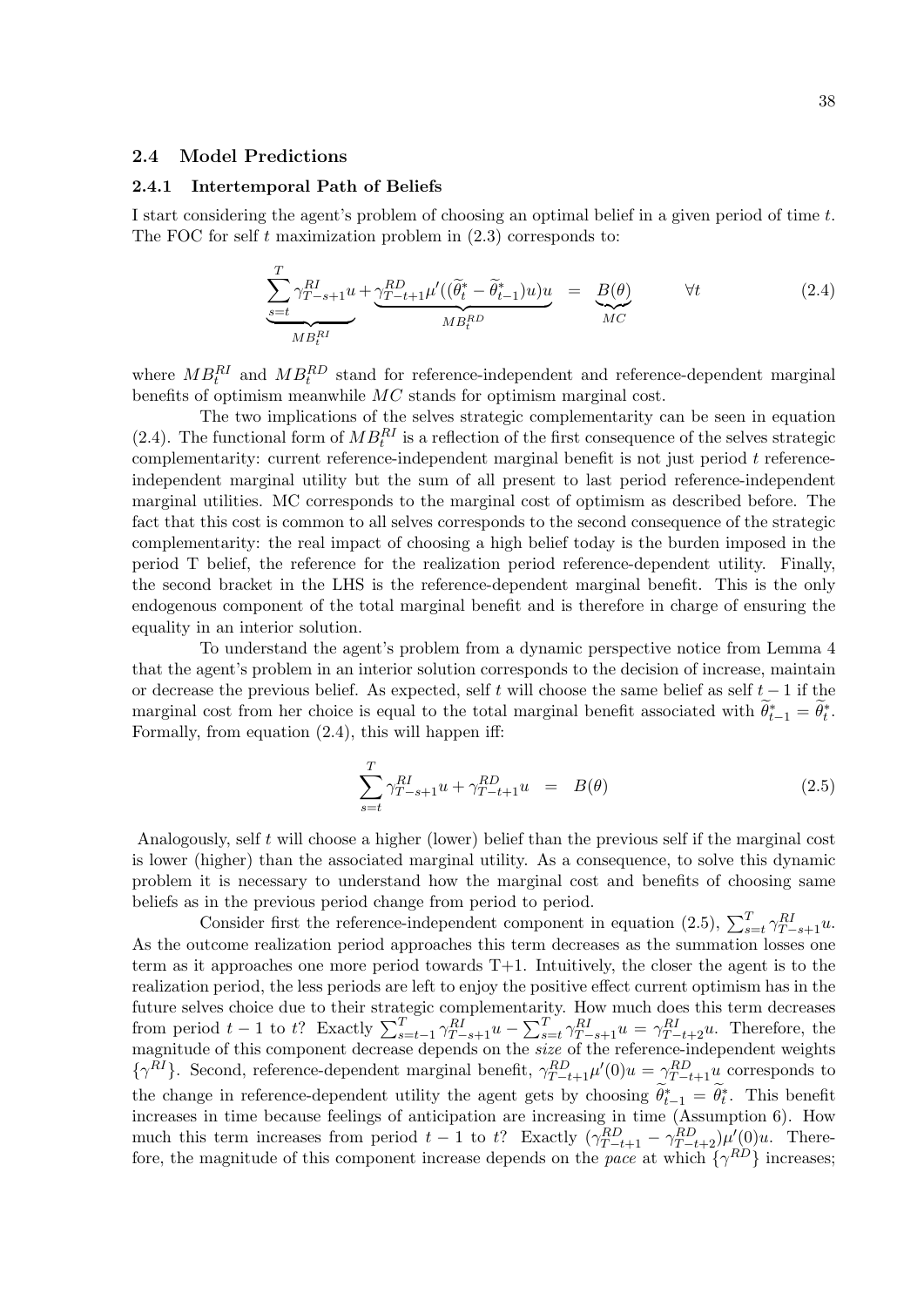### 2.4 Model Predictions

#### 2.4.1 Intertemporal Path of Beliefs

I start considering the agent's problem of choosing an optimal belief in a given period of time $t$. The FOC for self $t$ maximization problem in (2.3) corresponds to:

$$\underbrace{\sum_{s=t}^{T} \gamma_{T-s+1}^{RI} u}_{MB_t^{RI}} + \underbrace{\gamma_{T-t+1}^{RD} \mu'((\widetilde{\theta}_t^* - \widetilde{\theta}_{t-1}^*) u) u}_{MB_t^{RD}} = \underbrace{B(\theta)}_{MC} \qquad \forall t \tag{2.4}$$

where $MB_t^{RI}$ and $MB_t^{RD}$ stand for reference-independent and reference-dependent marginal benefits of optimism meanwhile $MC$ stands for optimism marginal cost.

The two implications of the selves strategic complementarity can be seen in equation (2.4). The functional form of $MB_t^{RI}$ is a reflection of the first consequence of the selves strategic complementarity: current reference-independent marginal benefit is not just period $t$ reference-independent marginal utility but the sum of all present to last period reference-independent marginal utilities. MC corresponds to the marginal cost of optimism as described before. The fact that this cost is common to all selves corresponds to the second consequence of the strategic complementarity: the real impact of choosing a high belief today is the burden imposed in the period T belief, the reference for the realization period reference-dependent utility. Finally, the second bracket in the LHS is the reference-dependent marginal benefit. This is the only endogenous component of the total marginal benefit and is therefore in charge of ensuring the equality in an interior solution.

To understand the agent's problem from a dynamic perspective notice from Lemma 4 that the agent's problem in an interior solution corresponds to the decision of increase, maintain or decrease the previous belief. As expected, self $t$ will choose the same belief as self $t-1$ if the marginal cost from her choice is equal to the total marginal benefit associated with $\widetilde{\theta}_{t-1}^* = \widetilde{\theta}_t^*$. Formally, from equation (2.4), this will happen iff:

$$\sum_{s=t}^{T} \gamma_{T-s+1}^{RI} u + \gamma_{T-t+1}^{RD} u = B(\theta) \tag{2.5}$$

Analogously, self $t$ will choose a higher (lower) belief than the previous self if the marginal cost is lower (higher) than the associated marginal utility. As a consequence, to solve this dynamic problem it is necessary to understand how the marginal cost and benefits of choosing same beliefs as in the previous period change from period to period.

Consider first the reference-independent component in equation (2.5), $\sum_{s=t}^{T} \gamma_{T-s+1}^{RI} u$. As the outcome realization period approaches this term decreases as the summation losses one term as it approaches one more period towards T+1. Intuitively, the closer the agent is to the realization period, the less periods are left to enjoy the positive effect current optimism has in the future selves choice due to their strategic complementarity. How much does this term decreases from period $t-1$ to $t$? Exactly $\sum_{s=t-1}^{T} \gamma_{T-s+1}^{RI} u - \sum_{s=t}^{T} \gamma_{T-s+1}^{RI} u = \gamma_{T-t+2}^{RI} u$. Therefore, the magnitude of this component decrease depends on the *size* of the reference-independent weights $\{\gamma^{RI}\}$. Second, reference-dependent marginal benefit, $\gamma_{T-t+1}^{RD} \mu'(0) u = \gamma_{T-t+1}^{RD} u$ corresponds to the change in reference-dependent utility the agent gets by choosing $\widetilde{\theta}_{t-1}^* = \widetilde{\theta}_t^*$. This benefit increases in time because feelings of anticipation are increasing in time (Assumption 6). How much this term increases from period $t-1$ to $t$? Exactly $(\gamma_{T-t+1}^{RD} - \gamma_{T-t+2}^{RD}) \mu'(0) u$. Therefore, the magnitude of this component increase depends on the *pace* at which $\{\gamma^{RD}\}$ increases;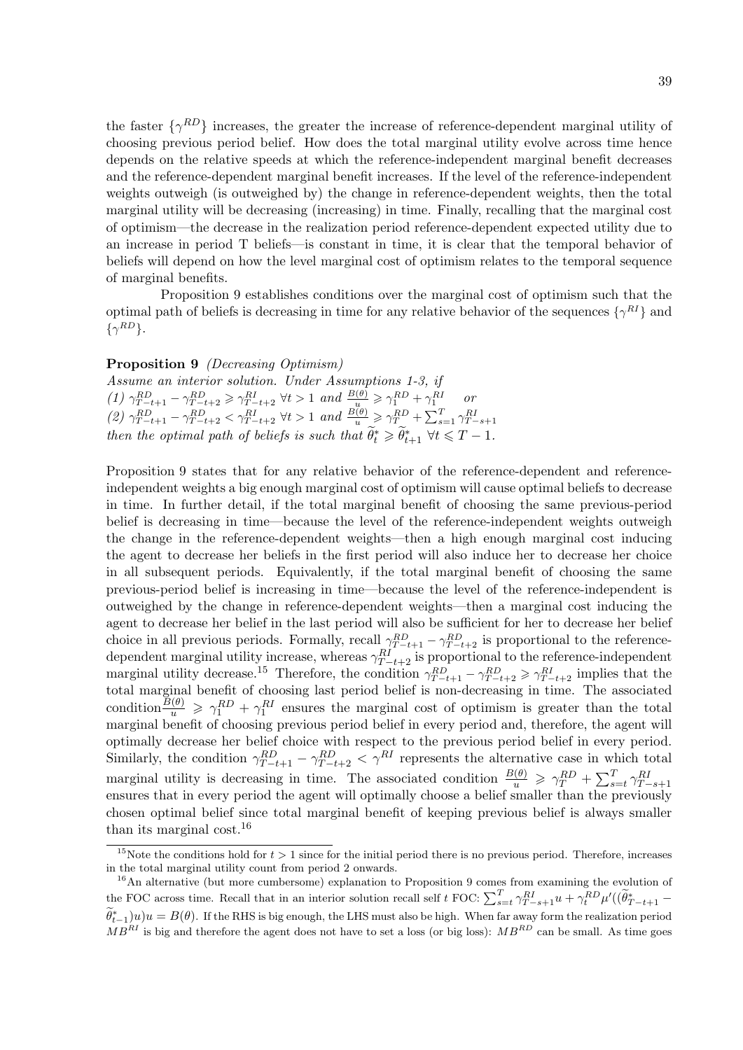the faster $\{\gamma^{RD}\}$ increases, the greater the increase of reference-dependent marginal utility of choosing previous period belief. How does the total marginal utility evolve across time hence depends on the relative speeds at which the reference-independent marginal benefit decreases and the reference-dependent marginal benefit increases. If the level of the reference-independent weights outweigh (is outweighed by) the change in reference-dependent weights, then the total marginal utility will be decreasing (increasing) in time. Finally, recalling that the marginal cost of optimism—the decrease in the realization period reference-dependent expected utility due to an increase in period T beliefs—is constant in time, it is clear that the temporal behavior of beliefs will depend on how the level marginal cost of optimism relates to the temporal sequence of marginal benefits.

Proposition 9 establishes conditions over the marginal cost of optimism such that the optimal path of beliefs is decreasing in time for any relative behavior of the sequences $\{\gamma^{RI}\}$ and $\{\gamma^{RD}\}$.

**Proposition 9** *(Decreasing Optimism)*
*Assume an interior solution. Under Assumptions 1-3, if*
*(1)* $\gamma^{RD}_{T-t+1} - \gamma^{RD}_{T-t+2} \geqslant \gamma^{RI}_{T-t+2}$ $\forall t > 1$ *and* $\frac{B(\theta)}{u} \geqslant \gamma^{RD}_1 + \gamma^{RI}_1$ *or*
*(2)* $\gamma^{RD}_{T-t+1} - \gamma^{RD}_{T-t+2} < \gamma^{RI}_{T-t+2}$ $\forall t > 1$ *and* $\frac{B(\theta)}{u} \geqslant \gamma^{RD}_T + \sum_{s=1}^{T} \gamma^{RI}_{T-s+1}$
*then the optimal path of beliefs is such that* $\widetilde{\theta}^*_t \geqslant \widetilde{\theta}^*_{t+1}$ $\forall t \leqslant T-1$.

Proposition 9 states that for any relative behavior of the reference-dependent and reference-independent weights a big enough marginal cost of optimism will cause optimal beliefs to decrease in time. In further detail, if the total marginal benefit of choosing the same previous-period belief is decreasing in time—because the level of the reference-independent weights outweigh the change in the reference-dependent weights—then a high enough marginal cost inducing the agent to decrease her beliefs in the first period will also induce her to decrease her choice in all subsequent periods. Equivalently, if the total marginal benefit of choosing the same previous-period belief is increasing in time—because the level of the reference-independent is outweighed by the change in reference-dependent weights—then a marginal cost inducing the agent to decrease her belief in the last period will also be sufficient for her to decrease her belief choice in all previous periods. Formally, recall $\gamma^{RD}_{T-t+1} - \gamma^{RD}_{T-t+2}$ is proportional to the reference-dependent marginal utility increase, whereas $\gamma^{RI}_{T-t+2}$ is proportional to the reference-independent marginal utility decrease.[15] Therefore, the condition $\gamma^{RD}_{T-t+1} - \gamma^{RD}_{T-t+2} \geqslant \gamma^{RI}_{T-t+2}$ implies that the total marginal benefit of choosing last period belief is non-decreasing in time. The associated condition $\frac{B(\theta)}{u} \geqslant \gamma^{RD}_1 + \gamma^{RI}_1$ ensures the marginal cost of optimism is greater than the total marginal benefit of choosing previous period belief in every period and, therefore, the agent will optimally decrease her belief choice with respect to the previous period belief in every period. Similarly, the condition $\gamma^{RD}_{T-t+1} - \gamma^{RD}_{T-t+2} < \gamma^{RI}$ represents the alternative case in which total marginal utility is decreasing in time. The associated condition $\frac{B(\theta)}{u} \geqslant \gamma^{RD}_T + \sum_{s=t}^{T} \gamma^{RI}_{T-s+1}$ ensures that in every period the agent will optimally choose a belief smaller than the previously chosen optimal belief since total marginal benefit of keeping previous belief is always smaller than its marginal cost.[16]

---

[15] Note the conditions hold for $t > 1$ since for the initial period there is no previous period. Therefore, increases in the total marginal utility count from period 2 onwards.

[16] An alternative (but more cumbersome) explanation to Proposition 9 comes from examining the evolution of the FOC across time. Recall that in an interior solution recall self $t$ FOC: $\sum_{s=t}^{T} \gamma^{RI}_{T-s+1} u + \gamma^{RD}_t \mu'((\widetilde{\theta}^*_{T-t+1} - \widetilde{\theta}^*_{t-1})u)u = B(\theta)$. If the RHS is big enough, the LHS must also be high. When far away form the realization period $MB^{RI}$ is big and therefore the agent does not have to set a loss (or big loss): $MB^{RD}$ can be small. As time goes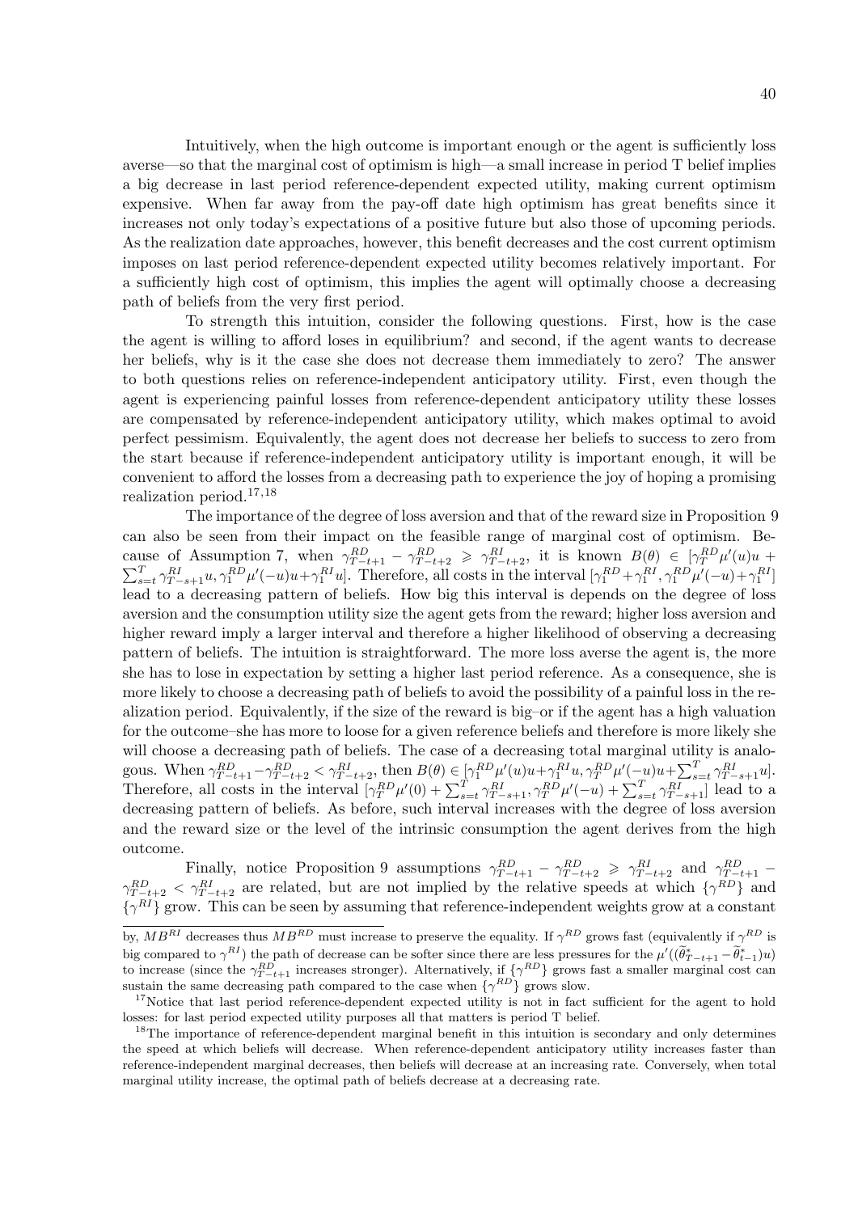Intuitively, when the high outcome is important enough or the agent is sufficiently loss averse—so that the marginal cost of optimism is high—a small increase in period T belief implies a big decrease in last period reference-dependent expected utility, making current optimism expensive. When far away from the pay-off date high optimism has great benefits since it increases not only today's expectations of a positive future but also those of upcoming periods. As the realization date approaches, however, this benefit decreases and the cost current optimism imposes on last period reference-dependent expected utility becomes relatively important. For a sufficiently high cost of optimism, this implies the agent will optimally choose a decreasing path of beliefs from the very first period.

To strength this intuition, consider the following questions. First, how is the case the agent is willing to afford loses in equilibrium? and second, if the agent wants to decrease her beliefs, why is it the case she does not decrease them immediately to zero? The answer to both questions relies on reference-independent anticipatory utility. First, even though the agent is experiencing painful losses from reference-dependent anticipatory utility these losses are compensated by reference-independent anticipatory utility, which makes optimal to avoid perfect pessimism. Equivalently, the agent does not decrease her beliefs to success to zero from the start because if reference-independent anticipatory utility is important enough, it will be convenient to afford the losses from a decreasing path to experience the joy of hoping a promising realization period.[17,18]

The importance of the degree of loss aversion and that of the reward size in Proposition 9 can also be seen from their impact on the feasible range of marginal cost of optimism. Because of Assumption 7, when $\gamma^{RD}_{T-t+1} - \gamma^{RD}_{T-t+2} \geqslant \gamma^{RI}_{T-t+2}$, it is known $B(\theta) \in [\gamma^{RD}_T \mu'(u)u + \sum_{s=t}^{T} \gamma^{RI}_{T-s+1} u, \gamma^{RD}_1 \mu'(-u)u + \gamma^{RI}_1 u]$. Therefore, all costs in the interval $[\gamma^{RD}_1 + \gamma^{RI}_1, \gamma^{RD}_1 \mu'(-u) + \gamma^{RI}_1]$ lead to a decreasing pattern of beliefs. How big this interval is depends on the degree of loss aversion and the consumption utility size the agent gets from the reward; higher loss aversion and higher reward imply a larger interval and therefore a higher likelihood of observing a decreasing pattern of beliefs. The intuition is straightforward. The more loss averse the agent is, the more she has to lose in expectation by setting a higher last period reference. As a consequence, she is more likely to choose a decreasing path of beliefs to avoid the possibility of a painful loss in the realization period. Equivalently, if the size of the reward is big–or if the agent has a high valuation for the outcome–she has more to loose for a given reference beliefs and therefore is more likely she will choose a decreasing path of beliefs. The case of a decreasing total marginal utility is analogous. When $\gamma^{RD}_{T-t+1} - \gamma^{RD}_{T-t+2} < \gamma^{RI}_{T-t+2}$, then $B(\theta) \in [\gamma^{RD}_1 \mu'(u)u + \gamma^{RI}_1 u, \gamma^{RD}_T \mu'(-u)u + \sum_{s=t}^{T} \gamma^{RI}_{T-s+1} u]$. Therefore, all costs in the interval $[\gamma^{RD}_T \mu'(0) + \sum_{s=t}^{T} \gamma^{RI}_{T-s+1}, \gamma^{RD}_T \mu'(-u) + \sum_{s=t}^{T} \gamma^{RI}_{T-s+1}]$ lead to a decreasing pattern of beliefs. As before, such interval increases with the degree of loss aversion and the reward size or the level of the intrinsic consumption the agent derives from the high outcome.

Finally, notice Proposition 9 assumptions $\gamma^{RD}_{T-t+1} - \gamma^{RD}_{T-t+2} \geqslant \gamma^{RI}_{T-t+2}$ and $\gamma^{RD}_{T-t+1} - \gamma^{RD}_{T-t+2} < \gamma^{RI}_{T-t+2}$ are related, but are not implied by the relative speeds at which $\{\gamma^{RD}\}$ and $\{\gamma^{RI}\}$ grow. This can be seen by assuming that reference-independent weights grow at a constant

---

by, $MB^{RI}$ decreases thus $MB^{RD}$ must increase to preserve the equality. If $\gamma^{RD}$ grows fast (equivalently if $\gamma^{RD}$ is big compared to $\gamma^{RI}$) the path of decrease can be softer since there are less pressures for the $\mu'((\widetilde{\theta}^*_{T-t+1} - \widetilde{\theta}^*_{t-1})u)$ to increase (since the $\gamma^{RD}_{T-t+1}$ increases stronger). Alternatively, if $\{\gamma^{RD}\}$ grows fast a smaller marginal cost can sustain the same decreasing path compared to the case when $\{\gamma^{RD}\}$ grows slow.

[17] Notice that last period reference-dependent expected utility is not in fact sufficient for the agent to hold losses: for last period expected utility purposes all that matters is period T belief.

[18] The importance of reference-dependent marginal benefit in this intuition is secondary and only determines the speed at which beliefs will decrease. When reference-dependent anticipatory utility increases faster than reference-independent marginal decreases, then beliefs will decrease at an increasing rate. Conversely, when total marginal utility increase, the optimal path of beliefs decrease at a decreasing rate.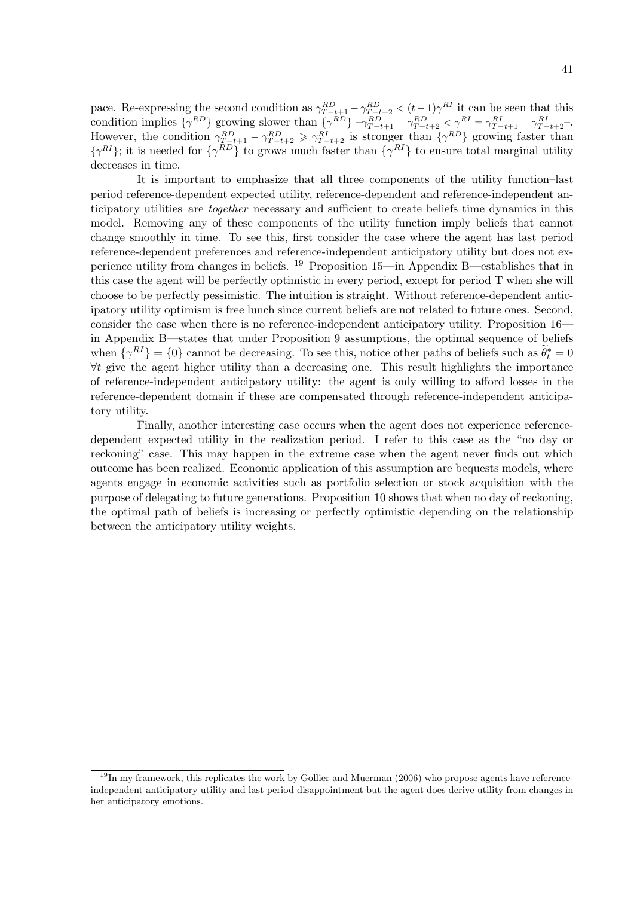pace. Re-expressing the second condition as $\gamma^{RD}_{T-t+1} - \gamma^{RD}_{T-t+2} < (t-1)\gamma^{RI}$ it can be seen that this condition implies $\{\gamma^{RD}\}$ growing slower than $\{\gamma^{RD}\}$ $-\gamma^{RD}_{T-t+1} - \gamma^{RD}_{T-t+2} < \gamma^{RI} = \gamma^{RI}_{T-t+1} - \gamma^{RI}_{T-t+2}$–. However, the condition $\gamma^{RD}_{T-t+1} - \gamma^{RD}_{T-t+2} \geqslant \gamma^{RI}_{T-t+2}$ is stronger than $\{\gamma^{RD}\}$ growing faster than $\{\gamma^{RI}\}$; it is needed for $\{\gamma^{RD}\}$ to grows much faster than $\{\gamma^{RI}\}$ to ensure total marginal utility decreases in time.

It is important to emphasize that all three components of the utility function–last period reference-dependent expected utility, reference-dependent and reference-independent anticipatory utilities–are *together* necessary and sufficient to create beliefs time dynamics in this model. Removing any of these components of the utility function imply beliefs that cannot change smoothly in time. To see this, first consider the case where the agent has last period reference-dependent preferences and reference-independent anticipatory utility but does not experience utility from changes in beliefs. [19] Proposition 15—in Appendix B—establishes that in this case the agent will be perfectly optimistic in every period, except for period T when she will choose to be perfectly pessimistic. The intuition is straight. Without reference-dependent anticipatory utility optimism is free lunch since current beliefs are not related to future ones. Second, consider the case when there is no reference-independent anticipatory utility. Proposition 16—in Appendix B—states that under Proposition 9 assumptions, the optimal sequence of beliefs when $\{\gamma^{RI}\} = \{0\}$ cannot be decreasing. To see this, notice other paths of beliefs such as $\widetilde{\theta}^*_t = 0$ $\forall t$ give the agent higher utility than a decreasing one. This result highlights the importance of reference-independent anticipatory utility: the agent is only willing to afford losses in the reference-dependent domain if these are compensated through reference-independent anticipatory utility.

Finally, another interesting case occurs when the agent does not experience reference-dependent expected utility in the realization period. I refer to this case as the "no day or reckoning" case. This may happen in the extreme case when the agent never finds out which outcome has been realized. Economic application of this assumption are bequests models, where agents engage in economic activities such as portfolio selection or stock acquisition with the purpose of delegating to future generations. Proposition 10 shows that when no day of reckoning, the optimal path of beliefs is increasing or perfectly optimistic depending on the relationship between the anticipatory utility weights.

[19] In my framework, this replicates the work by Gollier and Muerman (2006) who propose agents have reference-independent anticipatory utility and last period disappointment but the agent does derive utility from changes in her anticipatory emotions.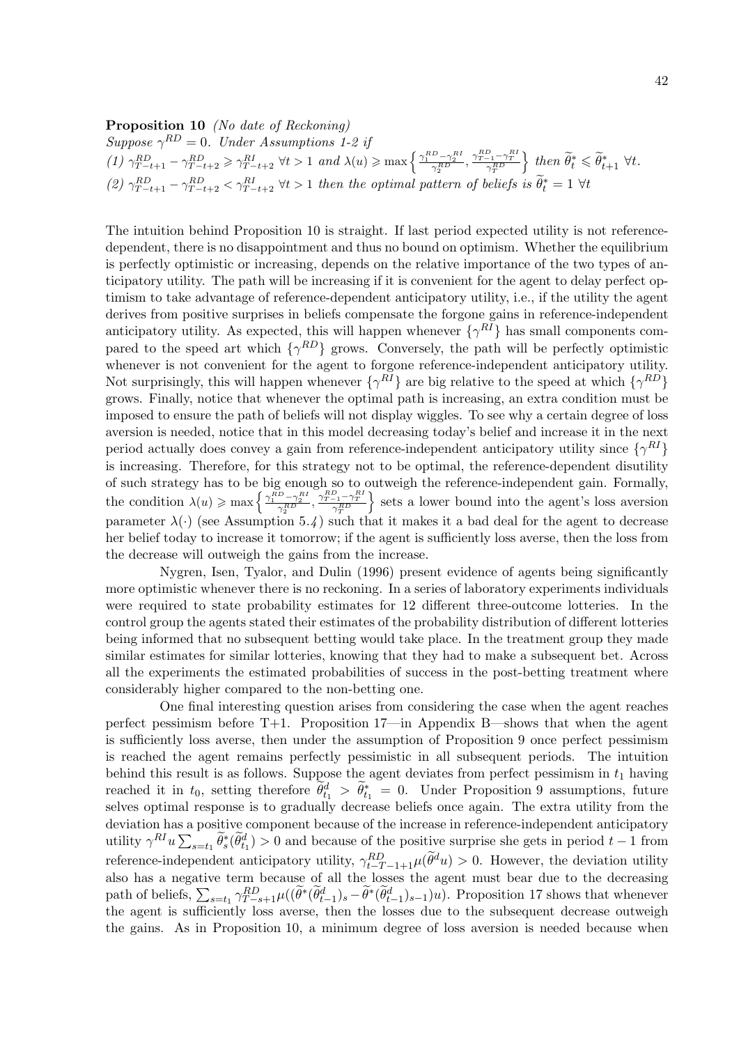**Proposition 10** *(No date of Reckoning)*
*Suppose $\gamma^{RD} = 0$. Under Assumptions 1-2 if*
*(1) $\gamma^{RD}_{T-t+1} - \gamma^{RD}_{T-t+2} \geqslant \gamma^{RI}_{T-t+2}$ $\forall t > 1$ and $\lambda(u) \geqslant \max\left\{\frac{\gamma_1^{RD}-\gamma_2^{RI}}{\gamma_2^{RD}}, \frac{\gamma_{T-1}^{RD}-\gamma_T^{RI}}{\gamma_T^{RD}}\right\}$ then $\widetilde{\theta}^*_t \leqslant \widetilde{\theta}^*_{t+1}$ $\forall t$.*
*(2) $\gamma^{RD}_{T-t+1} - \gamma^{RD}_{T-t+2} < \gamma^{RI}_{T-t+2}$ $\forall t > 1$ then the optimal pattern of beliefs is $\widetilde{\theta}^*_t = 1$ $\forall t$*

The intuition behind Proposition 10 is straight. If last period expected utility is not reference-dependent, there is no disappointment and thus no bound on optimism. Whether the equilibrium is perfectly optimistic or increasing, depends on the relative importance of the two types of anticipatory utility. The path will be increasing if it is convenient for the agent to delay perfect optimism to take advantage of reference-dependent anticipatory utility, i.e., if the utility the agent derives from positive surprises in beliefs compensate the forgone gains in reference-independent anticipatory utility. As expected, this will happen whenever $\{\gamma^{RI}\}$ has small components compared to the speed art which $\{\gamma^{RD}\}$ grows. Conversely, the path will be perfectly optimistic whenever is not convenient for the agent to forgone reference-independent anticipatory utility. Not surprisingly, this will happen whenever $\{\gamma^{RI}\}$ are big relative to the speed at which $\{\gamma^{RD}\}$ grows. Finally, notice that whenever the optimal path is increasing, an extra condition must be imposed to ensure the path of beliefs will not display wiggles. To see why a certain degree of loss aversion is needed, notice that in this model decreasing today's belief and increase it in the next period actually does convey a gain from reference-independent anticipatory utility since $\{\gamma^{RI}\}$ is increasing. Therefore, for this strategy not to be optimal, the reference-dependent disutility of such strategy has to be big enough so to outweigh the reference-independent gain. Formally, the condition $\lambda(u) \geqslant \max\left\{\frac{\gamma_1^{RD}-\gamma_2^{RI}}{\gamma_2^{RD}}, \frac{\gamma_{T-1}^{RD}-\gamma_T^{RI}}{\gamma_T^{RD}}\right\}$ sets a lower bound into the agent's loss aversion parameter $\lambda(\cdot)$ (see Assumption *5.4*) such that it makes it a bad deal for the agent to decrease her belief today to increase it tomorrow; if the agent is sufficiently loss averse, then the loss from the decrease will outweigh the gains from the increase.

Nygren, Isen, Tyalor, and Dulin (1996) present evidence of agents being significantly more optimistic whenever there is no reckoning. In a series of laboratory experiments individuals were required to state probability estimates for 12 different three-outcome lotteries. In the control group the agents stated their estimates of the probability distribution of different lotteries being informed that no subsequent betting would take place. In the treatment group they made similar estimates for similar lotteries, knowing that they had to make a subsequent bet. Across all the experiments the estimated probabilities of success in the post-betting treatment where considerably higher compared to the non-betting one.

One final interesting question arises from considering the case when the agent reaches perfect pessimism before T+1. Proposition 17—in Appendix B—shows that when the agent is sufficiently loss averse, then under the assumption of Proposition 9 once perfect pessimism is reached the agent remains perfectly pessimistic in all subsequent periods. The intuition behind this result is as follows. Suppose the agent deviates from perfect pessimism in $t_1$ having reached it in $t_0$, setting therefore $\widetilde{\theta}^d_{t_1} > \widetilde{\theta}^*_{t_1} = 0$. Under Proposition 9 assumptions, future selves optimal response is to gradually decrease beliefs once again. The extra utility from the deviation has a positive component because of the increase in reference-independent anticipatory utility $\gamma^{RI} u \sum_{s=t_1} \widetilde{\theta}^*_s(\widetilde{\theta}^d_{t_1}) > 0$ and because of the positive surprise she gets in period $t-1$ from reference-independent anticipatory utility, $\gamma^{RD}_{t-T-1+1}\mu(\widetilde{\theta}^d u) > 0$. However, the deviation utility also has a negative term because of all the losses the agent must bear due to the decreasing path of beliefs, $\sum_{s=t_1} \gamma^{RD}_{T-s+1}\mu((\widetilde{\theta}^*(\widetilde{\theta}^d_{t-1})_s - \widetilde{\theta}^*(\widetilde{\theta}^d_{t-1})_{s-1})u)$. Proposition 17 shows that whenever the agent is sufficiently loss averse, then the losses due to the subsequent decrease outweigh the gains. As in Proposition 10, a minimum degree of loss aversion is needed because when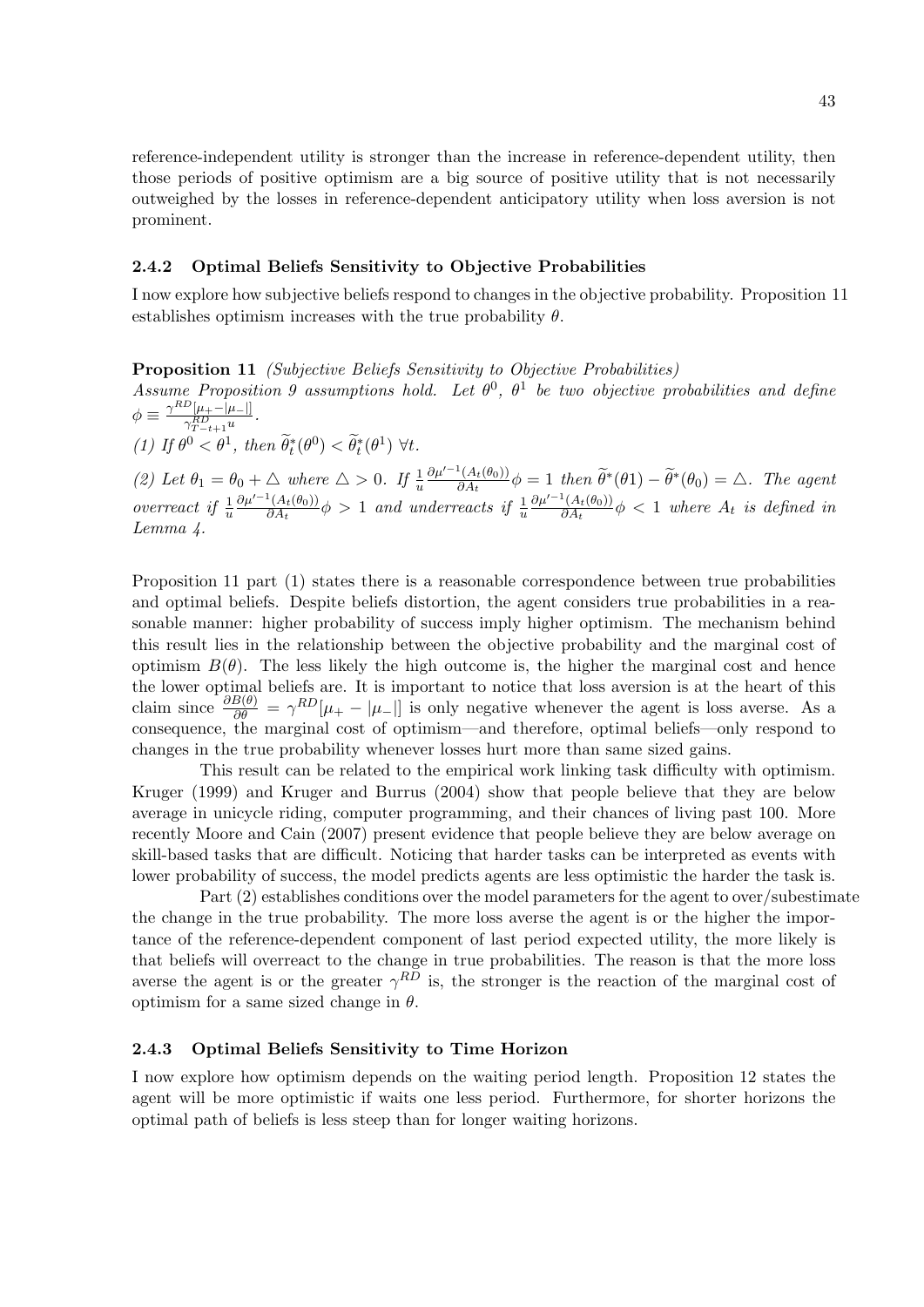reference-independent utility is stronger than the increase in reference-dependent utility, then those periods of positive optimism are a big source of positive utility that is not necessarily outweighed by the losses in reference-dependent anticipatory utility when loss aversion is not prominent.

### 2.4.2 Optimal Beliefs Sensitivity to Objective Probabilities

I now explore how subjective beliefs respond to changes in the objective probability. Proposition 11 establishes optimism increases with the true probability $\theta$.

**Proposition 11** *(Subjective Beliefs Sensitivity to Objective Probabilities)*
*Assume Proposition 9 assumptions hold. Let $\theta^0$, $\theta^1$ be two objective probabilities and define $\phi \equiv \frac{\gamma^{RD}[\mu_+ - |\mu_-|]}{\gamma^{RD}_{T-t+1}u}$.*
*(1) If $\theta^0 < \theta^1$, then $\widetilde{\theta}^*_t(\theta^0) < \widetilde{\theta}^*_t(\theta^1)$ $\forall t$.*

*(2) Let $\theta_1 = \theta_0 + \triangle$ where $\triangle > 0$. If $\frac{1}{u}\frac{\partial \mu'^{-1}(A_t(\theta_0))}{\partial A_t}\phi = 1$ then $\widetilde{\theta}^*(\theta 1) - \widetilde{\theta}^*(\theta_0) = \triangle$. The agent overreact if $\frac{1}{u}\frac{\partial \mu'^{-1}(A_t(\theta_0))}{\partial A_t}\phi > 1$ and underreacts if $\frac{1}{u}\frac{\partial \mu'^{-1}(A_t(\theta_0))}{\partial A_t}\phi < 1$ where $A_t$ is defined in Lemma 4.*

Proposition 11 part (1) states there is a reasonable correspondence between true probabilities and optimal beliefs. Despite beliefs distortion, the agent considers true probabilities in a reasonable manner: higher probability of success imply higher optimism. The mechanism behind this result lies in the relationship between the objective probability and the marginal cost of optimism $B(\theta)$. The less likely the high outcome is, the higher the marginal cost and hence the lower optimal beliefs are. It is important to notice that loss aversion is at the heart of this claim since $\frac{\partial B(\theta)}{\partial \theta} = \gamma^{RD}[\mu_+ - |\mu_-|]$ is only negative whenever the agent is loss averse. As a consequence, the marginal cost of optimism—and therefore, optimal beliefs—only respond to changes in the true probability whenever losses hurt more than same sized gains.

This result can be related to the empirical work linking task difficulty with optimism. Kruger (1999) and Kruger and Burrus (2004) show that people believe that they are below average in unicycle riding, computer programming, and their chances of living past 100. More recently Moore and Cain (2007) present evidence that people believe they are below average on skill-based tasks that are difficult. Noticing that harder tasks can be interpreted as events with lower probability of success, the model predicts agents are less optimistic the harder the task is.

Part (2) establishes conditions over the model parameters for the agent to over/subestimate the change in the true probability. The more loss averse the agent is or the higher the importance of the reference-dependent component of last period expected utility, the more likely is that beliefs will overreact to the change in true probabilities. The reason is that the more loss averse the agent is or the greater $\gamma^{RD}$ is, the stronger is the reaction of the marginal cost of optimism for a same sized change in $\theta$.

### 2.4.3 Optimal Beliefs Sensitivity to Time Horizon

I now explore how optimism depends on the waiting period length. Proposition 12 states the agent will be more optimistic if waits one less period. Furthermore, for shorter horizons the optimal path of beliefs is less steep than for longer waiting horizons.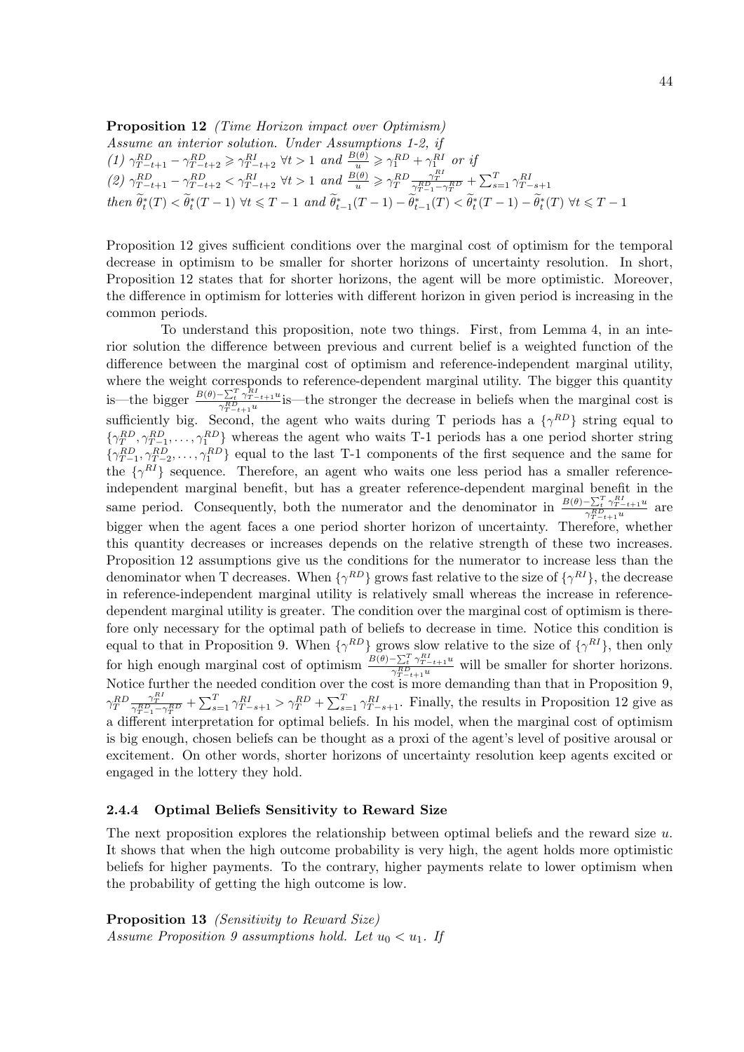**Proposition 12** *(Time Horizon impact over Optimism)*
*Assume an interior solution. Under Assumptions 1-2, if*
*(1)* $\gamma^{RD}_{T-t+1} - \gamma^{RD}_{T-t+2} \geqslant \gamma^{RI}_{T-t+2}$ $\forall t > 1$ *and* $\frac{B(\theta)}{u} \geqslant \gamma^{RD}_1 + \gamma^{RI}_1$ *or if*
*(2)* $\gamma^{RD}_{T-t+1} - \gamma^{RD}_{T-t+2} < \gamma^{RI}_{T-t+2}$ $\forall t > 1$ *and* $\frac{B(\theta)}{u} \geqslant \gamma^{RD}_T \frac{\gamma^{RI}_T}{\gamma^{RD}_{T-1} - \gamma^{RD}_T} + \sum_{s=1}^{T} \gamma^{RI}_{T-s+1}$
*then* $\widetilde{\theta}^*_t(T) < \widetilde{\theta}^*_t(T-1)$ $\forall t \leqslant T-1$ *and* $\widetilde{\theta}^*_{t-1}(T-1) - \widetilde{\theta}^*_{t-1}(T) < \widetilde{\theta}^*_t(T-1) - \widetilde{\theta}^*_t(T)$ $\forall t \leqslant T-1$

Proposition 12 gives sufficient conditions over the marginal cost of optimism for the temporal decrease in optimism to be smaller for shorter horizons of uncertainty resolution. In short, Proposition 12 states that for shorter horizons, the agent will be more optimistic. Moreover, the difference in optimism for lotteries with different horizon in given period is increasing in the common periods.

To understand this proposition, note two things. First, from Lemma 4, in an interior solution the difference between previous and current belief is a weighted function of the difference between the marginal cost of optimism and reference-independent marginal utility, where the weight corresponds to reference-dependent marginal utility. The bigger this quantity is—the bigger $\frac{B(\theta) - \sum_t^T \gamma^{RI}_{T-t+1} u}{\gamma^{RD}_{T-t+1} u}$is—the stronger the decrease in beliefs when the marginal cost is sufficiently big. Second, the agent who waits during T periods has a $\{\gamma^{RD}\}$ string equal to $\{\gamma^{RD}_T, \gamma^{RD}_{T-1}, \ldots, \gamma^{RD}_1\}$ whereas the agent who waits T-1 periods has a one period shorter string $\{\gamma^{RD}_{T-1}, \gamma^{RD}_{T-2}, \ldots, \gamma^{RD}_1\}$ equal to the last T-1 components of the first sequence and the same for the $\{\gamma^{RI}\}$ sequence. Therefore, an agent who waits one less period has a smaller reference-independent marginal benefit, but has a greater reference-dependent marginal benefit in the same period. Consequently, both the numerator and the denominator in $\frac{B(\theta) - \sum_t^T \gamma^{RI}_{T-t+1} u}{\gamma^{RD}_{T-t+1} u}$ are bigger when the agent faces a one period shorter horizon of uncertainty. Therefore, whether this quantity decreases or increases depends on the relative strength of these two increases. Proposition 12 assumptions give us the conditions for the numerator to increase less than the denominator when T decreases. When $\{\gamma^{RD}\}$ grows fast relative to the size of $\{\gamma^{RI}\}$, the decrease in reference-independent marginal utility is relatively small whereas the increase in reference-dependent marginal utility is greater. The condition over the marginal cost of optimism is therefore only necessary for the optimal path of beliefs to decrease in time. Notice this condition is equal to that in Proposition 9. When $\{\gamma^{RD}\}$ grows slow relative to the size of $\{\gamma^{RI}\}$, then only for high enough marginal cost of optimism $\frac{B(\theta) - \sum_t^T \gamma^{RI}_{T-t+1} u}{\gamma^{RD}_{T-t+1} u}$ will be smaller for shorter horizons. Notice further the needed condition over the cost is more demanding than that in Proposition 9, $\gamma^{RD}_T \frac{\gamma^{RI}_T}{\gamma^{RD}_{T-1} - \gamma^{RD}_T} + \sum_{s=1}^{T} \gamma^{RI}_{T-s+1} > \gamma^{RD}_T + \sum_{s=1}^{T} \gamma^{RI}_{T-s+1}$. Finally, the results in Proposition 12 give as a different interpretation for optimal beliefs. In his model, when the marginal cost of optimism is big enough, chosen beliefs can be thought as a proxi of the agent's level of positive arousal or excitement. On other words, shorter horizons of uncertainty resolution keep agents excited or engaged in the lottery they hold.

### 2.4.4 Optimal Beliefs Sensitivity to Reward Size

The next proposition explores the relationship between optimal beliefs and the reward size $u$. It shows that when the high outcome probability is very high, the agent holds more optimistic beliefs for higher payments. To the contrary, higher payments relate to lower optimism when the probability of getting the high outcome is low.

**Proposition 13** *(Sensitivity to Reward Size)*
*Assume Proposition 9 assumptions hold. Let* $u_0 < u_1$*. If*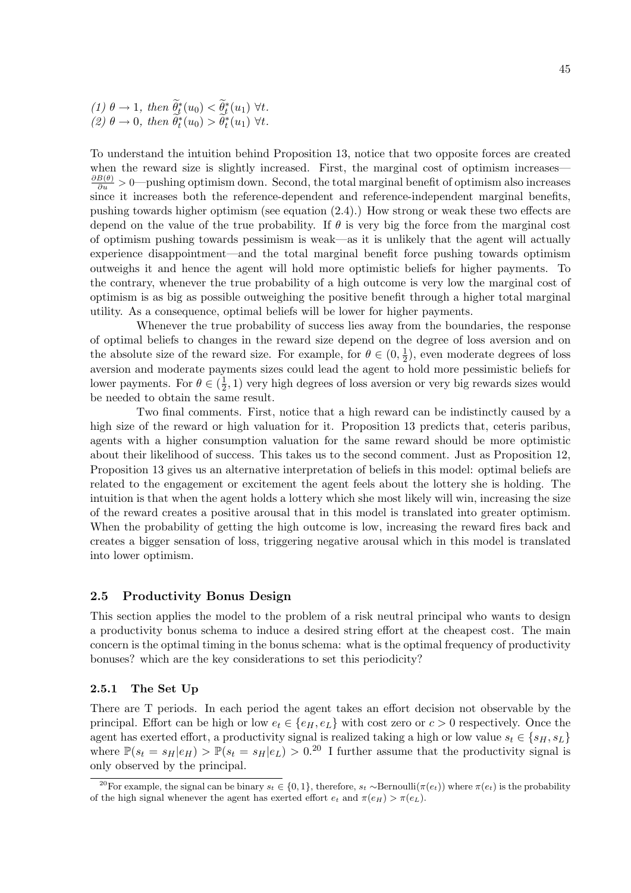*(1)* $\theta \to 1$*, then* $\widetilde{\theta}_t^*(u_0) < \widetilde{\theta}_t^*(u_1)$ $\forall t$.
*(2)* $\theta \to 0$*, then* $\widetilde{\theta}_t^*(u_0) > \widetilde{\theta}_t^*(u_1)$ $\forall t$.

To understand the intuition behind Proposition 13, notice that two opposite forces are created when the reward size is slightly increased. First, the marginal cost of optimism increases—$\frac{\partial B(\theta)}{\partial u} > 0$—pushing optimism down. Second, the total marginal benefit of optimism also increases since it increases both the reference-dependent and reference-independent marginal benefits, pushing towards higher optimism (see equation (2.4).) How strong or weak these two effects are depend on the value of the true probability. If $\theta$ is very big the force from the marginal cost of optimism pushing towards pessimism is weak—as it is unlikely that the agent will actually experience disappointment—and the total marginal benefit force pushing towards optimism outweighs it and hence the agent will hold more optimistic beliefs for higher payments. To the contrary, whenever the true probability of a high outcome is very low the marginal cost of optimism is as big as possible outweighing the positive benefit through a higher total marginal utility. As a consequence, optimal beliefs will be lower for higher payments.

Whenever the true probability of success lies away from the boundaries, the response of optimal beliefs to changes in the reward size depend on the degree of loss aversion and on the absolute size of the reward size. For example, for $\theta \in (0, \frac{1}{2})$, even moderate degrees of loss aversion and moderate payments sizes could lead the agent to hold more pessimistic beliefs for lower payments. For $\theta \in (\frac{1}{2}, 1)$ very high degrees of loss aversion or very big rewards sizes would be needed to obtain the same result.

Two final comments. First, notice that a high reward can be indistinctly caused by a high size of the reward or high valuation for it. Proposition 13 predicts that, ceteris paribus, agents with a higher consumption valuation for the same reward should be more optimistic about their likelihood of success. This takes us to the second comment. Just as Proposition 12, Proposition 13 gives us an alternative interpretation of beliefs in this model: optimal beliefs are related to the engagement or excitement the agent feels about the lottery she is holding. The intuition is that when the agent holds a lottery which she most likely will win, increasing the size of the reward creates a positive arousal that in this model is translated into greater optimism. When the probability of getting the high outcome is low, increasing the reward fires back and creates a bigger sensation of loss, triggering negative arousal which in this model is translated into lower optimism.

## 2.5 Productivity Bonus Design

This section applies the model to the problem of a risk neutral principal who wants to design a productivity bonus schema to induce a desired string effort at the cheapest cost. The main concern is the optimal timing in the bonus schema: what is the optimal frequency of productivity bonuses? which are the key considerations to set this periodicity?

### 2.5.1 The Set Up

There are T periods. In each period the agent takes an effort decision not observable by the principal. Effort can be high or low $e_t \in \{e_H, e_L\}$ with cost zero or $c > 0$ respectively. Once the agent has exerted effort, a productivity signal is realized taking a high or low value $s_t \in \{s_H, s_L\}$ where $\mathbb{P}(s_t = s_H|e_H) > \mathbb{P}(s_t = s_H|e_L) > 0$.[20] I further assume that the productivity signal is only observed by the principal.

[20] For example, the signal can be binary $s_t \in \{0, 1\}$, therefore, $s_t \sim$Bernoulli$(\pi(e_t))$ where $\pi(e_t)$ is the probability of the high signal whenever the agent has exerted effort $e_t$ and $\pi(e_H) > \pi(e_L)$.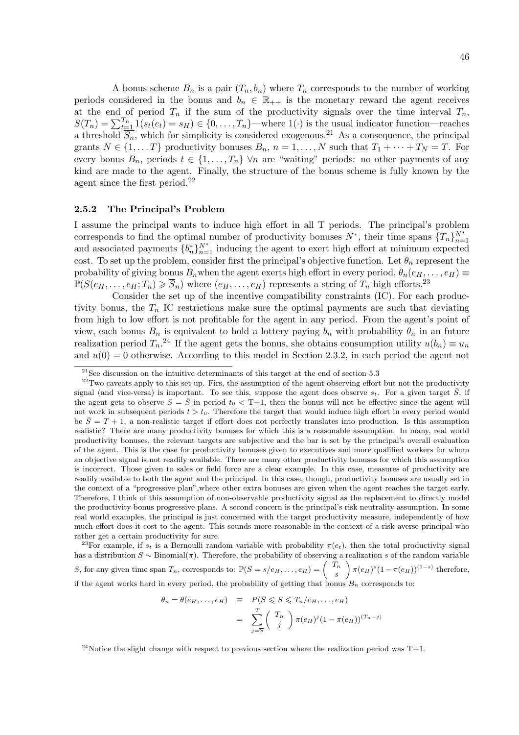A bonus scheme $B_n$ is a pair $(T_n, b_n)$ where $T_n$ corresponds to the number of working periods considered in the bonus and $b_n \in \mathbb{R}_{++}$ is the monetary reward the agent receives at the end of period $T_n$ if the sum of the productivity signals over the time interval $T_n$, $S(T_n) = \sum_{t=1}^{T_n} 1(s_t(e_t) = s_H) \in \{0, \ldots, T_n\}$—where $1(\cdot)$ is the usual indicator function—reaches a threshold $\overline{S_n}$, which for simplicity is considered exogenous.[21] As a consequence, the principal grants $N \in \{1, \ldots T\}$ productivity bonuses $B_n$, $n = 1, \ldots, N$ such that $T_1 + \cdots + T_N = T$. For every bonus $B_n$, periods $t \in \{1, \ldots, T_n\}$ $\forall n$ are "waiting" periods: no other payments of any kind are made to the agent. Finally, the structure of the bonus scheme is fully known by the agent since the first period.[22]

### 2.5.2 The Principal's Problem

I assume the principal wants to induce high effort in all T periods. The principal's problem corresponds to find the optimal number of productivity bonuses $N^*$, their time spans $\{T_n\}_{n=1}^{N^*}$ and associated payments $\{b_n^*\}_{n=1}^{N^*}$ inducing the agent to exert high effort at minimum expected cost. To set up the problem, consider first the principal's objective function. Let $\theta_n$ represent the probability of giving bonus $B_n$when the agent exerts high effort in every period, $\theta_n(e_H, \ldots, e_H) \equiv \mathbb{P}(S(e_H, \ldots, e_H; T_n) \geqslant \overline{S}_n)$ where $(e_H, \ldots, e_H)$ represents a string of $T_n$ high efforts.[23]

Consider the set up of the incentive compatibility constraints (IC). For each productivity bonus, the $T_n$ IC restrictions make sure the optimal payments are such that deviating from high to low effort is not profitable for the agent in any period. From the agent's point of view, each bonus $B_n$ is equivalent to hold a lottery paying $b_n$ with probability $\theta_n$ in an future realization period $T_n$.[24] If the agent gets the bonus, she obtains consumption utility $u(b_n) \equiv u_n$ and $u(0) = 0$ otherwise. According to this model in Section 2.3.2, in each period the agent not

---

[21] See discussion on the intuitive determinants of this target at the end of section 5.3

[22] Two caveats apply to this set up. Firs, the assumption of the agent observing effort but not the productivity signal (and vice-versa) is important. To see this, suppose the agent does observe $s_t$. For a given target $\bar{S}$, if the agent gets to observe $S = \bar{S}$ in period $t_0 <$ T+1, then the bonus will not be effective since the agent will not work in subsequent periods $t > t_0$. Therefore the target that would induce high effort in every period would be $\bar{S} = T + 1$, a non-realistic target if effort does not perfectly translates into production. Is this assumption realistic? There are many productivity bonuses for which this is a reasonable assumption. In many, real world productivity bonuses, the relevant targets are subjective and the bar is set by the principal's overall evaluation of the agent. This is the case for productivity bonuses given to executives and more qualified workers for whom an objective signal is not readily available. There are many other productivity bonuses for which this assumption is incorrect. Those given to sales or field force are a clear example. In this case, measures of productivity are readily available to both the agent and the principal. In this case, though, productivity bonuses are usually set in the context of a "progressive plan",where other extra bonuses are given when the agent reaches the target early. Therefore, I think of this assumption of non-observable productivity signal as the replacement to directly model the productivity bonus progressive plans. A second concern is the principal's risk neutrality assumption. In some real world examples, the principal is just concerned with the target productivity measure, independently of how much effort does it cost to the agent. This sounds more reasonable in the context of a risk averse principal who rather get a certain productivity for sure.

[23] For example, if $s_t$ is a Bernoulli random variable with probability $\pi(e_t)$, then the total productivity signal has a distribution $S \sim$ Binomial$(\pi)$. Therefore, the probability of observing a realization $s$ of the random variable $S$, for any given time span $T_n$, corresponds to: $\mathbb{P}(S = s/e_H, \ldots, e_H) = \binom{T_n}{s} \pi(e_H)^s (1 - \pi(e_H))^{(1-s)}$ therefore, if the agent works hard in every period, the probability of getting that bonus $B_n$ corresponds to:

$$
\begin{aligned}
\theta_n = \theta(e_H, \ldots, e_H) &\equiv P(\overline{S} \leqslant S \leqslant T_n/e_H, \ldots, e_H) \\
&= \sum_{j=\overline{S}}^{T} \binom{T_n}{j} \pi(e_H)^j (1 - \pi(e_H))^{(T_n - j)}
\end{aligned}
$$

[24] Notice the slight change with respect to previous section where the realization period was T+1.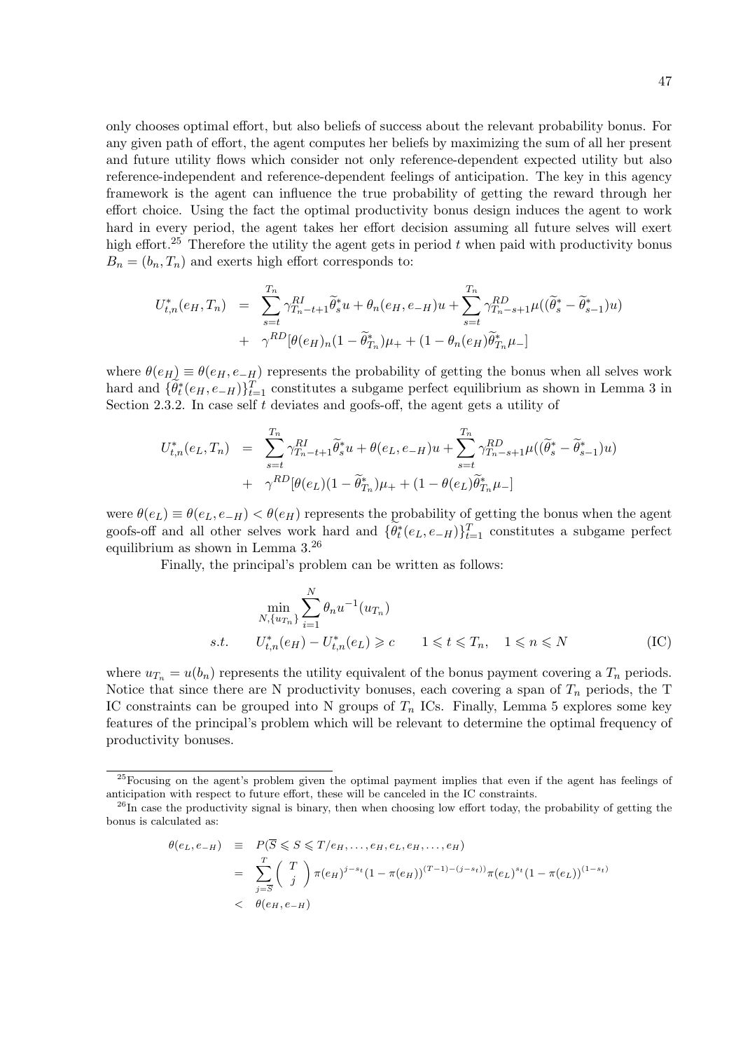only chooses optimal effort, but also beliefs of success about the relevant probability bonus. For any given path of effort, the agent computes her beliefs by maximizing the sum of all her present and future utility flows which consider not only reference-dependent expected utility but also reference-independent and reference-dependent feelings of anticipation. The key in this agency framework is the agent can influence the true probability of getting the reward through her effort choice. Using the fact the optimal productivity bonus design induces the agent to work hard in every period, the agent takes her effort decision assuming all future selves will exert high effort.[25] Therefore the utility the agent gets in period $t$ when paid with productivity bonus $B_n = (b_n, T_n)$ and exerts high effort corresponds to:

$$
\begin{aligned}
U^*_{t,n}(e_H, T_n) &= \sum_{s=t}^{T_n} \gamma^{RI}_{T_n-t+1} \widetilde{\theta}^*_s u + \theta_n(e_H, e_{-H})u + \sum_{s=t}^{T_n} \gamma^{RD}_{T_n-s+1} \mu((\widetilde{\theta}^*_s - \widetilde{\theta}^*_{s-1})u) \\
&+ \gamma^{RD}[\theta(e_H)_n(1-\widetilde{\theta}^*_{T_n})\mu_+ + (1-\theta_n(e_H)\widetilde{\theta}^*_{T_n}\mu_-]
\end{aligned}
$$

where $\theta(e_H) \equiv \theta(e_H, e_{-H})$ represents the probability of getting the bonus when all selves work hard and $\{\widetilde{\theta}^*_t(e_H, e_{-H})\}_{t=1}^T$ constitutes a subgame perfect equilibrium as shown in Lemma 3 in Section 2.3.2. In case self $t$ deviates and goofs-off, the agent gets a utility of

$$
\begin{aligned}
U^*_{t,n}(e_L, T_n) &= \sum_{s=t}^{T_n} \gamma^{RI}_{T_n-t+1} \widetilde{\theta}^*_s u + \theta(e_L, e_{-H})u + \sum_{s=t}^{T_n} \gamma^{RD}_{T_n-s+1} \mu((\widetilde{\theta}^*_s - \widetilde{\theta}^*_{s-1})u) \\
&+ \gamma^{RD}[\theta(e_L)(1-\widetilde{\theta}^*_{T_n})\mu_+ + (1-\theta(e_L)\widetilde{\theta}^*_{T_n}\mu_-]
\end{aligned}
$$

were $\theta(e_L) \equiv \theta(e_L, e_{-H}) < \theta(e_H)$ represents the probability of getting the bonus when the agent goofs-off and all other selves work hard and $\{\widetilde{\theta}^*_t(e_L, e_{-H})\}_{t=1}^T$ constitutes a subgame perfect equilibrium as shown in Lemma 3.[26]

Finally, the principal's problem can be written as follows:

$$
\begin{aligned}
&\min_{N, \{u_{T_n}\}} \sum_{i=1}^{N} \theta_n u^{-1}(u_{T_n}) \\
s.t. \quad & U^*_{t,n}(e_H) - U^*_{t,n}(e_L) \geqslant c \qquad 1 \leqslant t \leqslant T_n, \quad 1 \leqslant n \leqslant N \qquad \text{(IC)}
\end{aligned}
$$

where $u_{T_n} = u(b_n)$ represents the utility equivalent of the bonus payment covering a $T_n$ periods. Notice that since there are N productivity bonuses, each covering a span of $T_n$ periods, the T IC constraints can be grouped into N groups of $T_n$ ICs. Finally, Lemma 5 explores some key features of the principal's problem which will be relevant to determine the optimal frequency of productivity bonuses.

---

[25] Focusing on the agent's problem given the optimal payment implies that even if the agent has feelings of anticipation with respect to future effort, these will be canceled in the IC constraints.

[26] In case the productivity signal is binary, then when choosing low effort today, the probability of getting the bonus is calculated as:

$$
\begin{aligned}
\theta(e_L, e_{-H}) &\equiv P(\overline{S} \leqslant S \leqslant T/e_H, \ldots, e_H, e_L, e_H, \ldots, e_H) \\
&= \sum_{j=\overline{S}}^{T} \binom{T}{j} \pi(e_H)^{j-s_t}(1-\pi(e_H))^{(T-1)-(j-s_t))}\pi(e_L)^{s_t}(1-\pi(e_L))^{(1-s_t)} \\
&< \theta(e_H, e_{-H})
\end{aligned}
$$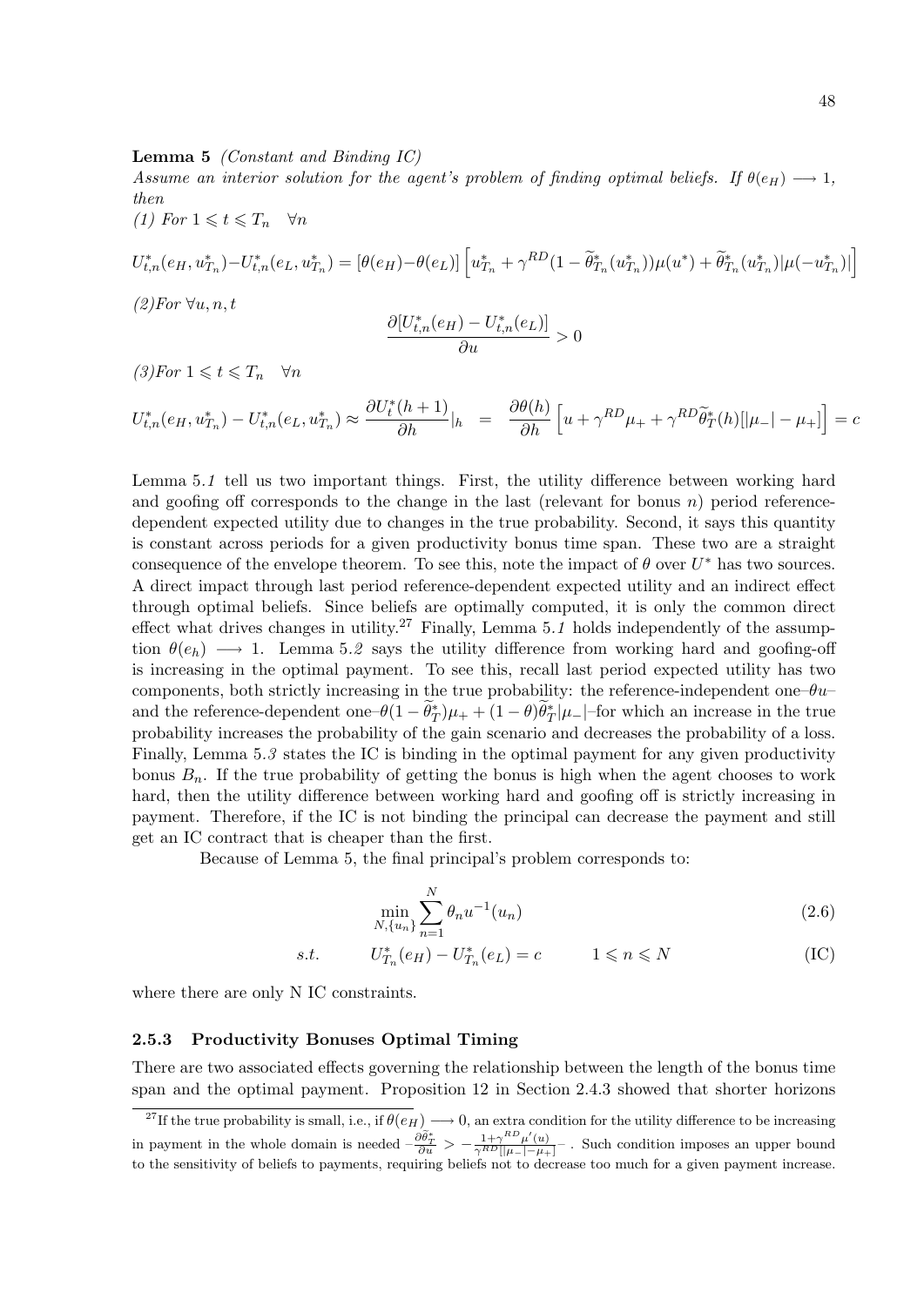**Lemma 5** *(Constant and Binding IC)*
*Assume an interior solution for the agent's problem of finding optimal beliefs. If $\theta(e_H) \longrightarrow 1$, then*
*(1) For $1 \leqslant t \leqslant T_n \quad \forall n$*

$$U^*_{t,n}(e_H, u^*_{T_n}) - U^*_{t,n}(e_L, u^*_{T_n}) = [\theta(e_H) - \theta(e_L)] \left[ u^*_{T_n} + \gamma^{RD}(1 - \widetilde{\theta}^*_{T_n}(u^*_{T_n}))\mu(u^*) + \widetilde{\theta}^*_{T_n}(u^*_{T_n})|\mu(-u^*_{T_n})| \right]$$

*(2)For $\forall u, n, t$*

$$\frac{\partial [U^*_{t,n}(e_H) - U^*_{t,n}(e_L)]}{\partial u} > 0$$

*(3)For $1 \leqslant t \leqslant T_n \quad \forall n$*

$$U^*_{t,n}(e_H, u^*_{T_n}) - U^*_{t,n}(e_L, u^*_{T_n}) \approx \frac{\partial U^*_t(h+1)}{\partial h}|_h \quad = \quad \frac{\partial \theta(h)}{\partial h} \left[ u + \gamma^{RD}\mu_+ + \gamma^{RD}\widetilde{\theta}^*_T(h)[|\mu_-| - \mu_+] \right] = c$$

Lemma 5.*1* tell us two important things. First, the utility difference between working hard and goofing off corresponds to the change in the last (relevant for bonus $n$) period reference-dependent expected utility due to changes in the true probability. Second, it says this quantity is constant across periods for a given productivity bonus time span. These two are a straight consequence of the envelope theorem. To see this, note the impact of $\theta$ over $U^*$ has two sources. A direct impact through last period reference-dependent expected utility and an indirect effect through optimal beliefs. Since beliefs are optimally computed, it is only the common direct effect what drives changes in utility.[27] Finally, Lemma 5.*1* holds independently of the assumption $\theta(e_h) \longrightarrow 1$. Lemma 5.*2* says the utility difference from working hard and goofing-off is increasing in the optimal payment. To see this, recall last period expected utility has two components, both strictly increasing in the true probability: the reference-independent one–$\theta u$– and the reference-dependent one–$\theta(1 - \widetilde{\theta}^*_T)\mu_+ + (1 - \theta)\widetilde{\theta}^*_T|\mu_-|$–for which an increase in the true probability increases the probability of the gain scenario and decreases the probability of a loss. Finally, Lemma 5.*3* states the IC is binding in the optimal payment for any given productivity bonus $B_n$. If the true probability of getting the bonus is high when the agent chooses to work hard, then the utility difference between working hard and goofing off is strictly increasing in payment. Therefore, if the IC is not binding the principal can decrease the payment and still get an IC contract that is cheaper than the first.

Because of Lemma 5, the final principal's problem corresponds to:

$$\min_{N, \{u_n\}} \sum_{n=1}^{N} \theta_n u^{-1}(u_n) \tag{2.6}$$

$$s.t. \qquad U^*_{T_n}(e_H) - U^*_{T_n}(e_L) = c \qquad 1 \leqslant n \leqslant N \tag{IC}$$

where there are only N IC constraints.

### 2.5.3 Productivity Bonuses Optimal Timing

There are two associated effects governing the relationship between the length of the bonus time span and the optimal payment. Proposition 12 in Section 2.4.3 showed that shorter horizons

[27] If the true probability is small, i.e., if $\theta(e_H) \longrightarrow 0$, an extra condition for the utility difference to be increasing in payment in the whole domain is needed $-\frac{\partial \widetilde{\theta}^*_T}{\partial u} > -\frac{1+\gamma^{RD}\mu'(u)}{\gamma^{RD}[|\mu_-|-\mu_+]}-$. Such condition imposes an upper bound to the sensitivity of beliefs to payments, requiring beliefs not to decrease too much for a given payment increase.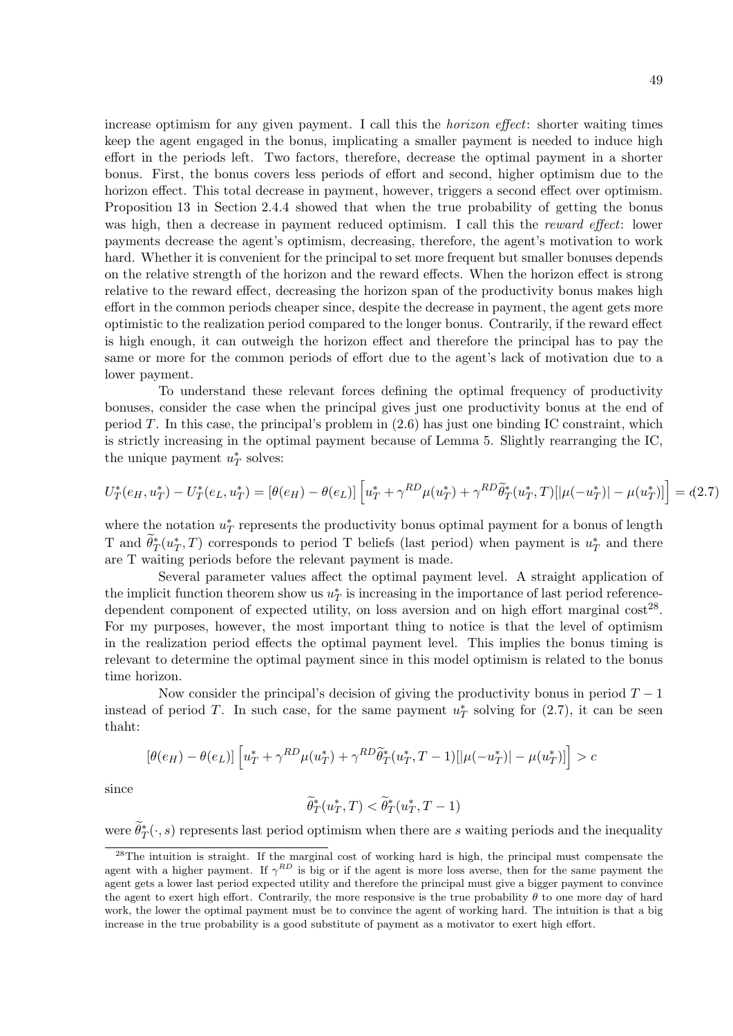increase optimism for any given payment. I call this the *horizon effect*: shorter waiting times keep the agent engaged in the bonus, implicating a smaller payment is needed to induce high effort in the periods left. Two factors, therefore, decrease the optimal payment in a shorter bonus. First, the bonus covers less periods of effort and second, higher optimism due to the horizon effect. This total decrease in payment, however, triggers a second effect over optimism. Proposition 13 in Section 2.4.4 showed that when the true probability of getting the bonus was high, then a decrease in payment reduced optimism. I call this the *reward effect*: lower payments decrease the agent's optimism, decreasing, therefore, the agent's motivation to work hard. Whether it is convenient for the principal to set more frequent but smaller bonuses depends on the relative strength of the horizon and the reward effects. When the horizon effect is strong relative to the reward effect, decreasing the horizon span of the productivity bonus makes high effort in the common periods cheaper since, despite the decrease in payment, the agent gets more optimistic to the realization period compared to the longer bonus. Contrarily, if the reward effect is high enough, it can outweigh the horizon effect and therefore the principal has to pay the same or more for the common periods of effort due to the agent's lack of motivation due to a lower payment.

To understand these relevant forces defining the optimal frequency of productivity bonuses, consider the case when the principal gives just one productivity bonus at the end of period $T$. In this case, the principal's problem in (2.6) has just one binding IC constraint, which is strictly increasing in the optimal payment because of Lemma 5. Slightly rearranging the IC, the unique payment $u_T^*$ solves:

$$U_T^*(e_H, u_T^*) - U_T^*(e_L, u_T^*) = [\theta(e_H) - \theta(e_L)]\left[u_T^* + \gamma^{RD}\mu(u_T^*) + \gamma^{RD}\widetilde{\theta}_T^*(u_T^*, T)[|\mu(-u_T^*)| - \mu(u_T^*)]\right] = c \quad (2.7)$$

where the notation $u_T^*$ represents the productivity bonus optimal payment for a bonus of length T and $\widetilde{\theta}_T^*(u_T^*, T)$ corresponds to period T beliefs (last period) when payment is $u_T^*$ and there are T waiting periods before the relevant payment is made.

Several parameter values affect the optimal payment level. A straight application of the implicit function theorem show us $u_T^*$ is increasing in the importance of last period reference-dependent component of expected utility, on loss aversion and on high effort marginal cost[28]. For my purposes, however, the most important thing to notice is that the level of optimism in the realization period effects the optimal payment level. This implies the bonus timing is relevant to determine the optimal payment since in this model optimism is related to the bonus time horizon.

Now consider the principal's decision of giving the productivity bonus in period $T-1$ instead of period $T$. In such case, for the same payment $u_T^*$ solving for (2.7), it can be seen thaht:

$$[\theta(e_H) - \theta(e_L)]\left[u_T^* + \gamma^{RD}\mu(u_T^*) + \gamma^{RD}\widetilde{\theta}_T^*(u_T^*, T-1)[|\mu(-u_T^*)| - \mu(u_T^*)]\right] > c$$

since

$$\widetilde{\theta}_T^*(u_T^*, T) < \widetilde{\theta}_T^*(u_T^*, T-1)$$

were $\widetilde{\theta}_T^*(\cdot, s)$ represents last period optimism when there are $s$ waiting periods and the inequality

[28] The intuition is straight. If the marginal cost of working hard is high, the principal must compensate the agent with a higher payment. If $\gamma^{RD}$ is big or if the agent is more loss averse, then for the same payment the agent gets a lower last period expected utility and therefore the principal must give a bigger payment to convince the agent to exert high effort. Contrarily, the more responsive is the true probability $\theta$ to one more day of hard work, the lower the optimal payment must be to convince the agent of working hard. The intuition is that a big increase in the true probability is a good substitute of payment as a motivator to exert high effort.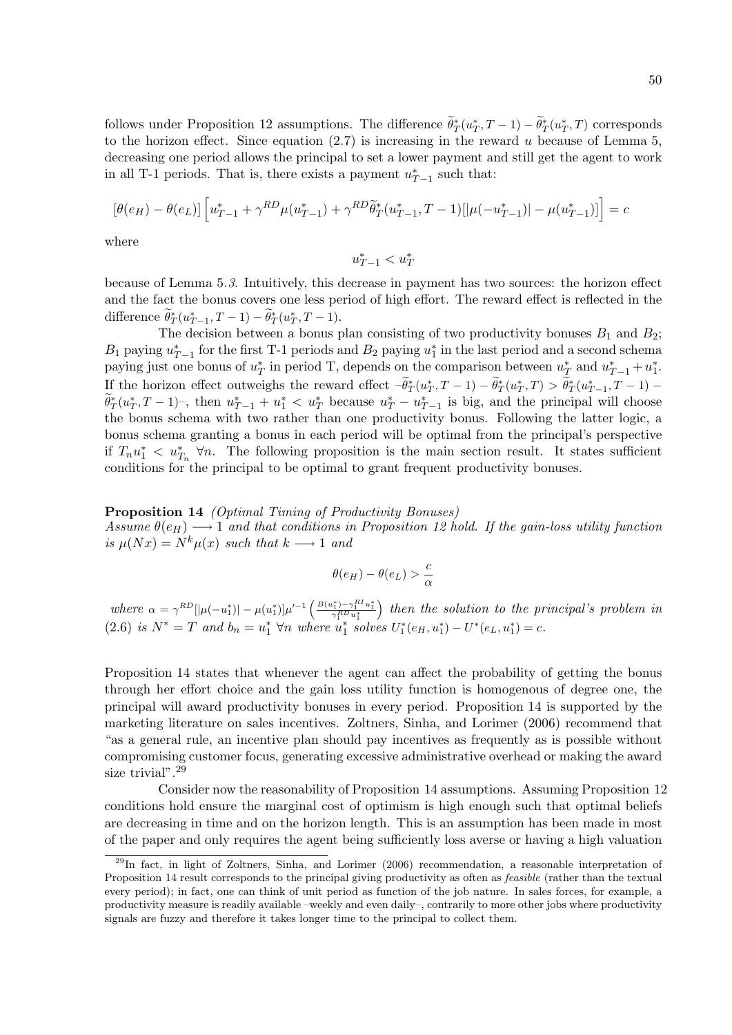follows under Proposition 12 assumptions. The difference $\widetilde{\theta}^*_T(u^*_T, T-1) - \widetilde{\theta}^*_T(u^*_T, T)$ corresponds to the horizon effect. Since equation (2.7) is increasing in the reward $u$ because of Lemma 5, decreasing one period allows the principal to set a lower payment and still get the agent to work in all T-1 periods. That is, there exists a payment $u^*_{T-1}$ such that:

$$[\theta(e_H) - \theta(e_L)]\left[u^*_{T-1} + \gamma^{RD}\mu(u^*_{T-1}) + \gamma^{RD}\widetilde{\theta}^*_T(u^*_{T-1}, T-1)[|\mu(-u^*_{T-1})| - \mu(u^*_{T-1})]\right] = c$$

where

$$u^*_{T-1} < u^*_T$$

because of Lemma 5.*3*. Intuitively, this decrease in payment has two sources: the horizon effect and the fact the bonus covers one less period of high effort. The reward effect is reflected in the difference $\widetilde{\theta}^*_T(u^*_{T-1}, T-1) - \widetilde{\theta}^*_T(u^*_T, T-1)$.

The decision between a bonus plan consisting of two productivity bonuses $B_1$ and $B_2$; $B_1$ paying $u^*_{T-1}$ for the first T-1 periods and $B_2$ paying $u^*_1$ in the last period and a second schema paying just one bonus of $u^*_T$ in period T, depends on the comparison between $u^*_T$ and $u^*_{T-1} + u^*_1$. If the horizon effect outweighs the reward effect $-\widetilde{\theta}^*_T(u^*_T, T-1) - \widetilde{\theta}^*_T(u^*_T, T) > \widetilde{\theta}^*_T(u^*_{T-1}, T-1) - \widetilde{\theta}^*_T(u^*_T, T-1)$–, then $u^*_{T-1} + u^*_1 < u^*_T$ because $u^*_T - u^*_{T-1}$ is big, and the principal will choose the bonus schema with two rather than one productivity bonus. Following the latter logic, a bonus schema granting a bonus in each period will be optimal from the principal's perspective if $T_n u^*_1 < u^*_{T_n}$ $\forall n$. The following proposition is the main section result. It states sufficient conditions for the principal to be optimal to grant frequent productivity bonuses.

**Proposition 14** *(Optimal Timing of Productivity Bonuses)*
*Assume $\theta(e_H) \longrightarrow 1$ and that conditions in Proposition 12 hold. If the gain-loss utility function is $\mu(Nx) = N^k\mu(x)$ such that $k \longrightarrow 1$ and*

$$\theta(e_H) - \theta(e_L) > \frac{c}{\alpha}$$

*where $\alpha = \gamma^{RD}[|\mu(-u^*_1)| - \mu(u^*_1)]\mu'^{-1}\left(\frac{B(u^*_1) - \gamma^{RI}_1 u^*_1}{\gamma^{RD}_1 u^*_1}\right)$ then the solution to the principal's problem in (2.6) is $N^* = T$ and $b_n = u^*_1$ $\forall n$ where $u^*_1$ solves $U^*_1(e_H, u^*_1) - U^*(e_L, u^*_1) = c$.*

Proposition 14 states that whenever the agent can affect the probability of getting the bonus through her effort choice and the gain loss utility function is homogenous of degree one, the principal will award productivity bonuses in every period. Proposition 14 is supported by the marketing literature on sales incentives. Zoltners, Sinha, and Lorimer (2006) recommend that "as a general rule, an incentive plan should pay incentives as frequently as is possible without compromising customer focus, generating excessive administrative overhead or making the award size trivial".[29]

Consider now the reasonability of Proposition 14 assumptions. Assuming Proposition 12 conditions hold ensure the marginal cost of optimism is high enough such that optimal beliefs are decreasing in time and on the horizon length. This is an assumption has been made in most of the paper and only requires the agent being sufficiently loss averse or having a high valuation

[29]In fact, in light of Zoltners, Sinha, and Lorimer (2006) recommendation, a reasonable interpretation of Proposition 14 result corresponds to the principal giving productivity as often as *feasible* (rather than the textual every period); in fact, one can think of unit period as function of the job nature. In sales forces, for example, a productivity measure is readily available –weekly and even daily–, contrarily to more other jobs where productivity signals are fuzzy and therefore it takes longer time to the principal to collect them.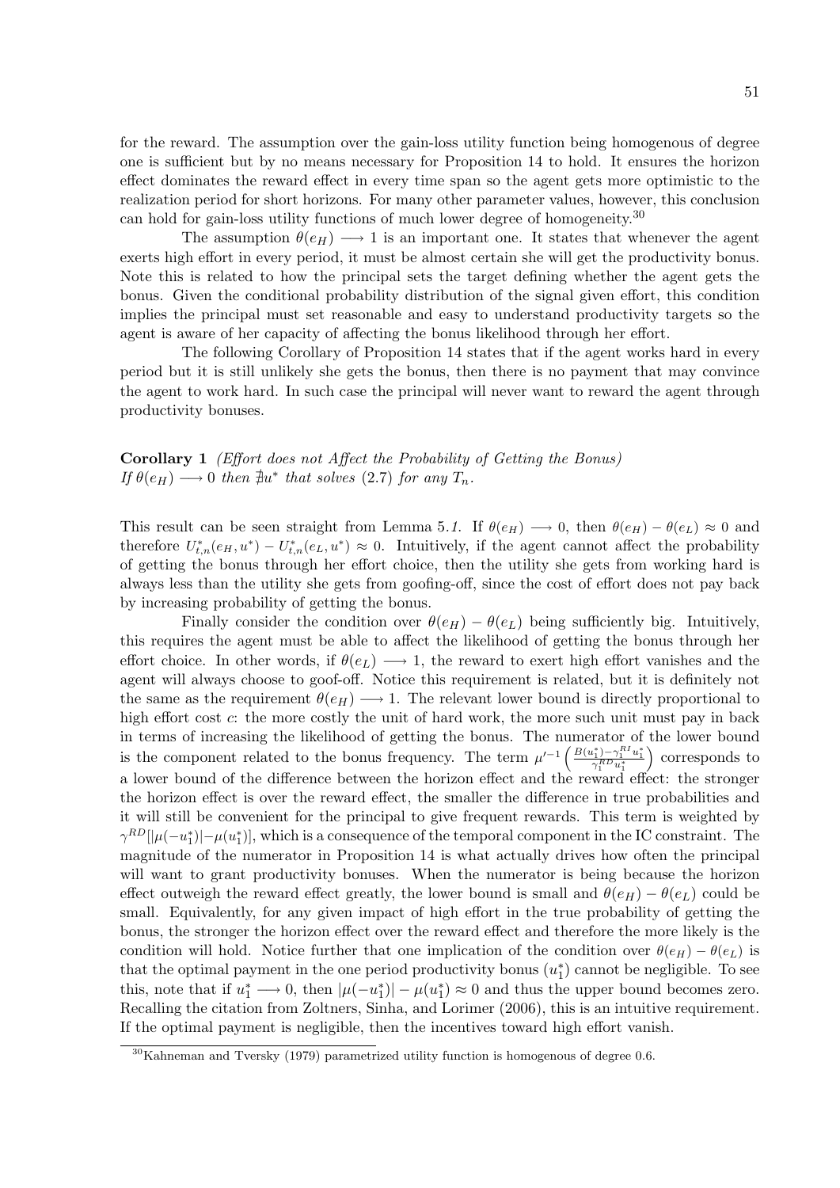for the reward. The assumption over the gain-loss utility function being homogenous of degree one is sufficient but by no means necessary for Proposition 14 to hold. It ensures the horizon effect dominates the reward effect in every time span so the agent gets more optimistic to the realization period for short horizons. For many other parameter values, however, this conclusion can hold for gain-loss utility functions of much lower degree of homogeneity.[30]

The assumption $\theta(e_H) \longrightarrow 1$ is an important one. It states that whenever the agent exerts high effort in every period, it must be almost certain she will get the productivity bonus. Note this is related to how the principal sets the target defining whether the agent gets the bonus. Given the conditional probability distribution of the signal given effort, this condition implies the principal must set reasonable and easy to understand productivity targets so the agent is aware of her capacity of affecting the bonus likelihood through her effort.

The following Corollary of Proposition 14 states that if the agent works hard in every period but it is still unlikely she gets the bonus, then there is no payment that may convince the agent to work hard. In such case the principal will never want to reward the agent through productivity bonuses.

**Corollary 1** *(Effort does not Affect the Probability of Getting the Bonus)*
*If $\theta(e_H) \longrightarrow 0$ then $\nexists u^*$ that solves (2.7) for any $T_n$.*

This result can be seen straight from Lemma 5.*1*. If $\theta(e_H) \longrightarrow 0$, then $\theta(e_H) - \theta(e_L) \approx 0$ and therefore $U^*_{t,n}(e_H, u^*) - U^*_{t,n}(e_L, u^*) \approx 0$. Intuitively, if the agent cannot affect the probability of getting the bonus through her effort choice, then the utility she gets from working hard is always less than the utility she gets from goofing-off, since the cost of effort does not pay back by increasing probability of getting the bonus.

Finally consider the condition over $\theta(e_H) - \theta(e_L)$ being sufficiently big. Intuitively, this requires the agent must be able to affect the likelihood of getting the bonus through her effort choice. In other words, if $\theta(e_L) \longrightarrow 1$, the reward to exert high effort vanishes and the agent will always choose to goof-off. Notice this requirement is related, but it is definitely not the same as the requirement $\theta(e_H) \longrightarrow 1$. The relevant lower bound is directly proportional to high effort cost $c$: the more costly the unit of hard work, the more such unit must pay in back in terms of increasing the likelihood of getting the bonus. The numerator of the lower bound is the component related to the bonus frequency. The term $\mu'^{-1}\left(\frac{B(u_1^*) - \gamma_1^{RI} u_1^*}{\gamma_1^{RD} u_1^*}\right)$ corresponds to a lower bound of the difference between the horizon effect and the reward effect: the stronger the horizon effect is over the reward effect, the smaller the difference in true probabilities and it will still be convenient for the principal to give frequent rewards. This term is weighted by $\gamma^{RD}[|\mu(-u_1^*)| - \mu(u_1^*)]$, which is a consequence of the temporal component in the IC constraint. The magnitude of the numerator in Proposition 14 is what actually drives how often the principal will want to grant productivity bonuses. When the numerator is being because the horizon effect outweigh the reward effect greatly, the lower bound is small and $\theta(e_H) - \theta(e_L)$ could be small. Equivalently, for any given impact of high effort in the true probability of getting the bonus, the stronger the horizon effect over the reward effect and therefore the more likely is the condition will hold. Notice further that one implication of the condition over $\theta(e_H) - \theta(e_L)$ is that the optimal payment in the one period productivity bonus ($u_1^*$) cannot be negligible. To see this, note that if $u_1^* \longrightarrow 0$, then $|\mu(-u_1^*)| - \mu(u_1^*) \approx 0$ and thus the upper bound becomes zero. Recalling the citation from Zoltners, Sinha, and Lorimer (2006), this is an intuitive requirement. If the optimal payment is negligible, then the incentives toward high effort vanish.

[30] Kahneman and Tversky (1979) parametrized utility function is homogenous of degree 0.6.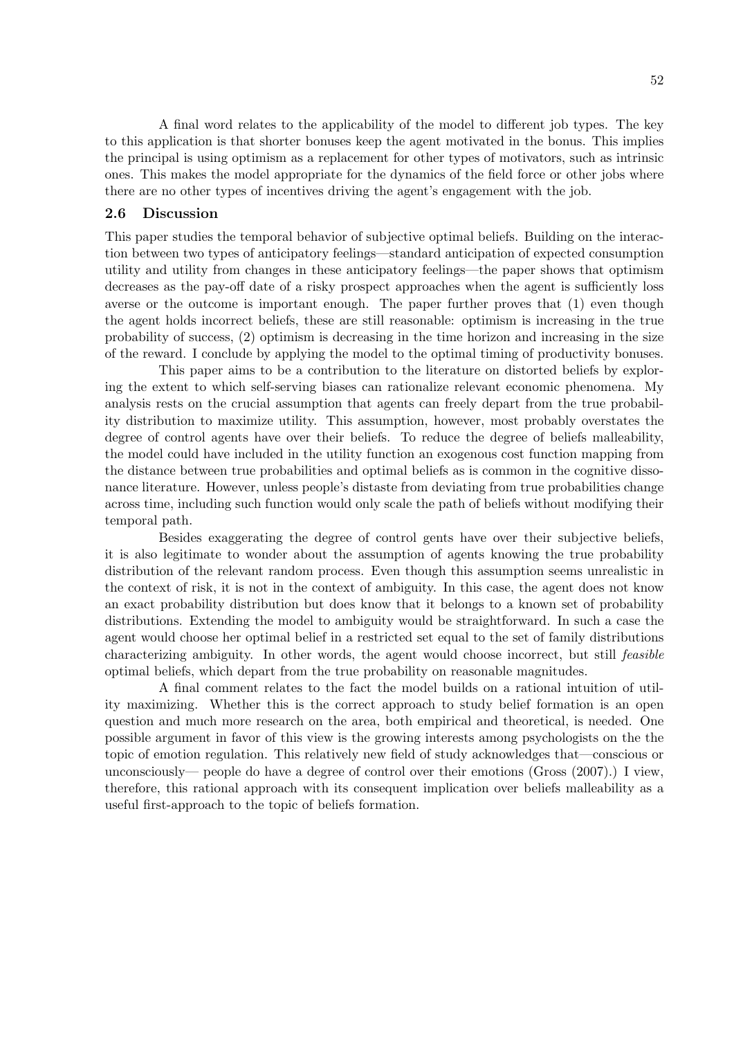A final word relates to the applicability of the model to different job types. The key to this application is that shorter bonuses keep the agent motivated in the bonus. This implies the principal is using optimism as a replacement for other types of motivators, such as intrinsic ones. This makes the model appropriate for the dynamics of the field force or other jobs where there are no other types of incentives driving the agent's engagement with the job.

## 2.6 Discussion

This paper studies the temporal behavior of subjective optimal beliefs. Building on the interaction between two types of anticipatory feelings—standard anticipation of expected consumption utility and utility from changes in these anticipatory feelings—the paper shows that optimism decreases as the pay-off date of a risky prospect approaches when the agent is sufficiently loss averse or the outcome is important enough. The paper further proves that (1) even though the agent holds incorrect beliefs, these are still reasonable: optimism is increasing in the true probability of success, (2) optimism is decreasing in the time horizon and increasing in the size of the reward. I conclude by applying the model to the optimal timing of productivity bonuses.

This paper aims to be a contribution to the literature on distorted beliefs by exploring the extent to which self-serving biases can rationalize relevant economic phenomena. My analysis rests on the crucial assumption that agents can freely depart from the true probability distribution to maximize utility. This assumption, however, most probably overstates the degree of control agents have over their beliefs. To reduce the degree of beliefs malleability, the model could have included in the utility function an exogenous cost function mapping from the distance between true probabilities and optimal beliefs as is common in the cognitive dissonance literature. However, unless people's distaste from deviating from true probabilities change across time, including such function would only scale the path of beliefs without modifying their temporal path.

Besides exaggerating the degree of control gents have over their subjective beliefs, it is also legitimate to wonder about the assumption of agents knowing the true probability distribution of the relevant random process. Even though this assumption seems unrealistic in the context of risk, it is not in the context of ambiguity. In this case, the agent does not know an exact probability distribution but does know that it belongs to a known set of probability distributions. Extending the model to ambiguity would be straightforward. In such a case the agent would choose her optimal belief in a restricted set equal to the set of family distributions characterizing ambiguity. In other words, the agent would choose incorrect, but still *feasible* optimal beliefs, which depart from the true probability on reasonable magnitudes.

A final comment relates to the fact the model builds on a rational intuition of utility maximizing. Whether this is the correct approach to study belief formation is an open question and much more research on the area, both empirical and theoretical, is needed. One possible argument in favor of this view is the growing interests among psychologists on the the topic of emotion regulation. This relatively new field of study acknowledges that—conscious or unconsciously— people do have a degree of control over their emotions (Gross (2007).) I view, therefore, this rational approach with its consequent implication over beliefs malleability as a useful first-approach to the topic of beliefs formation.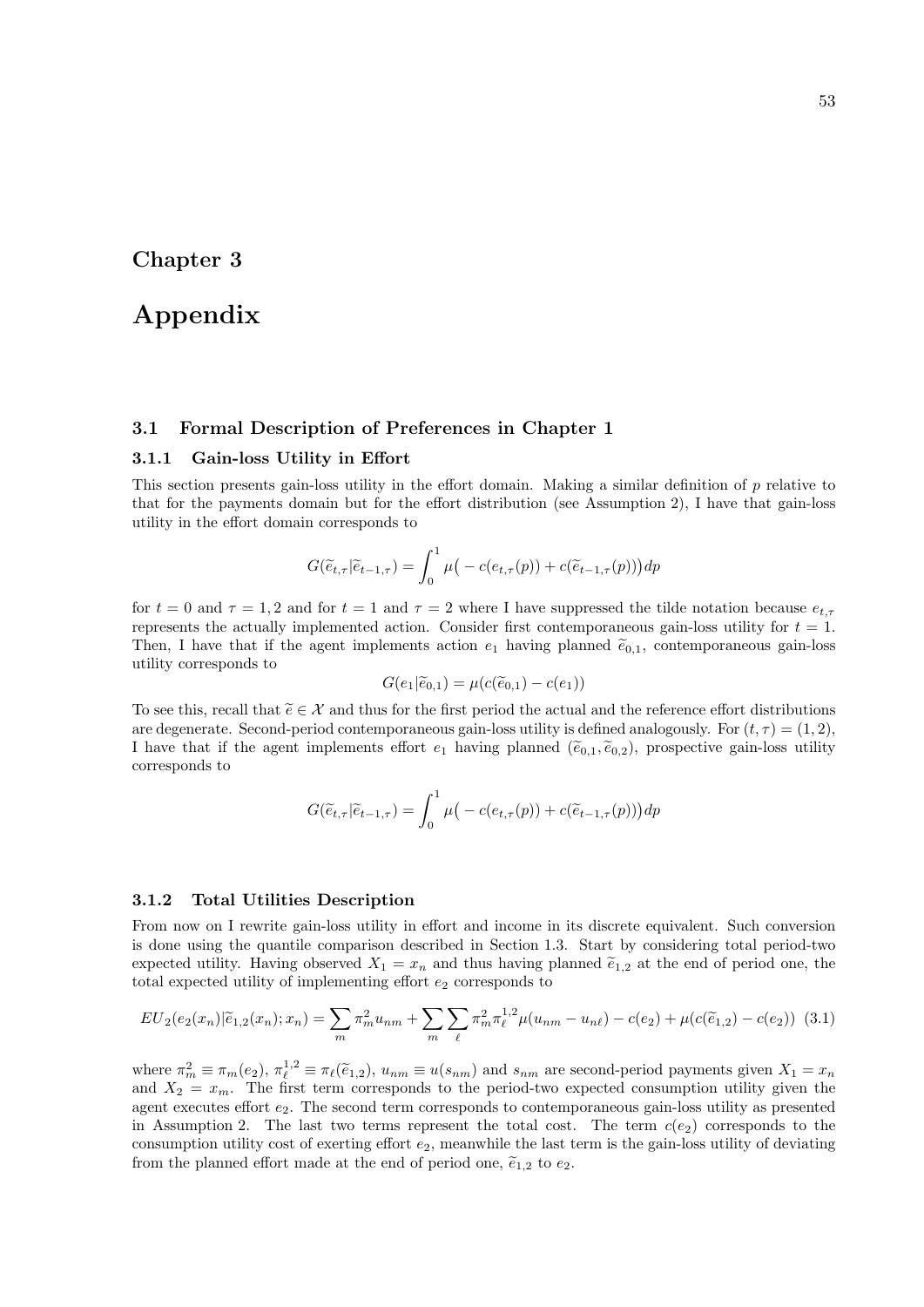# Chapter 3

# Appendix

## 3.1 Formal Description of Preferences in Chapter 1

### 3.1.1 Gain-loss Utility in Effort

This section presents gain-loss utility in the effort domain. Making a similar definition of $p$ relative to that for the payments domain but for the effort distribution (see Assumption 2), I have that gain-loss utility in the effort domain corresponds to

$$G(\widetilde{e}_{t,\tau}|\widetilde{e}_{t-1,\tau}) = \int_0^1 \mu\big(-c(e_{t,\tau}(p)) + c(\widetilde{e}_{t-1,\tau}(p))\big)dp$$

for $t = 0$ and $\tau = 1, 2$ and for $t = 1$ and $\tau = 2$ where I have suppressed the tilde notation because $e_{t,\tau}$ represents the actually implemented action. Consider first contemporaneous gain-loss utility for $t = 1$. Then, I have that if the agent implements action $e_1$ having planned $\widetilde{e}_{0,1}$, contemporaneous gain-loss utility corresponds to

$$G(e_1|\widetilde{e}_{0,1}) = \mu(c(\widetilde{e}_{0,1}) - c(e_1))$$

To see this, recall that $\widetilde{e} \in \mathcal{X}$ and thus for the first period the actual and the reference effort distributions are degenerate. Second-period contemporaneous gain-loss utility is defined analogously. For $(t, \tau) = (1, 2)$, I have that if the agent implements effort $e_1$ having planned $(\widetilde{e}_{0,1}, \widetilde{e}_{0,2})$, prospective gain-loss utility corresponds to

$$G(\widetilde{e}_{t,\tau}|\widetilde{e}_{t-1,\tau}) = \int_0^1 \mu\big(-c(e_{t,\tau}(p)) + c(\widetilde{e}_{t-1,\tau}(p))\big)dp$$

### 3.1.2 Total Utilities Description

From now on I rewrite gain-loss utility in effort and income in its discrete equivalent. Such conversion is done using the quantile comparison described in Section 1.3. Start by considering total period-two expected utility. Having observed $X_1 = x_n$ and thus having planned $\widetilde{e}_{1,2}$ at the end of period one, the total expected utility of implementing effort $e_2$ corresponds to

$$EU_2(e_2(x_n)|\widetilde{e}_{1,2}(x_n); x_n) = \sum_m \pi_m^2 u_{nm} + \sum_m \sum_\ell \pi_m^2 \pi_\ell^{1,2} \mu(u_{nm} - u_{n\ell}) - c(e_2) + \mu(c(\widetilde{e}_{1,2}) - c(e_2)) \quad (3.1)$$

where $\pi_m^2 \equiv \pi_m(e_2)$, $\pi_\ell^{1,2} \equiv \pi_\ell(\widetilde{e}_{1,2})$, $u_{nm} \equiv u(s_{nm})$ and $s_{nm}$ are second-period payments given $X_1 = x_n$ and $X_2 = x_m$. The first term corresponds to the period-two expected consumption utility given the agent executes effort $e_2$. The second term corresponds to contemporaneous gain-loss utility as presented in Assumption 2. The last two terms represent the total cost. The term $c(e_2)$ corresponds to the consumption utility cost of exerting effort $e_2$, meanwhile the last term is the gain-loss utility of deviating from the planned effort made at the end of period one, $\widetilde{e}_{1,2}$ to $e_2$.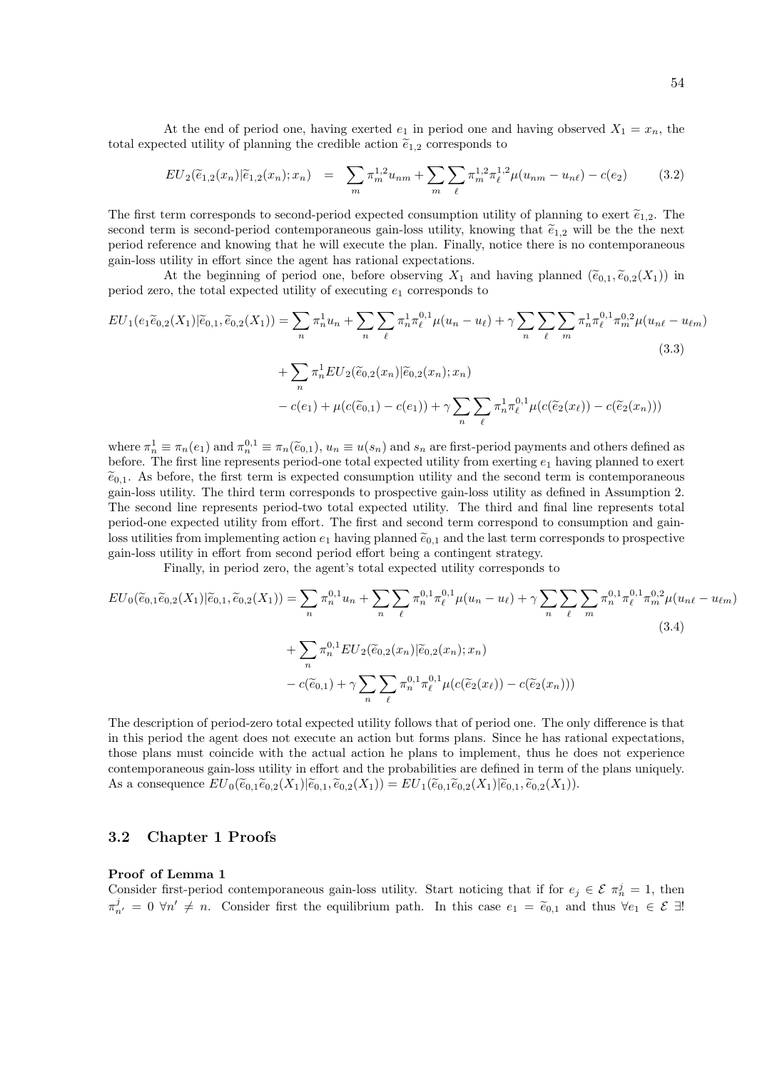At the end of period one, having exerted $e_1$ in period one and having observed $X_1 = x_n$, the total expected utility of planning the credible action $\widetilde{e}_{1,2}$ corresponds to

$$EU_2(\widetilde{e}_{1,2}(x_n)|\widetilde{e}_{1,2}(x_n);x_n) \;=\; \sum_m \pi_m^{1,2} u_{nm} + \sum_m \sum_\ell \pi_m^{1,2}\pi_\ell^{1,2}\mu(u_{nm} - u_{n\ell}) - c(e_2) \tag{3.2}$$

The first term corresponds to second-period expected consumption utility of planning to exert $\widetilde{e}_{1,2}$. The second term is second-period contemporaneous gain-loss utility, knowing that $\widetilde{e}_{1,2}$ will be the the next period reference and knowing that he will execute the plan. Finally, notice there is no contemporaneous gain-loss utility in effort since the agent has rational expectations.

At the beginning of period one, before observing $X_1$ and having planned $(\widetilde{e}_{0,1}, \widetilde{e}_{0,2}(X_1))$ in period zero, the total expected utility of executing $e_1$ corresponds to

$$\begin{aligned} EU_1(e_1\widetilde{e}_{0,2}(X_1)|\widetilde{e}_{0,1},\widetilde{e}_{0,2}(X_1)) = &\sum_n \pi_n^1 u_n + \sum_n \sum_\ell \pi_n^1 \pi_\ell^{0,1}\mu(u_n - u_\ell) + \gamma \sum_n \sum_\ell \sum_m \pi_n^1 \pi_\ell^{0,1}\pi_m^{0,2}\mu(u_{n\ell} - u_{\ell m}) \\ &+ \sum_n \pi_n^1 EU_2(\widetilde{e}_{0,2}(x_n)|\widetilde{e}_{0,2}(x_n);x_n) \\ &- c(e_1) + \mu(c(\widetilde{e}_{0,1}) - c(e_1)) + \gamma \sum_n \sum_\ell \pi_n^1 \pi_\ell^{0,1}\mu(c(\widetilde{e}_2(x_\ell)) - c(\widetilde{e}_2(x_n))) \end{aligned} \tag{3.3}$$

where $\pi_n^1 \equiv \pi_n(e_1)$ and $\pi_n^{0,1} \equiv \pi_n(\widetilde{e}_{0,1})$, $u_n \equiv u(s_n)$ and $s_n$ are first-period payments and others defined as before. The first line represents period-one total expected utility from exerting $e_1$ having planned to exert $\widetilde{e}_{0,1}$. As before, the first term is expected consumption utility and the second term is contemporaneous gain-loss utility. The third term corresponds to prospective gain-loss utility as defined in Assumption 2. The second line represents period-two total expected utility. The third and final line represents total period-one expected utility from effort. The first and second term correspond to consumption and gain-loss utilities from implementing action $e_1$ having planned $\widetilde{e}_{0,1}$ and the last term corresponds to prospective gain-loss utility in effort from second period effort being a contingent strategy.

Finally, in period zero, the agent's total expected utility corresponds to

$$\begin{aligned} EU_0(\widetilde{e}_{0,1}\widetilde{e}_{0,2}(X_1)|\widetilde{e}_{0,1},\widetilde{e}_{0,2}(X_1)) = &\sum_n \pi_n^{0,1} u_n + \sum_n \sum_\ell \pi_n^{0,1} \pi_\ell^{0,1}\mu(u_n - u_\ell) + \gamma \sum_n \sum_\ell \sum_m \pi_n^{0,1} \pi_\ell^{0,1}\pi_m^{0,2}\mu(u_{n\ell} - u_{\ell m}) \\ &+ \sum_n \pi_n^{0,1} EU_2(\widetilde{e}_{0,2}(x_n)|\widetilde{e}_{0,2}(x_n);x_n) \\ &- c(\widetilde{e}_{0,1}) + \gamma \sum_n \sum_\ell \pi_n^{0,1} \pi_\ell^{0,1}\mu(c(\widetilde{e}_2(x_\ell)) - c(\widetilde{e}_2(x_n))) \end{aligned} \tag{3.4}$$

The description of period-zero total expected utility follows that of period one. The only difference is that in this period the agent does not execute an action but forms plans. Since he has rational expectations, those plans must coincide with the actual action he plans to implement, thus he does not experience contemporaneous gain-loss utility in effort and the probabilities are defined in term of the plans uniquely. As a consequence $EU_0(\widetilde{e}_{0,1}\widetilde{e}_{0,2}(X_1)|\widetilde{e}_{0,1},\widetilde{e}_{0,2}(X_1)) = EU_1(\widetilde{e}_{0,1}\widetilde{e}_{0,2}(X_1)|\widetilde{e}_{0,1},\widetilde{e}_{0,2}(X_1))$.

## 3.2 Chapter 1 Proofs

**Proof of Lemma 1**

Consider first-period contemporaneous gain-loss utility. Start noticing that if for $e_j \in \mathcal{E}$ $\pi_n^j = 1$, then $\pi_{n'}^j = 0$ $\forall n' \neq n$. Consider first the equilibrium path. In this case $e_1 = \widetilde{e}_{0,1}$ and thus $\forall e_1 \in \mathcal{E}$ $\exists!$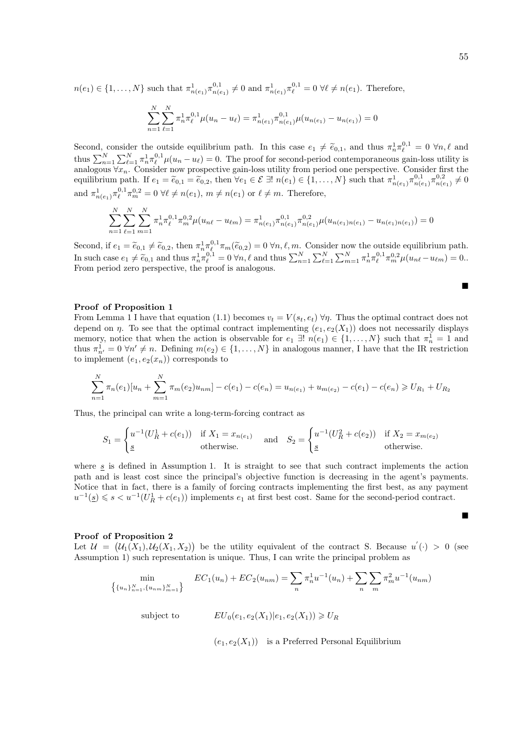$n(e_1) \in \{1, \ldots, N\}$ such that $\pi^1_{n(e_1)}\pi^{0,1}_{n(e_1)} \neq 0$ and $\pi^1_{n(e_1)}\pi^{0,1}_{\ell} = 0 \ \forall \ell \neq n(e_1)$. Therefore,

$$\sum_{n=1}^{N}\sum_{\ell=1}^{N} \pi^1_n \pi^{0,1}_{\ell}\mu(u_n - u_\ell) = \pi^1_{n(e_1)}\pi^{0,1}_{n(e_1)}\mu(u_{n(e_1)} - u_{n(e_1)}) = 0$$

Second, consider the outside equilibrium path. In this case $e_1 \neq \widetilde{e}_{0,1}$, and thus $\pi^1_n \pi^{0,1}_\ell = 0 \ \forall n, \ell$ and thus $\sum_{n=1}^{N}\sum_{\ell=1}^{N} \pi^1_n \pi^{0,1}_\ell \mu(u_n - u_\ell) = 0$. The proof for second-period contemporaneous gain-loss utility is analogous $\forall x_n$. Consider now prospective gain-loss utility from period one perspective. Consider first the equilibrium path. If $e_1 = \widetilde{e}_{0,1} = \widetilde{e}_{0,2}$, then $\forall e_1 \in \mathcal{E} \ \exists! \ n(e_1) \in \{1, \ldots, N\}$ such that $\pi^1_{n(e_1)}\pi^{0,1}_{n(e_1)}\pi^{0,2}_{n(e_1)} \neq 0$ and $\pi^1_{n(e_1)}\pi^{0,1}_{\ell}\pi^{0,2}_m = 0 \ \forall \ell \neq n(e_1)$, $m \neq n(e_1)$ or $\ell \neq m$. Therefore,

$$\sum_{n=1}^{N}\sum_{\ell=1}^{N}\sum_{m=1}^{N} \pi^1_n \pi^{0,1}_\ell \pi^{0,2}_m \mu(u_{n\ell} - u_{\ell m}) = \pi^1_{n(e_1)}\pi^{0,1}_{n(e_1)}\pi^{0,2}_{n(e_1)}\mu(u_{n(e_1)n(e_1)} - u_{n(e_1)n(e_1)}) = 0$$

Second, if $e_1 = \widetilde{e}_{0,1} \neq \widetilde{e}_{0,2}$, then $\pi^1_n \pi^{0,1}_\ell \pi_m(\widetilde{e}_{0,2}) = 0 \ \forall n, \ell, m$. Consider now the outside equilibrium path. In such case $e_1 \neq \widetilde{e}_{0,1}$ and thus $\pi^1_n \pi^{0,1}_\ell = 0 \ \forall n, \ell$ and thus $\sum_{n=1}^{N}\sum_{\ell=1}^{N}\sum_{m=1}^{N} \pi^1_n \pi^{0,1}_\ell \pi^{0,2}_m \mu(u_{n\ell} - u_{\ell m}) = 0.$. From period zero perspective, the proof is analogous.

■

**Proof of Proposition 1**

From Lemma 1 I have that equation (1.1) becomes $v_t = V(s_t, e_t) \ \forall \eta$. Thus the optimal contract does not depend on $\eta$. To see that the optimal contract implementing $(e_1, e_2(X_1))$ does not necessarily displays memory, notice that when the action is observable for $e_1 \ \exists! \ n(e_1) \in \{1, \ldots, N\}$ such that $\pi^1_n = 1$ and thus $\pi^1_{n'} = 0 \ \forall n' \neq n$. Defining $m(e_2) \in \{1, \ldots, N\}$ in analogous manner, I have that the IR restriction to implement $(e_1, e_2(x_n))$ corresponds to

$$\sum_{n=1}^{N} \pi_n(e_1)[u_n + \sum_{m=1}^{N} \pi_m(e_2)u_{nm}] - c(e_1) - c(e_n) = u_{n(e_1)} + u_{m(e_2)} - c(e_1) - c(e_n) \geqslant U_{R_1} + U_{R_2}$$

Thus, the principal can write a long-term-forcing contract as

$$S_1 = \begin{cases} u^{-1}(U^1_R + c(e_1)) & \text{if } X_1 = x_{n(e_1)} \\ \underline{s} & \text{otherwise.} \end{cases} \quad \text{and} \quad S_2 = \begin{cases} u^{-1}(U^2_R + c(e_2)) & \text{if } X_2 = x_{m(e_2)} \\ \underline{s} & \text{otherwise.} \end{cases}$$

where $\underline{s}$ is defined in Assumption 1. It is straight to see that such contract implements the action path and is least cost since the principal's objective function is decreasing in the agent's payments. Notice that in fact, there is a family of forcing contracts implementing the first best, as any payment $u^{-1}(\underline{s}) \leqslant s < u^{-1}(U^1_R + c(e_1))$ implements $e_1$ at first best cost. Same for the second-period contract.

■

**Proof of Proposition 2**

Let $\mathcal{U} = (\mathcal{U}_1(X_1), \mathcal{U}_2(X_1, X_2))$ be the utility equivalent of the contract S. Because $u'(\cdot) > 0$ (see Assumption 1) such representation is unique. Thus, I can write the principal problem as

$$\min_{\left\{\{u_n\}_{n=1}^N, \{u_{nm}\}_{m=1}^N\right\}} \quad EC_1(u_n) + EC_2(u_{nm}) = \sum_n \pi^1_n u^{-1}(u_n) + \sum_n \sum_m \pi^2_m u^{-1}(u_{nm})$$

$$\text{subject to} \qquad EU_0(e_1, e_2(X_1)|e_1, e_2(X_1)) \geqslant U_R$$

$$(e_1, e_2(X_1)) \quad \text{is a Preferred Personal Equilibrium}$$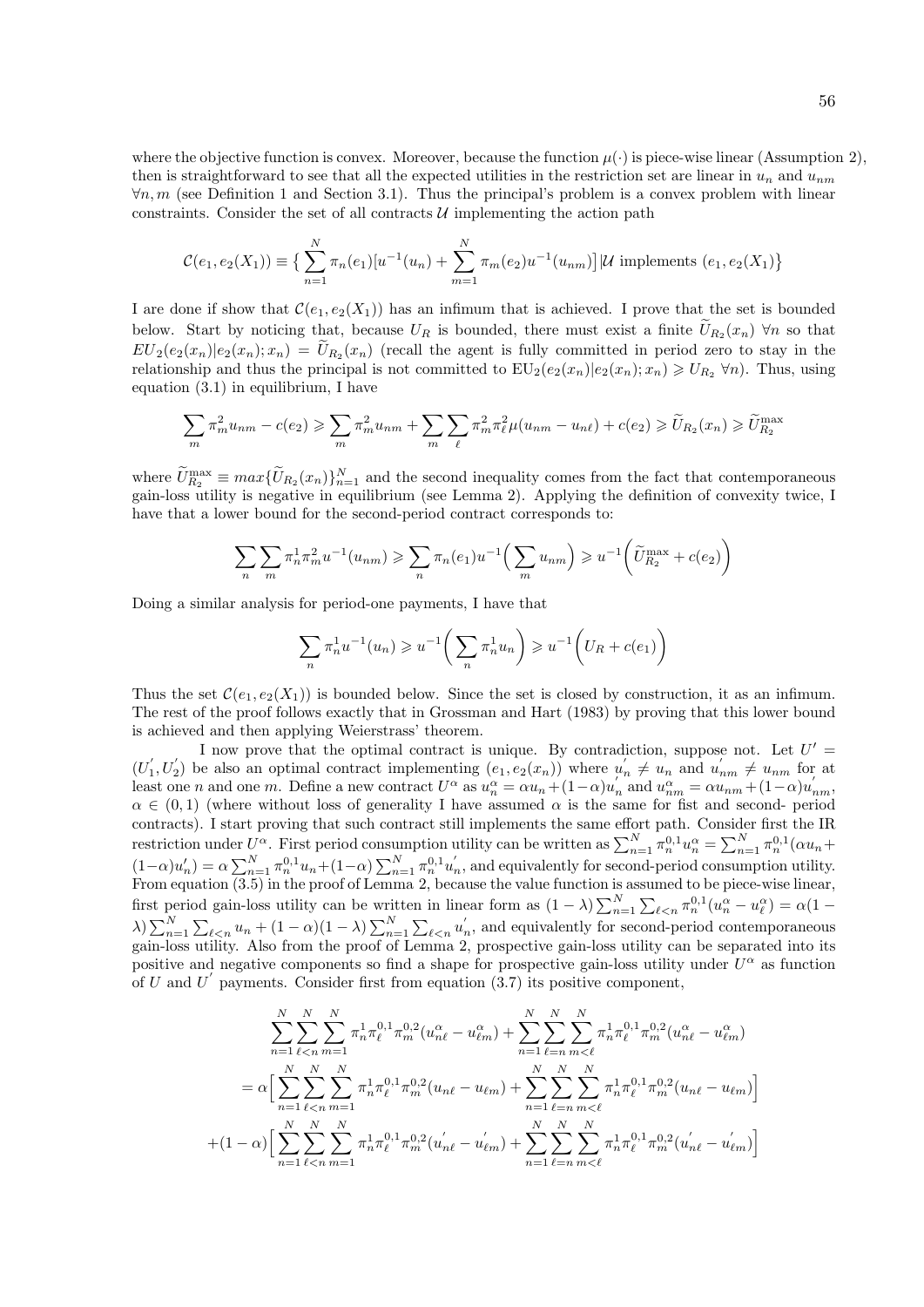where the objective function is convex. Moreover, because the function $\mu(\cdot)$ is piece-wise linear (Assumption 2), then is straightforward to see that all the expected utilities in the restriction set are linear in $u_n$ and $u_{nm}$ $\forall n, m$ (see Definition 1 and Section 3.1). Thus the principal's problem is a convex problem with linear constraints. Consider the set of all contracts $\mathcal{U}$ implementing the action path

$$\mathcal{C}(e_1, e_2(X_1)) \equiv \big\{ \sum_{n=1}^{N} \pi_n(e_1)[u^{-1}(u_n) + \sum_{m=1}^{N} \pi_m(e_2)u^{-1}(u_{nm})\big] | \mathcal{U} \text{ implements } (e_1, e_2(X_1)\big\}$$

I are done if show that $\mathcal{C}(e_1, e_2(X_1))$ has an infimum that is achieved. I prove that the set is bounded below. Start by noticing that, because $U_R$ is bounded, there must exist a finite $\widetilde{U}_{R_2}(x_n)$ $\forall n$ so that $EU_2(e_2(x_n)|e_2(x_n); x_n) = \widetilde{U}_{R_2}(x_n)$ (recall the agent is fully committed in period zero to stay in the relationship and thus the principal is not committed to $\text{EU}_2(e_2(x_n)|e_2(x_n); x_n) \geqslant U_{R_2}$ $\forall n$). Thus, using equation (3.1) in equilibrium, I have

$$\sum_m \pi_m^2 u_{nm} - c(e_2) \geqslant \sum_m \pi_m^2 u_{nm} + \sum_m \sum_\ell \pi_m^2 \pi_\ell^2 \mu(u_{nm} - u_{n\ell}) + c(e_2) \geqslant \widetilde{U}_{R_2}(x_n) \geqslant \widetilde{U}_{R_2}^{\max}$$

where $\widetilde{U}_{R_2}^{\max} \equiv max\{\widetilde{U}_{R_2}(x_n)\}_{n=1}^N$ and the second inequality comes from the fact that contemporaneous gain-loss utility is negative in equilibrium (see Lemma 2). Applying the definition of convexity twice, I have that a lower bound for the second-period contract corresponds to:

$$\sum_n \sum_m \pi_n^1 \pi_m^2 u^{-1}(u_{nm}) \geqslant \sum_n \pi_n(e_1) u^{-1}\Big(\sum_m u_{nm}\Big) \geqslant u^{-1}\Big(\widetilde{U}_{R_2}^{\max} + c(e_2)\Big)$$

Doing a similar analysis for period-one payments, I have that

$$\sum_n \pi_n^1 u^{-1}(u_n) \geqslant u^{-1}\Big(\sum_n \pi_n^1 u_n\Big) \geqslant u^{-1}\Big(U_R + c(e_1)\Big)$$

Thus the set $\mathcal{C}(e_1, e_2(X_1))$ is bounded below. Since the set is closed by construction, it as an infimum. The rest of the proof follows exactly that in Grossman and Hart (1983) by proving that this lower bound is achieved and then applying Weierstrass' theorem.

I now prove that the optimal contract is unique. By contradiction, suppose not. Let $U' = (U_1', U_2')$ be also an optimal contract implementing $(e_1, e_2(x_n))$ where $u_n' \neq u_n$ and $u_{nm}' \neq u_{nm}$ for at least one $n$ and one $m$. Define a new contract $U^\alpha$ as $u_n^\alpha = \alpha u_n + (1-\alpha)u_n'$ and $u_{nm}^\alpha = \alpha u_{nm} + (1-\alpha)u_{nm}'$, $\alpha \in (0,1)$ (where without loss of generality I have assumed $\alpha$ is the same for fist and second- period contracts). I start proving that such contract still implements the same effort path. Consider first the IR restriction under $U^\alpha$. First period consumption utility can be written as $\sum_{n=1}^N \pi_n^{0,1} u_n^\alpha = \sum_{n=1}^N \pi_n^{0,1}(\alpha u_n + (1-\alpha)u_n') = \alpha \sum_{n=1}^N \pi_n^{0,1} u_n + (1-\alpha)\sum_{n=1}^N \pi_n^{0,1} u_n'$, and equivalently for second-period consumption utility. From equation (3.5) in the proof of Lemma 2, because the value function is assumed to be piece-wise linear, first period gain-loss utility can be written in linear form as $(1-\lambda)\sum_{n=1}^N \sum_{\ell<n} \pi_n^{0,1}(u_n^\alpha - u_\ell^\alpha) = \alpha(1-\lambda)\sum_{n=1}^N \sum_{\ell<n} u_n + (1-\alpha)(1-\lambda)\sum_{n=1}^N \sum_{\ell<n} u_n'$, and equivalently for second-period contemporaneous gain-loss utility. Also from the proof of Lemma 2, prospective gain-loss utility can be separated into its positive and negative components so find a shape for prospective gain-loss utility under $U^\alpha$ as function of $U$ and $U'$ payments. Consider first from equation (3.7) its positive component,

$$\sum_{n=1}^N \sum_{\ell<n}^N \sum_{m=1}^N \pi_n^1 \pi_\ell^{0,1} \pi_m^{0,2}(u_{n\ell}^\alpha - u_{\ell m}^\alpha) + \sum_{n=1}^N \sum_{\ell=n}^N \sum_{m<\ell}^N \pi_n^1 \pi_\ell^{0,1} \pi_m^{0,2}(u_{n\ell}^\alpha - u_{\ell m}^\alpha)$$

$$= \alpha \Big[ \sum_{n=1}^N \sum_{\ell<n}^N \sum_{m=1}^N \pi_n^1 \pi_\ell^{0,1} \pi_m^{0,2}(u_{n\ell} - u_{\ell m}) + \sum_{n=1}^N \sum_{\ell=n}^N \sum_{m<\ell}^N \pi_n^1 \pi_\ell^{0,1} \pi_m^{0,2}(u_{n\ell} - u_{\ell m})\Big]$$

$$+ (1-\alpha)\Big[ \sum_{n=1}^N \sum_{\ell<n}^N \sum_{m=1}^N \pi_n^1 \pi_\ell^{0,1} \pi_m^{0,2}(u_{n\ell}' - u_{\ell m}') + \sum_{n=1}^N \sum_{\ell=n}^N \sum_{m<\ell}^N \pi_n^1 \pi_\ell^{0,1} \pi_m^{0,2}(u_{n\ell}' - u_{\ell m}')\Big]$$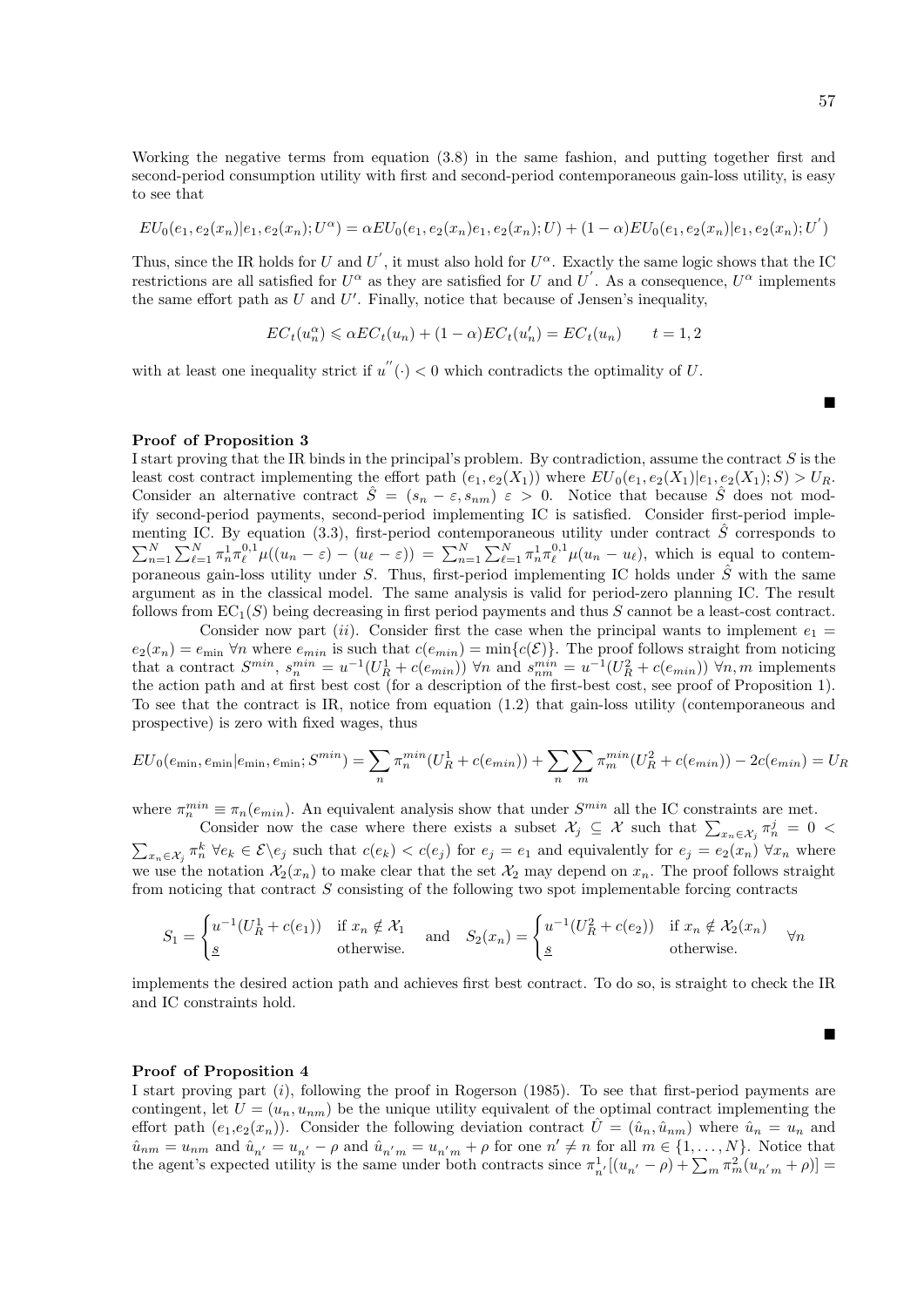Working the negative terms from equation (3.8) in the same fashion, and putting together first and second-period consumption utility with first and second-period contemporaneous gain-loss utility, is easy to see that

$$EU_0(e_1, e_2(x_n)|e_1, e_2(x_n); U^{\alpha}) = \alpha EU_0(e_1, e_2(x_n)e_1, e_2(x_n); U) + (1-\alpha)EU_0(e_1, e_2(x_n)|e_1, e_2(x_n); U^{'})$$

Thus, since the IR holds for $U$ and $U^{'}$, it must also hold for $U^{\alpha}$. Exactly the same logic shows that the IC restrictions are all satisfied for $U^{\alpha}$ as they are satisfied for $U$ and $U^{'}$. As a consequence, $U^{\alpha}$ implements the same effort path as $U$ and $U'$. Finally, notice that because of Jensen's inequality,

$$EC_t(u_n^{\alpha}) \leqslant \alpha EC_t(u_n) + (1-\alpha)EC_t(u_n^{\prime}) = EC_t(u_n) \qquad t = 1, 2$$

with at least one inequality strict if $u^{''}(\cdot) < 0$ which contradicts the optimality of $U$.

■

**Proof of Proposition 3**

I start proving that the IR binds in the principal's problem. By contradiction, assume the contract $S$ is the least cost contract implementing the effort path $(e_1, e_2(X_1))$ where $EU_0(e_1, e_2(X_1)|e_1, e_2(X_1); S) > U_R$. Consider an alternative contract $\hat{S} = (s_n - \varepsilon, s_{nm})$ $\varepsilon > 0$. Notice that because $\hat{S}$ does not modify second-period payments, second-period implementing IC is satisfied. Consider first-period implementing IC. By equation (3.3), first-period contemporaneous utility under contract $\hat{S}$ corresponds to $\sum_{n=1}^{N}\sum_{\ell=1}^{N}\pi_n^1\pi_\ell^{0,1}\mu((u_n - \varepsilon) - (u_\ell - \varepsilon)) = \sum_{n=1}^{N}\sum_{\ell=1}^{N}\pi_n^1\pi_\ell^{0,1}\mu(u_n - u_\ell)$, which is equal to contemporaneous gain-loss utility under $S$. Thus, first-period implementing IC holds under $\hat{S}$ with the same argument as in the classical model. The same analysis is valid for period-zero planning IC. The result follows from $\text{EC}_1(S)$ being decreasing in first period payments and thus $S$ cannot be a least-cost contract.

Consider now part (*ii*). Consider first the case when the principal wants to implement $e_1 = e_2(x_n) = e_{\min}$ $\forall n$ where $e_{min}$ is such that $c(e_{min}) = \min\{c(\mathcal{E})\}$. The proof follows straight from noticing that a contract $S^{min}$, $s_n^{min} = u^{-1}(U_R^1 + c(e_{min}))$ $\forall n$ and $s_{nm}^{min} = u^{-1}(U_R^2 + c(e_{min}))$ $\forall n, m$ implements the action path and at first best cost (for a description of the first-best cost, see proof of Proposition 1). To see that the contract is IR, notice from equation (1.2) that gain-loss utility (contemporaneous and prospective) is zero with fixed wages, thus

$$EU_0(e_{\min}, e_{\min}|e_{\min}, e_{\min}; S^{min}) = \sum_n \pi_n^{min}(U_R^1 + c(e_{min})) + \sum_n\sum_m \pi_m^{min}(U_R^2 + c(e_{min})) - 2c(e_{min}) = U_R$$

where $\pi_n^{min} \equiv \pi_n(e_{min})$. An equivalent analysis show that under $S^{min}$ all the IC constraints are met.

Consider now the case where there exists a subset $\mathcal{X}_j \subseteq \mathcal{X}$ such that $\sum_{x_n \in \mathcal{X}_j}\pi_n^j = 0 < \sum_{x_n \in \mathcal{X}_j}\pi_n^k$ $\forall e_k \in \mathcal{E}\backslash e_j$ such that $c(e_k) < c(e_j)$ for $e_j = e_1$ and equivalently for $e_j = e_2(x_n)$ $\forall x_n$ where we use the notation $\mathcal{X}_2(x_n)$ to make clear that the set $\mathcal{X}_2$ may depend on $x_n$. The proof follows straight from noticing that contract $S$ consisting of the following two spot implementable forcing contracts

$$S_1 = \begin{cases} u^{-1}(U_R^1 + c(e_1)) & \text{if } x_n \notin \mathcal{X}_1 \\ \underline{s} & \text{otherwise.} \end{cases} \quad \text{and} \quad S_2(x_n) = \begin{cases} u^{-1}(U_R^2 + c(e_2)) & \text{if } x_n \notin \mathcal{X}_2(x_n) \\ \underline{s} & \text{otherwise.} \end{cases} \quad \forall n$$

implements the desired action path and achieves first best contract. To do so, is straight to check the IR and IC constraints hold.

■

**Proof of Proposition 4**

I start proving part (*i*), following the proof in Rogerson (1985). To see that first-period payments are contingent, let $U = (u_n, u_{nm})$ be the unique utility equivalent of the optimal contract implementing the effort path $(e_1, e_2(x_n))$. Consider the following deviation contract $\hat{U} = (\hat{u}_n, \hat{u}_{nm})$ where $\hat{u}_n = u_n$ and $\hat{u}_{nm} = u_{nm}$ and $\hat{u}_{n'} = u_{n'} - \rho$ and $\hat{u}_{n'm} = u_{n'm} + \rho$ for one $n' \neq n$ for all $m \in \{1, \ldots, N\}$. Notice that the agent's expected utility is the same under both contracts since $\pi_{n'}^1[(u_{n'} - \rho) + \sum_m \pi_m^2(u_{n'm} + \rho)] =$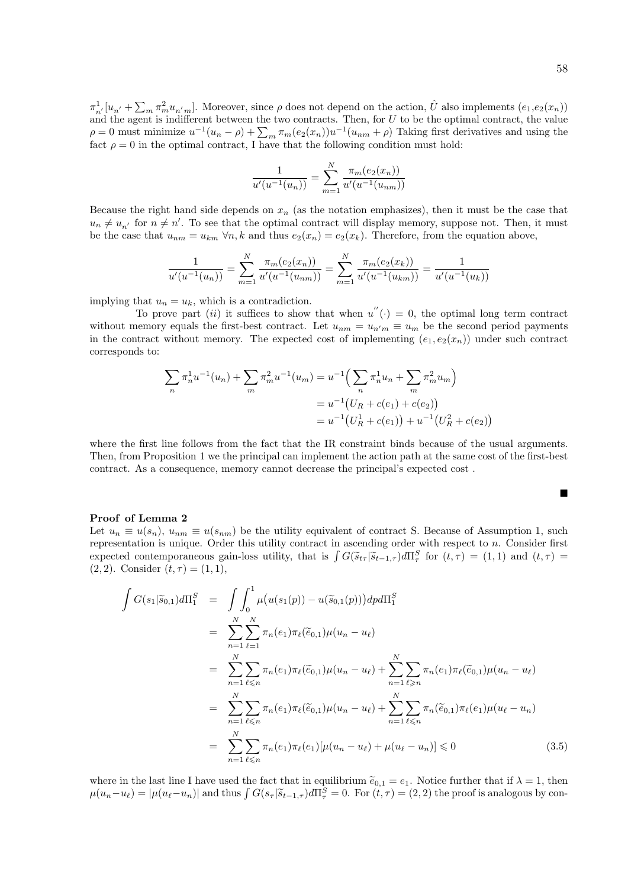$\pi^1_{n'}[u_{n'} + \sum_m \pi^2_m u_{n'm}]$. Moreover, since $\rho$ does not depend on the action, $\hat{U}$ also implements $(e_1, e_2(x_n))$ and the agent is indifferent between the two contracts. Then, for $U$ to be the optimal contract, the value $\rho = 0$ must minimize $u^{-1}(u_n - \rho) + \sum_m \pi_m(e_2(x_n))u^{-1}(u_{nm} + \rho)$ Taking first derivatives and using the fact $\rho = 0$ in the optimal contract, I have that the following condition must hold:

$$\frac{1}{u'(u^{-1}(u_n))} = \sum_{m=1}^{N} \frac{\pi_m(e_2(x_n))}{u'(u^{-1}(u_{nm}))}$$

Because the right hand side depends on $x_n$ (as the notation emphasizes), then it must be the case that $u_n \neq u_{n'}$ for $n \neq n'$. To see that the optimal contract will display memory, suppose not. Then, it must be the case that $u_{nm} = u_{km}$ $\forall n, k$ and thus $e_2(x_n) = e_2(x_k)$. Therefore, from the equation above,

$$\frac{1}{u'(u^{-1}(u_n))} = \sum_{m=1}^{N} \frac{\pi_m(e_2(x_n))}{u'(u^{-1}(u_{nm}))} = \sum_{m=1}^{N} \frac{\pi_m(e_2(x_k))}{u'(u^{-1}(u_{km}))} = \frac{1}{u'(u^{-1}(u_k))}$$

implying that $u_n = u_k$, which is a contradiction.

To prove part $(ii)$ it suffices to show that when $u''(\cdot) = 0$, the optimal long term contract without memory equals the first-best contract. Let $u_{nm} = u_{n'm} \equiv u_m$ be the second period payments in the contract without memory. The expected cost of implementing $(e_1, e_2(x_n))$ under such contract corresponds to:

$$\begin{aligned}
\sum_n \pi^1_n u^{-1}(u_n) + \sum_m \pi^2_m u^{-1}(u_m) &= u^{-1}\Big(\sum_n \pi^1_n u_n + \sum_m \pi^2_m u_m\Big) \\
&= u^{-1}\big(U_R + c(e_1) + c(e_2)\big) \\
&= u^{-1}\big(U^1_R + c(e_1)\big) + u^{-1}\big(U^2_R + c(e_2)\big)
\end{aligned}$$

where the first line follows from the fact that the IR constraint binds because of the usual arguments. Then, from Proposition 1 we the principal can implement the action path at the same cost of the first-best contract. As a consequence, memory cannot decrease the principal's expected cost .

■

**Proof of Lemma 2**

Let $u_n \equiv u(s_n)$, $u_{nm} \equiv u(s_{nm})$ be the utility equivalent of contract S. Because of Assumption 1, such representation is unique. Order this utility contract in ascending order with respect to $n$. Consider first expected contemporaneous gain-loss utility, that is $\int G(\widetilde{s}_{t\tau}|\widetilde{s}_{t-1,\tau})d\Pi^S_\tau$ for $(t,\tau) = (1,1)$ and $(t,\tau) = (2,2)$. Consider $(t,\tau) = (1,1)$,

$$\begin{aligned}
\int G(s_1|\widetilde{s}_{0,1})d\Pi^S_1 &= \int\int_0^1 \mu\big(u(s_1(p)) - u(\widetilde{s}_{0,1}(p))\big)dpd\Pi^S_1 \\
&= \sum_{n=1}^{N}\sum_{\ell=1}^{N} \pi_n(e_1)\pi_\ell(\widetilde{e}_{0,1})\mu(u_n - u_\ell) \\
&= \sum_{n=1}^{N}\sum_{\ell\leqslant n} \pi_n(e_1)\pi_\ell(\widetilde{e}_{0,1})\mu(u_n - u_\ell) + \sum_{n=1}^{N}\sum_{\ell\geqslant n} \pi_n(e_1)\pi_\ell(\widetilde{e}_{0,1})\mu(u_n - u_\ell) \\
&= \sum_{n=1}^{N}\sum_{\ell\leqslant n} \pi_n(e_1)\pi_\ell(\widetilde{e}_{0,1})\mu(u_n - u_\ell) + \sum_{n=1}^{N}\sum_{\ell\leqslant n} \pi_n(\widetilde{e}_{0,1})\pi_\ell(e_1)\mu(u_\ell - u_n) \\
&= \sum_{n=1}^{N}\sum_{\ell\leqslant n} \pi_n(e_1)\pi_\ell(e_1)[\mu(u_n - u_\ell) + \mu(u_\ell - u_n)] \leqslant 0 \qquad (3.5)
\end{aligned}$$

where in the last line I have used the fact that in equilibrium $\widetilde{e}_{0,1} = e_1$. Notice further that if $\lambda = 1$, then $\mu(u_n - u_\ell) = |\mu(u_\ell - u_n)|$ and thus $\int G(s_\tau|\widetilde{s}_{t-1,\tau})d\Pi^S_\tau = 0$. For $(t,\tau) = (2,2)$ the proof is analogous by con-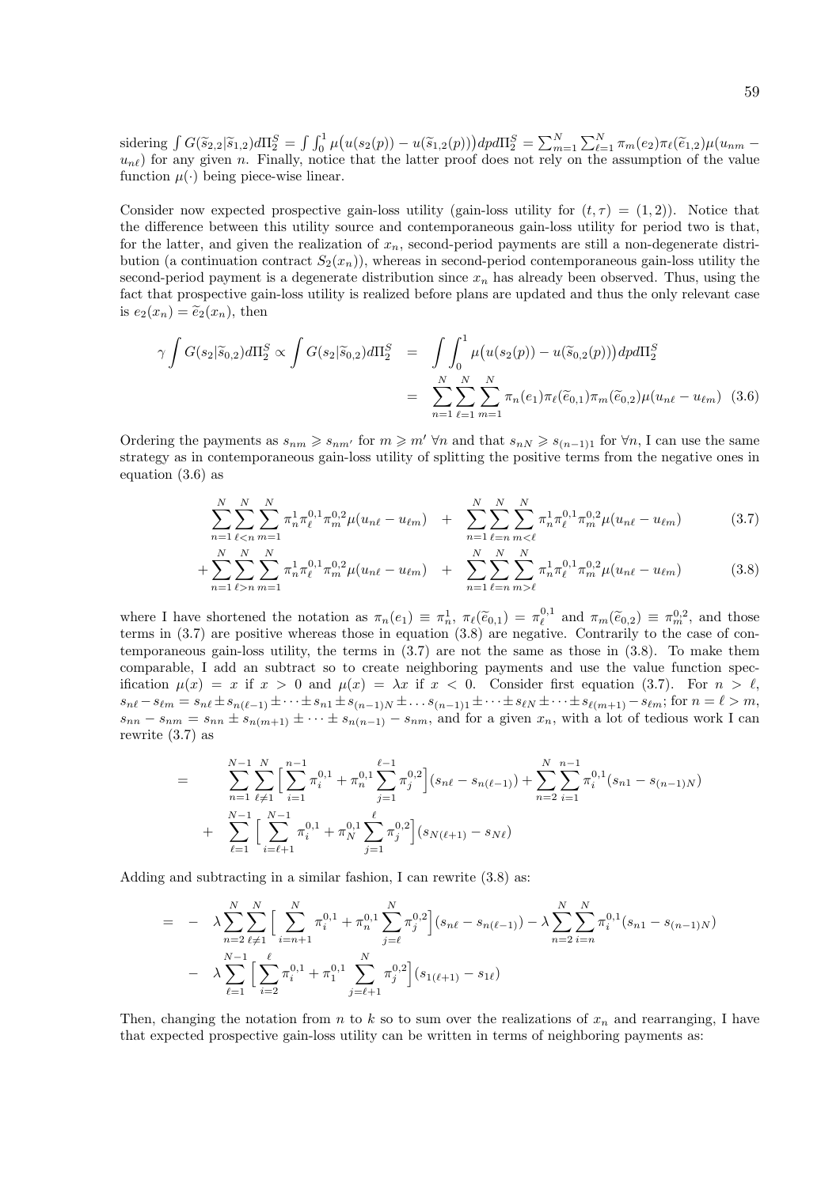sidering $\int G(\widetilde{s}_{2,2}|\widetilde{s}_{1,2})d\Pi_2^S = \int \int_0^1 \mu\big(u(s_2(p)) - u(\widetilde{s}_{1,2}(p))\big)dpd\Pi_2^S = \sum_{m=1}^N \sum_{\ell=1}^N \pi_m(e_2)\pi_\ell(\widetilde{e}_{1,2})\mu(u_{nm} - u_{n\ell})$ for any given $n$. Finally, notice that the latter proof does not rely on the assumption of the value function $\mu(\cdot)$ being piece-wise linear.

Consider now expected prospective gain-loss utility (gain-loss utility for $(t,\tau) = (1,2)$). Notice that the difference between this utility source and contemporaneous gain-loss utility for period two is that, for the latter, and given the realization of $x_n$, second-period payments are still a non-degenerate distribution (a continuation contract $S_2(x_n)$), whereas in second-period contemporaneous gain-loss utility the second-period payment is a degenerate distribution since $x_n$ has already been observed. Thus, using the fact that prospective gain-loss utility is realized before plans are updated and thus the only relevant case is $e_2(x_n) = \widetilde{e}_2(x_n)$, then

$$
\begin{aligned}
\gamma \int G(s_2|\widetilde{s}_{0,2})d\Pi_2^S \propto \int G(s_2|\widetilde{s}_{0,2})d\Pi_2^S &= \int \int_0^1 \mu\big(u(s_2(p)) - u(\widetilde{s}_{0,2}(p))\big)dpd\Pi_2^S \\
&= \sum_{n=1}^N \sum_{\ell=1}^N \sum_{m=1}^N \pi_n(e_1)\pi_\ell(\widetilde{e}_{0,1})\pi_m(\widetilde{e}_{0,2})\mu(u_{n\ell} - u_{\ell m}) \quad (3.6)
\end{aligned}
$$

Ordering the payments as $s_{nm} \geqslant s_{nm'}$ for $m \geqslant m'$ $\forall n$ and that $s_{nN} \geqslant s_{(n-1)1}$ for $\forall n$, I can use the same strategy as in contemporaneous gain-loss utility of splitting the positive terms from the negative ones in equation (3.6) as

$$
\sum_{n=1}^N \sum_{\ell<n} \sum_{m=1}^N \pi_n^1 \pi_\ell^{0,1} \pi_m^{0,2} \mu(u_{n\ell} - u_{\ell m}) \quad + \quad \sum_{n=1}^N \sum_{\ell=n} \sum_{m<\ell} \pi_n^1 \pi_\ell^{0,1} \pi_m^{0,2} \mu(u_{n\ell} - u_{\ell m}) \qquad (3.7)
$$

$$
+ \sum_{n=1}^N \sum_{\ell>n} \sum_{m=1}^N \pi_n^1 \pi_\ell^{0,1} \pi_m^{0,2} \mu(u_{n\ell} - u_{\ell m}) \quad + \quad \sum_{n=1}^N \sum_{\ell=n} \sum_{m>\ell} \pi_n^1 \pi_\ell^{0,1} \pi_m^{0,2} \mu(u_{n\ell} - u_{\ell m}) \qquad (3.8)
$$

where I have shortened the notation as $\pi_n(e_1) \equiv \pi_n^1$, $\pi_\ell(\widetilde{e}_{0,1}) = \pi_\ell^{0,1}$ and $\pi_m(\widetilde{e}_{0,2}) \equiv \pi_m^{0,2}$, and those terms in (3.7) are positive whereas those in equation (3.8) are negative. Contrarily to the case of contemporaneous gain-loss utility, the terms in (3.7) are not the same as those in (3.8). To make them comparable, I add an subtract so to create neighboring payments and use the value function specification $\mu(x) = x$ if $x > 0$ and $\mu(x) = \lambda x$ if $x < 0$. Consider first equation (3.7). For $n > \ell$, $s_{n\ell} - s_{\ell m} = s_{n\ell} \pm s_{n(\ell-1)} \pm \cdots \pm s_{n1} \pm s_{(n-1)N} \pm \ldots s_{(n-1)1} \pm \cdots \pm s_{\ell N} \pm \cdots \pm s_{\ell(m+1)} - s_{\ell m}$; for $n = \ell > m$, $s_{nn} - s_{nm} = s_{nn} \pm s_{n(m+1)} \pm \cdots \pm s_{n(n-1)} - s_{nm}$, and for a given $x_n$, with a lot of tedious work I can rewrite (3.7) as

$$
\begin{aligned}
= \quad & \sum_{n=1}^{N-1} \sum_{\ell \neq 1}^{N} \Big[ \sum_{i=1}^{n-1} \pi_i^{0,1} + \pi_n^{0,1} \sum_{j=1}^{\ell-1} \pi_j^{0,2} \Big] (s_{n\ell} - s_{n(\ell-1)}) + \sum_{n=2}^{N} \sum_{i=1}^{n-1} \pi_i^{0,1} (s_{n1} - s_{(n-1)N}) \\
+ \quad & \sum_{\ell=1}^{N-1} \Big[ \sum_{i=\ell+1}^{N-1} \pi_i^{0,1} + \pi_N^{0,1} \sum_{j=1}^{\ell} \pi_j^{0,2} \Big] (s_{N(\ell+1)} - s_{N\ell})
\end{aligned}
$$

Adding and subtracting in a similar fashion, I can rewrite (3.8) as:

$$
\begin{aligned}
= \quad - \quad & \lambda \sum_{n=2}^{N} \sum_{\ell \neq 1}^{N} \Big[ \sum_{i=n+1}^{N} \pi_i^{0,1} + \pi_n^{0,1} \sum_{j=\ell}^{N} \pi_j^{0,2} \Big] (s_{n\ell} - s_{n(\ell-1)}) - \lambda \sum_{n=2}^{N} \sum_{i=n}^{N} \pi_i^{0,1} (s_{n1} - s_{(n-1)N}) \\
- \quad & \lambda \sum_{\ell=1}^{N-1} \Big[ \sum_{i=2}^{\ell} \pi_i^{0,1} + \pi_1^{0,1} \sum_{j=\ell+1}^{N} \pi_j^{0,2} \Big] (s_{1(\ell+1)} - s_{1\ell})
\end{aligned}
$$

Then, changing the notation from $n$ to $k$ so to sum over the realizations of $x_n$ and rearranging, I have that expected prospective gain-loss utility can be written in terms of neighboring payments as: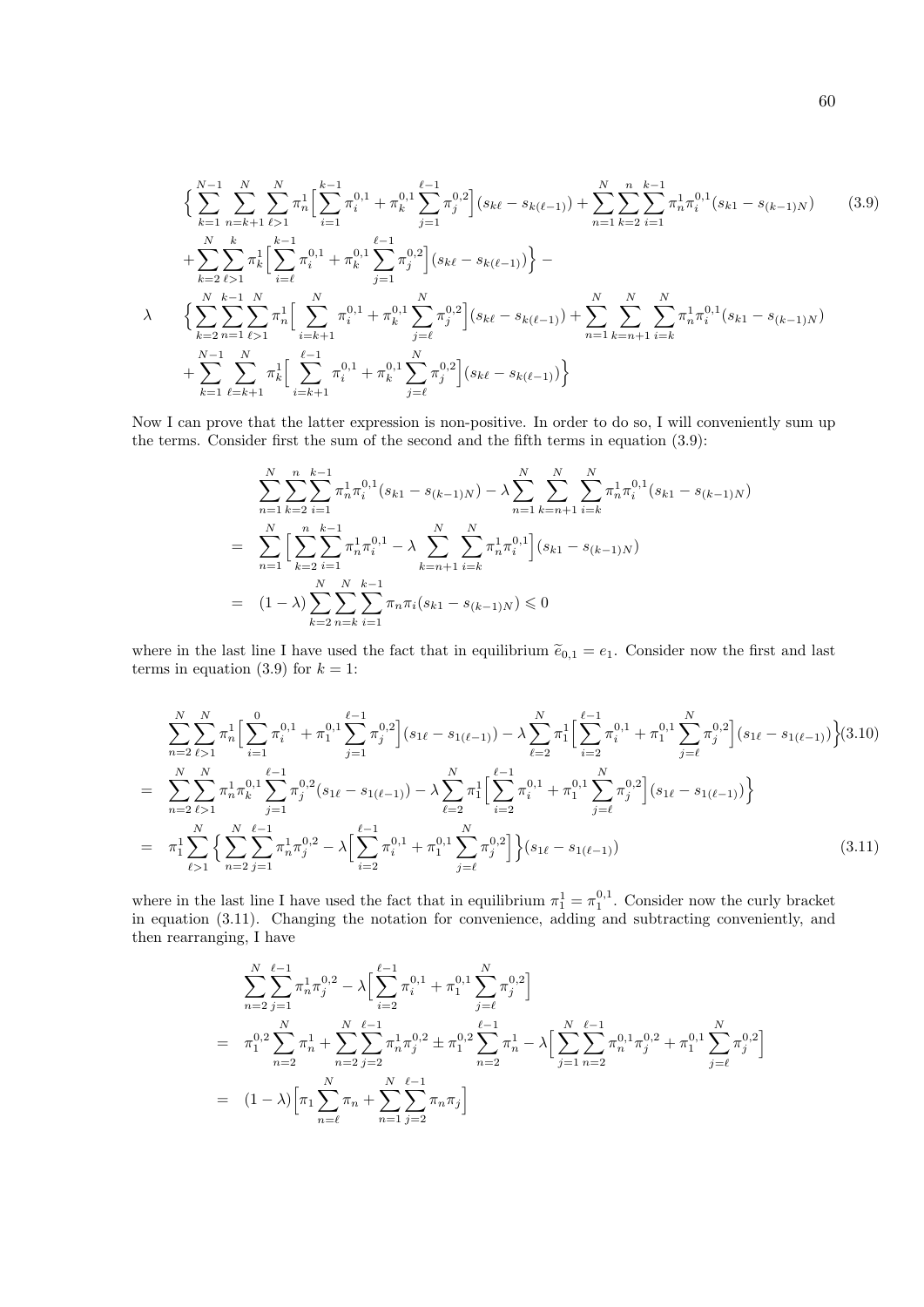$$
\begin{aligned}
&\Big\{ \sum_{k=1}^{N-1} \sum_{n=k+1}^{N} \sum_{\ell>1}^{N} \pi_n^1 \Big[ \sum_{i=1}^{k-1} \pi_i^{0,1} + \pi_k^{0,1} \sum_{j=1}^{\ell-1} \pi_j^{0,2} \Big] (s_{k\ell} - s_{k(\ell-1)}) + \sum_{n=1}^{N} \sum_{k=2}^{n} \sum_{i=1}^{k-1} \pi_n^1 \pi_i^{0,1} (s_{k1} - s_{(k-1)N}) \qquad (3.9) \\
&+ \sum_{k=2}^{N} \sum_{\ell>1}^{k} \pi_k^1 \Big[ \sum_{i=\ell}^{k-1} \pi_i^{0,1} + \pi_k^{0,1} \sum_{j=1}^{\ell-1} \pi_j^{0,2} \Big] (s_{k\ell} - s_{k(\ell-1)}) \Big\} - \\
\lambda \quad &\Big\{ \sum_{k=2}^{N} \sum_{n=1}^{k-1} \sum_{\ell>1}^{N} \pi_n^1 \Big[ \sum_{i=k+1}^{N} \pi_i^{0,1} + \pi_k^{0,1} \sum_{j=\ell}^{N} \pi_j^{0,2} \Big] (s_{k\ell} - s_{k(\ell-1)}) + \sum_{n=1}^{N} \sum_{k=n+1}^{N} \sum_{i=k}^{N} \pi_n^1 \pi_i^{0,1} (s_{k1} - s_{(k-1)N}) \\
&+ \sum_{k=1}^{N-1} \sum_{\ell=k+1}^{N} \pi_k^1 \Big[ \sum_{i=k+1}^{\ell-1} \pi_i^{0,1} + \pi_k^{0,1} \sum_{j=\ell}^{N} \pi_j^{0,2} \Big] (s_{k\ell} - s_{k(\ell-1)}) \Big\}
\end{aligned}
$$

Now I can prove that the latter expression is non-positive. In order to do so, I will conveniently sum up the terms. Consider first the sum of the second and the fifth terms in equation (3.9):

$$
\begin{aligned}
& \sum_{n=1}^{N} \sum_{k=2}^{n} \sum_{i=1}^{k-1} \pi_n^1 \pi_i^{0,1} (s_{k1} - s_{(k-1)N}) - \lambda \sum_{n=1}^{N} \sum_{k=n+1}^{N} \sum_{i=k}^{N} \pi_n^1 \pi_i^{0,1} (s_{k1} - s_{(k-1)N}) \\
= \;& \sum_{n=1}^{N} \Big[ \sum_{k=2}^{n} \sum_{i=1}^{k-1} \pi_n^1 \pi_i^{0,1} - \lambda \sum_{k=n+1}^{N} \sum_{i=k}^{N} \pi_n^1 \pi_i^{0,1} \Big] (s_{k1} - s_{(k-1)N}) \\
= \;& (1-\lambda) \sum_{k=2}^{N} \sum_{n=k}^{N} \sum_{i=1}^{k-1} \pi_n \pi_i (s_{k1} - s_{(k-1)N}) \leqslant 0
\end{aligned}
$$

where in the last line I have used the fact that in equilibrium $\widetilde{e}_{0,1} = e_1$. Consider now the first and last terms in equation (3.9) for $k = 1$:

$$
\begin{aligned}
& \sum_{n=2}^{N} \sum_{\ell>1}^{N} \pi_n^1 \Big[ \sum_{i=1}^{0} \pi_i^{0,1} + \pi_1^{0,1} \sum_{j=1}^{\ell-1} \pi_j^{0,2} \Big] (s_{1\ell} - s_{1(\ell-1)}) - \lambda \sum_{\ell=2}^{N} \pi_1^1 \Big[ \sum_{i=2}^{\ell-1} \pi_i^{0,1} + \pi_1^{0,1} \sum_{j=\ell}^{N} \pi_j^{0,2} \Big] (s_{1\ell} - s_{1(\ell-1)}) \Big\} \qquad (3.10) \\
= \;& \sum_{n=2}^{N} \sum_{\ell>1}^{N} \pi_n^1 \pi_k^{0,1} \sum_{j=1}^{\ell-1} \pi_j^{0,2} (s_{1\ell} - s_{1(\ell-1)}) - \lambda \sum_{\ell=2}^{N} \pi_1^1 \Big[ \sum_{i=2}^{\ell-1} \pi_i^{0,1} + \pi_1^{0,1} \sum_{j=\ell}^{N} \pi_j^{0,2} \Big] (s_{1\ell} - s_{1(\ell-1)}) \Big\} \\
= \;& \pi_1^1 \sum_{\ell>1}^{N} \Big\{ \sum_{n=2}^{N} \sum_{j=1}^{\ell-1} \pi_n^1 \pi_j^{0,2} - \lambda \Big[ \sum_{i=2}^{\ell-1} \pi_i^{0,1} + \pi_1^{0,1} \sum_{j=\ell}^{N} \pi_j^{0,2} \Big] \Big\} (s_{1\ell} - s_{1(\ell-1)}) \qquad (3.11)
\end{aligned}
$$

where in the last line I have used the fact that in equilibrium $\pi_1^1 = \pi_1^{0,1}$. Consider now the curly bracket in equation (3.11). Changing the notation for convenience, adding and subtracting conveniently, and then rearranging, I have

$$
\begin{aligned}
& \sum_{n=2}^{N} \sum_{j=1}^{\ell-1} \pi_n^1 \pi_j^{0,2} - \lambda \Big[ \sum_{i=2}^{\ell-1} \pi_i^{0,1} + \pi_1^{0,1} \sum_{j=\ell}^{N} \pi_j^{0,2} \Big] \\
= \;& \pi_1^{0,2} \sum_{n=2}^{N} \pi_n^1 + \sum_{n=2}^{N} \sum_{j=2}^{\ell-1} \pi_n^1 \pi_j^{0,2} \pm \pi_1^{0,2} \sum_{n=2}^{\ell-1} \pi_n^1 - \lambda \Big[ \sum_{j=1}^{N} \sum_{n=2}^{\ell-1} \pi_n^{0,1} \pi_j^{0,2} + \pi_1^{0,1} \sum_{j=\ell}^{N} \pi_j^{0,2} \Big] \\
= \;& (1-\lambda) \Big[ \pi_1 \sum_{n=\ell}^{N} \pi_n + \sum_{n=1}^{N} \sum_{j=2}^{\ell-1} \pi_n \pi_j \Big]
\end{aligned}
$$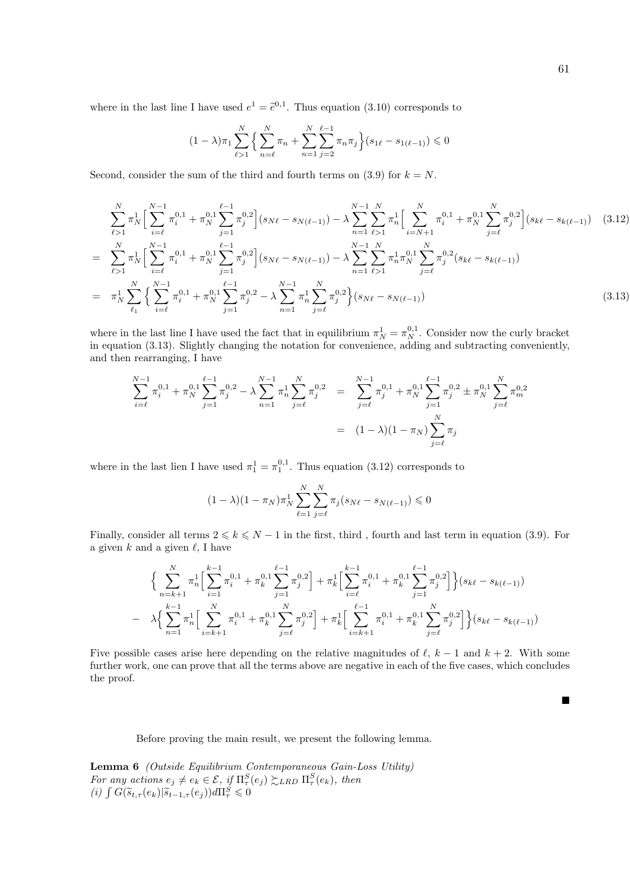where in the last line I have used $e^1 = \widetilde{e}^{0,1}$. Thus equation (3.10) corresponds to

$$(1-\lambda)\pi_1 \sum_{\ell>1}^{N} \Big\{ \sum_{n=\ell}^{N} \pi_n + \sum_{n=1}^{N}\sum_{j=2}^{\ell-1} \pi_n \pi_j \Big\} (s_{1\ell} - s_{1(\ell-1)}) \leqslant 0$$

Second, consider the sum of the third and fourth terms on (3.9) for $k = N$.

$$\sum_{\ell>1}^{N} \pi_N^1 \Big[ \sum_{i=\ell}^{N-1} \pi_i^{0,1} + \pi_N^{0,1} \sum_{j=1}^{\ell-1} \pi_j^{0,2} \Big] (s_{N\ell} - s_{N(\ell-1)}) - \lambda \sum_{n=1}^{N-1} \sum_{\ell>1}^{N} \pi_n^1 \Big[ \sum_{i=N+1}^{N} \pi_i^{0,1} + \pi_N^{0,1} \sum_{j=\ell}^{N} \pi_j^{0,2} \Big] (s_{k\ell} - s_{k(\ell-1)}) \quad (3.12)$$

$$= \sum_{\ell>1}^{N} \pi_N^1 \Big[ \sum_{i=\ell}^{N-1} \pi_i^{0,1} + \pi_N^{0,1} \sum_{j=1}^{\ell-1} \pi_j^{0,2} \Big] (s_{N\ell} - s_{N(\ell-1)}) - \lambda \sum_{n=1}^{N-1} \sum_{\ell>1}^{N} \pi_n^1 \pi_N^{0,1} \sum_{j=\ell}^{N} \pi_j^{0,2} (s_{k\ell} - s_{k(\ell-1)})$$

$$= \pi_N^1 \sum_{\ell_1}^{N} \Big\{ \sum_{i=\ell}^{N-1} \pi_i^{0,1} + \pi_N^{0,1} \sum_{j=1}^{\ell-1} \pi_j^{0,2} - \lambda \sum_{n=1}^{N-1} \pi_n^1 \sum_{j=\ell}^{N} \pi_j^{0,2} \Big\} (s_{N\ell} - s_{N(\ell-1)}) \quad (3.13)$$

where in the last line I have used the fact that in equilibrium $\pi_N^1 = \pi_N^{0,1}$. Consider now the curly bracket in equation (3.13). Slightly changing the notation for convenience, adding and subtracting conveniently, and then rearranging, I have

$$\begin{aligned}
\sum_{i=\ell}^{N-1} \pi_i^{0,1} + \pi_N^{0,1} \sum_{j=1}^{\ell-1} \pi_j^{0,2} - \lambda \sum_{n=1}^{N-1} \pi_n^1 \sum_{j=\ell}^{N} \pi_j^{0,2} &= \sum_{j=\ell}^{N-1} \pi_j^{0,1} + \pi_N^{0,1} \sum_{j=1}^{\ell-1} \pi_j^{0,2} \pm \pi_N^{0,1} \sum_{j=\ell}^{N} \pi_m^{0,2} \\
&= (1-\lambda)(1-\pi_N) \sum_{j=\ell}^{N} \pi_j
\end{aligned}$$

where in the last lien I have used $\pi_1^1 = \pi_1^{0,1}$. Thus equation (3.12) corresponds to

$$(1-\lambda)(1-\pi_N)\pi_N^1 \sum_{\ell=1}^{N} \sum_{j=\ell}^{N} \pi_j (s_{N\ell} - s_{N(\ell-1)}) \leqslant 0$$

Finally, consider all terms $2 \leqslant k \leqslant N-1$ in the first, third , fourth and last term in equation (3.9). For a given $k$ and a given $\ell$, I have

$$\begin{aligned}
&\Big\{ \sum_{n=k+1}^{N} \pi_n^1 \Big[ \sum_{i=1}^{k-1} \pi_i^{0,1} + \pi_k^{0,1} \sum_{j=1}^{\ell-1} \pi_j^{0,2} \Big] + \pi_k^1 \Big[ \sum_{i=\ell}^{k-1} \pi_i^{0,1} + \pi_k^{0,1} \sum_{j=1}^{\ell-1} \pi_j^{0,2} \Big] \Big\} (s_{k\ell} - s_{k(\ell-1)}) \\
- \;& \lambda \Big\{ \sum_{n=1}^{k-1} \pi_n^1 \Big[ \sum_{i=k+1}^{N} \pi_i^{0,1} + \pi_k^{0,1} \sum_{j=\ell}^{N} \pi_j^{0,2} \Big] + \pi_k^1 \Big[ \sum_{i=k+1}^{\ell-1} \pi_i^{0,1} + \pi_k^{0,1} \sum_{j=\ell}^{N} \pi_j^{0,2} \Big] \Big\} (s_{k\ell} - s_{k(\ell-1)})
\end{aligned}$$

Five possible cases arise here depending on the relative magnitudes of $\ell$, $k-1$ and $k+2$. With some further work, one can prove that all the terms above are negative in each of the five cases, which concludes the proof.

■

Before proving the main result, we present the following lemma.

**Lemma 6** *(Outside Equilibrium Contemporaneous Gain-Loss Utility)*
*For any actions $e_j \neq e_k \in \mathcal{E}$, if $\Pi_\tau^S(e_j) \succsim_{LRD} \Pi_\tau^S(e_k)$, then*
*(i) $\int G(\widetilde{s}_{t,\tau}(e_k) | \widetilde{s}_{t-1,\tau}(e_j)) d\Pi_\tau^S \leqslant 0$*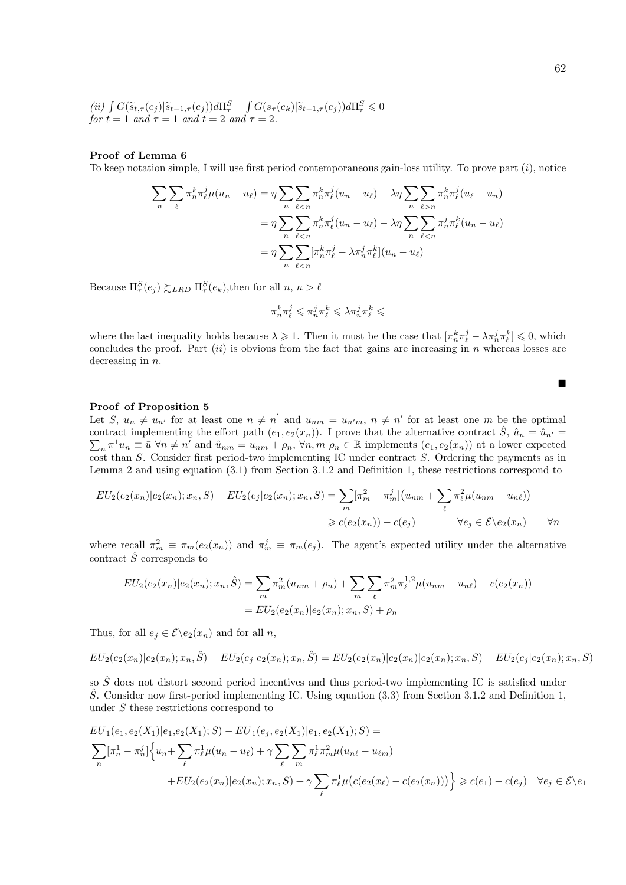*(ii)* $\int G(\widetilde{s}_{t,\tau}(e_j)|\widetilde{s}_{t-1,\tau}(e_j))d\Pi^S_\tau - \int G(s_\tau(e_k)|\widetilde{s}_{t-1,\tau}(e_j))d\Pi^S_\tau \leqslant 0$ *for* $t = 1$ *and* $\tau = 1$ *and* $t = 2$ *and* $\tau = 2$.

**Proof of Lemma 6**

To keep notation simple, I will use first period contemporaneous gain-loss utility. To prove part $(i)$, notice

$$
\begin{aligned}
\sum_n \sum_\ell \pi^k_n \pi^j_\ell \mu(u_n - u_\ell) &= \eta \sum_n \sum_{\ell<n} \pi^k_n \pi^j_\ell (u_n - u_\ell) - \lambda\eta \sum_n \sum_{\ell>n} \pi^k_n \pi^j_\ell (u_\ell - u_n) \\
&= \eta \sum_n \sum_{\ell<n} \pi^k_n \pi^j_\ell (u_n - u_\ell) - \lambda\eta \sum_n \sum_{\ell<n} \pi^j_n \pi^k_\ell (u_n - u_\ell) \\
&= \eta \sum_n \sum_{\ell<n} [\pi^k_n \pi^j_\ell - \lambda \pi^j_n \pi^k_\ell](u_n - u_\ell)
\end{aligned}
$$

Because $\Pi^S_\tau(e_j) \succsim_{LRD} \Pi^S_\tau(e_k)$,then for all $n$, $n > \ell$

$$
\pi^k_n \pi^j_\ell \leqslant \pi^j_n \pi^k_\ell \leqslant \lambda \pi^j_n \pi^k_\ell \leqslant
$$

where the last inequality holds because $\lambda \geqslant 1$. Then it must be the case that $[\pi^k_n \pi^j_\ell - \lambda \pi^j_n \pi^k_\ell] \leqslant 0$, which concludes the proof. Part $(ii)$ is obvious from the fact that gains are increasing in $n$ whereas losses are decreasing in $n$.

■

**Proof of Proposition 5**

Let $S$, $u_n \neq u_{n'}$ for at least one $n \neq n'$ and $u_{nm} = u_{n'm}$, $n \neq n'$ for at least one $m$ be the optimal contract implementing the effort path $(e_1, e_2(x_n))$. I prove that the alternative contract $\hat{S}$, $\hat{u}_n = \hat{u}_{n'} = \sum_n \pi^1 u_n \equiv \bar{u}$ $\forall n \neq n'$ and $\hat{u}_{nm} = u_{nm} + \rho_n$, $\forall n, m$ $\rho_n \in \mathbb{R}$ implements $(e_1, e_2(x_n))$ at a lower expected cost than $S$. Consider first period-two implementing IC under contract $S$. Ordering the payments as in Lemma 2 and using equation (3.1) from Section 3.1.2 and Definition 1, these restrictions correspond to

$$
\begin{aligned}
EU_2(e_2(x_n)|e_2(x_n); x_n, S) - EU_2(e_j|e_2(x_n); x_n, S) &= \sum_m [\pi^2_m - \pi^j_m]\big(u_{nm} + \sum_\ell \pi^2_\ell \mu(u_{nm} - u_{n\ell})\big) \\
&\geqslant c(e_2(x_n)) - c(e_j) \qquad \forall e_j \in \mathcal{E}\backslash e_2(x_n) \qquad \forall n
\end{aligned}
$$

where recall $\pi^2_m \equiv \pi_m(e_2(x_n))$ and $\pi^j_m \equiv \pi_m(e_j)$. The agent's expected utility under the alternative contract $\hat{S}$ corresponds to

$$
\begin{aligned}
EU_2(e_2(x_n)|e_2(x_n); x_n, \hat{S}) &= \sum_m \pi^2_m (u_{nm} + \rho_n) + \sum_m \sum_\ell \pi^2_m \pi^{1,2}_\ell \mu(u_{nm} - u_{n\ell}) - c(e_2(x_n)) \\
&= EU_2(e_2(x_n)|e_2(x_n); x_n, S) + \rho_n
\end{aligned}
$$

Thus, for all $e_j \in \mathcal{E}\backslash e_2(x_n)$ and for all $n$,

$$
EU_2(e_2(x_n)|e_2(x_n); x_n, \hat{S}) - EU_2(e_j|e_2(x_n); x_n, \hat{S}) = EU_2(e_2(x_n)|e_2(x_n)|e_2(x_n); x_n, S) - EU_2(e_j|e_2(x_n); x_n, S)
$$

so $\hat{S}$ does not distort second period incentives and thus period-two implementing IC is satisfied under $\hat{S}$. Consider now first-period implementing IC. Using equation (3.3) from Section 3.1.2 and Definition 1, under $S$ these restrictions correspond to

$$
\begin{aligned}
&EU_1(e_1, e_2(X_1)|e_1, e_2(X_1); S) - EU_1(e_j, e_2(X_1)|e_1, e_2(X_1); S) = \\
&\sum_n [\pi^1_n - \pi^j_n]\Big\{u_n + \sum_\ell \pi^1_\ell \mu(u_n - u_\ell) + \gamma \sum_\ell \sum_m \pi^1_\ell \pi^2_m \mu(u_{n\ell} - u_{\ell m}) \\
&\qquad + EU_2(e_2(x_n)|e_2(x_n); x_n, S) + \gamma \sum_\ell \pi^1_\ell \mu\big(c(e_2(x_\ell) - c(e_2(x_n))\big)\Big\} \geqslant c(e_1) - c(e_j) \quad \forall e_j \in \mathcal{E}\backslash e_1
\end{aligned}
$$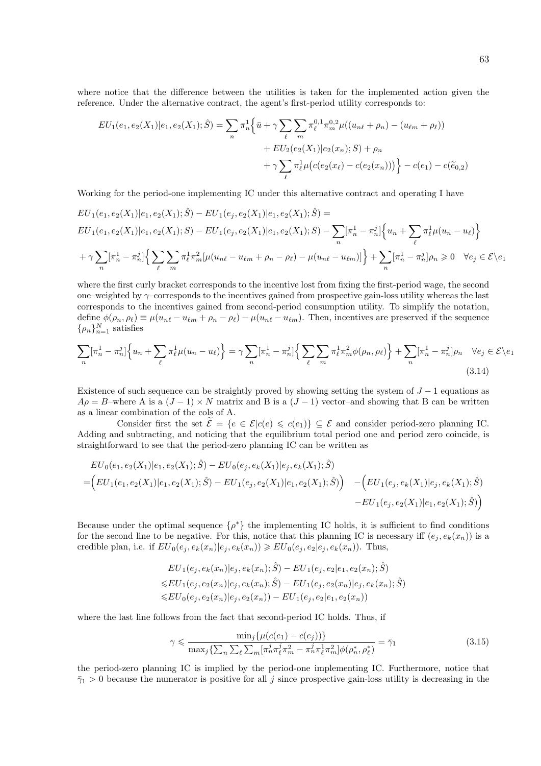where notice that the difference between the utilities is taken for the implemented action given the reference. Under the alternative contract, the agent's first-period utility corresponds to:

$$
\begin{aligned}
EU_1(e_1, e_2(X_1)|e_1, e_2(X_1); \hat{S}) = \sum_n \pi_n^1 \Big\{ \bar{u} + \gamma \sum_\ell \sum_m \pi_\ell^{0,1} \pi_m^{0,2} \mu((u_{n\ell} + \rho_n) - (u_{\ell m} + \rho_\ell)) \\
+ EU_2(e_2(X_1)|e_2(x_n); S) + \rho_n \\
+ \gamma \sum_\ell \pi_\ell^1 \mu\big(c(e_2(x_\ell) - c(e_2(x_n))\big)\Big\} - c(e_1) - c(\widetilde{e}_{0,2})
\end{aligned}
$$

Working for the period-one implementing IC under this alternative contract and operating I have

$$
\begin{aligned}
& EU_1(e_1, e_2(X_1)|e_1, e_2(X_1); \hat{S}) - EU_1(e_j, e_2(X_1)|e_1, e_2(X_1); \hat{S}) = \\
& EU_1(e_1, e_2(X_1)|e_1, e_2(X_1); S) - EU_1(e_j, e_2(X_1)|e_1, e_2(X_1); S) - \sum_n [\pi_n^1 - \pi_n^j] \Big\{ u_n + \sum_\ell \pi_\ell^1 \mu(u_n - u_\ell) \Big\} \\
& + \gamma \sum_n [\pi_n^1 - \pi_n^j] \Big\{ \sum_\ell \sum_m \pi_\ell^1 \pi_m^2 [\mu(u_{n\ell} - u_{\ell m} + \rho_n - \rho_\ell) - \mu(u_{n\ell} - u_{\ell m})] \Big\} + \sum_n [\pi_n^1 - \pi_n^j] \rho_n \geqslant 0 \quad \forall e_j \in \mathcal{E} \backslash e_1
\end{aligned}
$$

where the first curly bracket corresponds to the incentive lost from fixing the first-period wage, the second one–weighted by $\gamma$–corresponds to the incentives gained from prospective gain-loss utility whereas the last corresponds to the incentives gained from second-period consumption utility. To simplify the notation, define $\phi(\rho_n, \rho_\ell) \equiv \mu(u_{n\ell} - u_{\ell m} + \rho_n - \rho_\ell) - \mu(u_{n\ell} - u_{\ell m})$. Then, incentives are preserved if the sequence $\{\rho_n\}_{n=1}^N$ satisfies

$$
\sum_n [\pi_n^1 - \pi_n^j] \Big\{ u_n + \sum_\ell \pi_\ell^1 \mu(u_n - u_\ell) \Big\} = \gamma \sum_n [\pi_n^1 - \pi_n^j] \Big\{ \sum_\ell \sum_m \pi_\ell^1 \pi_m^2 \phi(\rho_n, \rho_\ell) \Big\} + \sum_n [\pi_n^1 - \pi_n^j] \rho_n \quad \forall e_j \in \mathcal{E} \backslash e_1 \tag{3.14}
$$

Existence of such sequence can be straightly proved by showing setting the system of $J - 1$ equations as $A\rho = B$–where A is a $(J-1) \times N$ matrix and B is a $(J-1)$ vector–and showing that B can be written as a linear combination of the cols of A.

Consider first the set $\widetilde{\mathcal{E}} = \{e \in \mathcal{E} | c(e) \leqslant c(e_1)\} \subseteq \mathcal{E}$ and consider period-zero planning IC. Adding and subtracting, and noticing that the equilibrium total period one and period zero coincide, is straightforward to see that the period-zero planning IC can be written as

$$
\begin{aligned}
& EU_0(e_1, e_2(X_1)|e_1, e_2(X_1); \hat{S}) - EU_0(e_j, e_k(X_1)|e_j, e_k(X_1); \hat{S}) \\
= & \Big( EU_1(e_1, e_2(X_1)|e_1, e_2(X_1); \hat{S}) - EU_1(e_j, e_2(X_1)|e_1, e_2(X_1); \hat{S}) \Big) \quad - \Big( EU_1(e_j, e_k(X_1)|e_j, e_k(X_1); \hat{S}) \\
& \qquad - EU_1(e_j, e_2(X_1)|e_1, e_2(X_1); \hat{S}) \Big)
\end{aligned}
$$

Because under the optimal sequence $\{\rho^*\}$ the implementing IC holds, it is sufficient to find conditions for the second line to be negative. For this, notice that this planning IC is necessary iff $(e_j, e_k(x_n))$ is a credible plan, i.e. if $EU_0(e_j, e_k(x_n)|e_j, e_k(x_n)) \geqslant EU_0(e_j, e_2|e_j, e_k(x_n))$. Thus,

$$
\begin{aligned}
& EU_1(e_j, e_k(x_n)|e_j, e_k(x_n); \hat{S}) - EU_1(e_j, e_2|e_1, e_2(x_n); \hat{S}) \\
\leqslant & EU_1(e_j, e_2(x_n)|e_j, e_k(x_n); \hat{S}) - EU_1(e_j, e_2(x_n)|e_j, e_k(x_n); \hat{S}) \\
\leqslant & EU_0(e_j, e_2(x_n)|e_j, e_2(x_n)) - EU_1(e_j, e_2|e_1, e_2(x_n))
\end{aligned}
$$

where the last line follows from the fact that second-period IC holds. Thus, if

$$
\gamma \leqslant \frac{\min_j \{\mu(c(e_1) - c(e_j))\}}{\max_j \{\sum_n \sum_\ell \sum_m [\pi_n^j \pi_\ell^j \pi_m^2 - \pi_n^j \pi_\ell^1 \pi_m^2] \phi(\rho_n^*, \rho_\ell^*)} = \bar{\gamma}_1 \tag{3.15}
$$

the period-zero planning IC is implied by the period-one implementing IC. Furthermore, notice that $\bar{\gamma}_1 > 0$ because the numerator is positive for all $j$ since prospective gain-loss utility is decreasing in the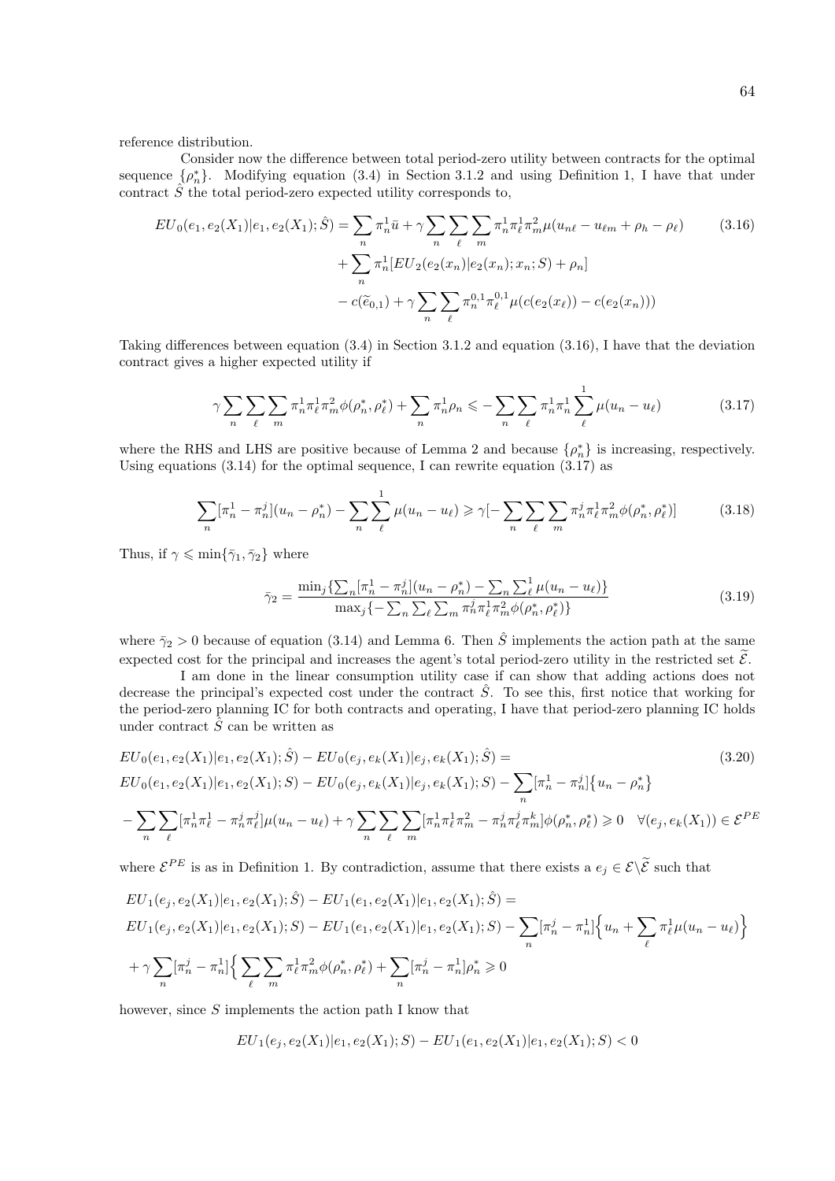reference distribution.

Consider now the difference between total period-zero utility between contracts for the optimal sequence $\{\rho_n^*\}$. Modifying equation (3.4) in Section 3.1.2 and using Definition 1, I have that under contract $\hat{S}$ the total period-zero expected utility corresponds to,

$$
\begin{aligned}
EU_0(e_1, e_2(X_1)|e_1, e_2(X_1); \hat{S}) &= \sum_n \pi_n^1 \bar{u} + \gamma \sum_n \sum_\ell \sum_m \pi_n^1 \pi_\ell^1 \pi_m^2 \mu(u_{n\ell} - u_{\ell m} + \rho_h - \rho_\ell) \\
&+ \sum_n \pi_n^1 [EU_2(e_2(x_n)|e_2(x_n); x_n; S) + \rho_n] \\
&- c(\widetilde{e}_{0,1}) + \gamma \sum_n \sum_\ell \pi_n^{0,1} \pi_\ell^{0,1} \mu(c(e_2(x_\ell)) - c(e_2(x_n)))
\end{aligned} \tag{3.16}
$$

Taking differences between equation (3.4) in Section 3.1.2 and equation (3.16), I have that the deviation contract gives a higher expected utility if

$$
\gamma \sum_n \sum_\ell \sum_m \pi_n^1 \pi_\ell^1 \pi_m^2 \phi(\rho_n^*, \rho_\ell^*) + \sum_n \pi_n^1 \rho_n \leqslant - \sum_n \sum_\ell \pi_n^1 \pi_n^1 \sum_\ell^1 \mu(u_n - u_\ell) \tag{3.17}
$$

where the RHS and LHS are positive because of Lemma 2 and because $\{\rho_n^*\}$ is increasing, respectively. Using equations (3.14) for the optimal sequence, I can rewrite equation (3.17) as

$$
\sum_n [\pi_n^1 - \pi_n^j](u_n - \rho_n^*) - \sum_n \sum_\ell^1 \mu(u_n - u_\ell) \geqslant \gamma [- \sum_n \sum_\ell \sum_m \pi_n^j \pi_\ell^1 \pi_m^2 \phi(\rho_n^*, \rho_\ell^*)] \tag{3.18}
$$

Thus, if $\gamma \leqslant \min\{\bar{\gamma}_1, \bar{\gamma}_2\}$ where

$$
\bar{\gamma}_2 = \frac{\min_j\{\sum_n [\pi_n^1 - \pi_n^j](u_n - \rho_n^*) - \sum_n \sum_\ell^1 \mu(u_n - u_\ell)\}}{\max_j\{-\sum_n \sum_\ell \sum_m \pi_n^j \pi_\ell^1 \pi_m^2 \phi(\rho_n^*, \rho_\ell^*)\}} \tag{3.19}
$$

where $\bar{\gamma}_2 > 0$ because of equation (3.14) and Lemma 6. Then $\hat{S}$ implements the action path at the same expected cost for the principal and increases the agent's total period-zero utility in the restricted set $\widetilde{\mathcal{E}}$.

I am done in the linear consumption utility case if can show that adding actions does not decrease the principal's expected cost under the contract $\hat{S}$. To see this, first notice that working for the period-zero planning IC for both contracts and operating, I have that period-zero planning IC holds under contract $\hat{S}$ can be written as

$$
\begin{aligned}
&EU_0(e_1, e_2(X_1)|e_1, e_2(X_1); \hat{S}) - EU_0(e_j, e_k(X_1)|e_j, e_k(X_1); \hat{S}) = \\
&EU_0(e_1, e_2(X_1)|e_1, e_2(X_1); S) - EU_0(e_j, e_k(X_1)|e_j, e_k(X_1); S) - \sum_n [\pi_n^1 - \pi_n^j]\{u_n - \rho_n^*\} \\
&- \sum_n \sum_\ell [\pi_n^1 \pi_\ell^1 - \pi_n^j \pi_\ell^j] \mu(u_n - u_\ell) + \gamma \sum_n \sum_\ell \sum_m [\pi_n^1 \pi_\ell^1 \pi_m^2 - \pi_n^j \pi_\ell^j \pi_m^k] \phi(\rho_n^*, \rho_\ell^*) \geqslant 0 \quad \forall (e_j, e_k(X_1)) \in \mathcal{E}^{PE}
\end{aligned} \tag{3.20}
$$

where $\mathcal{E}^{PE}$ is as in Definition 1. By contradiction, assume that there exists a $e_j \in \mathcal{E} \backslash \widetilde{\mathcal{E}}$ such that

$$
\begin{aligned}
&EU_1(e_j, e_2(X_1)|e_1, e_2(X_1); \hat{S}) - EU_1(e_1, e_2(X_1)|e_1, e_2(X_1); \hat{S}) = \\
&EU_1(e_j, e_2(X_1)|e_1, e_2(X_1); S) - EU_1(e_1, e_2(X_1)|e_1, e_2(X_1); S) - \sum_n [\pi_n^j - \pi_n^1]\Big\{u_n + \sum_\ell \pi_\ell^1 \mu(u_n - u_\ell)\Big\} \\
&+ \gamma \sum_n [\pi_n^j - \pi_n^1]\Big\{\sum_\ell \sum_m \pi_\ell^1 \pi_m^2 \phi(\rho_n^*, \rho_\ell^*) + \sum_n [\pi_n^j - \pi_n^1] \rho_n^* \geqslant 0
\end{aligned}
$$

however, since $S$ implements the action path I know that

$$
EU_1(e_j, e_2(X_1)|e_1, e_2(X_1); S) - EU_1(e_1, e_2(X_1)|e_1, e_2(X_1); S) < 0
$$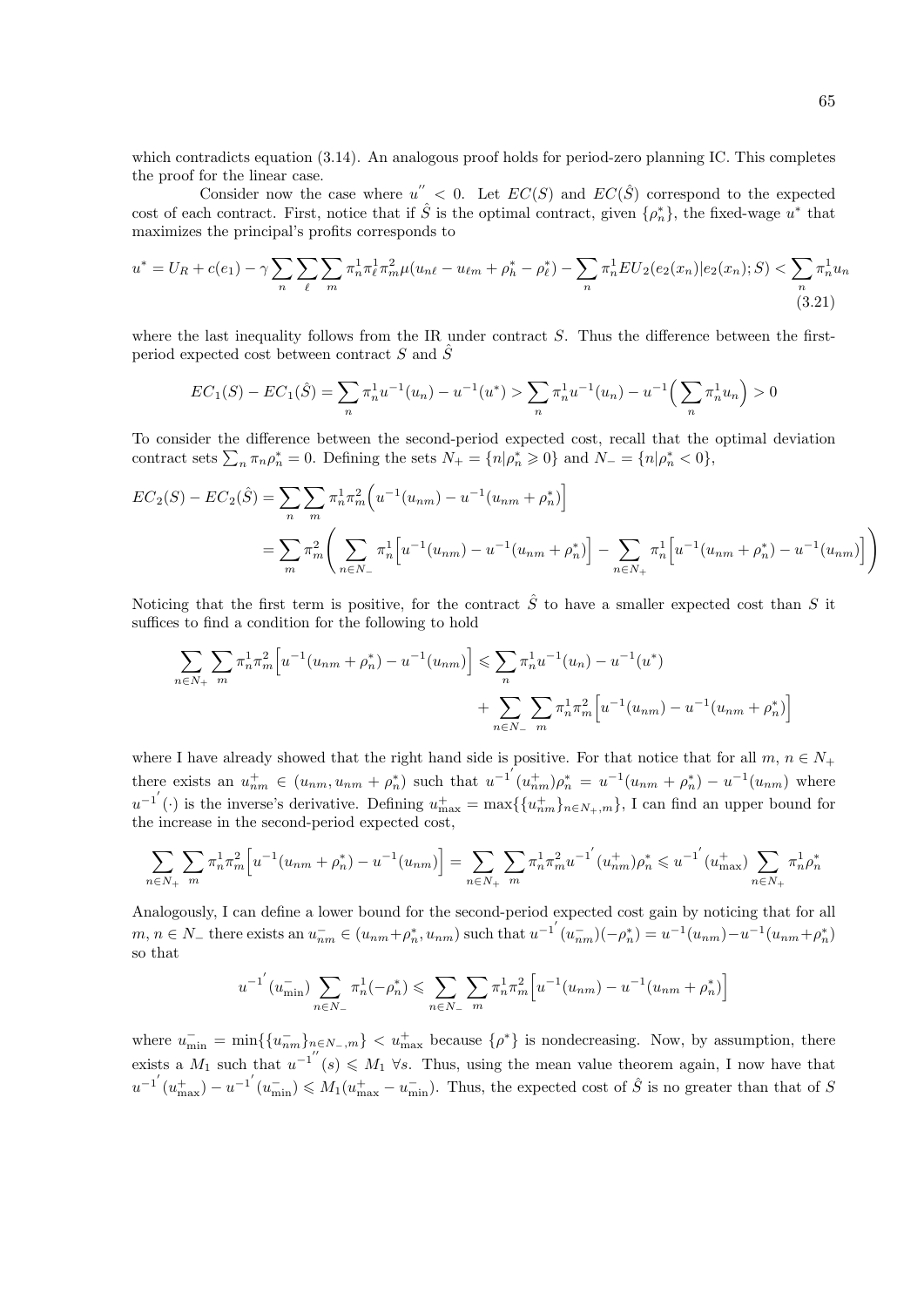which contradicts equation (3.14). An analogous proof holds for period-zero planning IC. This completes the proof for the linear case.

Consider now the case where $u'' < 0$. Let $EC(S)$ and $EC(\hat{S})$ correspond to the expected cost of each contract. First, notice that if $\hat{S}$ is the optimal contract, given $\{\rho_n^*\}$, the fixed-wage $u^*$ that maximizes the principal's profits corresponds to

$$u^* = U_R + c(e_1) - \gamma \sum_n \sum_\ell \sum_m \pi_n^1 \pi_\ell^1 \pi_m^2 \mu(u_{n\ell} - u_{\ell m} + \rho_h^* - \rho_\ell^*) - \sum_n \pi_n^1 EU_2(e_2(x_n)|e_2(x_n); S) < \sum_n \pi_n^1 u_n \tag{3.21}$$

where the last inequality follows from the IR under contract $S$. Thus the difference between the first-period expected cost between contract $S$ and $\hat{S}$

$$EC_1(S) - EC_1(\hat{S}) = \sum_n \pi_n^1 u^{-1}(u_n) - u^{-1}(u^*) > \sum_n \pi_n^1 u^{-1}(u_n) - u^{-1}\Big(\sum_n \pi_n^1 u_n\Big) > 0$$

To consider the difference between the second-period expected cost, recall that the optimal deviation contract sets $\sum_n \pi_n \rho_n^* = 0$. Defining the sets $N_+ = \{n | \rho_n^* \geqslant 0\}$ and $N_- = \{n | \rho_n^* < 0\}$,

$$\begin{aligned}
EC_2(S) - EC_2(\hat{S}) &= \sum_n \sum_m \pi_n^1 \pi_m^2 \Big( u^{-1}(u_{nm}) - u^{-1}(u_{nm} + \rho_n^*) \Big] \\
&= \sum_m \pi_m^2 \Bigg( \sum_{n \in N_-} \pi_n^1 \Big[ u^{-1}(u_{nm}) - u^{-1}(u_{nm} + \rho_n^*) \Big] - \sum_{n \in N_+} \pi_n^1 \Big[ u^{-1}(u_{nm} + \rho_n^*) - u^{-1}(u_{nm}) \Big] \Bigg)
\end{aligned}$$

Noticing that the first term is positive, for the contract $\hat{S}$ to have a smaller expected cost than $S$ it suffices to find a condition for the following to hold

$$\begin{aligned}
\sum_{n \in N_+} \sum_m \pi_n^1 \pi_m^2 \Big[ u^{-1}(u_{nm} + \rho_n^*) - u^{-1}(u_{nm}) \Big] \leqslant \sum_n \pi_n^1 u^{-1}(u_n) - u^{-1}(u^*) \\
+ \sum_{n \in N_-} \sum_m \pi_n^1 \pi_m^2 \Big[ u^{-1}(u_{nm}) - u^{-1}(u_{nm} + \rho_n^*) \Big]
\end{aligned}$$

where I have already showed that the right hand side is positive. For that notice that for all $m$, $n \in N_+$ there exists an $u_{nm}^+ \in (u_{nm}, u_{nm} + \rho_n^*)$ such that $u^{-1'}(u_{nm}^+)\rho_n^* = u^{-1}(u_{nm} + \rho_n^*) - u^{-1}(u_{nm})$ where $u^{-1'}(\cdot)$ is the inverse's derivative. Defining $u_{\max}^+ = \max\{\{u_{nm}^+\}_{n \in N_+, m}\}$, I can find an upper bound for the increase in the second-period expected cost,

$$\sum_{n \in N_+} \sum_m \pi_n^1 \pi_m^2 \Big[ u^{-1}(u_{nm} + \rho_n^*) - u^{-1}(u_{nm}) \Big] = \sum_{n \in N_+} \sum_m \pi_n^1 \pi_m^2 u^{-1'}(u_{nm}^+) \rho_n^* \leqslant u^{-1'}(u_{\max}^+) \sum_{n \in N_+} \pi_n^1 \rho_n^*$$

Analogously, I can define a lower bound for the second-period expected cost gain by noticing that for all $m$, $n \in N_-$ there exists an $u_{nm}^- \in (u_{nm} + \rho_n^*, u_{nm})$ such that $u^{-1'}(u_{nm}^-)(-\rho_n^*) = u^{-1}(u_{nm}) - u^{-1}(u_{nm} + \rho_n^*)$ so that

$$u^{-1'}(u_{\min}^-) \sum_{n \in N_-} \pi_n^1(-\rho_n^*) \leqslant \sum_{n \in N_-} \sum_m \pi_n^1 \pi_m^2 \Big[ u^{-1}(u_{nm}) - u^{-1}(u_{nm} + \rho_n^*) \Big]$$

where $u_{\min}^- = \min\{\{u_{nm}^-\}_{n \in N_-, m}\} < u_{\max}^+$ because $\{\rho^*\}$ is nondecreasing. Now, by assumption, there exists a $M_1$ such that $u^{-1''}(s) \leqslant M_1 \; \forall s$. Thus, using the mean value theorem again, I now have that $u^{-1'}(u_{\max}^+) - u^{-1'}(u_{\min}^-) \leqslant M_1(u_{\max}^+ - u_{\min}^-)$. Thus, the expected cost of $\hat{S}$ is no greater than that of $S$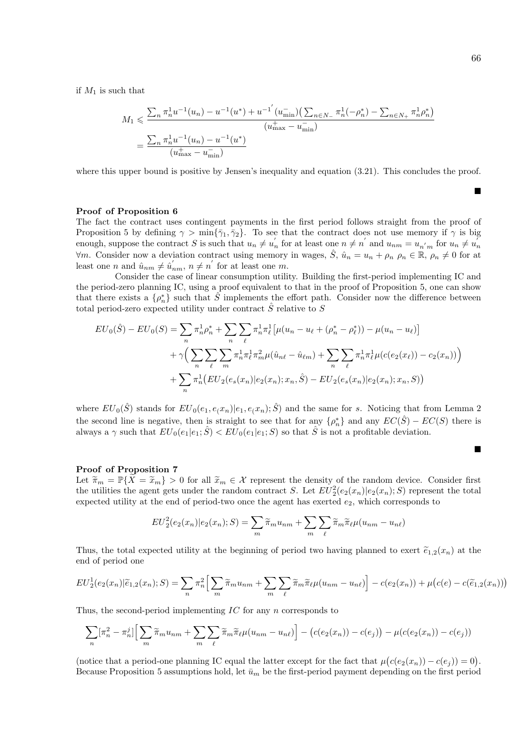if $M_1$ is such that

$$
\begin{aligned}
M_1 &\leqslant \frac{\sum_n \pi_n^1 u^{-1}(u_n) - u^{-1}(u^*) + u^{-1'}(u^-_{\min})\big(\sum_{n\in N_-}\pi_n^1(-\rho_n^*) - \sum_{n\in N_+}\pi_n^1\rho_n^*\big)}{(u^+_{\max} - u^-_{\min})} \\
&= \frac{\sum_n \pi_n^1 u^{-1}(u_n) - u^{-1}(u^*)}{(u^+_{\max} - u^-_{\min})}
\end{aligned}
$$

where this upper bound is positive by Jensen's inequality and equation (3.21). This concludes the proof.

■

**Proof of Proposition 6**

The fact the contract uses contingent payments in the first period follows straight from the proof of Proposition 5 by defining $\gamma > \min\{\bar{\gamma}_1, \bar{\gamma}_2\}$. To see that the contract does not use memory if $\gamma$ is big enough, suppose the contract $S$ is such that $u_n \neq u_n^{'}$ for at least one $n \neq n^{'}$ and $u_{nm} = u_{n^{'}m}$ for $u_n \neq u_n^{'}$ $\forall m$. Consider now a deviation contract using memory in wages, $\hat{S}$, $\hat{u}_n = u_n + \rho_n$ $\rho_n \in \mathbb{R}$, $\rho_n \neq 0$ for at least one $n$ and $\hat{u}_{nm} \neq \hat{u}_{nm}^{'}$, $n \neq n^{'}$ for at least one $m$.

Consider the case of linear consumption utility. Building the first-period implementing IC and the period-zero planning IC, using a proof equivalent to that in the proof of Proposition 5, one can show that there exists a $\{\rho_n^*\}$ such that $\hat{S}$ implements the effort path. Consider now the difference between total period-zero expected utility under contract $\hat{S}$ relative to $S$

$$
\begin{aligned}
EU_0(\hat{S}) - EU_0(S) &= \sum_n \pi_n^1 \rho_n^* + \sum_n \sum_\ell \pi_n^1 \pi_\ell^1 \big[\mu(u_n - u_\ell + (\rho_n^* - \rho_\ell^*)) - \mu(u_n - u_\ell)\big] \\
&\quad + \gamma\Big(\sum_n \sum_\ell \sum_m \pi_n^1 \pi_\ell^1 \pi_m^2 \mu(\hat{u}_{n\ell} - \hat{u}_{\ell m}) + \sum_n \sum_\ell \pi_n^1 \pi_\ell^1 \mu(c(e_2(x_\ell)) - c_2(x_n))\Big) \\
&\quad + \sum_n \pi_n^1 \big(EU_2(e_s(x_n)|e_2(x_n); x_n, \hat{S}) - EU_2(e_s(x_n)|e_2(x_n); x_n, S)\big)
\end{aligned}
$$

where $EU_0(\hat{S})$ stands for $EU_0(e_1, e_(x_n)|e_1, e_(x_n); \hat{S})$ and the same for $s$. Noticing that from Lemma 2 the second line is negative, then is straight to see that for any $\{\rho_n^*\}$ and any $EC(\hat{S}) - EC(S)$ there is always a $\gamma$ such that $EU_0(e_1|e_1; \hat{S}) < EU_0(e_1|e_1; S)$ so that $\hat{S}$ is not a profitable deviation.

■

**Proof of Proposition 7**

Let $\widetilde{\pi}_m = \mathbb{P}\{\widetilde{X} = \widetilde{x}_m\} > 0$ for all $\widetilde{x}_m \in \mathcal{X}$ represent the density of the random device. Consider first the utilities the agent gets under the random contract $S$. Let $EU_2^2(e_2(x_n)|e_2(x_n); S)$ represent the total expected utility at the end of period-two once the agent has exerted $e_2$, which corresponds to

$$
EU_2^2(e_2(x_n)|e_2(x_n); S) = \sum_m \widetilde{\pi}_m u_{nm} + \sum_m \sum_\ell \widetilde{\pi}_m \widetilde{\pi}_\ell \mu(u_{nm} - u_{n\ell})
$$

Thus, the total expected utility at the beginning of period two having planned to exert $\widetilde{e}_{1,2}(x_n)$ at the end of period one

$$
EU_2^1(e_2(x_n)|\widetilde{e}_{1,2}(x_n); S) = \sum_n \pi_n^2 \Big[\sum_m \widetilde{\pi}_m u_{nm} + \sum_m \sum_\ell \widetilde{\pi}_m \widetilde{\pi}_\ell \mu(u_{nm} - u_{n\ell})\Big] - c(e_2(x_n)) + \mu\big(c(e) - c(\widetilde{e}_{1,2}(x_n))\big)
$$

Thus, the second-period implementing $IC$ for any $n$ corresponds to

$$
\sum_n [\pi_n^2 - \pi_n^j]\Big[\sum_m \widetilde{\pi}_m u_{nm} + \sum_m \sum_\ell \widetilde{\pi}_m \widetilde{\pi}_\ell \mu(u_{nm} - u_{n\ell})\Big] - \big(c(e_2(x_n)) - c(e_j)\big) - \mu(c(e_2(x_n)) - c(e_j))
$$

(notice that a period-one planning IC equal the latter except for the fact that $\mu\big(c(e_2(x_n)) - c(e_j)\big) = 0\big)$. Because Proposition 5 assumptions hold, let $\bar{u}_m$ be the first-period payment depending on the first period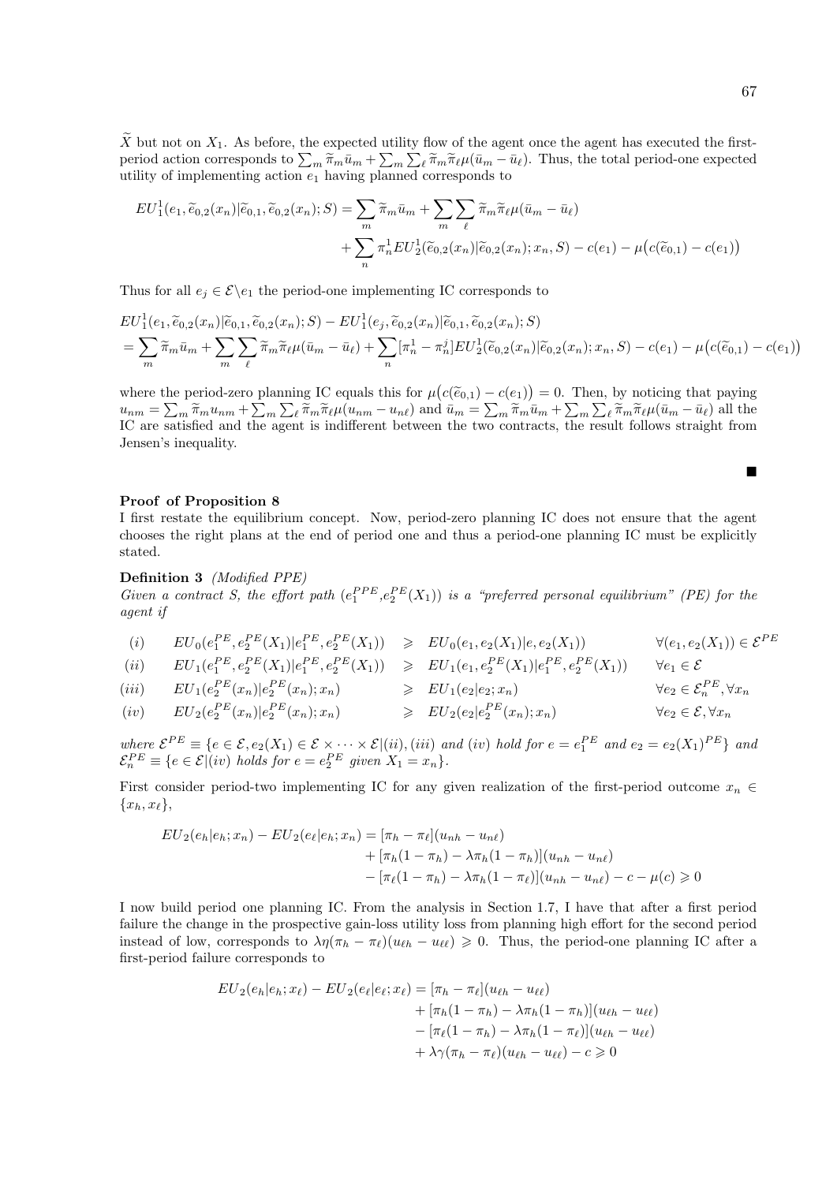$\widetilde{X}$ but not on $X_1$. As before, the expected utility flow of the agent once the agent has executed the first-period action corresponds to $\sum_m \widetilde{\pi}_m \bar{u}_m + \sum_m \sum_\ell \widetilde{\pi}_m \widetilde{\pi}_\ell \mu(\bar{u}_m - \bar{u}_\ell)$. Thus, the total period-one expected utility of implementing action $e_1$ having planned corresponds to

$$
\begin{aligned}
EU_1^1(e_1, \widetilde{e}_{0,2}(x_n)|\widetilde{e}_{0,1}, \widetilde{e}_{0,2}(x_n); S) = &\sum_m \widetilde{\pi}_m \bar{u}_m + \sum_m \sum_\ell \widetilde{\pi}_m \widetilde{\pi}_\ell \mu(\bar{u}_m - \bar{u}_\ell) \\
&+ \sum_n \pi_n^1 EU_2^1(\widetilde{e}_{0,2}(x_n)|\widetilde{e}_{0,2}(x_n); x_n, S) - c(e_1) - \mu\big(c(\widetilde{e}_{0,1}) - c(e_1)\big)
\end{aligned}
$$

Thus for all $e_j \in \mathcal{E}\backslash e_1$ the period-one implementing IC corresponds to

$$
\begin{aligned}
&EU_1^1(e_1, \widetilde{e}_{0,2}(x_n)|\widetilde{e}_{0,1}, \widetilde{e}_{0,2}(x_n); S) - EU_1^1(e_j, \widetilde{e}_{0,2}(x_n)|\widetilde{e}_{0,1}, \widetilde{e}_{0,2}(x_n); S) \\
&= \sum_m \widetilde{\pi}_m \bar{u}_m + \sum_m \sum_\ell \widetilde{\pi}_m \widetilde{\pi}_\ell \mu(\bar{u}_m - \bar{u}_\ell) + \sum_n [\pi_n^1 - \pi_n^j] EU_2^1(\widetilde{e}_{0,2}(x_n)|\widetilde{e}_{0,2}(x_n); x_n, S) - c(e_1) - \mu\big(c(\widetilde{e}_{0,1}) - c(e_1)\big)
\end{aligned}
$$

where the period-zero planning IC equals this for $\mu\big(c(\widetilde{e}_{0,1}) - c(e_1)\big) = 0$. Then, by noticing that paying $u_{nm} = \sum_m \widetilde{\pi}_m u_{nm} + \sum_m \sum_\ell \widetilde{\pi}_m \widetilde{\pi}_\ell \mu(u_{nm} - u_{n\ell})$ and $\bar{u}_m = \sum_m \widetilde{\pi}_m \bar{u}_m + \sum_m \sum_\ell \widetilde{\pi}_m \widetilde{\pi}_\ell \mu(\bar{u}_m - \bar{u}_\ell)$ all the IC are satisfied and the agent is indifferent between the two contracts, the result follows straight from Jensen's inequality.

■

**Proof of Proposition 8**

I first restate the equilibrium concept. Now, period-zero planning IC does not ensure that the agent chooses the right plans at the end of period one and thus a period-one planning IC must be explicitly stated.

**Definition 3** *(Modified PPE)*
*Given a contract S, the effort path $(e_1^{PPE}, e_2^{PE}(X_1))$ is a "preferred personal equilibrium" (PE) for the agent if*

$$
\begin{aligned}
&(i) && EU_0(e_1^{PE}, e_2^{PE}(X_1)|e_1^{PE}, e_2^{PE}(X_1)) \geqslant EU_0(e_1, e_2(X_1)|e, e_2(X_1)) && \forall (e_1, e_2(X_1)) \in \mathcal{E}^{PE} \\
&(ii) && EU_1(e_1^{PE}, e_2^{PE}(X_1)|e_1^{PE}, e_2^{PE}(X_1)) \geqslant EU_1(e_1, e_2^{PE}(X_1)|e_1^{PE}, e_2^{PE}(X_1)) && \forall e_1 \in \mathcal{E} \\
&(iii) && EU_1(e_2^{PE}(x_n)|e_2^{PE}(x_n); x_n) \geqslant EU_1(e_2|e_2; x_n) && \forall e_2 \in \mathcal{E}_n^{PE}, \forall x_n \\
&(iv) && EU_2(e_2^{PE}(x_n)|e_2^{PE}(x_n); x_n) \geqslant EU_2(e_2|e_2^{PE}(x_n); x_n) && \forall e_2 \in \mathcal{E}, \forall x_n
\end{aligned}
$$

*where $\mathcal{E}^{PE} \equiv \{e \in \mathcal{E}, e_2(X_1) \in \mathcal{E} \times \cdots \times \mathcal{E} | (ii), (iii)$ and $(iv)$ hold for $e = e_1^{PE}$ and $e_2 = e_2(X_1)^{PE}\}$ and $\mathcal{E}_n^{PE} \equiv \{e \in \mathcal{E} | (iv)$ holds for $e = e_2^{PE}$ given $X_1 = x_n\}$.*

First consider period-two implementing IC for any given realization of the first-period outcome $x_n \in \{x_h, x_\ell\}$,

$$
\begin{aligned}
EU_2(e_h|e_h; x_n) - EU_2(e_\ell|e_h; x_n) = &[\pi_h - \pi_\ell](u_{nh} - u_{n\ell}) \\
&+ [\pi_h(1 - \pi_h) - \lambda \pi_h(1 - \pi_h)](u_{nh} - u_{n\ell}) \\
&- [\pi_\ell(1 - \pi_h) - \lambda \pi_h(1 - \pi_\ell)](u_{nh} - u_{n\ell}) - c - \mu(c) \geqslant 0
\end{aligned}
$$

I now build period one planning IC. From the analysis in Section 1.7, I have that after a first period failure the change in the prospective gain-loss utility loss from planning high effort for the second period instead of low, corresponds to $\lambda\eta(\pi_h - \pi_\ell)(u_{\ell h} - u_{\ell\ell}) \geqslant 0$. Thus, the period-one planning IC after a first-period failure corresponds to

$$
\begin{aligned}
EU_2(e_h|e_h; x_\ell) - EU_2(e_\ell|e_\ell; x_\ell) = &[\pi_h - \pi_\ell](u_{\ell h} - u_{\ell\ell}) \\
&+ [\pi_h(1 - \pi_h) - \lambda \pi_h(1 - \pi_h)](u_{\ell h} - u_{\ell\ell}) \\
&- [\pi_\ell(1 - \pi_h) - \lambda \pi_h(1 - \pi_\ell)](u_{\ell h} - u_{\ell\ell}) \\
&+ \lambda\gamma(\pi_h - \pi_\ell)(u_{\ell h} - u_{\ell\ell}) - c \geqslant 0
\end{aligned}
$$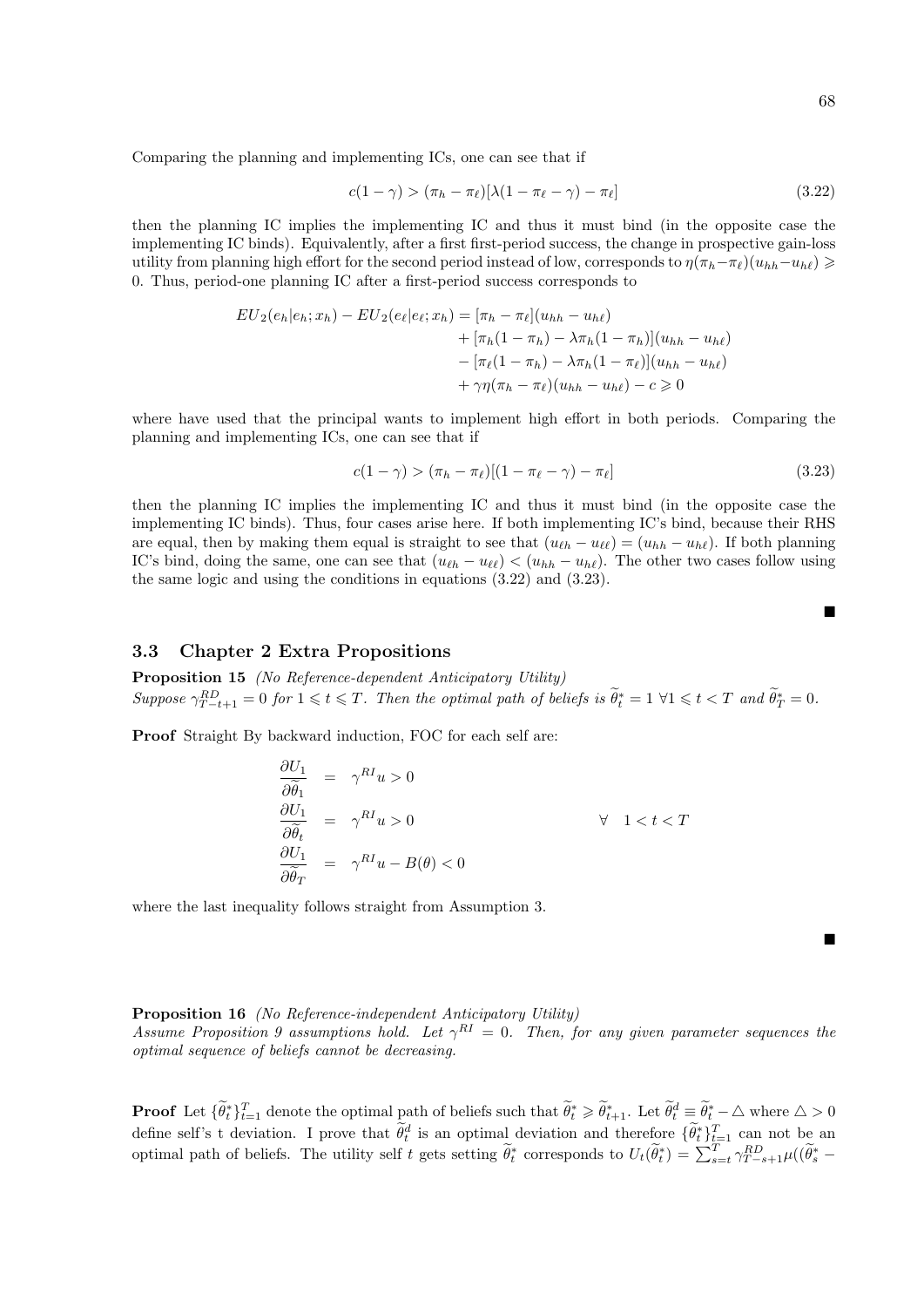Comparing the planning and implementing ICs, one can see that if

$$c(1-\gamma) > (\pi_h - \pi_\ell)[\lambda(1-\pi_\ell-\gamma) - \pi_\ell] \tag{3.22}$$

then the planning IC implies the implementing IC and thus it must bind (in the opposite case the implementing IC binds). Equivalently, after a first first-period success, the change in prospective gain-loss utility from planning high effort for the second period instead of low, corresponds to $\eta(\pi_h-\pi_\ell)(u_{hh}-u_{h\ell}) \geqslant 0$. Thus, period-one planning IC after a first-period success corresponds to

$$\begin{aligned}
EU_2(e_h|e_h;x_h) - EU_2(e_\ell|e_\ell;x_h) = & [\pi_h - \pi_\ell](u_{hh}-u_{h\ell}) \\
& + [\pi_h(1-\pi_h) - \lambda\pi_h(1-\pi_h)](u_{hh}-u_{h\ell}) \\
& - [\pi_\ell(1-\pi_h) - \lambda\pi_h(1-\pi_\ell)](u_{hh}-u_{h\ell}) \\
& + \gamma\eta(\pi_h-\pi_\ell)(u_{hh}-u_{h\ell}) - c \geqslant 0
\end{aligned}$$

where have used that the principal wants to implement high effort in both periods. Comparing the planning and implementing ICs, one can see that if

$$c(1-\gamma) > (\pi_h - \pi_\ell)[(1-\pi_\ell-\gamma) - \pi_\ell] \tag{3.23}$$

then the planning IC implies the implementing IC and thus it must bind (in the opposite case the implementing IC binds). Thus, four cases arise here. If both implementing IC's bind, because their RHS are equal, then by making them equal is straight to see that $(u_{\ell h} - u_{\ell\ell}) = (u_{hh} - u_{h\ell})$. If both planning IC's bind, doing the same, one can see that $(u_{\ell h} - u_{\ell\ell}) < (u_{hh} - u_{h\ell})$. The other two cases follow using the same logic and using the conditions in equations (3.22) and (3.23).

■

## 3.3 Chapter 2 Extra Propositions

**Proposition 15** *(No Reference-dependent Anticipatory Utility)*
*Suppose $\gamma^{RD}_{T-t+1} = 0$ for $1 \leqslant t \leqslant T$. Then the optimal path of beliefs is $\widetilde{\theta}^*_t = 1$ $\forall 1 \leqslant t < T$ and $\widetilde{\theta}^*_T = 0$.*

**Proof** Straight By backward induction, FOC for each self are:

$$\begin{aligned}
\frac{\partial U_1}{\partial \widetilde{\theta}_1} &= \gamma^{RI} u > 0 \\
\frac{\partial U_1}{\partial \widetilde{\theta}_t} &= \gamma^{RI} u > 0 \qquad\qquad \forall \quad 1 < t < T \\
\frac{\partial U_1}{\partial \widetilde{\theta}_T} &= \gamma^{RI} u - B(\theta) < 0
\end{aligned}$$

where the last inequality follows straight from Assumption 3.

■

**Proposition 16** *(No Reference-independent Anticipatory Utility)*
*Assume Proposition 9 assumptions hold. Let $\gamma^{RI} = 0$. Then, for any given parameter sequences the optimal sequence of beliefs cannot be decreasing.*

**Proof** Let $\{\widetilde{\theta}^*_t\}_{t=1}^T$ denote the optimal path of beliefs such that $\widetilde{\theta}^*_t \geqslant \widetilde{\theta}^*_{t+1}$. Let $\widetilde{\theta}^d_t \equiv \widetilde{\theta}^*_t - \triangle$ where $\triangle > 0$ define self's t deviation. I prove that $\widetilde{\theta}^d_t$ is an optimal deviation and therefore $\{\widetilde{\theta}^*_t\}_{t=1}^T$ can not be an optimal path of beliefs. The utility self $t$ gets setting $\widetilde{\theta}^*_t$ corresponds to $U_t(\widetilde{\theta}^*_t) = \sum_{s=t}^T \gamma^{RD}_{T-s+1}\mu((\widetilde{\theta}^*_s -$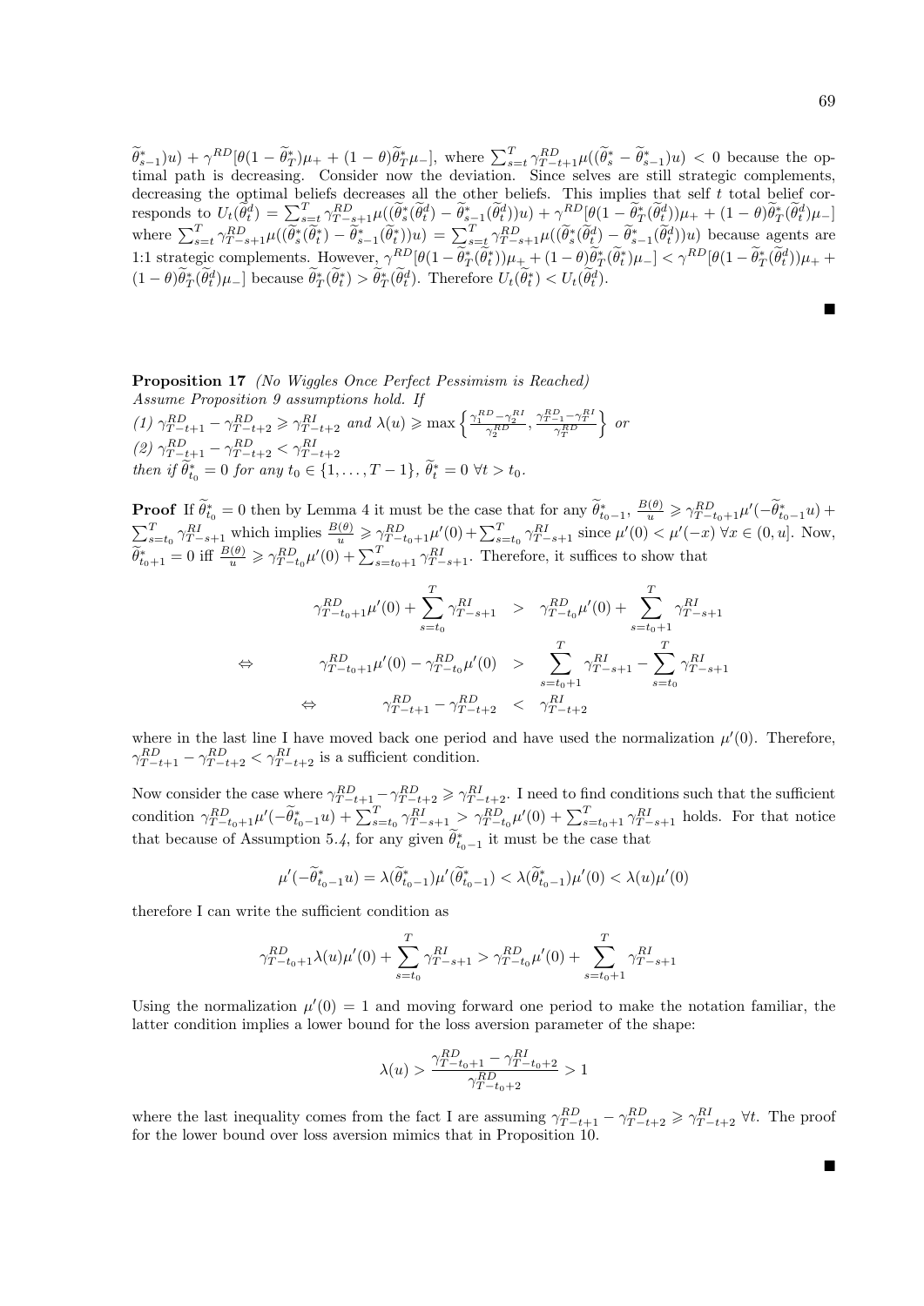$\widetilde{\theta}^*_{s-1})u) + \gamma^{RD}[\theta(1-\widetilde{\theta}^*_T)\mu_+ + (1-\theta)\widetilde{\theta}^*_T\mu_-]$, where $\sum_{s=t}^T \gamma^{RD}_{T-t+1}\mu((\widetilde{\theta}^*_s - \widetilde{\theta}^*_{s-1})u) < 0$ because the optimal path is decreasing. Consider now the deviation. Since selves are still strategic complements, decreasing the optimal beliefs decreases all the other beliefs. This implies that self $t$ total belief corresponds to $U_t(\widetilde{\theta}^d_t) = \sum_{s=t}^T \gamma^{RD}_{T-s+1}\mu((\widetilde{\theta}^*_s(\widetilde{\theta}^d_t) - \widetilde{\theta}^*_{s-1}(\widetilde{\theta}^d_t))u) + \gamma^{RD}[\theta(1-\widetilde{\theta}^*_T(\widetilde{\theta}^d_t))\mu_+ + (1-\theta)\widetilde{\theta}^*_T(\widetilde{\theta}^d_t)\mu_-]$ where $\sum_{s=t}^T \gamma^{RD}_{T-s+1}\mu((\widetilde{\theta}^*_s(\widetilde{\theta}^*_t) - \widetilde{\theta}^*_{s-1}(\widetilde{\theta}^*_t))u) = \sum_{s=t}^T \gamma^{RD}_{T-s+1}\mu((\widetilde{\theta}^*_s(\widetilde{\theta}^d_t) - \widetilde{\theta}^*_{s-1}(\widetilde{\theta}^d_t))u)$ because agents are 1:1 strategic complements. However, $\gamma^{RD}[\theta(1-\widetilde{\theta}^*_T(\widetilde{\theta}^*_t))\mu_+ + (1-\theta)\widetilde{\theta}^*_T(\widetilde{\theta}^*_t)\mu_-] < \gamma^{RD}[\theta(1-\widetilde{\theta}^*_T(\widetilde{\theta}^d_t))\mu_+ + (1-\theta)\widetilde{\theta}^*_T(\widetilde{\theta}^d_t)\mu_-]$ because $\widetilde{\theta}^*_T(\widetilde{\theta}^*_t) > \widetilde{\theta}^*_T(\widetilde{\theta}^d_t)$. Therefore $U_t(\widetilde{\theta}^*_t) < U_t(\widetilde{\theta}^d_t)$.

■

**Proposition 17** *(No Wiggles Once Perfect Pessimism is Reached)*
*Assume Proposition 9 assumptions hold. If*
*(1)* $\gamma^{RD}_{T-t+1} - \gamma^{RD}_{T-t+2} \geqslant \gamma^{RI}_{T-t+2}$ *and* $\lambda(u) \geqslant \max\left\{\frac{\gamma^{RD}_1 - \gamma^{RI}_2}{\gamma^{RD}_2}, \frac{\gamma^{RD}_{T-1} - \gamma^{RI}_T}{\gamma^{RD}_T}\right\}$ *or*
*(2)* $\gamma^{RD}_{T-t+1} - \gamma^{RD}_{T-t+2} < \gamma^{RI}_{T-t+2}$
*then if* $\widetilde{\theta}^*_{t_0} = 0$ *for any* $t_0 \in \{1, \ldots, T-1\}$, $\widetilde{\theta}^*_t = 0$ $\forall t > t_0$.

**Proof** If $\widetilde{\theta}^*_{t_0} = 0$ then by Lemma 4 it must be the case that for any $\widetilde{\theta}^*_{t_0-1}$, $\frac{B(\theta)}{u} \geqslant \gamma^{RD}_{T-t_0+1}\mu'(-\widetilde{\theta}^*_{t_0-1}u) + \sum_{s=t_0}^T \gamma^{RI}_{T-s+1}$ which implies $\frac{B(\theta)}{u} \geqslant \gamma^{RD}_{T-t_0+1}\mu'(0) + \sum_{s=t_0}^T \gamma^{RI}_{T-s+1}$ since $\mu'(0) < \mu'(-x)$ $\forall x \in (0,u]$. Now, $\widetilde{\theta}^*_{t_0+1} = 0$ iff $\frac{B(\theta)}{u} \geqslant \gamma^{RD}_{T-t_0}\mu'(0) + \sum_{s=t_0+1}^T \gamma^{RI}_{T-s+1}$. Therefore, it suffices to show that

$$
\begin{aligned}
\gamma^{RD}_{T-t_0+1}\mu'(0) + \sum_{s=t_0}^T \gamma^{RI}_{T-s+1} &> \gamma^{RD}_{T-t_0}\mu'(0) + \sum_{s=t_0+1}^T \gamma^{RI}_{T-s+1} \\
\Leftrightarrow \qquad \gamma^{RD}_{T-t_0+1}\mu'(0) - \gamma^{RD}_{T-t_0}\mu'(0) &> \sum_{s=t_0+1}^T \gamma^{RI}_{T-s+1} - \sum_{s=t_0}^T \gamma^{RI}_{T-s+1} \\
\Leftrightarrow \qquad \gamma^{RD}_{T-t+1} - \gamma^{RD}_{T-t+2} &< \gamma^{RI}_{T-t+2}
\end{aligned}
$$

where in the last line I have moved back one period and have used the normalization $\mu'(0)$. Therefore, $\gamma^{RD}_{T-t+1} - \gamma^{RD}_{T-t+2} < \gamma^{RI}_{T-t+2}$ is a sufficient condition.

Now consider the case where $\gamma^{RD}_{T-t+1} - \gamma^{RD}_{T-t+2} \geqslant \gamma^{RI}_{T-t+2}$. I need to find conditions such that the sufficient condition $\gamma^{RD}_{T-t_0+1}\mu'(-\widetilde{\theta}^*_{t_0-1}u) + \sum_{s=t_0}^T \gamma^{RI}_{T-s+1} > \gamma^{RD}_{T-t_0}\mu'(0) + \sum_{s=t_0+1}^T \gamma^{RI}_{T-s+1}$ holds. For that notice that because of Assumption 5.*4*, for any given $\widetilde{\theta}^*_{t_0-1}$ it must be the case that

$$
\mu'(-\widetilde{\theta}^*_{t_0-1}u) = \lambda(\widetilde{\theta}^*_{t_0-1})\mu'(\widetilde{\theta}^*_{t_0-1}) < \lambda(\widetilde{\theta}^*_{t_0-1})\mu'(0) < \lambda(u)\mu'(0)
$$

therefore I can write the sufficient condition as

$$
\gamma^{RD}_{T-t_0+1}\lambda(u)\mu'(0) + \sum_{s=t_0}^T \gamma^{RI}_{T-s+1} > \gamma^{RD}_{T-t_0}\mu'(0) + \sum_{s=t_0+1}^T \gamma^{RI}_{T-s+1}
$$

Using the normalization $\mu'(0) = 1$ and moving forward one period to make the notation familiar, the latter condition implies a lower bound for the loss aversion parameter of the shape:

$$
\lambda(u) > \frac{\gamma^{RD}_{T-t_0+1} - \gamma^{RI}_{T-t_0+2}}{\gamma^{RD}_{T-t_0+2}} > 1
$$

where the last inequality comes from the fact I are assuming $\gamma^{RD}_{T-t+1} - \gamma^{RD}_{T-t+2} \geqslant \gamma^{RI}_{T-t+2}$ $\forall t$. The proof for the lower bound over loss aversion mimics that in Proposition 10.

■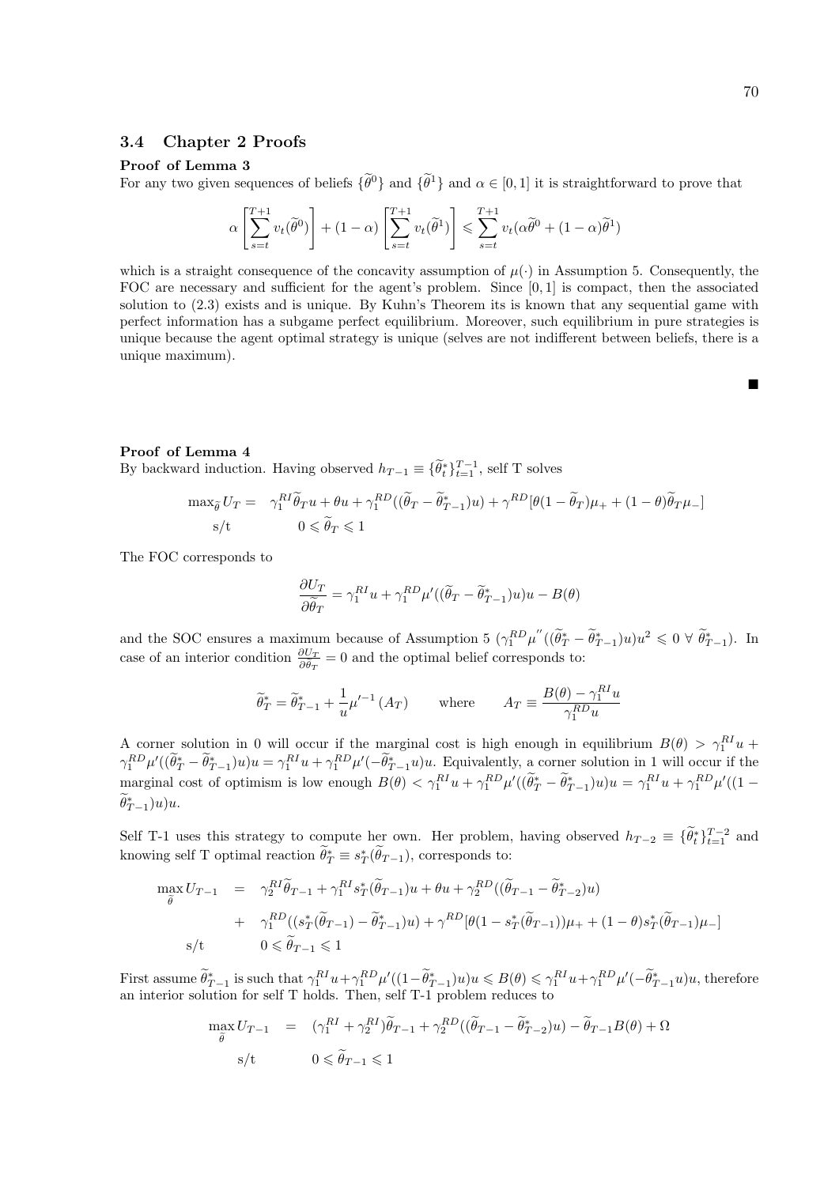## 3.4 Chapter 2 Proofs

**Proof of Lemma 3**

For any two given sequences of beliefs $\{\widetilde{\theta}^0\}$ and $\{\widetilde{\theta}^1\}$ and $\alpha \in [0,1]$ it is straightforward to prove that

$$\alpha \left[\sum_{s=t}^{T+1} v_t(\widetilde{\theta}^0)\right] + (1-\alpha)\left[\sum_{s=t}^{T+1} v_t(\widetilde{\theta}^1)\right] \leqslant \sum_{s=t}^{T+1} v_t(\alpha\widetilde{\theta}^0 + (1-\alpha)\widetilde{\theta}^1)$$

which is a straight consequence of the concavity assumption of $\mu(\cdot)$ in Assumption 5. Consequently, the FOC are necessary and sufficient for the agent's problem. Since $[0,1]$ is compact, then the associated solution to (2.3) exists and is unique. By Kuhn's Theorem its is known that any sequential game with perfect information has a subgame perfect equilibrium. Moreover, such equilibrium in pure strategies is unique because the agent optimal strategy is unique (selves are not indifferent between beliefs, there is a unique maximum).

■

**Proof of Lemma 4**

By backward induction. Having observed $h_{T-1} \equiv \{\widetilde{\theta}_t^*\}_{t=1}^{T-1}$, self T solves

$$\begin{aligned}
\max_{\widetilde{\theta}} U_T = &\quad \gamma_1^{RI}\widetilde{\theta}_T u + \theta u + \gamma_1^{RD}((\widetilde{\theta}_T - \widetilde{\theta}_{T-1}^*)u) + \gamma^{RD}[\theta(1-\widetilde{\theta}_T)\mu_+ + (1-\theta)\widetilde{\theta}_T\mu_-] \\
\text{s/t} &\quad 0 \leqslant \widetilde{\theta}_T \leqslant 1
\end{aligned}$$

The FOC corresponds to

$$\frac{\partial U_T}{\partial \widetilde{\theta}_T} = \gamma_1^{RI}u + \gamma_1^{RD}\mu'((\widetilde{\theta}_T - \widetilde{\theta}_{T-1}^*)u)u - B(\theta)$$

and the SOC ensures a maximum because of Assumption 5 ($\gamma_1^{RD}\mu''((\widetilde{\theta}_T^* - \widetilde{\theta}_{T-1}^*)u)u^2 \leqslant 0 \;\forall\; \widetilde{\theta}_{T-1}^*$). In case of an interior condition $\frac{\partial U_T}{\partial \theta_T} = 0$ and the optimal belief corresponds to:

$$\widetilde{\theta}_T^* = \widetilde{\theta}_{T-1}^* + \frac{1}{u}\mu'^{-1}(A_T) \qquad \text{where} \qquad A_T \equiv \frac{B(\theta) - \gamma_1^{RI}u}{\gamma_1^{RD}u}$$

A corner solution in 0 will occur if the marginal cost is high enough in equilibrium $B(\theta) > \gamma_1^{RI}u + \gamma_1^{RD}\mu'((\widetilde{\theta}_T^* - \widetilde{\theta}_{T-1}^*)u)u = \gamma_1^{RI}u + \gamma_1^{RD}\mu'(-\widetilde{\theta}_{T-1}^*u)u$. Equivalently, a corner solution in 1 will occur if the marginal cost of optimism is low enough $B(\theta) < \gamma_1^{RI}u + \gamma_1^{RD}\mu'((\widetilde{\theta}_T^* - \widetilde{\theta}_{T-1}^*)u)u = \gamma_1^{RI}u + \gamma_1^{RD}\mu'((1 - \widetilde{\theta}_{T-1}^*)u)u$.

Self T-1 uses this strategy to compute her own. Her problem, having observed $h_{T-2} \equiv \{\widetilde{\theta}_t^*\}_{t=1}^{T-2}$ and knowing self T optimal reaction $\widetilde{\theta}_T^* \equiv s_T^*(\widetilde{\theta}_{T-1})$, corresponds to:

$$\begin{aligned}
\max_{\widetilde{\theta}} U_{T-1} &= \gamma_2^{RI}\widetilde{\theta}_{T-1} + \gamma_1^{RI}s_T^*(\widetilde{\theta}_{T-1})u + \theta u + \gamma_2^{RD}((\widetilde{\theta}_{T-1} - \widetilde{\theta}_{T-2}^*)u) \\
&+ \gamma_1^{RD}((s_T^*(\widetilde{\theta}_{T-1}) - \widetilde{\theta}_{T-1}^*)u) + \gamma^{RD}[\theta(1 - s_T^*(\widetilde{\theta}_{T-1}))\mu_+ + (1-\theta)s_T^*(\widetilde{\theta}_{T-1})\mu_-] \\
\text{s/t} &\quad 0 \leqslant \widetilde{\theta}_{T-1} \leqslant 1
\end{aligned}$$

First assume $\widetilde{\theta}_{T-1}^*$ is such that $\gamma_1^{RI}u + \gamma_1^{RD}\mu'((1-\widetilde{\theta}_{T-1}^*)u)u \leqslant B(\theta) \leqslant \gamma_1^{RI}u + \gamma_1^{RD}\mu'(-\widetilde{\theta}_{T-1}^*u)u$, therefore an interior solution for self T holds. Then, self T-1 problem reduces to

$$\begin{aligned}
\max_{\widetilde{\theta}} U_{T-1} &= (\gamma_1^{RI} + \gamma_2^{RI})\widetilde{\theta}_{T-1} + \gamma_2^{RD}((\widetilde{\theta}_{T-1} - \widetilde{\theta}_{T-2}^*)u) - \widetilde{\theta}_{T-1}B(\theta) + \Omega \\
\text{s/t} &\quad 0 \leqslant \widetilde{\theta}_{T-1} \leqslant 1
\end{aligned}$$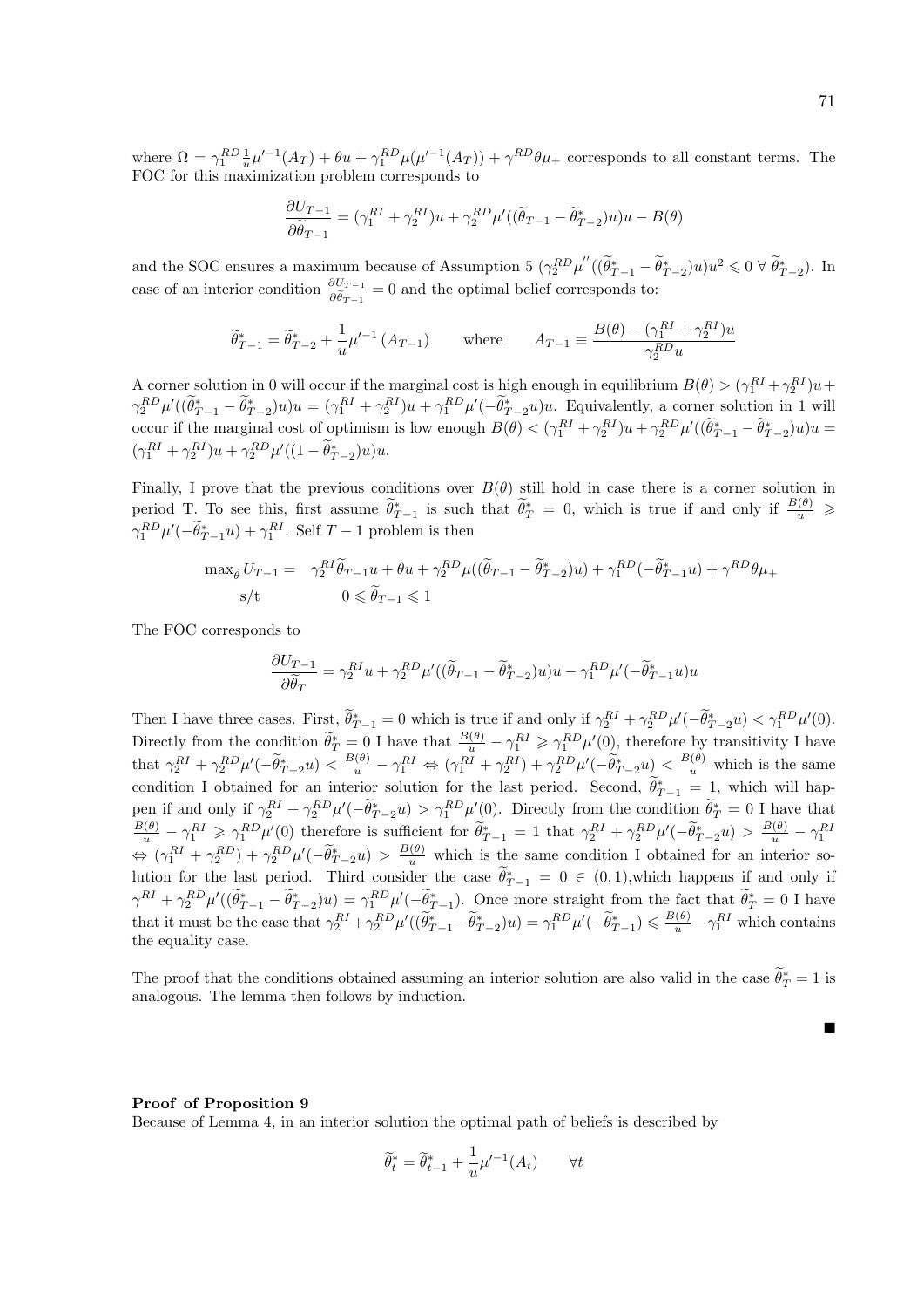where $\Omega = \gamma_1^{RD}\frac{1}{u}\mu'^{-1}(A_T) + \theta u + \gamma_1^{RD}\mu(\mu'^{-1}(A_T)) + \gamma^{RD}\theta\mu_+$ corresponds to all constant terms. The FOC for this maximization problem corresponds to

$$\frac{\partial U_{T-1}}{\partial \widetilde{\theta}_{T-1}} = (\gamma_1^{RI} + \gamma_2^{RI})u + \gamma_2^{RD}\mu'((\widetilde{\theta}_{T-1} - \widetilde{\theta}^*_{T-2})u)u - B(\theta)$$

and the SOC ensures a maximum because of Assumption 5 ($\gamma_2^{RD}\mu''((\widetilde{\theta}^*_{T-1} - \widetilde{\theta}^*_{T-2})u)u^2 \leqslant 0 \; \forall \; \widetilde{\theta}^*_{T-2}$). In case of an interior condition $\frac{\partial U_{T-1}}{\partial \theta_{T-1}} = 0$ and the optimal belief corresponds to:

$$\widetilde{\theta}^*_{T-1} = \widetilde{\theta}^*_{T-2} + \frac{1}{u}\mu'^{-1}(A_{T-1}) \qquad \text{where} \qquad A_{T-1} \equiv \frac{B(\theta) - (\gamma_1^{RI} + \gamma_2^{RI})u}{\gamma_2^{RD}u}$$

A corner solution in 0 will occur if the marginal cost is high enough in equilibrium $B(\theta) > (\gamma_1^{RI} + \gamma_2^{RI})u + \gamma_2^{RD}\mu'((\widetilde{\theta}^*_{T-1} - \widetilde{\theta}^*_{T-2})u)u = (\gamma_1^{RI} + \gamma_2^{RI})u + \gamma_1^{RD}\mu'(-\widetilde{\theta}^*_{T-2}u)u$. Equivalently, a corner solution in 1 will occur if the marginal cost of optimism is low enough $B(\theta) < (\gamma_1^{RI} + \gamma_2^{RI})u + \gamma_2^{RD}\mu'((\widetilde{\theta}^*_{T-1} - \widetilde{\theta}^*_{T-2})u)u = (\gamma_1^{RI} + \gamma_2^{RI})u + \gamma_2^{RD}\mu'((1 - \widetilde{\theta}^*_{T-2})u)u$.

Finally, I prove that the previous conditions over $B(\theta)$ still hold in case there is a corner solution in period T. To see this, first assume $\widetilde{\theta}^*_{T-1}$ is such that $\widetilde{\theta}^*_T = 0$, which is true if and only if $\frac{B(\theta)}{u} \geqslant \gamma_1^{RD}\mu'(-\widetilde{\theta}^*_{T-1}u) + \gamma_1^{RI}$. Self $T-1$ problem is then

$$\begin{aligned}
\max_{\widetilde{\theta}} U_{T-1} = \quad & \gamma_2^{RI}\widetilde{\theta}_{T-1}u + \theta u + \gamma_2^{RD}\mu((\widetilde{\theta}_{T-1} - \widetilde{\theta}^*_{T-2})u) + \gamma_1^{RD}(-\widetilde{\theta}^*_{T-1}u) + \gamma^{RD}\theta\mu_+ \\
\text{s/t} \quad & 0 \leqslant \widetilde{\theta}_{T-1} \leqslant 1
\end{aligned}$$

The FOC corresponds to

$$\frac{\partial U_{T-1}}{\partial \widetilde{\theta}_T} = \gamma_2^{RI}u + \gamma_2^{RD}\mu'((\widetilde{\theta}_{T-1} - \widetilde{\theta}^*_{T-2})u)u - \gamma_1^{RD}\mu'(-\widetilde{\theta}^*_{T-1}u)u$$

Then I have three cases. First, $\widetilde{\theta}^*_{T-1} = 0$ which is true if and only if $\gamma_2^{RI} + \gamma_2^{RD}\mu'(-\widetilde{\theta}^*_{T-2}u) < \gamma_1^{RD}\mu'(0)$. Directly from the condition $\widetilde{\theta}^*_T = 0$ I have that $\frac{B(\theta)}{u} - \gamma_1^{RI} \geqslant \gamma_1^{RD}\mu'(0)$, therefore by transitivity I have that $\gamma_2^{RI} + \gamma_2^{RD}\mu'(-\widetilde{\theta}^*_{T-2}u) < \frac{B(\theta)}{u} - \gamma_1^{RI} \Leftrightarrow (\gamma_1^{RI} + \gamma_2^{RI}) + \gamma_2^{RD}\mu'(-\widetilde{\theta}^*_{T-2}u) < \frac{B(\theta)}{u}$ which is the same condition I obtained for an interior solution for the last period. Second, $\widetilde{\theta}^*_{T-1} = 1$, which will happen if and only if $\gamma_2^{RI} + \gamma_2^{RD}\mu'(-\widetilde{\theta}^*_{T-2}u) > \gamma_1^{RD}\mu'(0)$. Directly from the condition $\widetilde{\theta}^*_T = 0$ I have that $\frac{B(\theta)}{u} - \gamma_1^{RI} \geqslant \gamma_1^{RD}\mu'(0)$ therefore is sufficient for $\widetilde{\theta}^*_{T-1} = 1$ that $\gamma_2^{RI} + \gamma_2^{RD}\mu'(-\widetilde{\theta}^*_{T-2}u) > \frac{B(\theta)}{u} - \gamma_1^{RI}$ $\Leftrightarrow (\gamma_1^{RI} + \gamma_2^{RD}) + \gamma_2^{RD}\mu'(-\widetilde{\theta}^*_{T-2}u) > \frac{B(\theta)}{u}$ which is the same condition I obtained for an interior solution for the last period. Third consider the case $\widetilde{\theta}^*_{T-1} = 0 \in (0,1)$,which happens if and only if $\gamma^{RI} + \gamma_2^{RD}\mu'((\widetilde{\theta}^*_{T-1} - \widetilde{\theta}^*_{T-2})u) = \gamma_1^{RD}\mu'(-\widetilde{\theta}^*_{T-1})$. Once more straight from the fact that $\widetilde{\theta}^*_T = 0$ I have that it must be the case that $\gamma_2^{RI} + \gamma_2^{RD}\mu'((\widetilde{\theta}^*_{T-1} - \widetilde{\theta}^*_{T-2})u) = \gamma_1^{RD}\mu'(-\widetilde{\theta}^*_{T-1}) \leqslant \frac{B(\theta)}{u} - \gamma_1^{RI}$ which contains the equality case.

The proof that the conditions obtained assuming an interior solution are also valid in the case $\widetilde{\theta}^*_T = 1$ is analogous. The lemma then follows by induction.

■

**Proof of Proposition 9**
Because of Lemma 4, in an interior solution the optimal path of beliefs is described by

$$\widetilde{\theta}^*_t = \widetilde{\theta}^*_{t-1} + \frac{1}{u}\mu'^{-1}(A_t) \qquad \forall t$$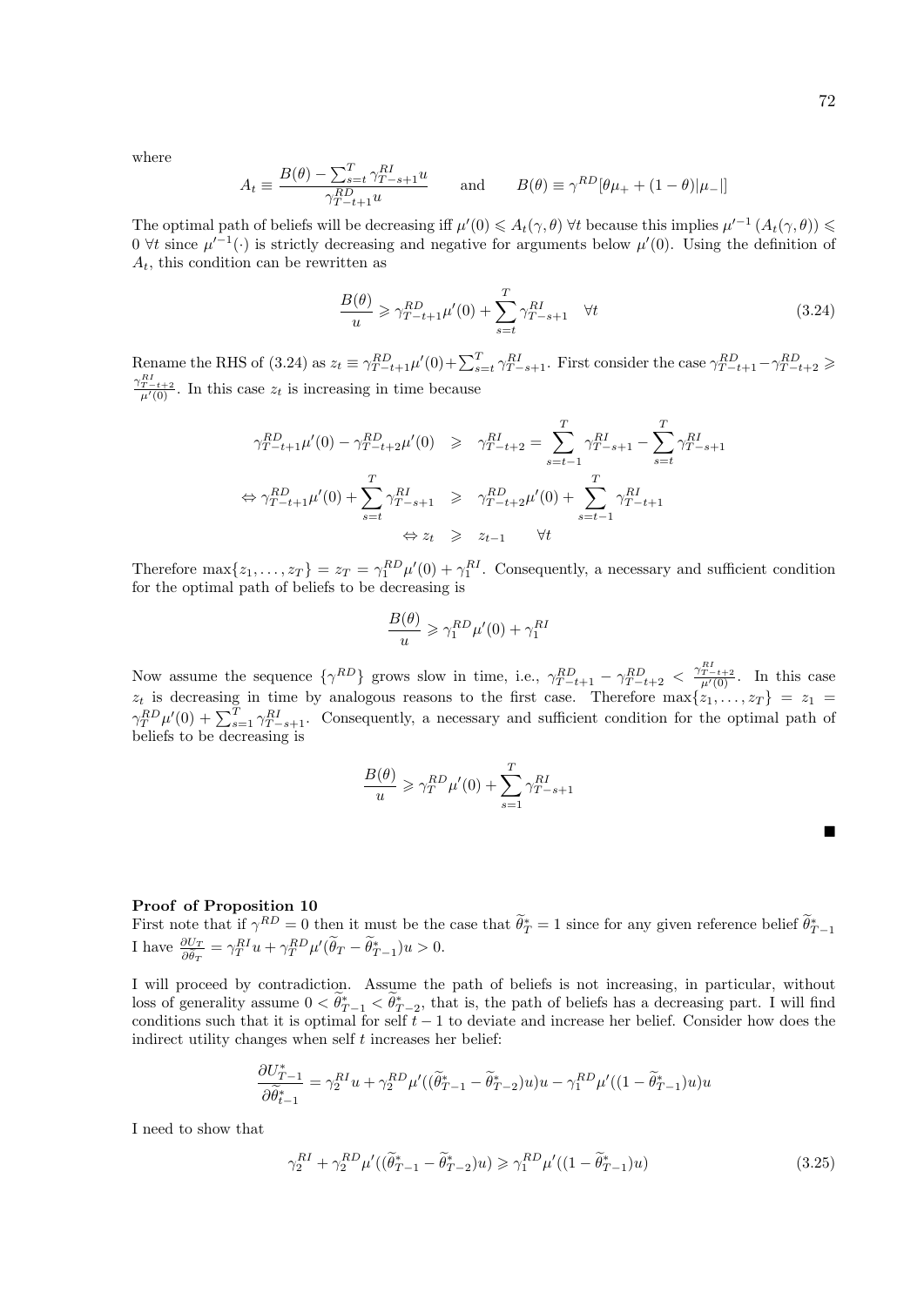where

$$A_t \equiv \frac{B(\theta) - \sum_{s=t}^{T} \gamma_{T-s+1}^{RI} u}{\gamma_{T-t+1}^{RD} u} \qquad \text{and} \qquad B(\theta) \equiv \gamma^{RD}[\theta\mu_+ + (1-\theta)|\mu_-|]$$

The optimal path of beliefs will be decreasing iff $\mu'(0) \leqslant A_t(\gamma, \theta)\ \forall t$ because this implies $\mu'^{-1}(A_t(\gamma,\theta)) \leqslant 0\ \forall t$ since $\mu'^{-1}(\cdot)$ is strictly decreasing and negative for arguments below $\mu'(0)$. Using the definition of $A_t$, this condition can be rewritten as

$$\frac{B(\theta)}{u} \geqslant \gamma_{T-t+1}^{RD}\mu'(0) + \sum_{s=t}^{T} \gamma_{T-s+1}^{RI} \quad \forall t \tag{3.24}$$

Rename the RHS of (3.24) as $z_t \equiv \gamma_{T-t+1}^{RD}\mu'(0) + \sum_{s=t}^{T}\gamma_{T-s+1}^{RI}$. First consider the case $\gamma_{T-t+1}^{RD} - \gamma_{T-t+2}^{RD} \geqslant \frac{\gamma_{T-t+2}^{RI}}{\mu'(0)}$. In this case $z_t$ is increasing in time because

$$\begin{aligned}
\gamma_{T-t+1}^{RD}\mu'(0) - \gamma_{T-t+2}^{RD}\mu'(0) &\geqslant \gamma_{T-t+2}^{RI} = \sum_{s=t-1}^{T}\gamma_{T-s+1}^{RI} - \sum_{s=t}^{T}\gamma_{T-s+1}^{RI} \\
\Leftrightarrow \gamma_{T-t+1}^{RD}\mu'(0) + \sum_{s=t}^{T}\gamma_{T-s+1}^{RI} &\geqslant \gamma_{T-t+2}^{RD}\mu'(0) + \sum_{s=t-1}^{T}\gamma_{T-t+1}^{RI} \\
\Leftrightarrow z_t &\geqslant z_{t-1} \qquad \forall t
\end{aligned}$$

Therefore $\max\{z_1, \ldots, z_T\} = z_T = \gamma_1^{RD}\mu'(0) + \gamma_1^{RI}$. Consequently, a necessary and sufficient condition for the optimal path of beliefs to be decreasing is

$$\frac{B(\theta)}{u} \geqslant \gamma_1^{RD}\mu'(0) + \gamma_1^{RI}$$

Now assume the sequence $\{\gamma^{RD}\}$ grows slow in time, i.e., $\gamma_{T-t+1}^{RD} - \gamma_{T-t+2}^{RD} < \frac{\gamma_{T-t+2}^{RI}}{\mu'(0)}$. In this case $z_t$ is decreasing in time by analogous reasons to the first case. Therefore $\max\{z_1, \ldots, z_T\} = z_1 = \gamma_T^{RD}\mu'(0) + \sum_{s=1}^{T}\gamma_{T-s+1}^{RI}$. Consequently, a necessary and sufficient condition for the optimal path of beliefs to be decreasing is

$$\frac{B(\theta)}{u} \geqslant \gamma_T^{RD}\mu'(0) + \sum_{s=1}^{T}\gamma_{T-s+1}^{RI}$$

■

**Proof of Proposition 10**
First note that if $\gamma^{RD} = 0$ then it must be the case that $\widetilde{\theta}_T^* = 1$ since for any given reference belief $\widetilde{\theta}_{T-1}^*$ I have $\frac{\partial U_T}{\partial \theta_T} = \gamma_T^{RI}u + \gamma_T^{RD}\mu'(\widetilde{\theta}_T - \widetilde{\theta}_{T-1})u > 0$.

I will proceed by contradiction. Assume the path of beliefs is not increasing, in particular, without loss of generality assume $0 < \widetilde{\theta}_{T-1}^* < \widetilde{\theta}_{T-2}^*$, that is, the path of beliefs has a decreasing part. I will find conditions such that it is optimal for self $t-1$ to deviate and increase her belief. Consider how does the indirect utility changes when self $t$ increases her belief:

$$\frac{\partial U_{T-1}^*}{\partial \widetilde{\theta}_{t-1}^*} = \gamma_2^{RI}u + \gamma_2^{RD}\mu'((\widetilde{\theta}_{T-1}^* - \widetilde{\theta}_{T-2}^*)u)u - \gamma_1^{RD}\mu'((1-\widetilde{\theta}_{T-1}^*)u)u$$

I need to show that

$$\gamma_2^{RI} + \gamma_2^{RD}\mu'((\widetilde{\theta}_{T-1}^* - \widetilde{\theta}_{T-2}^*)u) \geqslant \gamma_1^{RD}\mu'((1-\widetilde{\theta}_{T-1}^*)u) \tag{3.25}$$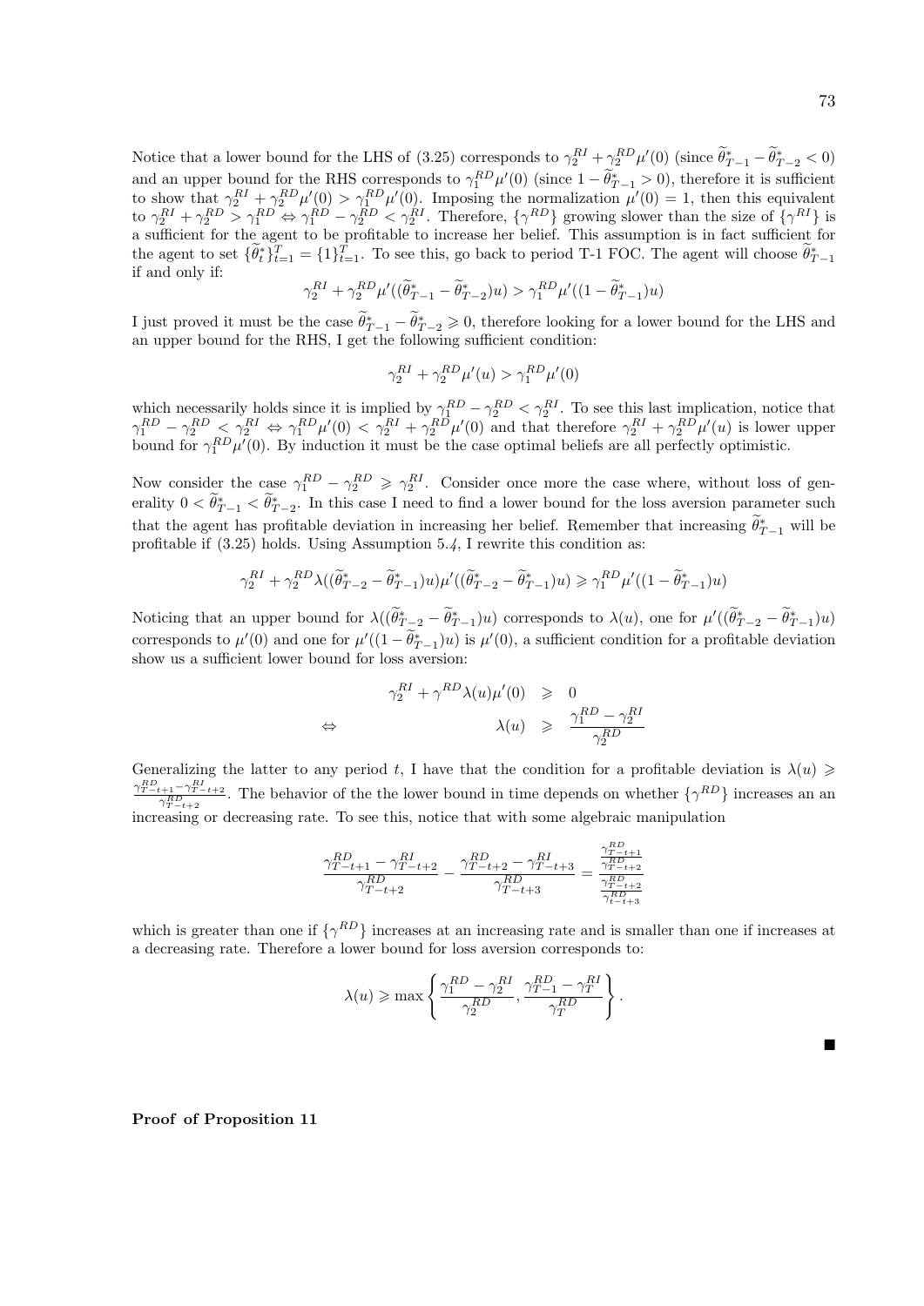Notice that a lower bound for the LHS of (3.25) corresponds to $\gamma_2^{RI} + \gamma_2^{RD}\mu'(0)$ (since $\widetilde{\theta}^*_{T-1} - \widetilde{\theta}^*_{T-2} < 0$) and an upper bound for the RHS corresponds to $\gamma_1^{RD}\mu'(0)$ (since $1 - \widetilde{\theta}^*_{T-1} > 0$), therefore it is sufficient to show that $\gamma_2^{RI} + \gamma_2^{RD}\mu'(0) > \gamma_1^{RD}\mu'(0)$. Imposing the normalization $\mu'(0) = 1$, then this equivalent to $\gamma_2^{RI} + \gamma_2^{RD} > \gamma_1^{RD} \Leftrightarrow \gamma_1^{RD} - \gamma_2^{RD} < \gamma_2^{RI}$. Therefore, $\{\gamma^{RD}\}$ growing slower than the size of $\{\gamma^{RI}\}$ is a sufficient for the agent to be profitable to increase her belief. This assumption is in fact sufficient for the agent to set $\{\widetilde{\theta}^*_t\}_{t=1}^T = \{1\}_{t=1}^T$. To see this, go back to period T-1 FOC. The agent will choose $\widetilde{\theta}^*_{T-1}$ if and only if:

$$\gamma_2^{RI} + \gamma_2^{RD}\mu'((\widetilde{\theta}^*_{T-1} - \widetilde{\theta}^*_{T-2})u) > \gamma_1^{RD}\mu'((1 - \widetilde{\theta}^*_{T-1})u)$$

I just proved it must be the case $\widetilde{\theta}^*_{T-1} - \widetilde{\theta}^*_{T-2} \geqslant 0$, therefore looking for a lower bound for the LHS and an upper bound for the RHS, I get the following sufficient condition:

$$\gamma_2^{RI} + \gamma_2^{RD}\mu'(u) > \gamma_1^{RD}\mu'(0)$$

which necessarily holds since it is implied by $\gamma_1^{RD} - \gamma_2^{RD} < \gamma_2^{RI}$. To see this last implication, notice that $\gamma_1^{RD} - \gamma_2^{RD} < \gamma_2^{RI} \Leftrightarrow \gamma_1^{RD}\mu'(0) < \gamma_2^{RI} + \gamma_2^{RD}\mu'(0)$ and that therefore $\gamma_2^{RI} + \gamma_2^{RD}\mu'(u)$ is lower upper bound for $\gamma_1^{RD}\mu'(0)$. By induction it must be the case optimal beliefs are all perfectly optimistic.

Now consider the case $\gamma_1^{RD} - \gamma_2^{RD} \geqslant \gamma_2^{RI}$. Consider once more the case where, without loss of generality $0 < \widetilde{\theta}^*_{T-1} < \widetilde{\theta}^*_{T-2}$. In this case I need to find a lower bound for the loss aversion parameter such that the agent has profitable deviation in increasing her belief. Remember that increasing $\widetilde{\theta}^*_{T-1}$ will be profitable if (3.25) holds. Using Assumption *5.4*, I rewrite this condition as:

$$\gamma_2^{RI} + \gamma_2^{RD}\lambda((\widetilde{\theta}^*_{T-2} - \widetilde{\theta}^*_{T-1})u)\mu'((\widetilde{\theta}^*_{T-2} - \widetilde{\theta}^*_{T-1})u) \geqslant \gamma_1^{RD}\mu'((1 - \widetilde{\theta}^*_{T-1})u)$$

Noticing that an upper bound for $\lambda((\widetilde{\theta}^*_{T-2} - \widetilde{\theta}^*_{T-1})u)$ corresponds to $\lambda(u)$, one for $\mu'((\widetilde{\theta}^*_{T-2} - \widetilde{\theta}^*_{T-1})u)$ corresponds to $\mu'(0)$ and one for $\mu'((1 - \widetilde{\theta}^*_{T-1})u)$ is $\mu'(0)$, a sufficient condition for a profitable deviation show us a sufficient lower bound for loss aversion:

$$\begin{aligned} \gamma_2^{RI} + \gamma^{RD}\lambda(u)\mu'(0) &\geqslant 0 \\ \Leftrightarrow \qquad \lambda(u) &\geqslant \frac{\gamma_1^{RD} - \gamma_2^{RI}}{\gamma_2^{RD}} \end{aligned}$$

Generalizing the latter to any period $t$, I have that the condition for a profitable deviation is $\lambda(u) \geqslant \frac{\gamma_{T-t+1}^{RD} - \gamma_{T-t+2}^{RI}}{\gamma_{T-t+2}^{RD}}$. The behavior of the the lower bound in time depends on whether $\{\gamma^{RD}\}$ increases an an increasing or decreasing rate. To see this, notice that with some algebraic manipulation

$$\frac{\gamma_{T-t+1}^{RD} - \gamma_{T-t+2}^{RI}}{\gamma_{T-t+2}^{RD}} - \frac{\gamma_{T-t+2}^{RD} - \gamma_{T-t+3}^{RI}}{\gamma_{T-t+3}^{RD}} = \frac{\frac{\gamma_{T-t+1}^{RD}}{\gamma_{T-t+2}^{RD}}}{\frac{\gamma_{T-t+2}^{RD}}{\gamma_{t-t+3}^{RD}}}$$

which is greater than one if $\{\gamma^{RD}\}$ increases at an increasing rate and is smaller than one if increases at a decreasing rate. Therefore a lower bound for loss aversion corresponds to:

$$\lambda(u) \geqslant \max\left\{\frac{\gamma_1^{RD} - \gamma_2^{RI}}{\gamma_2^{RD}}, \frac{\gamma_{T-1}^{RD} - \gamma_T^{RI}}{\gamma_T^{RD}}\right\}.$$

■

**Proof of Proposition 11**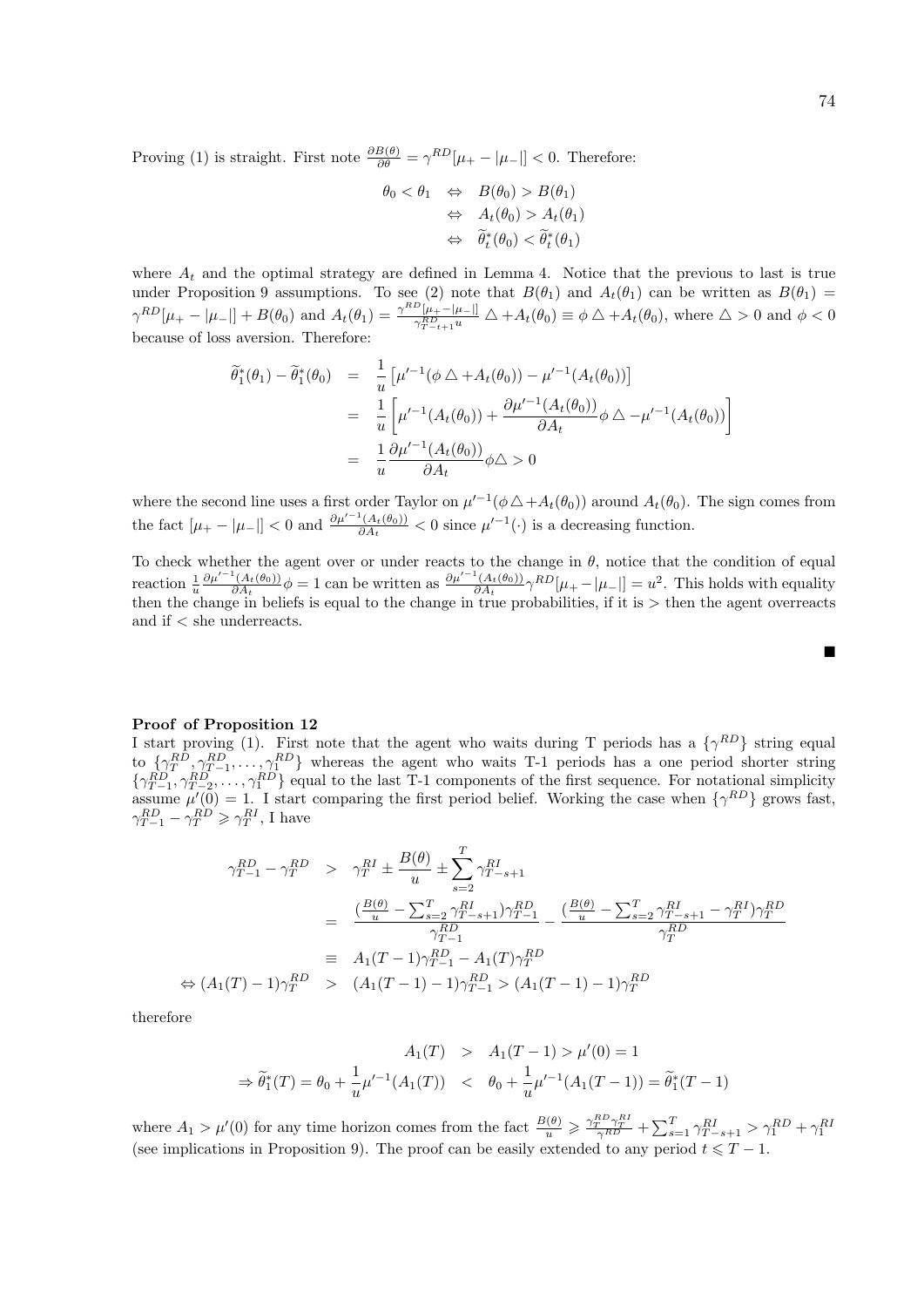Proving (1) is straight. First note $\frac{\partial B(\theta)}{\partial\theta} = \gamma^{RD}[\mu_+ - |\mu_-|] < 0$. Therefore:

$$\begin{aligned}
\theta_0 < \theta_1 &\Leftrightarrow B(\theta_0) > B(\theta_1) \\
&\Leftrightarrow A_t(\theta_0) > A_t(\theta_1) \\
&\Leftrightarrow \widetilde{\theta}_t^*(\theta_0) < \widetilde{\theta}_t^*(\theta_1)
\end{aligned}$$

where $A_t$ and the optimal strategy are defined in Lemma 4. Notice that the previous to last is true under Proposition 9 assumptions. To see (2) note that $B(\theta_1)$ and $A_t(\theta_1)$ can be written as $B(\theta_1) = \gamma^{RD}[\mu_+ - |\mu_-|] + B(\theta_0)$ and $A_t(\theta_1) = \frac{\gamma^{RD}[\mu_+ - |\mu_-|]}{\gamma^{RD}_{T-t+1}u} \triangle + A_t(\theta_0) \equiv \phi \triangle + A_t(\theta_0)$, where $\triangle > 0$ and $\phi < 0$ because of loss aversion. Therefore:

$$\begin{aligned}
\widetilde{\theta}_1^*(\theta_1) - \widetilde{\theta}_1^*(\theta_0) &= \frac{1}{u}\left[\mu'^{-1}(\phi\triangle + A_t(\theta_0)) - \mu'^{-1}(A_t(\theta_0))\right] \\
&= \frac{1}{u}\left[\mu'^{-1}(A_t(\theta_0)) + \frac{\partial \mu'^{-1}(A_t(\theta_0))}{\partial A_t}\phi\triangle - \mu'^{-1}(A_t(\theta_0))\right] \\
&= \frac{1}{u}\frac{\partial \mu'^{-1}(A_t(\theta_0))}{\partial A_t}\phi\triangle > 0
\end{aligned}$$

where the second line uses a first order Taylor on $\mu'^{-1}(\phi\triangle + A_t(\theta_0))$ around $A_t(\theta_0)$. The sign comes from the fact $[\mu_+ - |\mu_-|] < 0$ and $\frac{\partial \mu'^{-1}(A_t(\theta_0))}{\partial A_t} < 0$ since $\mu'^{-1}(\cdot)$ is a decreasing function.

To check whether the agent over or under reacts to the change in $\theta$, notice that the condition of equal reaction $\frac{1}{u}\frac{\partial \mu'^{-1}(A_t(\theta_0))}{\partial A_t}\phi = 1$ can be written as $\frac{\partial \mu'^{-1}(A_t(\theta_0))}{\partial A_t}\gamma^{RD}[\mu_+ - |\mu_-|] = u^2$. This holds with equality then the change in beliefs is equal to the change in true probabilities, if it is $>$ then the agent overreacts and if $<$ she underreacts.

■

**Proof of Proposition 12**
I start proving (1). First note that the agent who waits during T periods has a $\{\gamma^{RD}\}$ string equal to $\{\gamma^{RD}_T, \gamma^{RD}_{T-1}, \ldots, \gamma^{RD}_1\}$ whereas the agent who waits T-1 periods has a one period shorter string $\{\gamma^{RD}_{T-1}, \gamma^{RD}_{T-2}, \ldots, \gamma^{RD}_1\}$ equal to the last T-1 components of the first sequence. For notational simplicity assume $\mu'(0) = 1$. I start comparing the first period belief. Working the case when $\{\gamma^{RD}\}$ grows fast, $\gamma^{RD}_{T-1} - \gamma^{RD}_T \geqslant \gamma^{RI}_T$, I have

$$\begin{aligned}
\gamma^{RD}_{T-1} - \gamma^{RD}_T &> \gamma^{RI}_T \pm \frac{B(\theta)}{u} \pm \sum_{s=2}^{T}\gamma^{RI}_{T-s+1} \\
&= \frac{(\frac{B(\theta)}{u} - \sum_{s=2}^{T}\gamma^{RI}_{T-s+1})\gamma^{RD}_{T-1}}{\gamma^{RD}_{T-1}} - \frac{(\frac{B(\theta)}{u} - \sum_{s=2}^{T}\gamma^{RI}_{T-s+1} - \gamma^{RI}_T)\gamma^{RD}_T}{\gamma^{RD}_T} \\
&\equiv A_1(T-1)\gamma^{RD}_{T-1} - A_1(T)\gamma^{RD}_T \\
\Leftrightarrow (A_1(T) - 1)\gamma^{RD}_T &> (A_1(T-1) - 1)\gamma^{RD}_{T-1} > (A_1(T-1) - 1)\gamma^{RD}_T
\end{aligned}$$

therefore

$$\begin{aligned}
A_1(T) &> A_1(T-1) > \mu'(0) = 1 \\
\Rightarrow \widetilde{\theta}_1^*(T) = \theta_0 + \frac{1}{u}\mu'^{-1}(A_1(T)) &< \theta_0 + \frac{1}{u}\mu'^{-1}(A_1(T-1)) = \widetilde{\theta}_1^*(T-1)
\end{aligned}$$

where $A_1 > \mu'(0)$ for any time horizon comes from the fact $\frac{B(\theta)}{u} \geqslant \frac{\gamma^{RD}_T\gamma^{RI}_T}{\gamma^{RD}} + \sum_{s=1}^{T}\gamma^{RI}_{T-s+1} > \gamma^{RD}_1 + \gamma^{RI}_1$ (see implications in Proposition 9). The proof can be easily extended to any period $t \leqslant T-1$.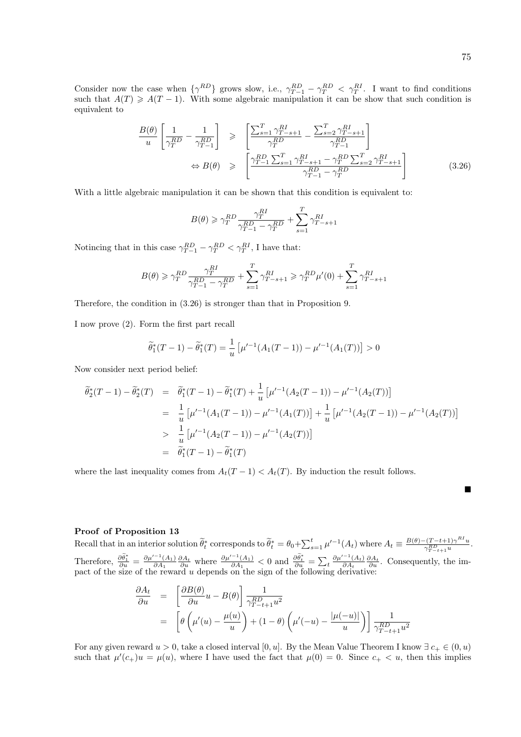Consider now the case when $\{\gamma^{RD}\}$ grows slow, i.e., $\gamma^{RD}_{T-1} - \gamma^{RD}_{T} < \gamma^{RI}_{T}$. I want to find conditions such that $A(T) \geqslant A(T-1)$. With some algebraic manipulation it can be show that such condition is equivalent to

$$
\begin{aligned}
\frac{B(\theta)}{u}\left[\frac{1}{\gamma^{RD}_{T}} - \frac{1}{\gamma^{RD}_{T-1}}\right] &\geqslant \left[\frac{\sum_{s=1}^{T}\gamma^{RI}_{T-s+1}}{\gamma^{RD}_{T}} - \frac{\sum_{s=2}^{T}\gamma^{RI}_{T-s+1}}{\gamma^{RD}_{T-1}}\right] \\
\Leftrightarrow B(\theta) &\geqslant \left[\frac{\gamma^{RD}_{T-1}\sum_{s=1}^{T}\gamma^{RI}_{T-s+1} - \gamma^{RD}_{T}\sum_{s=2}^{T}\gamma^{RI}_{T-s+1}}{\gamma^{RD}_{T-1} - \gamma^{RD}_{T}}\right]
\end{aligned}
\tag{3.26}
$$

With a little algebraic manipulation it can be shown that this condition is equivalent to:

$$
B(\theta) \geqslant \gamma^{RD}_{T}\frac{\gamma^{RI}_{T}}{\gamma^{RD}_{T-1} - \gamma^{RD}_{T}} + \sum_{s=1}^{T}\gamma^{RI}_{T-s+1}
$$

Notincing that in this case $\gamma^{RD}_{T-1} - \gamma^{RD}_{T} < \gamma^{RI}_{T}$, I have that:

$$
B(\theta) \geqslant \gamma^{RD}_{T}\frac{\gamma^{RI}_{T}}{\gamma^{RD}_{T-1} - \gamma^{RD}_{T}} + \sum_{s=1}^{T}\gamma^{RI}_{T-s+1} \geqslant \gamma^{RD}_{T}\mu'(0) + \sum_{s=1}^{T}\gamma^{RI}_{T-s+1}
$$

Therefore, the condition in (3.26) is stronger than that in Proposition 9.

I now prove (2). Form the first part recall

$$
\widetilde{\theta}^{*}_{1}(T-1) - \widetilde{\theta}^{*}_{1}(T) = \frac{1}{u}\left[\mu'^{-1}(A_1(T-1)) - \mu'^{-1}(A_1(T))\right] > 0
$$

Now consider next period belief:

$$
\begin{aligned}
\widetilde{\theta}^{*}_{2}(T-1) - \widetilde{\theta}^{*}_{2}(T) &= \widetilde{\theta}^{*}_{1}(T-1) - \widetilde{\theta}^{*}_{1}(T) + \frac{1}{u}\left[\mu'^{-1}(A_2(T-1)) - \mu'^{-1}(A_2(T))\right] \\
&= \frac{1}{u}\left[\mu'^{-1}(A_1(T-1)) - \mu'^{-1}(A_1(T))\right] + \frac{1}{u}\left[\mu'^{-1}(A_2(T-1)) - \mu'^{-1}(A_2(T))\right] \\
&> \frac{1}{u}\left[\mu'^{-1}(A_2(T-1)) - \mu'^{-1}(A_2(T))\right] \\
&= \widetilde{\theta}^{*}_{1}(T-1) - \widetilde{\theta}^{*}_{1}(T)
\end{aligned}
$$

where the last inequality comes from $A_t(T-1) < A_t(T)$. By induction the result follows.

■

**Proof of Proposition 13**

Recall that in an interior solution $\widetilde{\theta}^{*}_{t}$ corresponds to $\widetilde{\theta}^{*}_{t} = \theta_0 + \sum_{s=1}^{t}\mu'^{-1}(A_t)$ where $A_t \equiv \frac{B(\theta)-(T-t+1)\gamma^{RI}u}{\gamma^{RD}_{T-t+1}u}$. Therefore, $\frac{\partial\widetilde{\theta}^{*}_{1}}{\partial u} = \frac{\partial\mu'^{-1}(A_1)}{\partial A_1}\frac{\partial A_t}{\partial u}$ where $\frac{\partial\mu'^{-1}(A_1)}{\partial A_1} < 0$ and $\frac{\partial\widetilde{\theta}^{*}_{t}}{\partial u} = \sum_t \frac{\partial\mu'^{-1}(A_t)}{\partial A_t}\frac{\partial A_t}{\partial u}$. Consequently, the impact of the size of the reward $u$ depends on the sign of the following derivative:

$$
\begin{aligned}
\frac{\partial A_t}{\partial u} &= \left[\frac{\partial B(\theta)}{\partial u}u - B(\theta)\right]\frac{1}{\gamma^{RD}_{T-t+1}u^2} \\
&= \left[\theta\left(\mu'(u) - \frac{\mu(u)}{u}\right) + (1-\theta)\left(\mu'(-u) - \frac{|\mu(-u)|}{u}\right)\right]\frac{1}{\gamma^{RD}_{T-t+1}u^2}
\end{aligned}
$$

For any given reward $u > 0$, take a closed interval $[0, u]$. By the Mean Value Theorem I know $\exists\, c_+ \in (0, u)$ such that $\mu'(c_+)u = \mu(u)$, where I have used the fact that $\mu(0) = 0$. Since $c_+ < u$, then this implies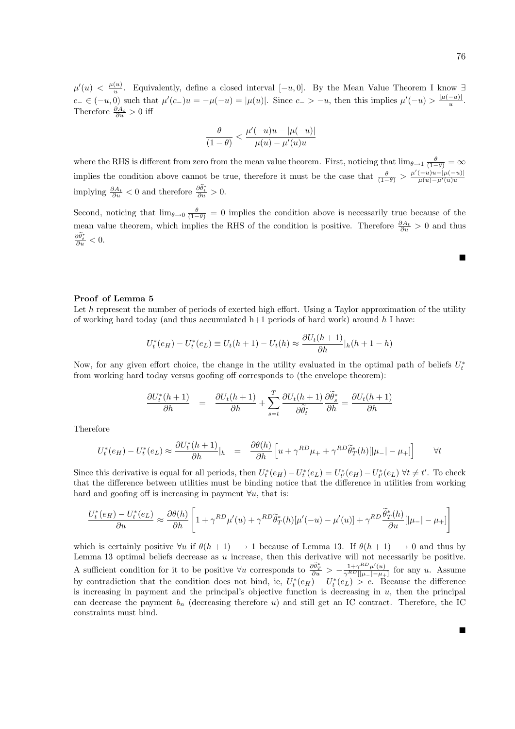$\mu'(u) < \frac{\mu(u)}{u}$. Equivalently, define a closed interval $[-u, 0]$. By the Mean Value Theorem I know $\exists$ $c_- \in (-u, 0)$ such that $\mu'(c_-)u = -\mu(-u) = |\mu(u)|$. Since $c_- > -u$, then this implies $\mu'(-u) > \frac{|\mu(-u)|}{u}$. Therefore $\frac{\partial A_t}{\partial u} > 0$ iff

$$\frac{\theta}{(1-\theta)} < \frac{\mu'(-u)u - |\mu(-u)|}{\mu(u) - \mu'(u)u}$$

where the RHS is different from zero from the mean value theorem. First, noticing that $\lim_{\theta \to 1} \frac{\theta}{(1-\theta)} = \infty$ implies the condition above cannot be true, therefore it must be the case that $\frac{\theta}{(1-\theta)} > \frac{\mu'(-u)u - |\mu(-u)|}{\mu(u) - \mu'(u)u}$ implying $\frac{\partial A_t}{\partial u} < 0$ and therefore $\frac{\partial \widetilde{\theta}_t^*}{\partial u} > 0$.

Second, noticing that $\lim_{\theta \to 0} \frac{\theta}{(1-\theta)} = 0$ implies the condition above is necessarily true because of the mean value theorem, which implies the RHS of the condition is positive. Therefore $\frac{\partial A_t}{\partial u} > 0$ and thus $\frac{\partial \widetilde{\theta}_t^*}{\partial u} < 0$.

■

**Proof of Lemma 5**

Let $h$ represent the number of periods of exerted high effort. Using a Taylor approximation of the utility of working hard today (and thus accumulated h+1 periods of hard work) around $h$ I have:

$$U_t^*(e_H) - U_t^*(e_L) \equiv U_t(h+1) - U_t(h) \approx \frac{\partial U_t(h+1)}{\partial h}|_h (h+1-h)$$

Now, for any given effort choice, the change in the utility evaluated in the optimal path of beliefs $U_t^*$ from working hard today versus goofing off corresponds to (the envelope theorem):

$$\frac{\partial U_t^*(h+1)}{\partial h} \quad = \quad \frac{\partial U_t(h+1)}{\partial h} + \sum_{s=t}^{T} \frac{\partial U_t(h+1)}{\partial \widetilde{\theta}_t^*} \frac{\partial \widetilde{\theta}_s^*}{\partial h} = \frac{\partial U_t(h+1)}{\partial h}$$

Therefore

$$U_t^*(e_H) - U_t^*(e_L) \approx \frac{\partial U_t^*(h+1)}{\partial h}|_h \quad = \quad \frac{\partial \theta(h)}{\partial h} \left[ u + \gamma^{RD} \mu_+ + \gamma^{RD} \widetilde{\theta}_T^*(h) [|\mu_-| - \mu_+] \right] \qquad \forall t$$

Since this derivative is equal for all periods, then $U_t^*(e_H) - U_t^*(e_L) = U_{t'}^*(e_H) - U_{t'}^*(e_L)$ $\forall t \neq t'$. To check that the difference between utilities must be binding notice that the difference in utilities from working hard and goofing off is increasing in payment $\forall u$, that is:

$$\frac{U_t^*(e_H) - U_t^*(e_L)}{\partial u} \approx \frac{\partial \theta(h)}{\partial h} \left[ 1 + \gamma^{RD} \mu'(u) + \gamma^{RD} \widetilde{\theta}_T^*(h) [\mu'(-u) - \mu'(u)] + \gamma^{RD} \frac{\widetilde{\theta}_T^*(h)}{\partial u} [|\mu_-| - \mu_+] \right]$$

which is certainly positive $\forall u$ if $\theta(h+1) \longrightarrow 1$ because of Lemma 13. If $\theta(h+1) \longrightarrow 0$ and thus by Lemma 13 optimal beliefs decrease as $u$ increase, then this derivative will not necessarily be positive. A sufficient condition for it to be positive $\forall u$ corresponds to $\frac{\partial \widetilde{\theta}_T^*}{\partial u} > -\frac{1+\gamma^{RD}\mu'(u)}{\gamma^{RD}[|\mu_-|-\mu_+]}$ for any $u$. Assume by contradiction that the condition does not bind, ie, $U_t^*(e_H) - U_t^*(e_L) > c$. Because the difference is increasing in payment and the principal's objective function is decreasing in $u$, then the principal can decrease the payment $b_n$ (decreasing therefore $u$) and still get an IC contract. Therefore, the IC constraints must bind.

■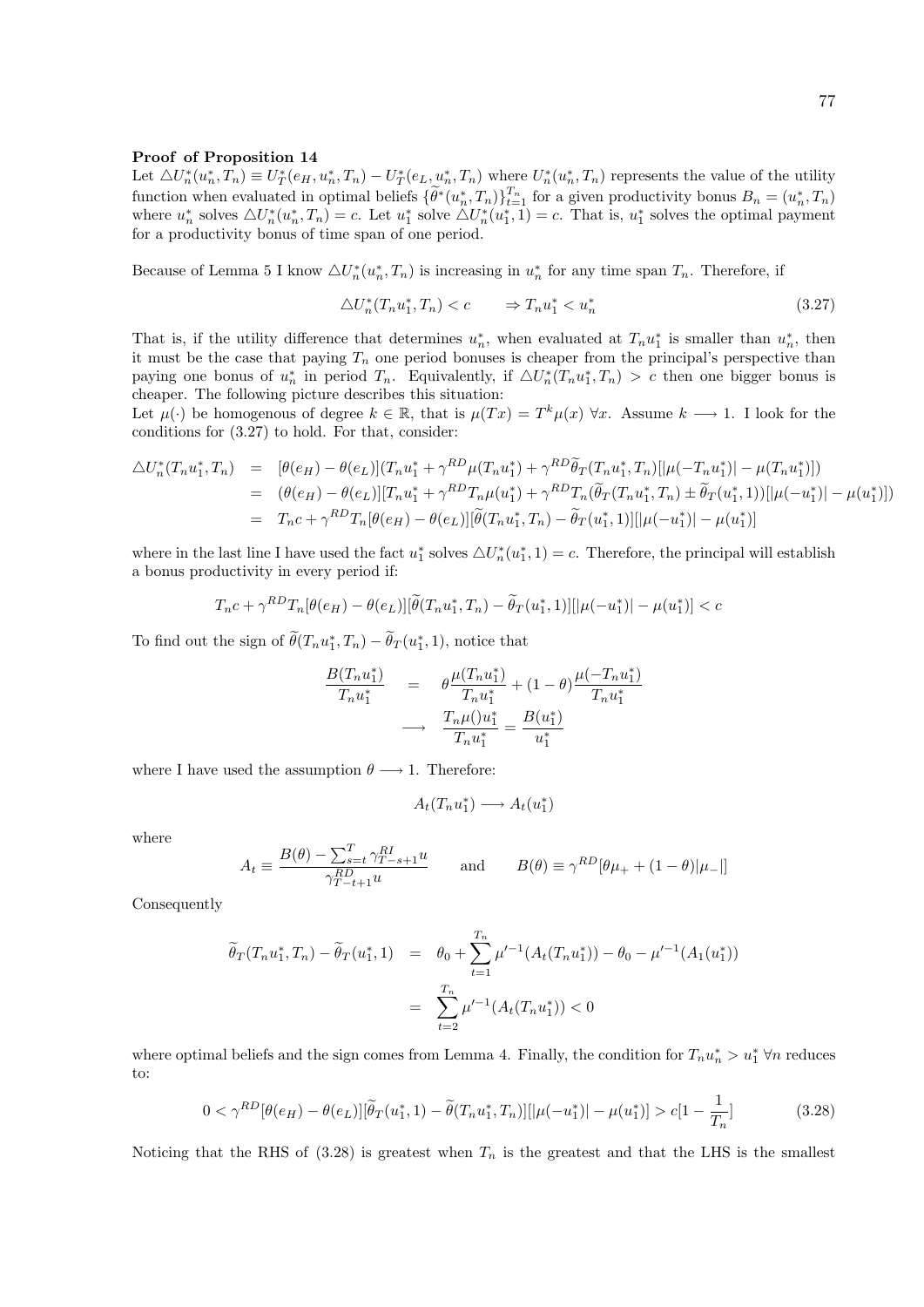**Proof of Proposition 14**

Let $\triangle U_n^*(u_n^*, T_n) \equiv U_T^*(e_H, u_n^*, T_n) - U_T^*(e_L, u_n^*, T_n)$ where $U_n^*(u_n^*, T_n)$ represents the value of the utility function when evaluated in optimal beliefs $\{\widetilde{\theta}^*(u_n^*, T_n)\}_{t=1}^{T_n}$ for a given productivity bonus $B_n = (u_n^*, T_n)$ where $u_n^*$ solves $\triangle U_n^*(u_n^*, T_n) = c$. Let $u_1^*$ solve $\triangle U_n^*(u_1^*, 1) = c$. That is, $u_1^*$ solves the optimal payment for a productivity bonus of time span of one period.

Because of Lemma 5 I know $\triangle U_n^*(u_n^*, T_n)$ is increasing in $u_n^*$ for any time span $T_n$. Therefore, if

$$\triangle U_n^*(T_n u_1^*, T_n) < c \qquad \Rightarrow T_n u_1^* < u_n^* \tag{3.27}$$

That is, if the utility difference that determines $u_n^*$, when evaluated at $T_n u_1^*$ is smaller than $u_n^*$, then it must be the case that paying $T_n$ one period bonuses is cheaper from the principal's perspective than paying one bonus of $u_n^*$ in period $T_n$. Equivalently, if $\triangle U_n^*(T_n u_1^*, T_n) > c$ then one bigger bonus is cheaper. The following picture describes this situation:

Let $\mu(\cdot)$ be homogenous of degree $k \in \mathbb{R}$, that is $\mu(Tx) = T^k \mu(x)\ \forall x$. Assume $k \longrightarrow 1$. I look for the conditions for (3.27) to hold. For that, consider:

$$\begin{aligned}
\triangle U_n^*(T_n u_1^*, T_n) &= [\theta(e_H) - \theta(e_L)](T_n u_1^* + \gamma^{RD}\mu(T_n u_1^*) + \gamma^{RD}\widetilde{\theta}_T(T_n u_1^*, T_n)[|\mu(-T_n u_1^*)| - \mu(T_n u_1^*)]) \\
&= (\theta(e_H) - \theta(e_L))[T_n u_1^* + \gamma^{RD} T_n \mu(u_1^*) + \gamma^{RD} T_n(\widetilde{\theta}_T(T_n u_1^*, T_n) \pm \widetilde{\theta}_T(u_1^*, 1))[|\mu(-u_1^*)| - \mu(u_1^*)]) \\
&= T_n c + \gamma^{RD} T_n[\theta(e_H) - \theta(e_L)][\widetilde{\theta}(T_n u_1^*, T_n) - \widetilde{\theta}_T(u_1^*, 1)][|\mu(-u_1^*)| - \mu(u_1^*)]
\end{aligned}$$

where in the last line I have used the fact $u_1^*$ solves $\triangle U_n^*(u_1^*, 1) = c$. Therefore, the principal will establish a bonus productivity in every period if:

$$T_n c + \gamma^{RD} T_n[\theta(e_H) - \theta(e_L)][\widetilde{\theta}(T_n u_1^*, T_n) - \widetilde{\theta}_T(u_1^*, 1)][|\mu(-u_1^*)| - \mu(u_1^*)] < c$$

To find out the sign of $\widetilde{\theta}(T_n u_1^*, T_n) - \widetilde{\theta}_T(u_1^*, 1)$, notice that

$$\begin{aligned}
\frac{B(T_n u_1^*)}{T_n u_1^*} &= \theta \frac{\mu(T_n u_1^*)}{T_n u_1^*} + (1-\theta)\frac{\mu(-T_n u_1^*)}{T_n u_1^*} \\
&\longrightarrow \quad \frac{T_n \mu() u_1^*}{T_n u_1^*} = \frac{B(u_1^*)}{u_1^*}
\end{aligned}$$

where I have used the assumption $\theta \longrightarrow 1$. Therefore:

$$A_t(T_n u_1^*) \longrightarrow A_t(u_1^*)$$

where

$$A_t \equiv \frac{B(\theta) - \sum_{s=t}^{T} \gamma_{T-s+1}^{RI} u}{\gamma_{T-t+1}^{RD} u} \qquad \text{and} \qquad B(\theta) \equiv \gamma^{RD}[\theta\mu_+ + (1-\theta)|\mu_-|]$$

Consequently

$$\begin{aligned}
\widetilde{\theta}_T(T_n u_1^*, T_n) - \widetilde{\theta}_T(u_1^*, 1) &= \theta_0 + \sum_{t=1}^{T_n} \mu'^{-1}(A_t(T_n u_1^*)) - \theta_0 - \mu'^{-1}(A_1(u_1^*)) \\
&= \sum_{t=2}^{T_n} \mu'^{-1}(A_t(T_n u_1^*)) < 0
\end{aligned}$$

where optimal beliefs and the sign comes from Lemma 4. Finally, the condition for $T_n u_n^* > u_1^*\ \forall n$ reduces to:

$$0 < \gamma^{RD}[\theta(e_H) - \theta(e_L)][\widetilde{\theta}_T(u_1^*, 1) - \widetilde{\theta}(T_n u_1^*, T_n)][|\mu(-u_1^*)| - \mu(u_1^*)] > c[1 - \frac{1}{T_n}] \tag{3.28}$$

Noticing that the RHS of (3.28) is greatest when $T_n$ is the greatest and that the LHS is the smallest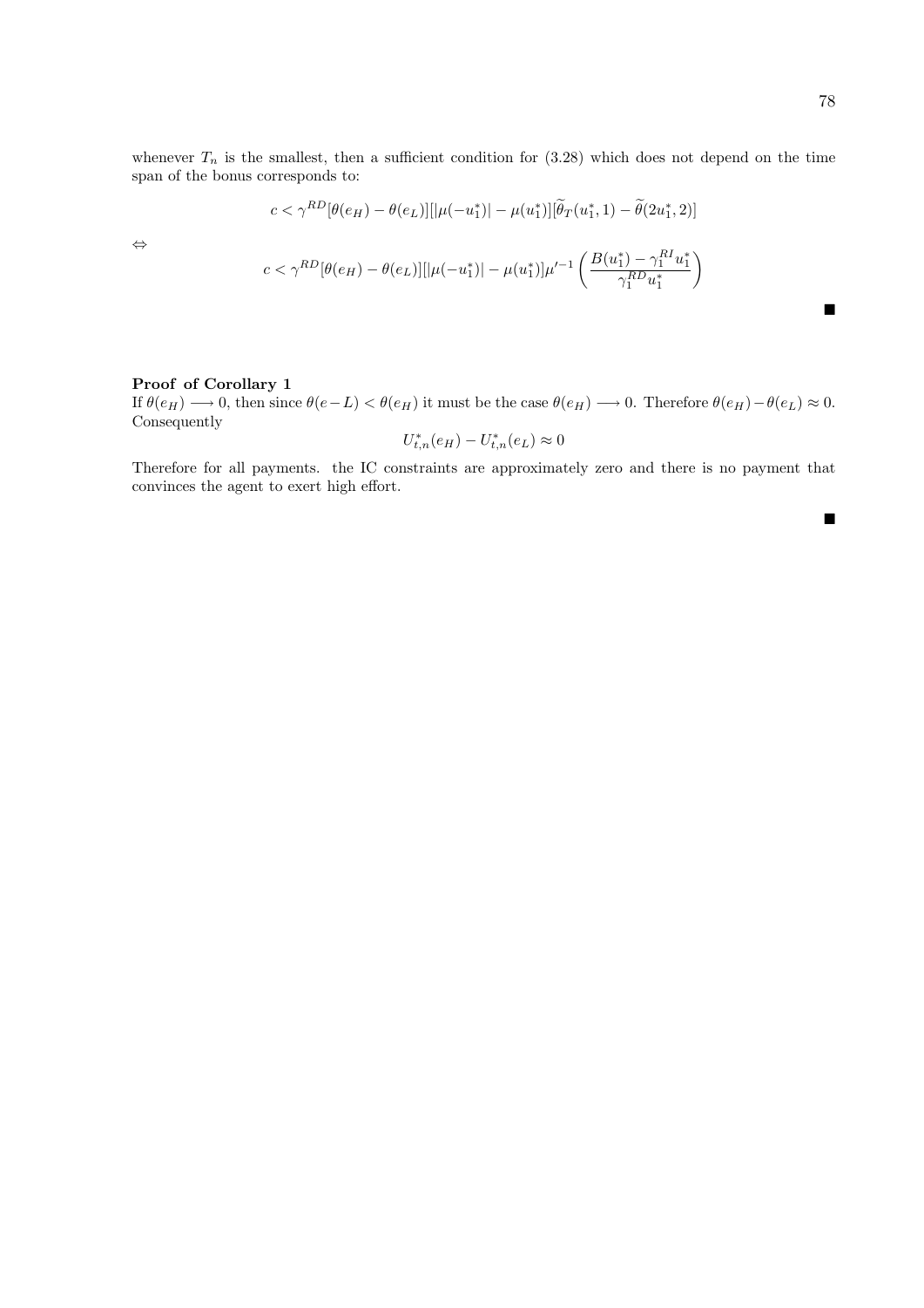whenever $T_n$ is the smallest, then a sufficient condition for (3.28) which does not depend on the time span of the bonus corresponds to:

$$c < \gamma^{RD}[\theta(e_H) - \theta(e_L)][|\mu(-u_1^*)| - \mu(u_1^*)][\widetilde{\theta}_T(u_1^*, 1) - \widetilde{\theta}(2u_1^*, 2)]$$

$\Leftrightarrow$

$$c < \gamma^{RD}[\theta(e_H) - \theta(e_L)][|\mu(-u_1^*)| - \mu(u_1^*)]\mu'^{-1}\left(\frac{B(u_1^*) - \gamma_1^{RI}u_1^*}{\gamma_1^{RD}u_1^*}\right)$$

■

**Proof of Corollary 1**

If $\theta(e_H) \longrightarrow 0$, then since $\theta(e-L) < \theta(e_H)$ it must be the case $\theta(e_H) \longrightarrow 0$. Therefore $\theta(e_H) - \theta(e_L) \approx 0$. Consequently

$$U_{t,n}^*(e_H) - U_{t,n}^*(e_L) \approx 0$$

Therefore for all payments. the IC constraints are approximately zero and there is no payment that convinces the agent to exert high effort.

■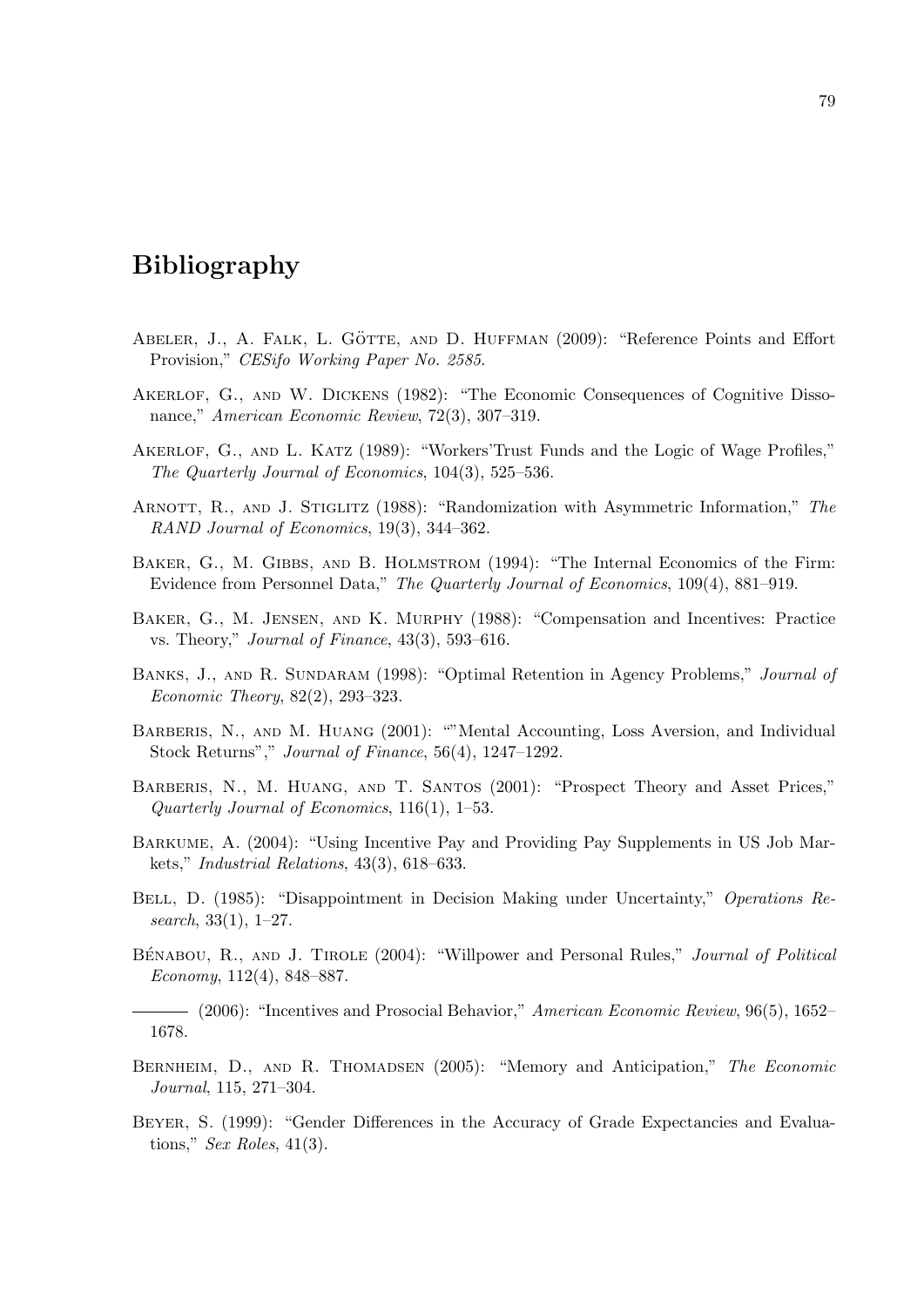# Bibliography

Abeler, J., A. Falk, L. Götte, and D. Huffman (2009): "Reference Points and Effort Provision," *CESifo Working Paper No. 2585*.

Akerlof, G., and W. Dickens (1982): "The Economic Consequences of Cognitive Dissonance," *American Economic Review*, 72(3), 307–319.

Akerlof, G., and L. Katz (1989): "Workers'Trust Funds and the Logic of Wage Profiles," *The Quarterly Journal of Economics*, 104(3), 525–536.

Arnott, R., and J. Stiglitz (1988): "Randomization with Asymmetric Information," *The RAND Journal of Economics*, 19(3), 344–362.

Baker, G., M. Gibbs, and B. Holmstrom (1994): "The Internal Economics of the Firm: Evidence from Personnel Data," *The Quarterly Journal of Economics*, 109(4), 881–919.

Baker, G., M. Jensen, and K. Murphy (1988): "Compensation and Incentives: Practice vs. Theory," *Journal of Finance*, 43(3), 593–616.

Banks, J., and R. Sundaram (1998): "Optimal Retention in Agency Problems," *Journal of Economic Theory*, 82(2), 293–323.

Barberis, N., and M. Huang (2001): ""Mental Accounting, Loss Aversion, and Individual Stock Returns"," *Journal of Finance*, 56(4), 1247–1292.

Barberis, N., M. Huang, and T. Santos (2001): "Prospect Theory and Asset Prices," *Quarterly Journal of Economics*, 116(1), 1–53.

Barkume, A. (2004): "Using Incentive Pay and Providing Pay Supplements in US Job Markets," *Industrial Relations*, 43(3), 618–633.

Bell, D. (1985): "Disappointment in Decision Making under Uncertainty," *Operations Research*, 33(1), 1–27.

Bénabou, R., and J. Tirole (2004): "Willpower and Personal Rules," *Journal of Political Economy*, 112(4), 848–887.

——— (2006): "Incentives and Prosocial Behavior," *American Economic Review*, 96(5), 1652–1678.

Bernheim, D., and R. Thomadsen (2005): "Memory and Anticipation," *The Economic Journal*, 115, 271–304.

Beyer, S. (1999): "Gender Differences in the Accuracy of Grade Expectancies and Evaluations," *Sex Roles*, 41(3).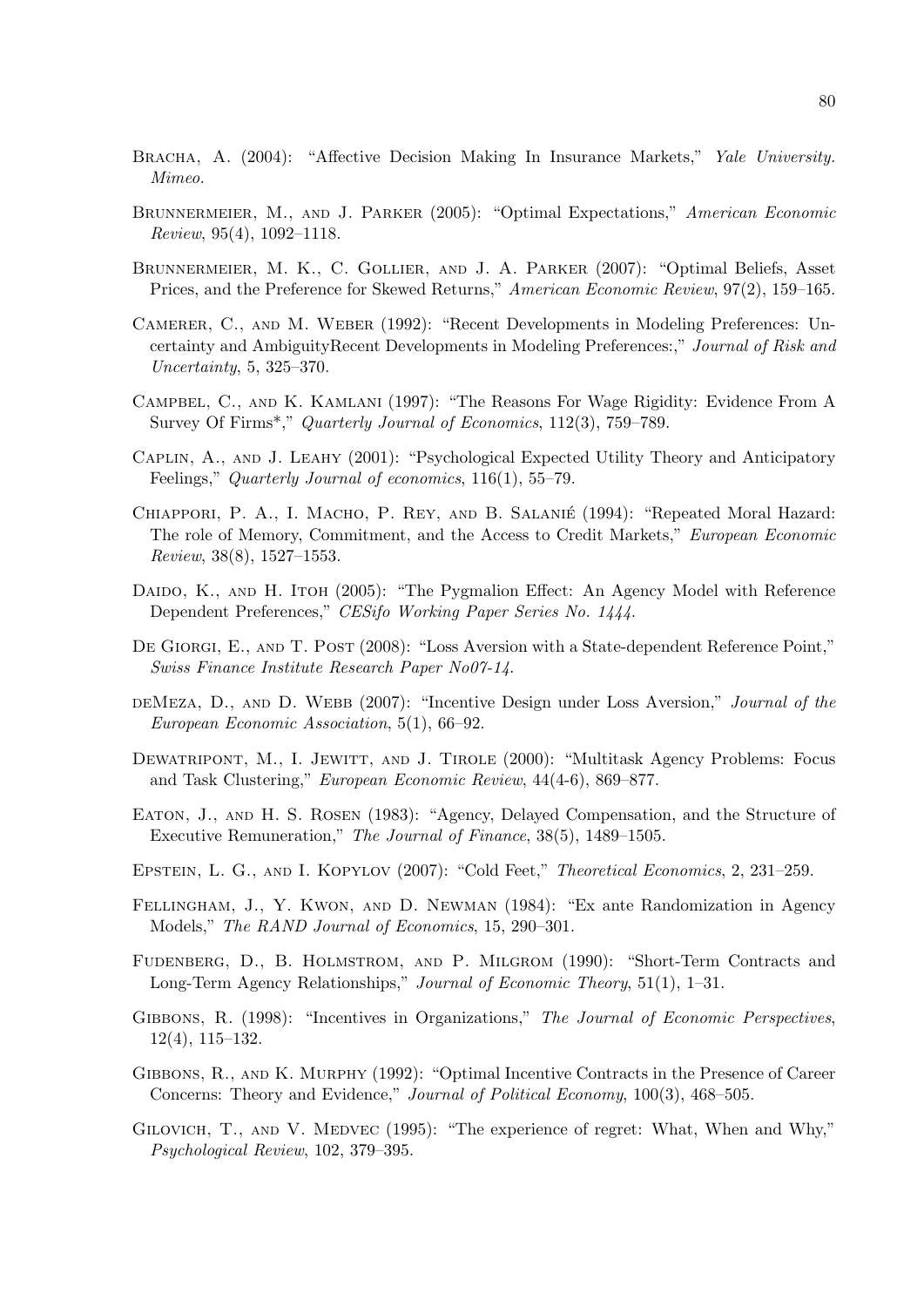Bracha, A. (2004): "Affective Decision Making In Insurance Markets," *Yale University. Mimeo.*

Brunnermeier, M., and J. Parker (2005): "Optimal Expectations," *American Economic Review*, 95(4), 1092–1118.

Brunnermeier, M. K., C. Gollier, and J. A. Parker (2007): "Optimal Beliefs, Asset Prices, and the Preference for Skewed Returns," *American Economic Review*, 97(2), 159–165.

Camerer, C., and M. Weber (1992): "Recent Developments in Modeling Preferences: Uncertainty and AmbiguityRecent Developments in Modeling Preferences:," *Journal of Risk and Uncertainty*, 5, 325–370.

Campbel, C., and K. Kamlani (1997): "The Reasons For Wage Rigidity: Evidence From A Survey Of Firms*," *Quarterly Journal of Economics*, 112(3), 759–789.

Caplin, A., and J. Leahy (2001): "Psychological Expected Utility Theory and Anticipatory Feelings," *Quarterly Journal of economics*, 116(1), 55–79.

Chiappori, P. A., I. Macho, P. Rey, and B. Salanié (1994): "Repeated Moral Hazard: The role of Memory, Commitment, and the Access to Credit Markets," *European Economic Review*, 38(8), 1527–1553.

Daido, K., and H. Itoh (2005): "The Pygmalion Effect: An Agency Model with Reference Dependent Preferences," *CESifo Working Paper Series No. 1444*.

De Giorgi, E., and T. Post (2008): "Loss Aversion with a State-dependent Reference Point," *Swiss Finance Institute Research Paper No07-14*.

deMeza, D., and D. Webb (2007): "Incentive Design under Loss Aversion," *Journal of the European Economic Association*, 5(1), 66–92.

Dewatripont, M., I. Jewitt, and J. Tirole (2000): "Multitask Agency Problems: Focus and Task Clustering," *European Economic Review*, 44(4-6), 869–877.

Eaton, J., and H. S. Rosen (1983): "Agency, Delayed Compensation, and the Structure of Executive Remuneration," *The Journal of Finance*, 38(5), 1489–1505.

Epstein, L. G., and I. Kopylov (2007): "Cold Feet," *Theoretical Economics*, 2, 231–259.

Fellingham, J., Y. Kwon, and D. Newman (1984): "Ex ante Randomization in Agency Models," *The RAND Journal of Economics*, 15, 290–301.

Fudenberg, D., B. Holmstrom, and P. Milgrom (1990): "Short-Term Contracts and Long-Term Agency Relationships," *Journal of Economic Theory*, 51(1), 1–31.

Gibbons, R. (1998): "Incentives in Organizations," *The Journal of Economic Perspectives*, 12(4), 115–132.

Gibbons, R., and K. Murphy (1992): "Optimal Incentive Contracts in the Presence of Career Concerns: Theory and Evidence," *Journal of Political Economy*, 100(3), 468–505.

Gilovich, T., and V. Medvec (1995): "The experience of regret: What, When and Why," *Psychological Review*, 102, 379–395.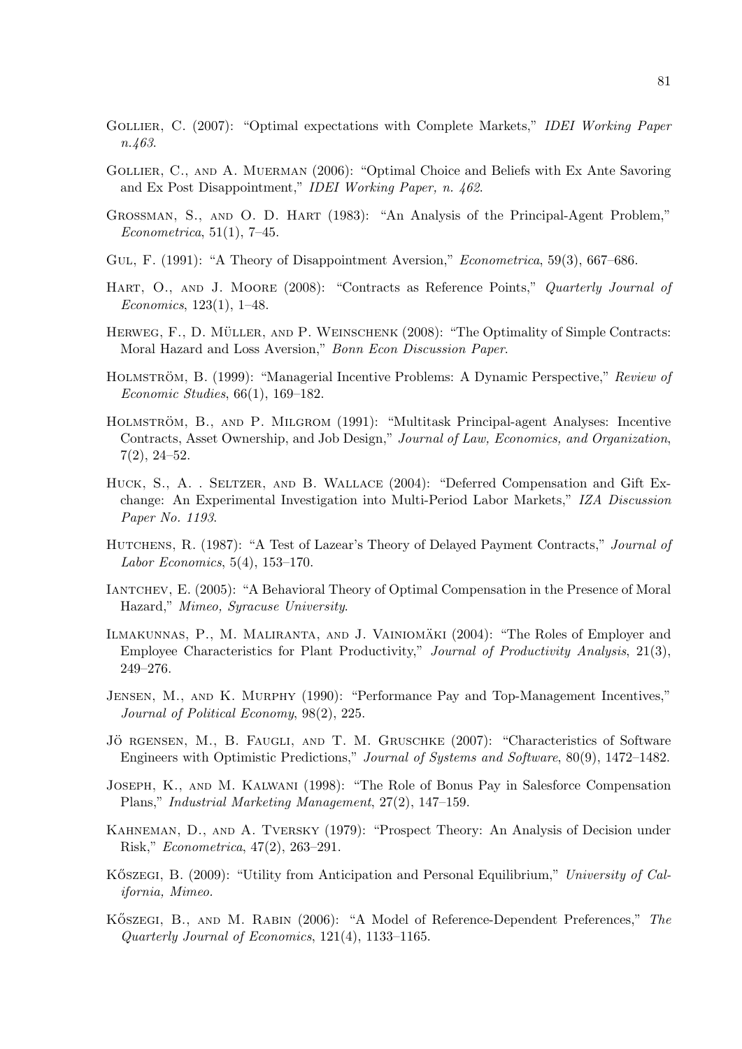Gollier, C. (2007): "Optimal expectations with Complete Markets," *IDEI Working Paper n.463*.

Gollier, C., and A. Muerman (2006): "Optimal Choice and Beliefs with Ex Ante Savoring and Ex Post Disappointment," *IDEI Working Paper, n. 462*.

Grossman, S., and O. D. Hart (1983): "An Analysis of the Principal-Agent Problem," *Econometrica*, 51(1), 7–45.

Gul, F. (1991): "A Theory of Disappointment Aversion," *Econometrica*, 59(3), 667–686.

Hart, O., and J. Moore (2008): "Contracts as Reference Points," *Quarterly Journal of Economics*, 123(1), 1–48.

Herweg, F., D. Müller, and P. Weinschenk (2008): "The Optimality of Simple Contracts: Moral Hazard and Loss Aversion," *Bonn Econ Discussion Paper*.

Holmström, B. (1999): "Managerial Incentive Problems: A Dynamic Perspective," *Review of Economic Studies*, 66(1), 169–182.

Holmström, B., and P. Milgrom (1991): "Multitask Principal-agent Analyses: Incentive Contracts, Asset Ownership, and Job Design," *Journal of Law, Economics, and Organization*, 7(2), 24–52.

Huck, S., A. . Seltzer, and B. Wallace (2004): "Deferred Compensation and Gift Exchange: An Experimental Investigation into Multi-Period Labor Markets," *IZA Discussion Paper No. 1193*.

Hutchens, R. (1987): "A Test of Lazear's Theory of Delayed Payment Contracts," *Journal of Labor Economics*, 5(4), 153–170.

Iantchev, E. (2005): "A Behavioral Theory of Optimal Compensation in the Presence of Moral Hazard," *Mimeo, Syracuse University*.

Ilmakunnas, P., M. Maliranta, and J. Vainiomäki (2004): "The Roles of Employer and Employee Characteristics for Plant Productivity," *Journal of Productivity Analysis*, 21(3), 249–276.

Jensen, M., and K. Murphy (1990): "Performance Pay and Top-Management Incentives," *Journal of Political Economy*, 98(2), 225.

Jö rgensen, M., B. Faugli, and T. M. Gruschke (2007): "Characteristics of Software Engineers with Optimistic Predictions," *Journal of Systems and Software*, 80(9), 1472–1482.

Joseph, K., and M. Kalwani (1998): "The Role of Bonus Pay in Salesforce Compensation Plans," *Industrial Marketing Management*, 27(2), 147–159.

Kahneman, D., and A. Tversky (1979): "Prospect Theory: An Analysis of Decision under Risk," *Econometrica*, 47(2), 263–291.

Kőszegi, B. (2009): "Utility from Anticipation and Personal Equilibrium," *University of California, Mimeo.*

Kőszegi, B., and M. Rabin (2006): "A Model of Reference-Dependent Preferences," *The Quarterly Journal of Economics*, 121(4), 1133–1165.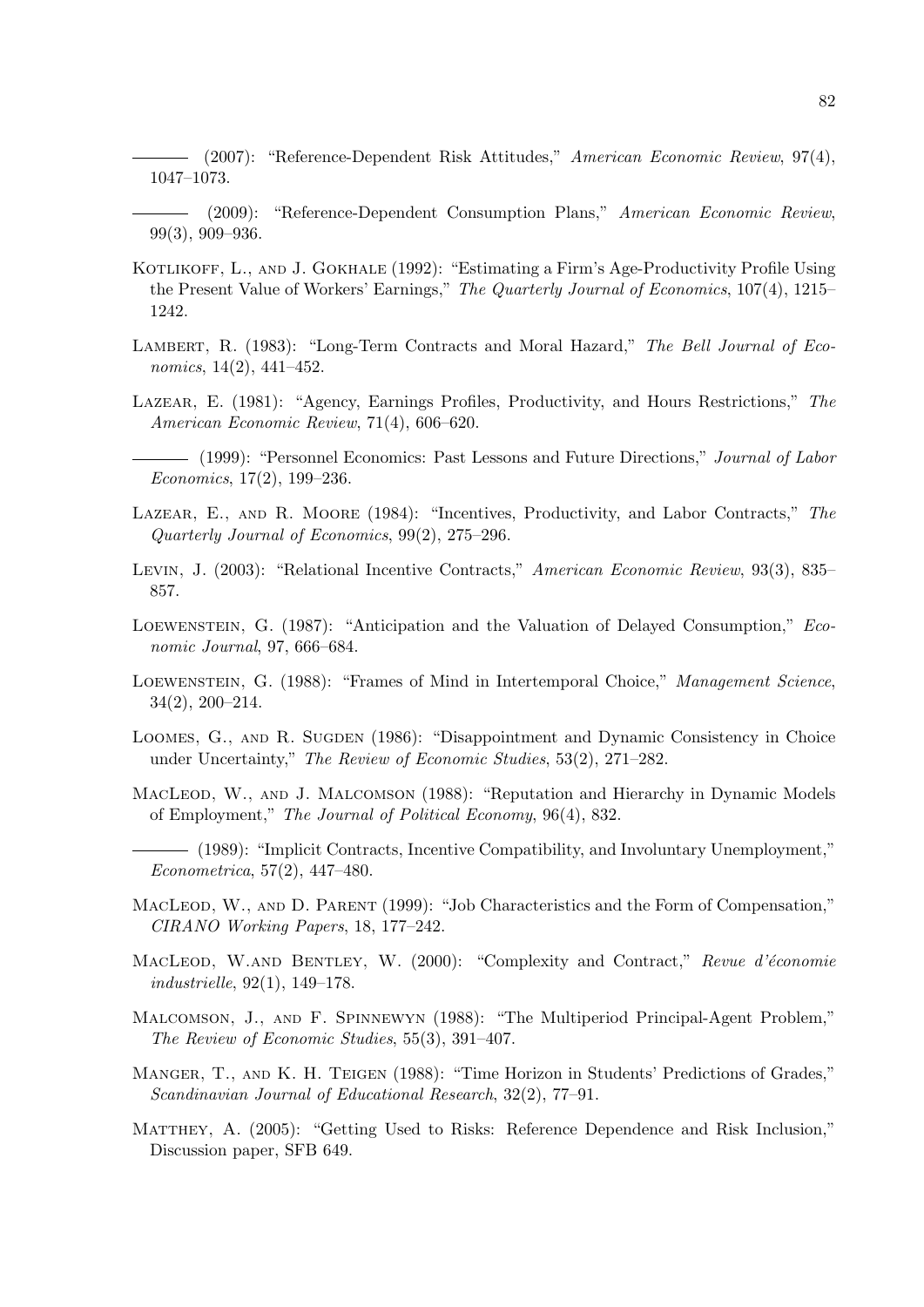——— (2007): "Reference-Dependent Risk Attitudes," *American Economic Review*, 97(4), 1047–1073.

——— (2009): "Reference-Dependent Consumption Plans," *American Economic Review*, 99(3), 909–936.

Kotlikoff, L., and J. Gokhale (1992): "Estimating a Firm's Age-Productivity Profile Using the Present Value of Workers' Earnings," *The Quarterly Journal of Economics*, 107(4), 1215–1242.

Lambert, R. (1983): "Long-Term Contracts and Moral Hazard," *The Bell Journal of Economics*, 14(2), 441–452.

Lazear, E. (1981): "Agency, Earnings Profiles, Productivity, and Hours Restrictions," *The American Economic Review*, 71(4), 606–620.

——— (1999): "Personnel Economics: Past Lessons and Future Directions," *Journal of Labor Economics*, 17(2), 199–236.

Lazear, E., and R. Moore (1984): "Incentives, Productivity, and Labor Contracts," *The Quarterly Journal of Economics*, 99(2), 275–296.

Levin, J. (2003): "Relational Incentive Contracts," *American Economic Review*, 93(3), 835–857.

Loewenstein, G. (1987): "Anticipation and the Valuation of Delayed Consumption," *Economic Journal*, 97, 666–684.

Loewenstein, G. (1988): "Frames of Mind in Intertemporal Choice," *Management Science*, 34(2), 200–214.

Loomes, G., and R. Sugden (1986): "Disappointment and Dynamic Consistency in Choice under Uncertainty," *The Review of Economic Studies*, 53(2), 271–282.

MacLeod, W., and J. Malcomson (1988): "Reputation and Hierarchy in Dynamic Models of Employment," *The Journal of Political Economy*, 96(4), 832.

——— (1989): "Implicit Contracts, Incentive Compatibility, and Involuntary Unemployment," *Econometrica*, 57(2), 447–480.

MacLeod, W., and D. Parent (1999): "Job Characteristics and the Form of Compensation," *CIRANO Working Papers*, 18, 177–242.

MacLeod, W.and Bentley, W. (2000): "Complexity and Contract," *Revue d'économie industrielle*, 92(1), 149–178.

Malcomson, J., and F. Spinnewyn (1988): "The Multiperiod Principal-Agent Problem," *The Review of Economic Studies*, 55(3), 391–407.

Manger, T., and K. H. Teigen (1988): "Time Horizon in Students' Predictions of Grades," *Scandinavian Journal of Educational Research*, 32(2), 77–91.

Matthey, A. (2005): "Getting Used to Risks: Reference Dependence and Risk Inclusion," Discussion paper, SFB 649.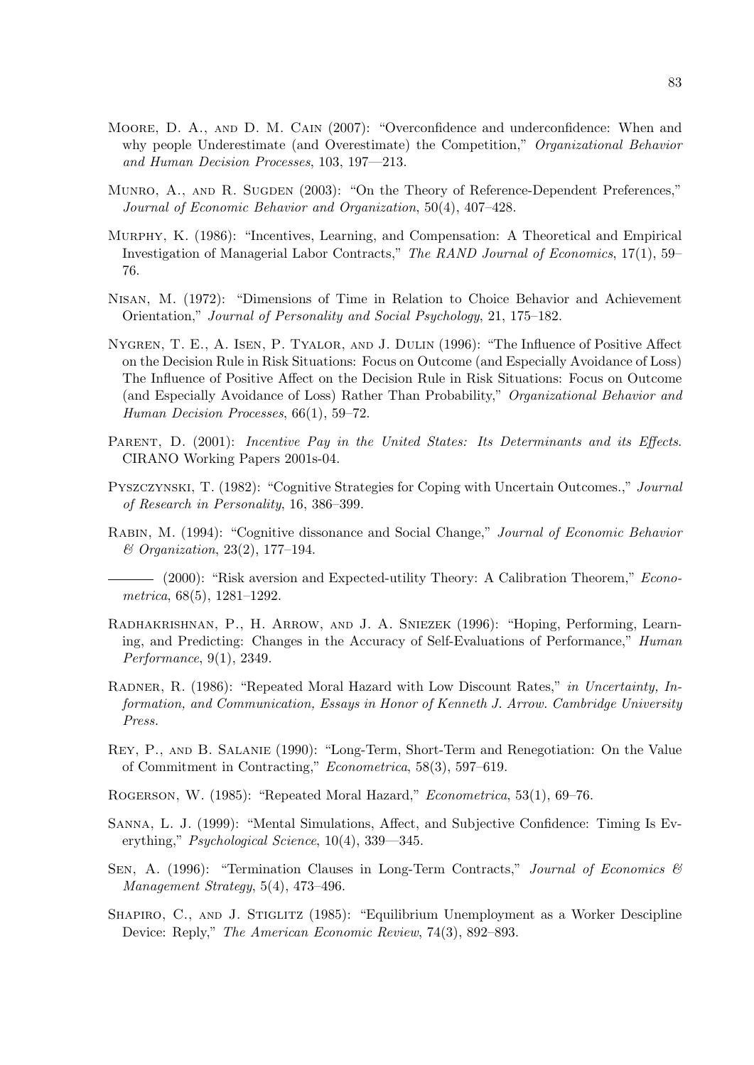Moore, D. A., and D. M. Cain (2007): "Overconfidence and underconfidence: When and why people Underestimate (and Overestimate) the Competition," *Organizational Behavior and Human Decision Processes*, 103, 197—213.

Munro, A., and R. Sugden (2003): "On the Theory of Reference-Dependent Preferences," *Journal of Economic Behavior and Organization*, 50(4), 407–428.

Murphy, K. (1986): "Incentives, Learning, and Compensation: A Theoretical and Empirical Investigation of Managerial Labor Contracts," *The RAND Journal of Economics*, 17(1), 59–76.

Nisan, M. (1972): "Dimensions of Time in Relation to Choice Behavior and Achievement Orientation," *Journal of Personality and Social Psychology*, 21, 175–182.

Nygren, T. E., A. Isen, P. Tyalor, and J. Dulin (1996): "The Influence of Positive Affect on the Decision Rule in Risk Situations: Focus on Outcome (and Especially Avoidance of Loss) The Influence of Positive Affect on the Decision Rule in Risk Situations: Focus on Outcome (and Especially Avoidance of Loss) Rather Than Probability," *Organizational Behavior and Human Decision Processes*, 66(1), 59–72.

Parent, D. (2001): *Incentive Pay in the United States: Its Determinants and its Effects*. CIRANO Working Papers 2001s-04.

Pyszczynski, T. (1982): "Cognitive Strategies for Coping with Uncertain Outcomes.," *Journal of Research in Personality*, 16, 386–399.

Rabin, M. (1994): "Cognitive dissonance and Social Change," *Journal of Economic Behavior & Organization*, 23(2), 177–194.

——— (2000): "Risk aversion and Expected-utility Theory: A Calibration Theorem," *Econometrica*, 68(5), 1281–1292.

Radhakrishnan, P., H. Arrow, and J. A. Sniezek (1996): "Hoping, Performing, Learning, and Predicting: Changes in the Accuracy of Self-Evaluations of Performance," *Human Performance*, 9(1), 2349.

Radner, R. (1986): "Repeated Moral Hazard with Low Discount Rates," *in Uncertainty, Information, and Communication, Essays in Honor of Kenneth J. Arrow. Cambridge University Press.*

Rey, P., and B. Salanie (1990): "Long-Term, Short-Term and Renegotiation: On the Value of Commitment in Contracting," *Econometrica*, 58(3), 597–619.

Rogerson, W. (1985): "Repeated Moral Hazard," *Econometrica*, 53(1), 69–76.

Sanna, L. J. (1999): "Mental Simulations, Affect, and Subjective Confidence: Timing Is Everything," *Psychological Science*, 10(4), 339—345.

Sen, A. (1996): "Termination Clauses in Long-Term Contracts," *Journal of Economics & Management Strategy*, 5(4), 473–496.

Shapiro, C., and J. Stiglitz (1985): "Equilibrium Unemployment as a Worker Descipline Device: Reply," *The American Economic Review*, 74(3), 892–893.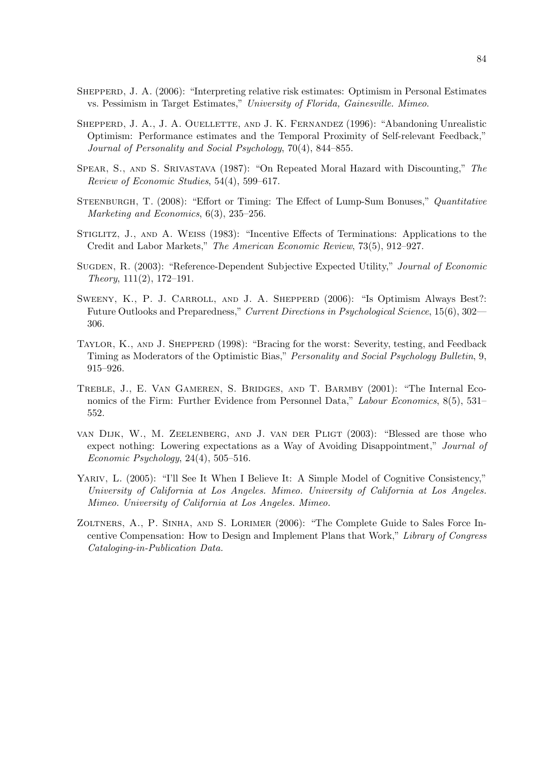Shepperd, J. A. (2006): "Interpreting relative risk estimates: Optimism in Personal Estimates vs. Pessimism in Target Estimates," *University of Florida, Gainesville. Mimeo.*

Shepperd, J. A., J. A. Ouellette, and J. K. Fernandez (1996): "Abandoning Unrealistic Optimism: Performance estimates and the Temporal Proximity of Self-relevant Feedback," *Journal of Personality and Social Psychology*, 70(4), 844–855.

Spear, S., and S. Srivastava (1987): "On Repeated Moral Hazard with Discounting," *The Review of Economic Studies*, 54(4), 599–617.

Steenburgh, T. (2008): "Effort or Timing: The Effect of Lump-Sum Bonuses," *Quantitative Marketing and Economics*, 6(3), 235–256.

Stiglitz, J., and A. Weiss (1983): "Incentive Effects of Terminations: Applications to the Credit and Labor Markets," *The American Economic Review*, 73(5), 912–927.

Sugden, R. (2003): "Reference-Dependent Subjective Expected Utility," *Journal of Economic Theory*, 111(2), 172–191.

Sweeny, K., P. J. Carroll, and J. A. Shepperd (2006): "Is Optimism Always Best?: Future Outlooks and Preparedness," *Current Directions in Psychological Science*, 15(6), 302—306.

Taylor, K., and J. Shepperd (1998): "Bracing for the worst: Severity, testing, and Feedback Timing as Moderators of the Optimistic Bias," *Personality and Social Psychology Bulletin*, 9, 915–926.

Treble, J., E. Van Gameren, S. Bridges, and T. Barmby (2001): "The Internal Economics of the Firm: Further Evidence from Personnel Data," *Labour Economics*, 8(5), 531–552.

van Dijk, W., M. Zeelenberg, and J. van der Pligt (2003): "Blessed are those who expect nothing: Lowering expectations as a Way of Avoiding Disappointment," *Journal of Economic Psychology*, 24(4), 505–516.

Yariv, L. (2005): "I'll See It When I Believe It: A Simple Model of Cognitive Consistency," *University of California at Los Angeles. Mimeo. University of California at Los Angeles. Mimeo. University of California at Los Angeles. Mimeo.*

Zoltners, A., P. Sinha, and S. Lorimer (2006): "The Complete Guide to Sales Force Incentive Compensation: How to Design and Implement Plans that Work," *Library of Congress Cataloging-in-Publication Data.*